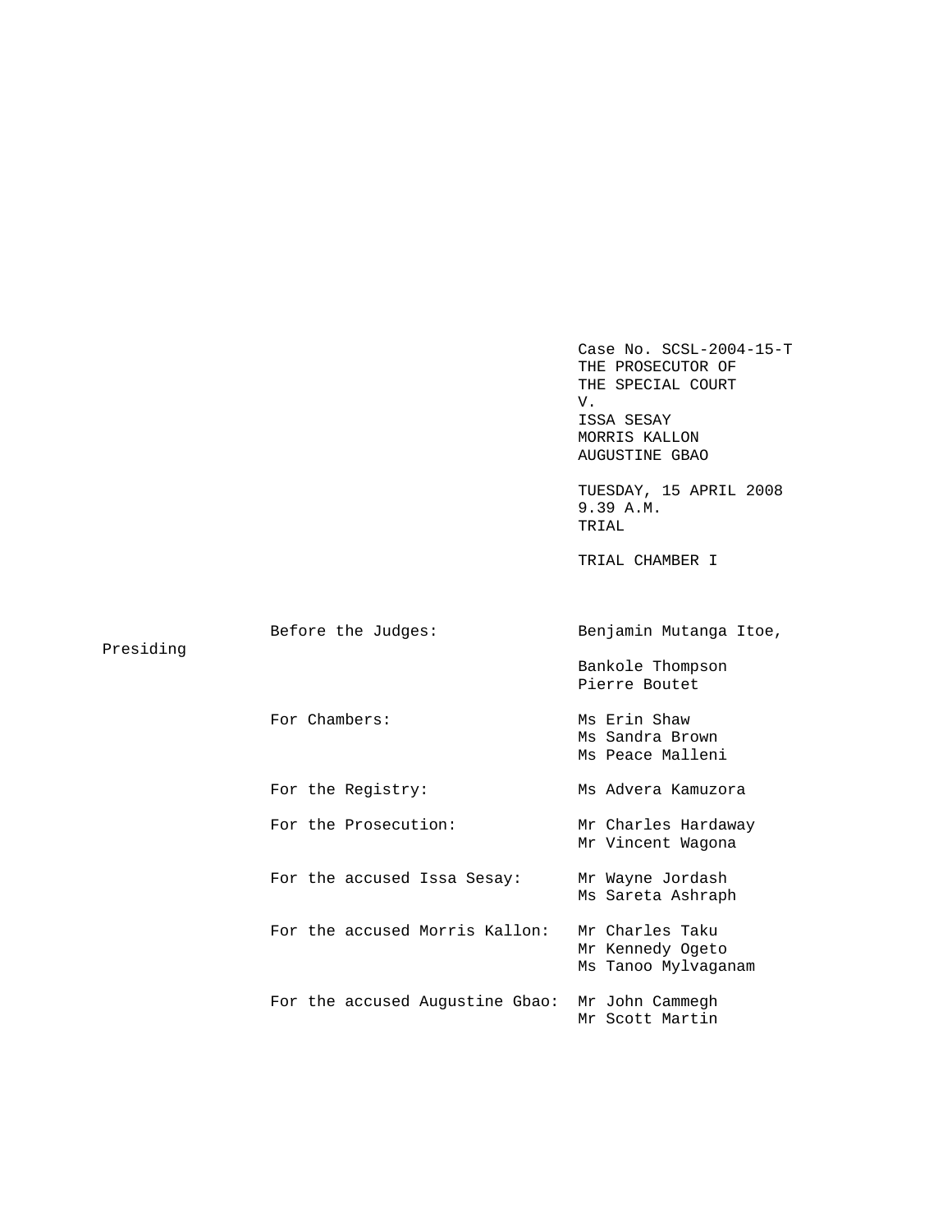Case No. SCSL-2004-15-T
THE PROSECUTOR OF
THE SPECIAL COURT
V.
ISSA SESAY
MORRIS KALLON
AUGUSTINE GBAO

TUESDAY, 15 APRIL 2008
9.39 A.M.
TRIAL

TRIAL CHAMBER I

| | |
|---|---|
| Before the Judges: | Benjamin Mutanga Itoe, Presiding |
| | Bankole Thompson |
| | Pierre Boutet |
| For Chambers: | Ms Erin Shaw |
| | Ms Sandra Brown |
| | Ms Peace Malleni |
| For the Registry: | Ms Advera Kamuzora |
| For the Prosecution: | Mr Charles Hardaway |
| | Mr Vincent Wagona |
| For the accused Issa Sesay: | Mr Wayne Jordash |
| | Ms Sareta Ashraph |
| For the accused Morris Kallon: | Mr Charles Taku |
| | Mr Kennedy Ogeto |
| | Ms Tanoo Mylvaganam |
| For the accused Augustine Gbao: | Mr John Cammegh |
| | Mr Scott Martin |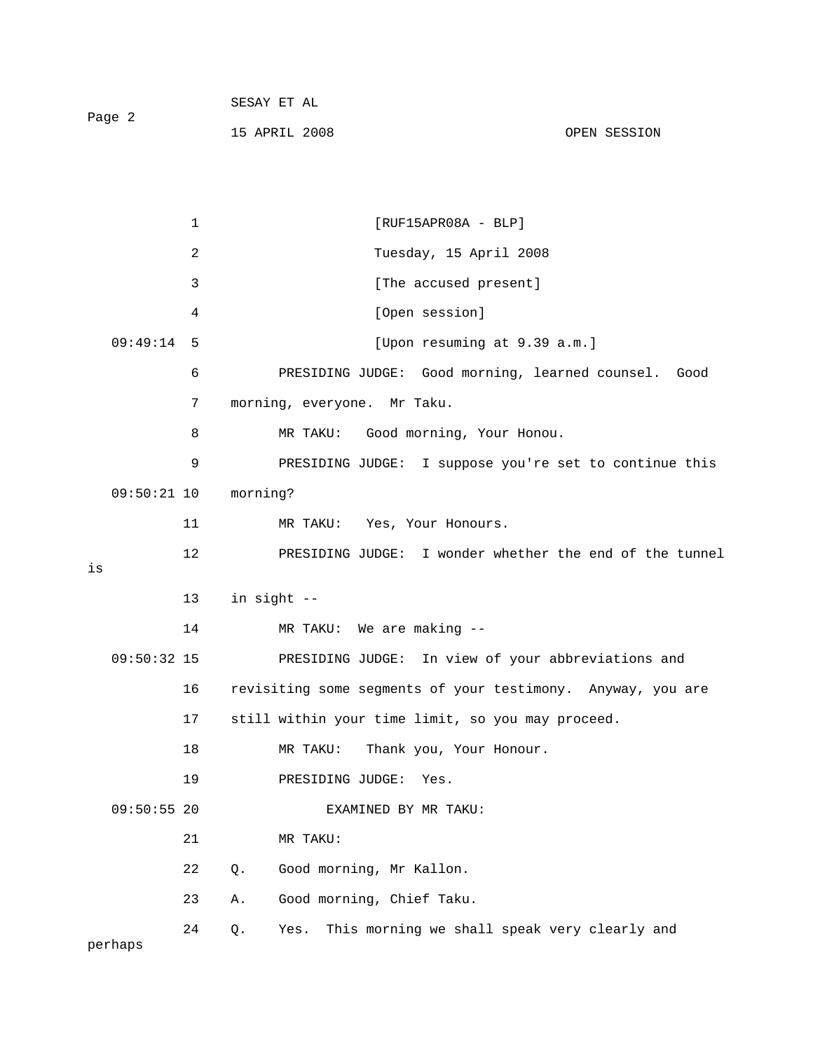[RUF15APR08A - BLP]

Tuesday, 15 April 2008

[The accused present]

[Open session]

[Upon resuming at 9.39 a.m.]

PRESIDING JUDGE: Good morning, learned counsel. Good morning, everyone. Mr Taku.

MR TAKU: Good morning, Your Honou.

PRESIDING JUDGE: I suppose you're set to continue this morning?

MR TAKU: Yes, Your Honours.

PRESIDING JUDGE: I wonder whether the end of the tunnel is in sight --

MR TAKU: We are making --

PRESIDING JUDGE: In view of your abbreviations and revisiting some segments of your testimony. Anyway, you are still within your time limit, so you may proceed.

MR TAKU: Thank you, Your Honour.

PRESIDING JUDGE: Yes.

EXAMINED BY MR TAKU:

MR TAKU:

Q. Good morning, Mr Kallon.

A. Good morning, Chief Taku.

Q. Yes. This morning we shall speak very clearly and perhaps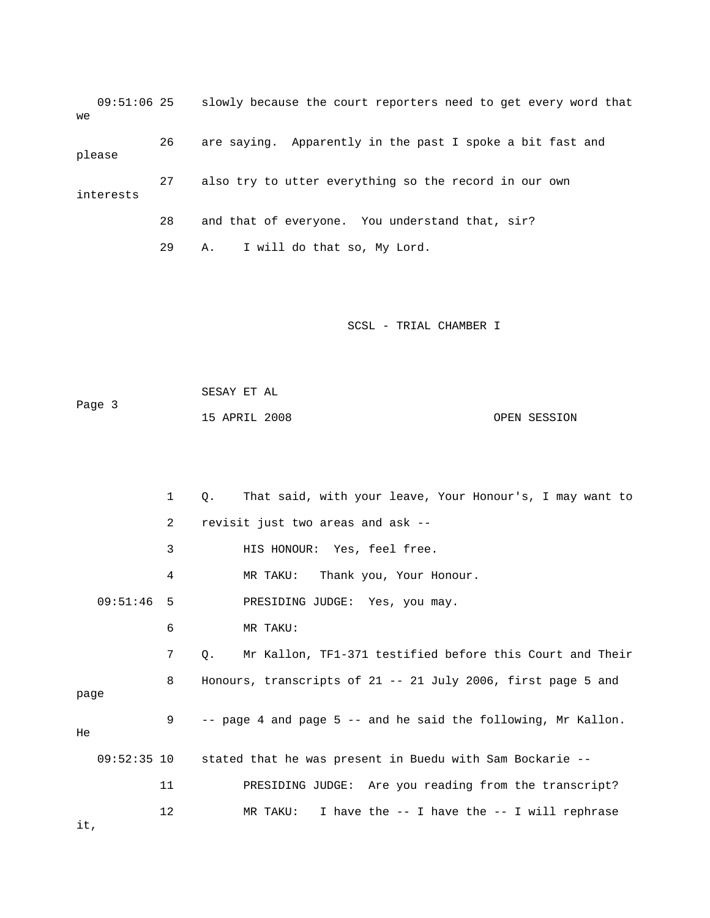09:51:06 25 slowly because the court reporters need to get every word that we

26 are saying. Apparently in the past I spoke a bit fast and please

27 also try to utter everything so the record in our own interests

28 and that of everyone. You understand that, sir?

29 A. I will do that so, My Lord.

1 Q. That said, with your leave, Your Honour's, I may want to

2 revisit just two areas and ask --

3 HIS HONOUR: Yes, feel free.

4 MR TAKU: Thank you, Your Honour.

09:51:46 5 PRESIDING JUDGE: Yes, you may.

6 MR TAKU:

7 Q. Mr Kallon, TF1-371 testified before this Court and Their

8 Honours, transcripts of 21 -- 21 July 2006, first page 5 and page

9 -- page 4 and page 5 -- and he said the following, Mr Kallon. He

09:52:35 10 stated that he was present in Buedu with Sam Bockarie --

11 PRESIDING JUDGE: Are you reading from the transcript?

12 MR TAKU: I have the -- I have the -- I will rephrase it,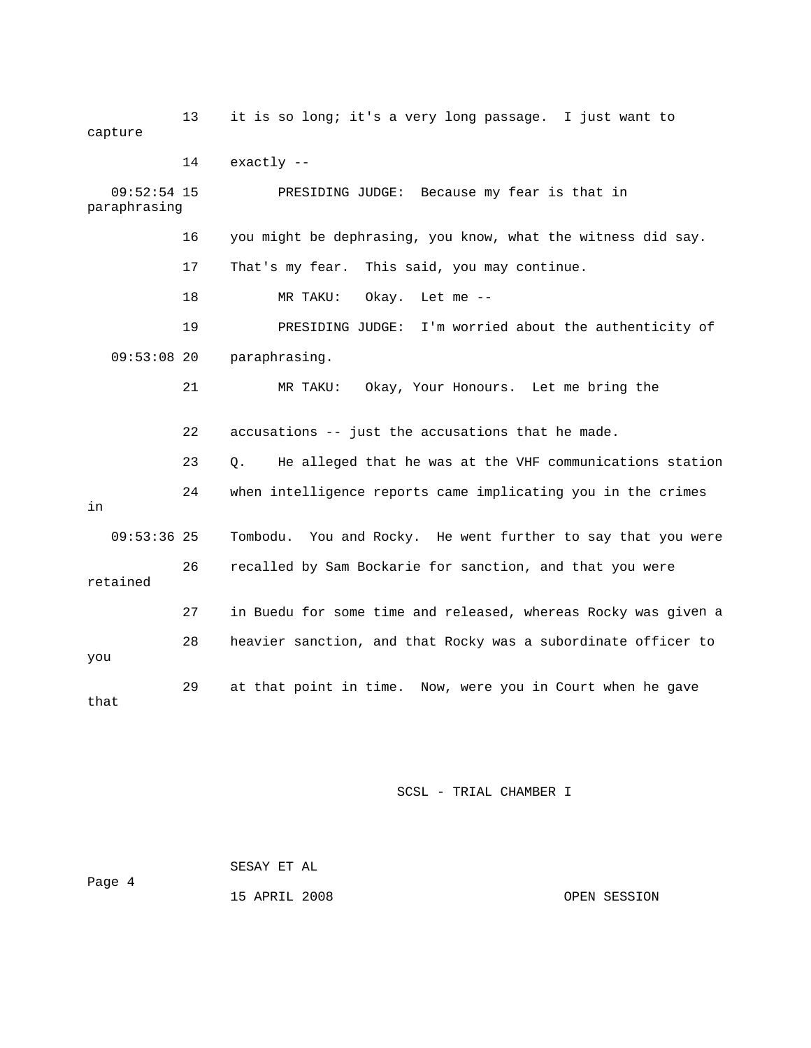13 it is so long; it's a very long passage. I just want to capture

14 exactly --

09:52:54 15 PRESIDING JUDGE: Because my fear is that in paraphrasing

16 you might be dephrasing, you know, what the witness did say.

17 That's my fear. This said, you may continue.

18 MR TAKU: Okay. Let me --

19 PRESIDING JUDGE: I'm worried about the authenticity of

09:53:08 20 paraphrasing.

21 MR TAKU: Okay, Your Honours. Let me bring the

22 accusations -- just the accusations that he made.

23 Q. He alleged that he was at the VHF communications station

24 when intelligence reports came implicating you in the crimes in

09:53:36 25 Tombodu. You and Rocky. He went further to say that you were

26 recalled by Sam Bockarie for sanction, and that you were retained

27 in Buedu for some time and released, whereas Rocky was given a

28 heavier sanction, and that Rocky was a subordinate officer to you

29 at that point in time. Now, were you in Court when he gave that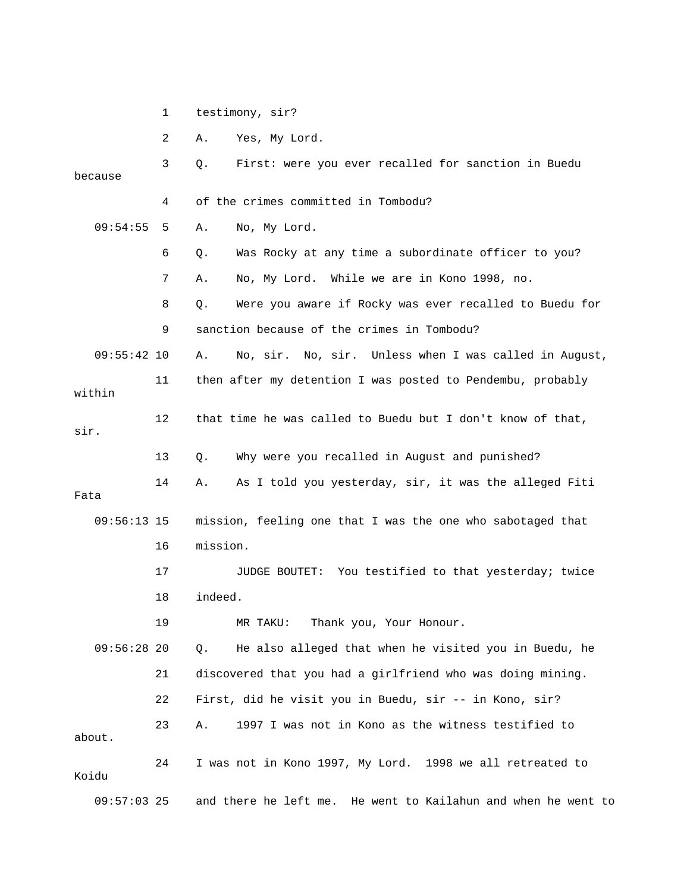1 testimony, sir?

2 A. Yes, My Lord.

3 Q. First: were you ever recalled for sanction in Buedu because

4 of the crimes committed in Tombodu?

09:54:55 5 A. No, My Lord.

6 Q. Was Rocky at any time a subordinate officer to you?

7 A. No, My Lord. While we are in Kono 1998, no.

8 Q. Were you aware if Rocky was ever recalled to Buedu for

9 sanction because of the crimes in Tombodu?

09:55:42 10 A. No, sir. No, sir. Unless when I was called in August,

11 then after my detention I was posted to Pendembu, probably within

12 that time he was called to Buedu but I don't know of that, sir.

13 Q. Why were you recalled in August and punished?

14 A. As I told you yesterday, sir, it was the alleged Fiti Fata

09:56:13 15 mission, feeling one that I was the one who sabotaged that

16 mission.

17 JUDGE BOUTET: You testified to that yesterday; twice

18 indeed.

19 MR TAKU: Thank you, Your Honour.

09:56:28 20 Q. He also alleged that when he visited you in Buedu, he

21 discovered that you had a girlfriend who was doing mining.

22 First, did he visit you in Buedu, sir -- in Kono, sir?

23 A. 1997 I was not in Kono as the witness testified to about.

24 I was not in Kono 1997, My Lord. 1998 we all retreated to Koidu

09:57:03 25 and there he left me. He went to Kailahun and when he went to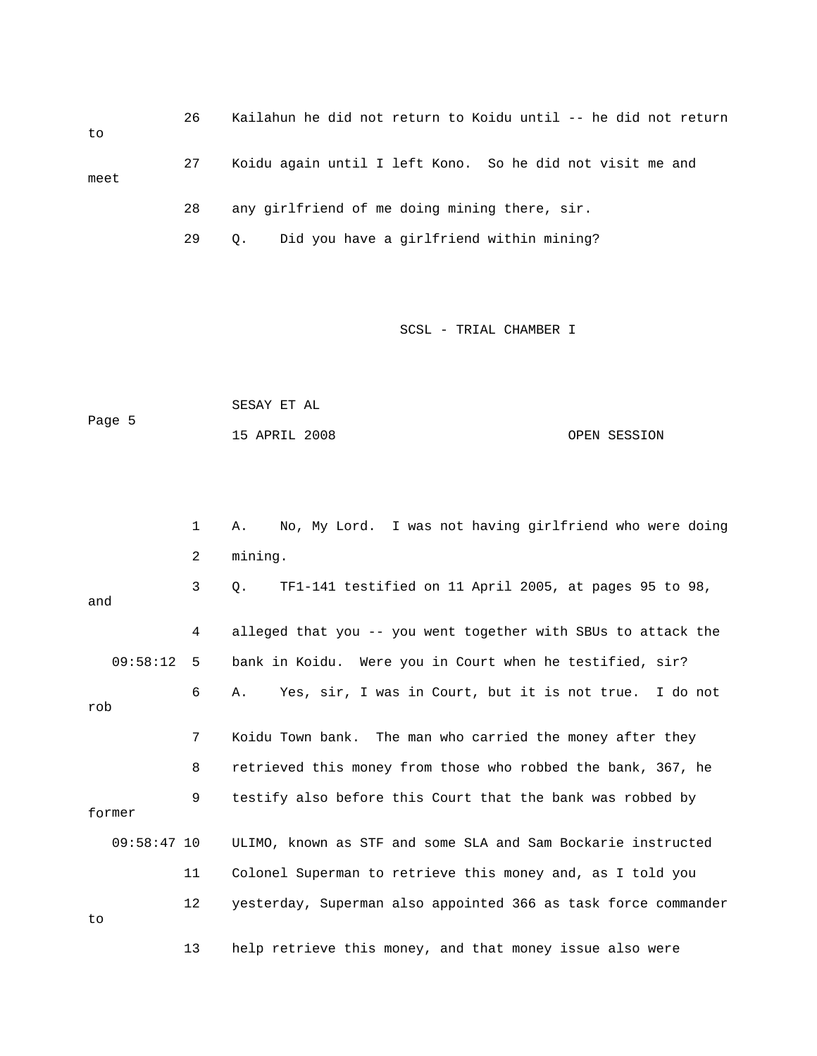26 Kailahun he did not return to Koidu until -- he did not return to

27 Koidu again until I left Kono. So he did not visit me and meet

28 any girlfriend of me doing mining there, sir.

29 Q. Did you have a girlfriend within mining?

1 A. No, My Lord. I was not having girlfriend who were doing

2 mining.

3 Q. TF1-141 testified on 11 April 2005, at pages 95 to 98, and

4 alleged that you -- you went together with SBUs to attack the

09:58:12 5 bank in Koidu. Were you in Court when he testified, sir?

6 A. Yes, sir, I was in Court, but it is not true. I do not rob

7 Koidu Town bank. The man who carried the money after they

8 retrieved this money from those who robbed the bank, 367, he

9 testify also before this Court that the bank was robbed by former

09:58:47 10 ULIMO, known as STF and some SLA and Sam Bockarie instructed

11 Colonel Superman to retrieve this money and, as I told you

12 yesterday, Superman also appointed 366 as task force commander to

13 help retrieve this money, and that money issue also were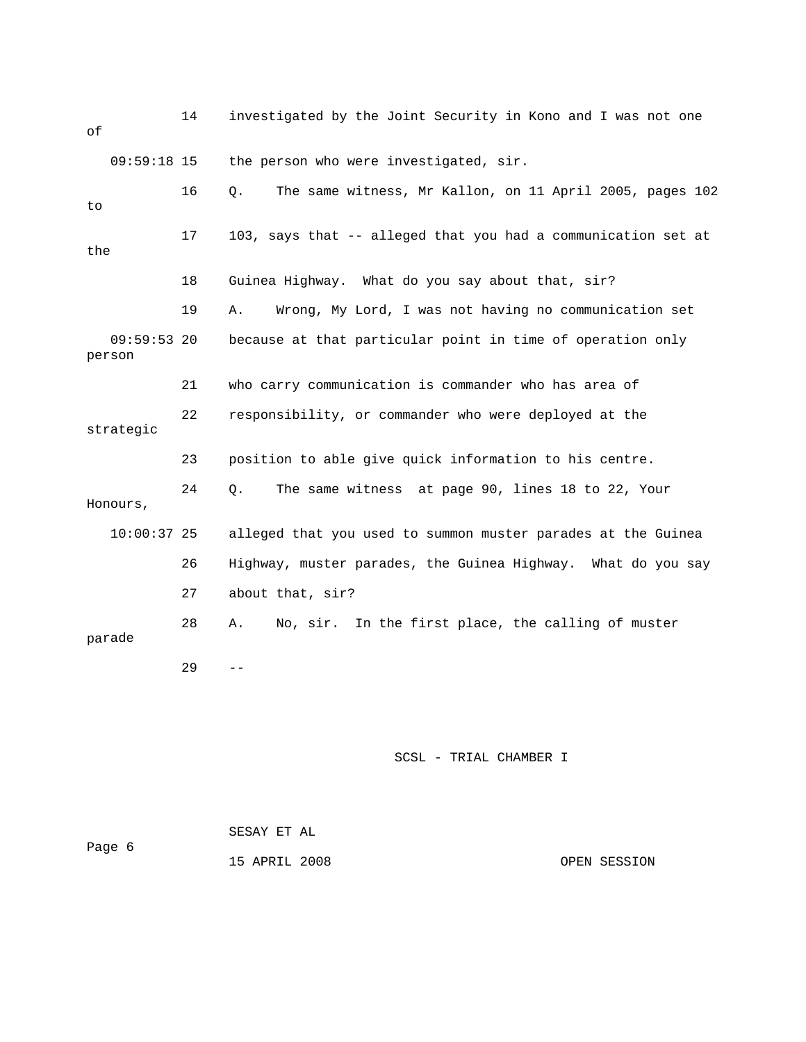14 investigated by the Joint Security in Kono and I was not one of

09:59:18 15 the person who were investigated, sir.

16 Q. The same witness, Mr Kallon, on 11 April 2005, pages 102 to

17 103, says that -- alleged that you had a communication set at the

18 Guinea Highway. What do you say about that, sir?

19 A. Wrong, My Lord, I was not having no communication set

09:59:53 20 because at that particular point in time of operation only person

21 who carry communication is commander who has area of

22 responsibility, or commander who were deployed at the strategic

23 position to able give quick information to his centre.

24 Q. The same witness at page 90, lines 18 to 22, Your Honours,

10:00:37 25 alleged that you used to summon muster parades at the Guinea

26 Highway, muster parades, the Guinea Highway. What do you say

27 about that, sir?

28 A. No, sir. In the first place, the calling of muster parade

29 --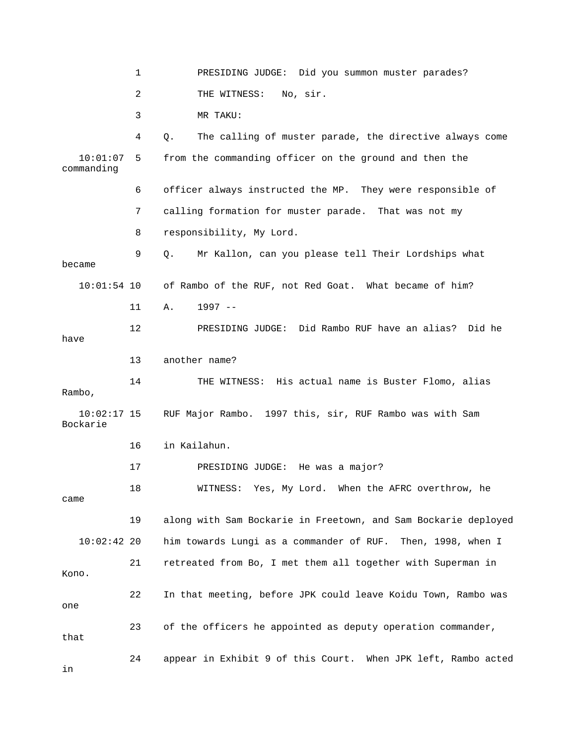1 PRESIDING JUDGE: Did you summon muster parades?

2 THE WITNESS: No, sir.

3 MR TAKU:

4 Q. The calling of muster parade, the directive always come

10:01:07 5 from the commanding officer on the ground and then the commanding

6 officer always instructed the MP. They were responsible of

7 calling formation for muster parade. That was not my

8 responsibility, My Lord.

9 Q. Mr Kallon, can you please tell Their Lordships what became

10:01:54 10 of Rambo of the RUF, not Red Goat. What became of him?

11 A. 1997 --

12 PRESIDING JUDGE: Did Rambo RUF have an alias? Did he have

13 another name?

14 THE WITNESS: His actual name is Buster Flomo, alias Rambo,

10:02:17 15 RUF Major Rambo. 1997 this, sir, RUF Rambo was with Sam Bockarie

16 in Kailahun.

17 PRESIDING JUDGE: He was a major?

18 WITNESS: Yes, My Lord. When the AFRC overthrow, he came

19 along with Sam Bockarie in Freetown, and Sam Bockarie deployed

10:02:42 20 him towards Lungi as a commander of RUF. Then, 1998, when I

21 retreated from Bo, I met them all together with Superman in Kono.

22 In that meeting, before JPK could leave Koidu Town, Rambo was one

23 of the officers he appointed as deputy operation commander, that

24 appear in Exhibit 9 of this Court. When JPK left, Rambo acted in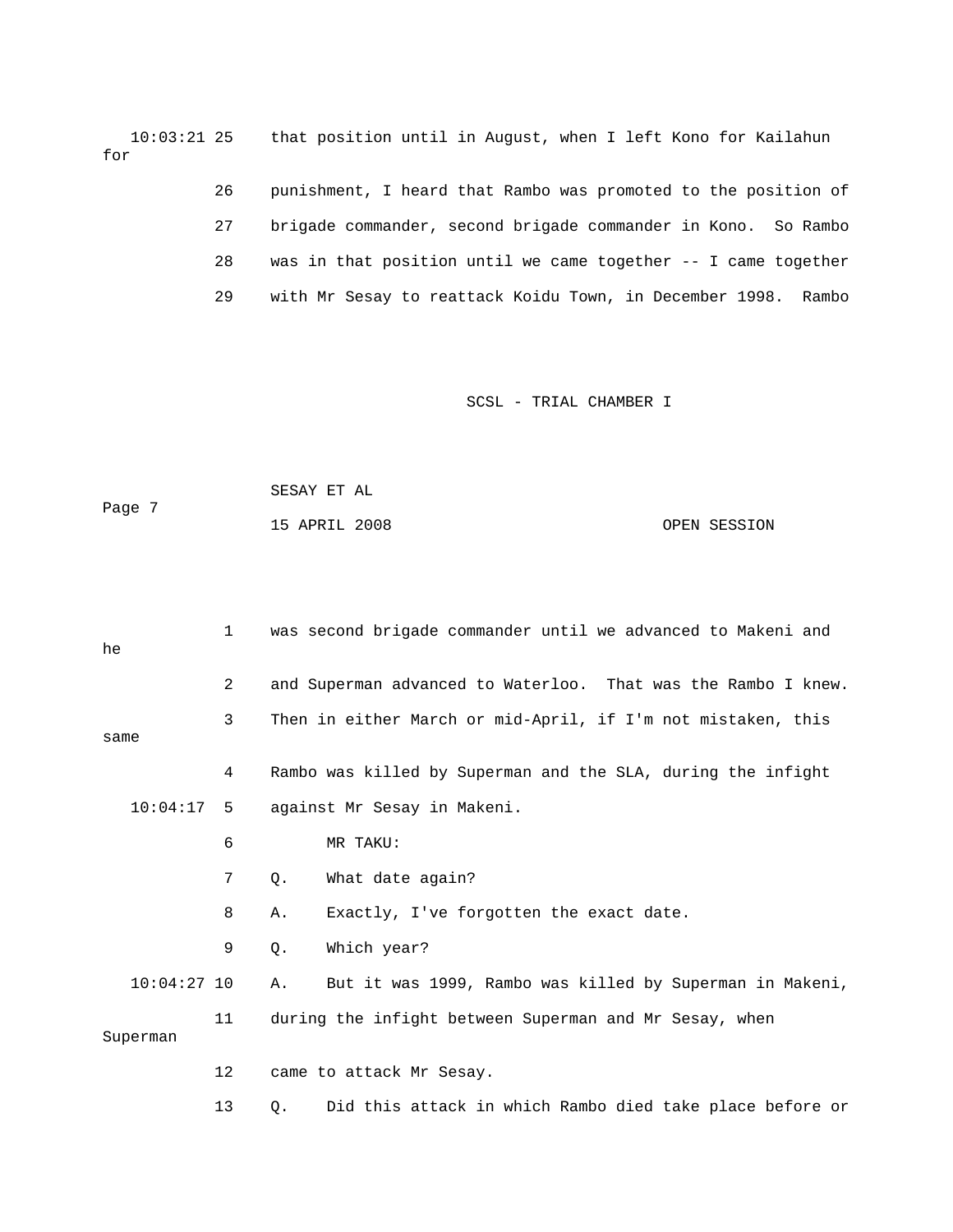10:03:21 25 that position until in August, when I left Kono for Kailahun for

26 punishment, I heard that Rambo was promoted to the position of

27 brigade commander, second brigade commander in Kono. So Rambo

28 was in that position until we came together -- I came together

29 with Mr Sesay to reattack Koidu Town, in December 1998. Rambo

1 was second brigade commander until we advanced to Makeni and he

2 and Superman advanced to Waterloo. That was the Rambo I knew.

3 Then in either March or mid-April, if I'm not mistaken, this same

4 Rambo was killed by Superman and the SLA, during the infight

10:04:17 5 against Mr Sesay in Makeni.

6 MR TAKU:

7 Q. What date again?

8 A. Exactly, I've forgotten the exact date.

9 Q. Which year?

10:04:27 10 A. But it was 1999, Rambo was killed by Superman in Makeni,

11 during the infight between Superman and Mr Sesay, when Superman

12 came to attack Mr Sesay.

13 Q. Did this attack in which Rambo died take place before or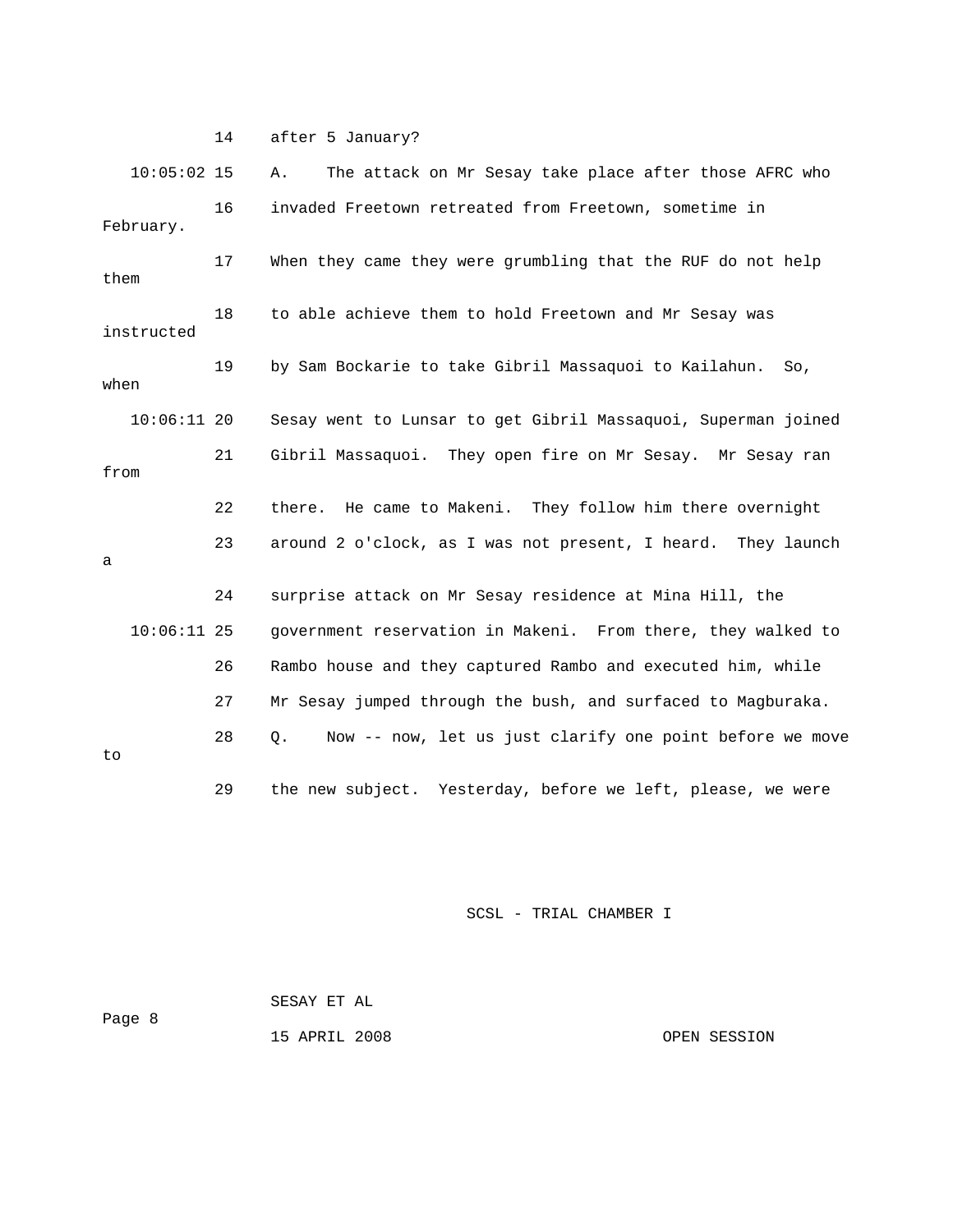14 after 5 January?

10:05:02 15 A. The attack on Mr Sesay take place after those AFRC who

16 invaded Freetown retreated from Freetown, sometime in February.

17 When they came they were grumbling that the RUF do not help them

18 to able achieve them to hold Freetown and Mr Sesay was instructed

19 by Sam Bockarie to take Gibril Massaquoi to Kailahun. So, when

10:06:11 20 Sesay went to Lunsar to get Gibril Massaquoi, Superman joined

21 Gibril Massaquoi. They open fire on Mr Sesay. Mr Sesay ran from

22 there. He came to Makeni. They follow him there overnight

23 around 2 o'clock, as I was not present, I heard. They launch a

24 surprise attack on Mr Sesay residence at Mina Hill, the

10:06:11 25 government reservation in Makeni. From there, they walked to

26 Rambo house and they captured Rambo and executed him, while

27 Mr Sesay jumped through the bush, and surfaced to Magburaka.

28 Q. Now -- now, let us just clarify one point before we move to

29 the new subject. Yesterday, before we left, please, we were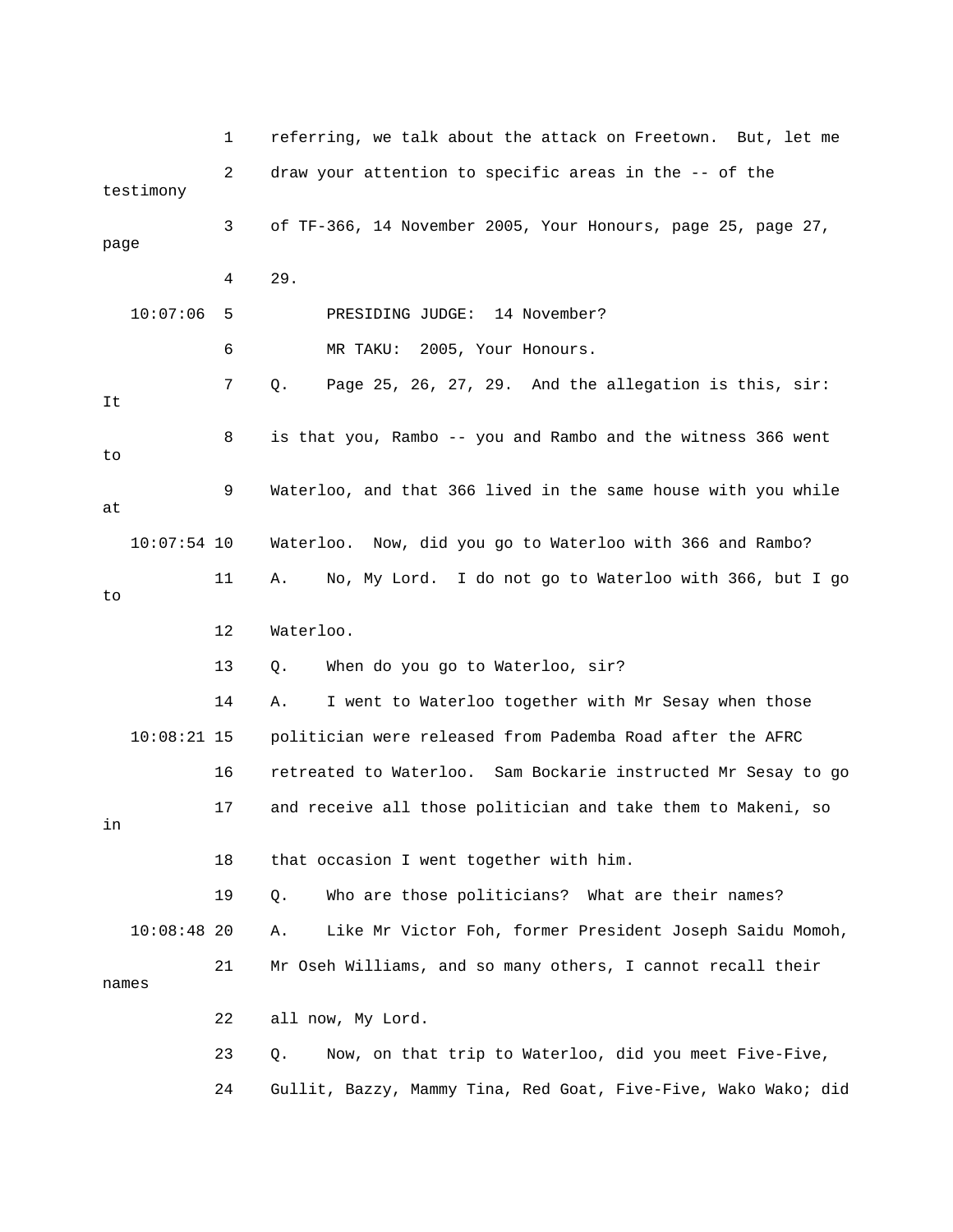1 referring, we talk about the attack on Freetown. But, let me
2 draw your attention to specific areas in the -- of the testimony
3 of TF-366, 14 November 2005, Your Honours, page 25, page 27, page
4 29.
10:07:06 5 PRESIDING JUDGE: 14 November?
6 MR TAKU: 2005, Your Honours.
7 Q. Page 25, 26, 27, 29. And the allegation is this, sir: It
8 is that you, Rambo -- you and Rambo and the witness 366 went to
9 Waterloo, and that 366 lived in the same house with you while at
10:07:54 10 Waterloo. Now, did you go to Waterloo with 366 and Rambo?
11 A. No, My Lord. I do not go to Waterloo with 366, but I go to
12 Waterloo.
13 Q. When do you go to Waterloo, sir?
14 A. I went to Waterloo together with Mr Sesay when those
10:08:21 15 politician were released from Pademba Road after the AFRC
16 retreated to Waterloo. Sam Bockarie instructed Mr Sesay to go
17 and receive all those politician and take them to Makeni, so in
18 that occasion I went together with him.
19 Q. Who are those politicians? What are their names?
10:08:48 20 A. Like Mr Victor Foh, former President Joseph Saidu Momoh,
21 Mr Oseh Williams, and so many others, I cannot recall their names
22 all now, My Lord.
23 Q. Now, on that trip to Waterloo, did you meet Five-Five,
24 Gullit, Bazzy, Mammy Tina, Red Goat, Five-Five, Wako Wako; did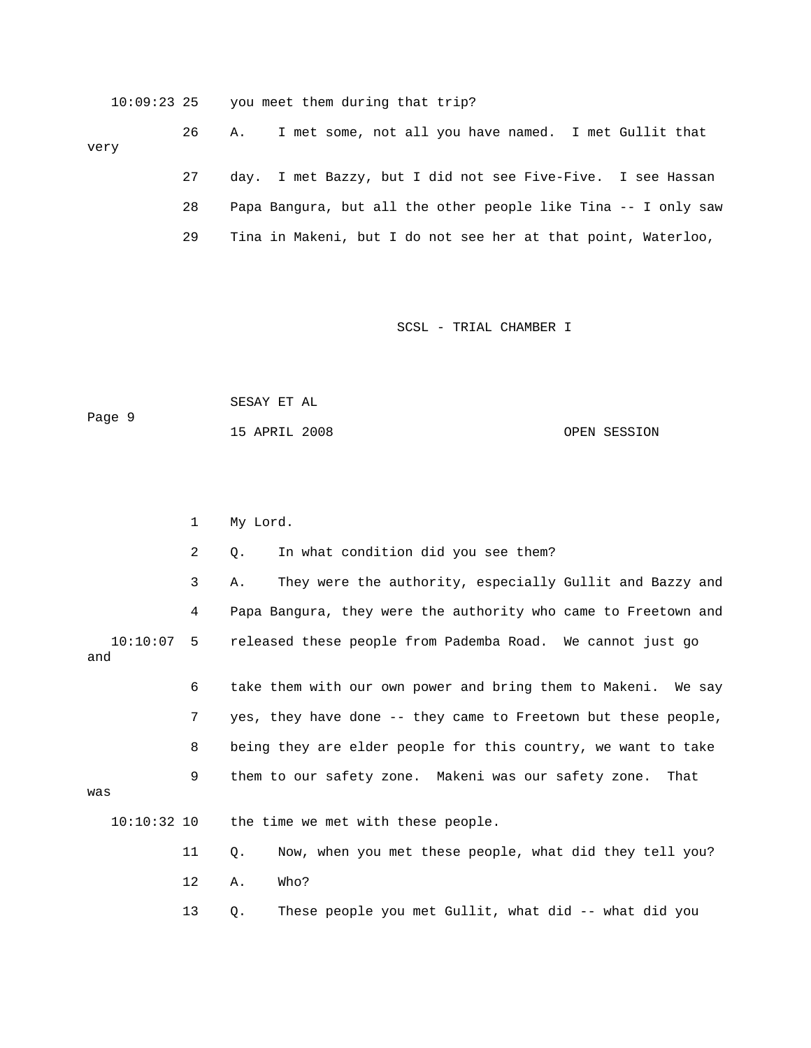10:09:23 25 you meet them during that trip?

26 A. I met some, not all you have named. I met Gullit that very

27 day. I met Bazzy, but I did not see Five-Five. I see Hassan

28 Papa Bangura, but all the other people like Tina -- I only saw

29 Tina in Makeni, but I do not see her at that point, Waterloo,

1 My Lord.

2 Q. In what condition did you see them?

3 A. They were the authority, especially Gullit and Bazzy and

4 Papa Bangura, they were the authority who came to Freetown and

10:10:07 5 released these people from Pademba Road. We cannot just go and

6 take them with our own power and bring them to Makeni. We say

7 yes, they have done -- they came to Freetown but these people,

8 being they are elder people for this country, we want to take

9 them to our safety zone. Makeni was our safety zone. That was

10:10:32 10 the time we met with these people.

11 Q. Now, when you met these people, what did they tell you?

12 A. Who?

13 Q. These people you met Gullit, what did -- what did you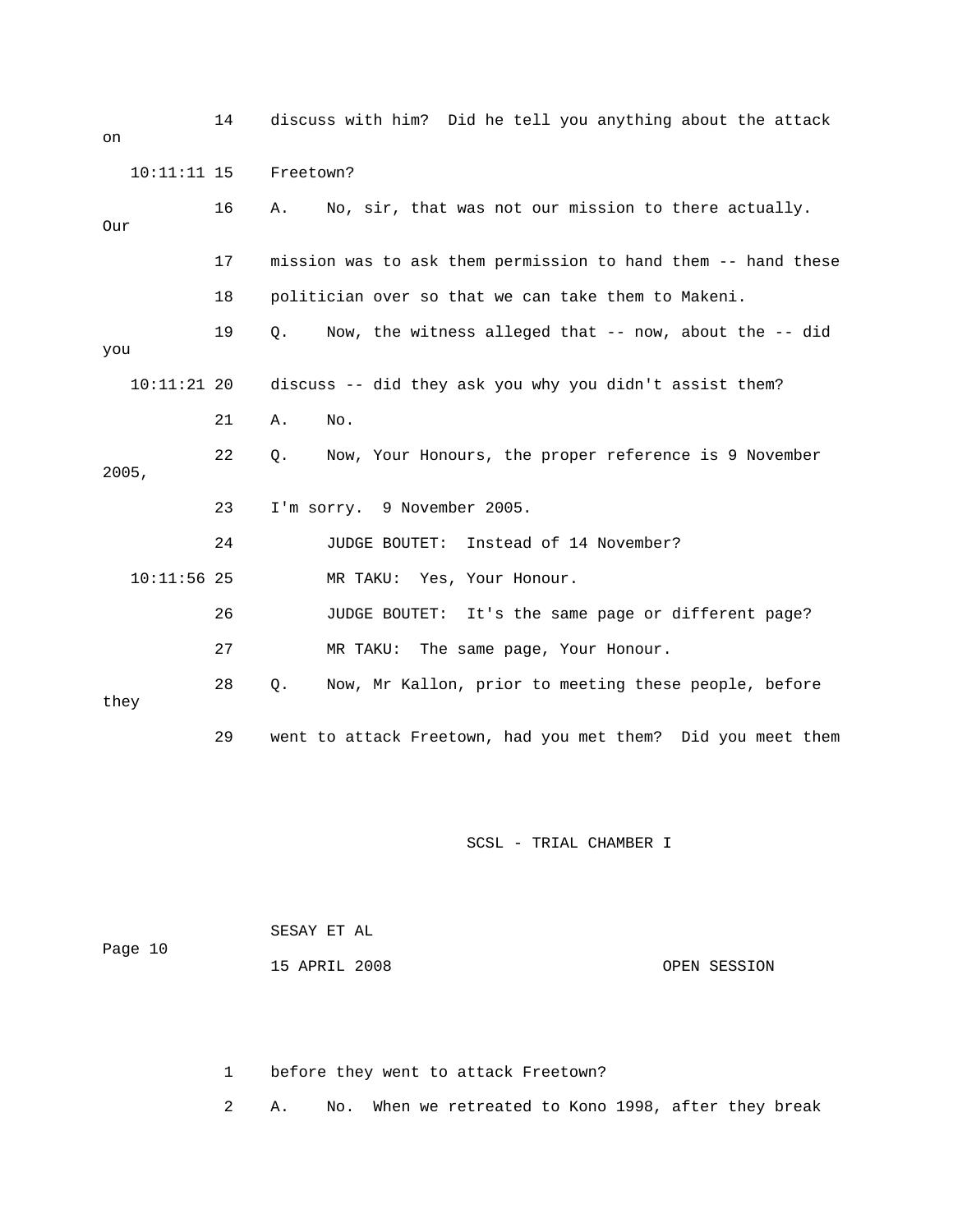14 discuss with him? Did he tell you anything about the attack on

10:11:11 15 Freetown?

16 A. No, sir, that was not our mission to there actually. Our

17 mission was to ask them permission to hand them -- hand these

18 politician over so that we can take them to Makeni.

19 Q. Now, the witness alleged that -- now, about the -- did you

10:11:21 20 discuss -- did they ask you why you didn't assist them?

21 A. No.

22 Q. Now, Your Honours, the proper reference is 9 November 2005,

23 I'm sorry. 9 November 2005.

24 JUDGE BOUTET: Instead of 14 November?

10:11:56 25 MR TAKU: Yes, Your Honour.

26 JUDGE BOUTET: It's the same page or different page?

27 MR TAKU: The same page, Your Honour.

28 Q. Now, Mr Kallon, prior to meeting these people, before they

29 went to attack Freetown, had you met them? Did you meet them

1 before they went to attack Freetown?

2 A. No. When we retreated to Kono 1998, after they break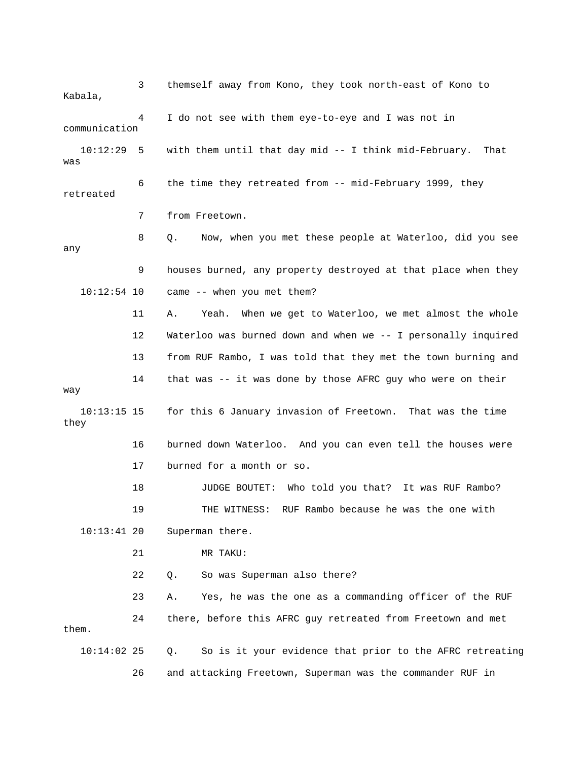3 themself away from Kono, they took north-east of Kono to Kabala,

4 I do not see with them eye-to-eye and I was not in communication

10:12:29 5 with them until that day mid -- I think mid-February. That was

6 the time they retreated from -- mid-February 1999, they retreated

7 from Freetown.

8 Q. Now, when you met these people at Waterloo, did you see any

9 houses burned, any property destroyed at that place when they

10:12:54 10 came -- when you met them?

11 A. Yeah. When we get to Waterloo, we met almost the whole

12 Waterloo was burned down and when we -- I personally inquired

13 from RUF Rambo, I was told that they met the town burning and

14 that was -- it was done by those AFRC guy who were on their way

10:13:15 15 for this 6 January invasion of Freetown. That was the time they

16 burned down Waterloo. And you can even tell the houses were

17 burned for a month or so.

18 JUDGE BOUTET: Who told you that? It was RUF Rambo?

19 THE WITNESS: RUF Rambo because he was the one with

10:13:41 20 Superman there.

21 MR TAKU:

22 Q. So was Superman also there?

23 A. Yes, he was the one as a commanding officer of the RUF

24 there, before this AFRC guy retreated from Freetown and met them.

10:14:02 25 Q. So is it your evidence that prior to the AFRC retreating

26 and attacking Freetown, Superman was the commander RUF in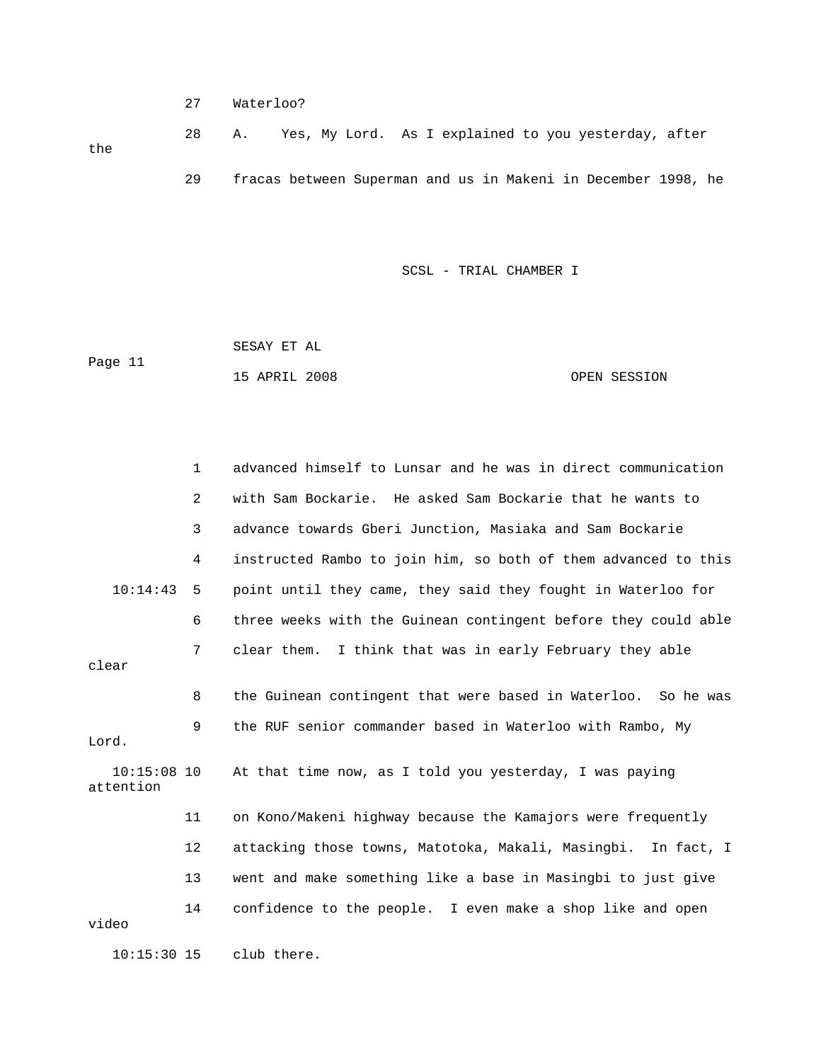27 Waterloo?

28 A. Yes, My Lord. As I explained to you yesterday, after the

29 fracas between Superman and us in Makeni in December 1998, he

1 advanced himself to Lunsar and he was in direct communication

2 with Sam Bockarie. He asked Sam Bockarie that he wants to

3 advance towards Gberi Junction, Masiaka and Sam Bockarie

4 instructed Rambo to join him, so both of them advanced to this

10:14:43 5 point until they came, they said they fought in Waterloo for

6 three weeks with the Guinean contingent before they could able

7 clear them. I think that was in early February they able clear

8 the Guinean contingent that were based in Waterloo. So he was

9 the RUF senior commander based in Waterloo with Rambo, My Lord.

10:15:08 10 At that time now, as I told you yesterday, I was paying attention

11 on Kono/Makeni highway because the Kamajors were frequently

12 attacking those towns, Matotoka, Makali, Masingbi. In fact, I

13 went and make something like a base in Masingbi to just give

14 confidence to the people. I even make a shop like and open video

10:15:30 15 club there.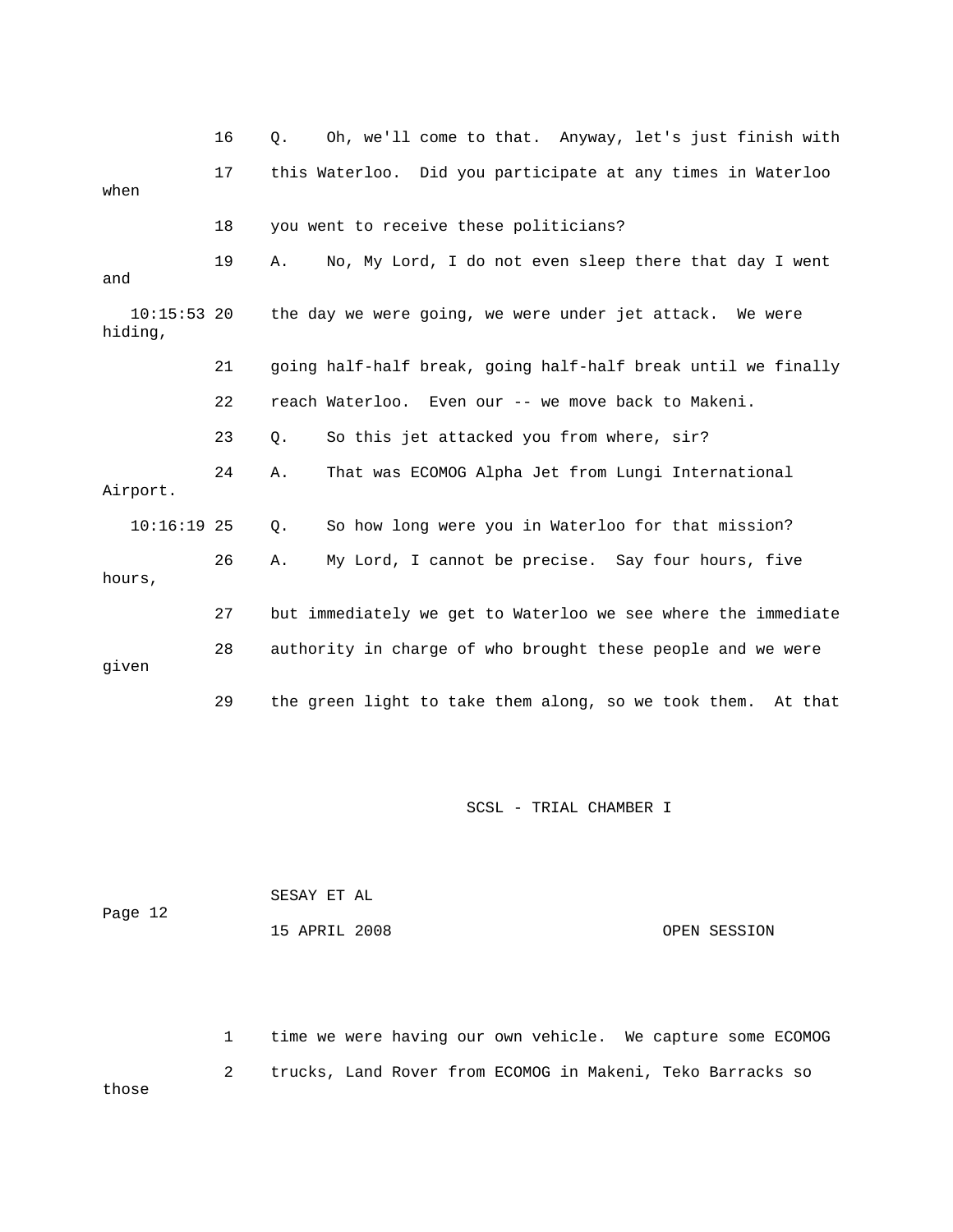16 Q. Oh, we'll come to that. Anyway, let's just finish with

17 this Waterloo. Did you participate at any times in Waterloo when

18 you went to receive these politicians?

19 A. No, My Lord, I do not even sleep there that day I went and

10:15:53 20 the day we were going, we were under jet attack. We were hiding,

21 going half-half break, going half-half break until we finally

22 reach Waterloo. Even our -- we move back to Makeni.

23 Q. So this jet attacked you from where, sir?

24 A. That was ECOMOG Alpha Jet from Lungi International Airport.

10:16:19 25 Q. So how long were you in Waterloo for that mission?

26 A. My Lord, I cannot be precise. Say four hours, five hours,

27 but immediately we get to Waterloo we see where the immediate

28 authority in charge of who brought these people and we were given

29 the green light to take them along, so we took them. At that

SCSL - TRIAL CHAMBER I

SESAY ET AL

Page 12

15 APRIL 2008 OPEN SESSION

1 time we were having our own vehicle. We capture some ECOMOG

2 trucks, Land Rover from ECOMOG in Makeni, Teko Barracks so those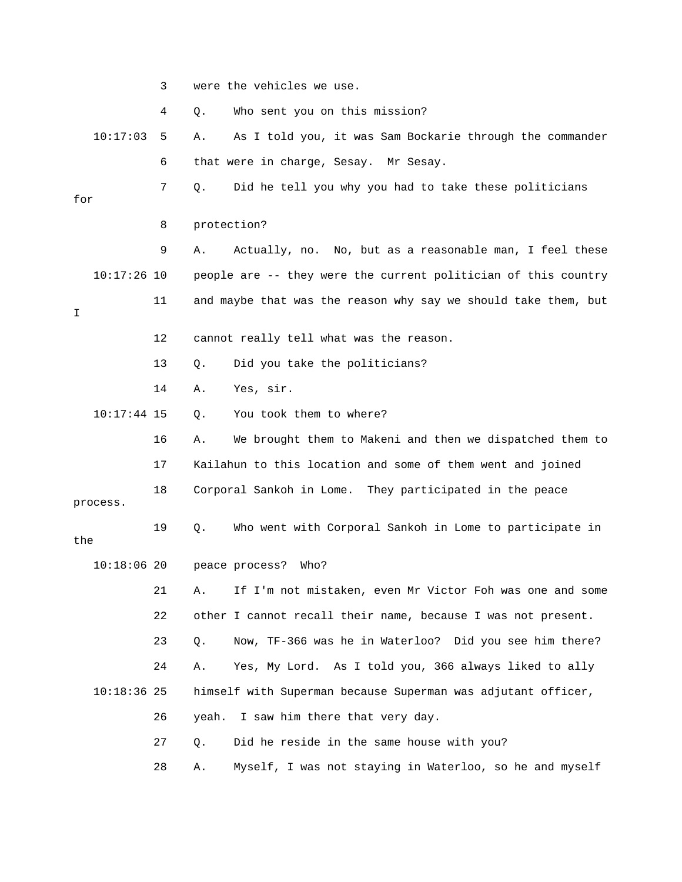3 were the vehicles we use.

4 Q. Who sent you on this mission?

10:17:03 5 A. As I told you, it was Sam Bockarie through the commander

6 that were in charge, Sesay. Mr Sesay.

7 Q. Did he tell you why you had to take these politicians for

8 protection?

9 A. Actually, no. No, but as a reasonable man, I feel these

10:17:26 10 people are -- they were the current politician of this country

11 and maybe that was the reason why say we should take them, but I

12 cannot really tell what was the reason.

13 Q. Did you take the politicians?

14 A. Yes, sir.

10:17:44 15 Q. You took them to where?

16 A. We brought them to Makeni and then we dispatched them to

17 Kailahun to this location and some of them went and joined

18 Corporal Sankoh in Lome. They participated in the peace process.

19 Q. Who went with Corporal Sankoh in Lome to participate in the

10:18:06 20 peace process? Who?

21 A. If I'm not mistaken, even Mr Victor Foh was one and some

22 other I cannot recall their name, because I was not present.

23 Q. Now, TF-366 was he in Waterloo? Did you see him there?

24 A. Yes, My Lord. As I told you, 366 always liked to ally

10:18:36 25 himself with Superman because Superman was adjutant officer,

26 yeah. I saw him there that very day.

27 Q. Did he reside in the same house with you?

28 A. Myself, I was not staying in Waterloo, so he and myself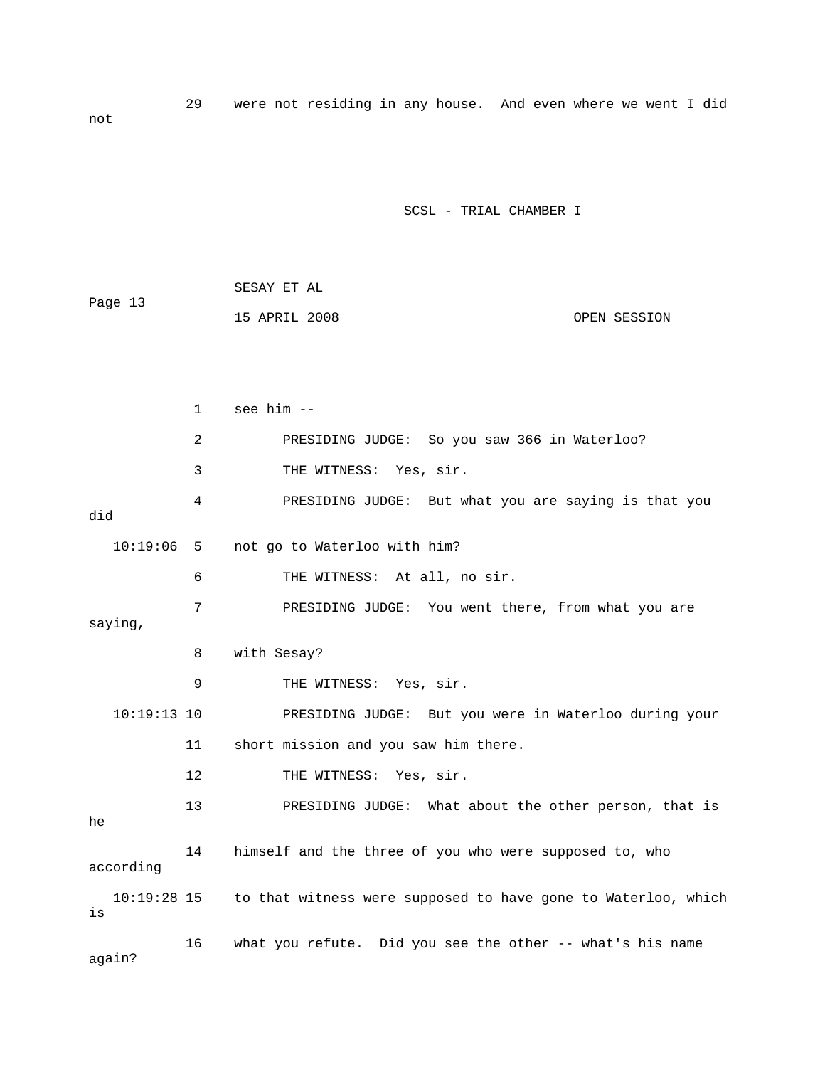29 were not residing in any house. And even where we went I did not

1 see him --

2 PRESIDING JUDGE: So you saw 366 in Waterloo?

3 THE WITNESS: Yes, sir.

4 PRESIDING JUDGE: But what you are saying is that you did

10:19:06 5 not go to Waterloo with him?

6 THE WITNESS: At all, no sir.

7 PRESIDING JUDGE: You went there, from what you are saying,

8 with Sesay?

9 THE WITNESS: Yes, sir.

10:19:13 10 PRESIDING JUDGE: But you were in Waterloo during your

11 short mission and you saw him there.

12 THE WITNESS: Yes, sir.

13 PRESIDING JUDGE: What about the other person, that is he

14 himself and the three of you who were supposed to, who according

10:19:28 15 to that witness were supposed to have gone to Waterloo, which is

16 what you refute. Did you see the other -- what's his name again?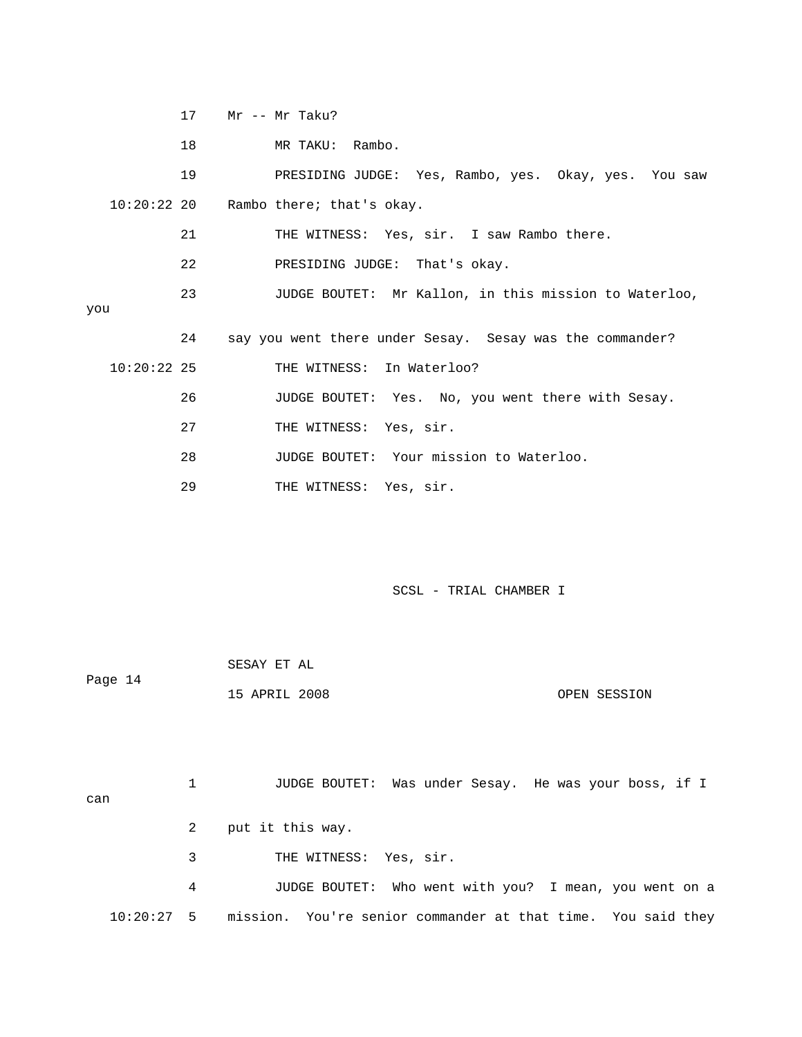17 Mr -- Mr Taku?

18 MR TAKU: Rambo.

19 PRESIDING JUDGE: Yes, Rambo, yes. Okay, yes. You saw

10:20:22 20 Rambo there; that's okay.

21 THE WITNESS: Yes, sir. I saw Rambo there.

22 PRESIDING JUDGE: That's okay.

23 JUDGE BOUTET: Mr Kallon, in this mission to Waterloo, you

24 say you went there under Sesay. Sesay was the commander?

10:20:22 25 THE WITNESS: In Waterloo?

26 JUDGE BOUTET: Yes. No, you went there with Sesay.

27 THE WITNESS: Yes, sir.

28 JUDGE BOUTET: Your mission to Waterloo.

29 THE WITNESS: Yes, sir.

1 JUDGE BOUTET: Was under Sesay. He was your boss, if I can

2 put it this way.

3 THE WITNESS: Yes, sir.

4 JUDGE BOUTET: Who went with you? I mean, you went on a

10:20:27 5 mission. You're senior commander at that time. You said they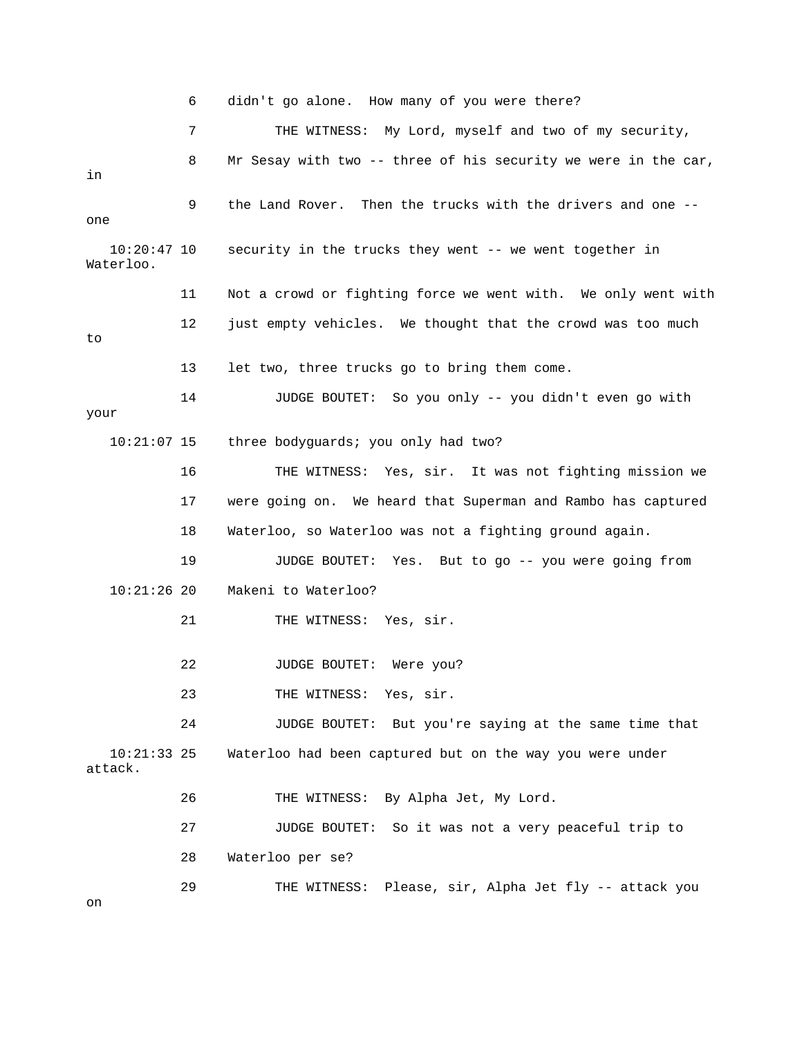6 didn't go alone. How many of you were there?

7 THE WITNESS: My Lord, myself and two of my security,

8 Mr Sesay with two -- three of his security we were in the car, in

9 the Land Rover. Then the trucks with the drivers and one -- one

10:20:47 10 security in the trucks they went -- we went together in Waterloo.

11 Not a crowd or fighting force we went with. We only went with

12 just empty vehicles. We thought that the crowd was too much to

13 let two, three trucks go to bring them come.

14 JUDGE BOUTET: So you only -- you didn't even go with your

10:21:07 15 three bodyguards; you only had two?

16 THE WITNESS: Yes, sir. It was not fighting mission we

17 were going on. We heard that Superman and Rambo has captured

18 Waterloo, so Waterloo was not a fighting ground again.

19 JUDGE BOUTET: Yes. But to go -- you were going from

10:21:26 20 Makeni to Waterloo?

21 THE WITNESS: Yes, sir.

22 JUDGE BOUTET: Were you?

23 THE WITNESS: Yes, sir.

24 JUDGE BOUTET: But you're saying at the same time that

10:21:33 25 Waterloo had been captured but on the way you were under attack.

26 THE WITNESS: By Alpha Jet, My Lord.

27 JUDGE BOUTET: So it was not a very peaceful trip to

28 Waterloo per se?

29 THE WITNESS: Please, sir, Alpha Jet fly -- attack you on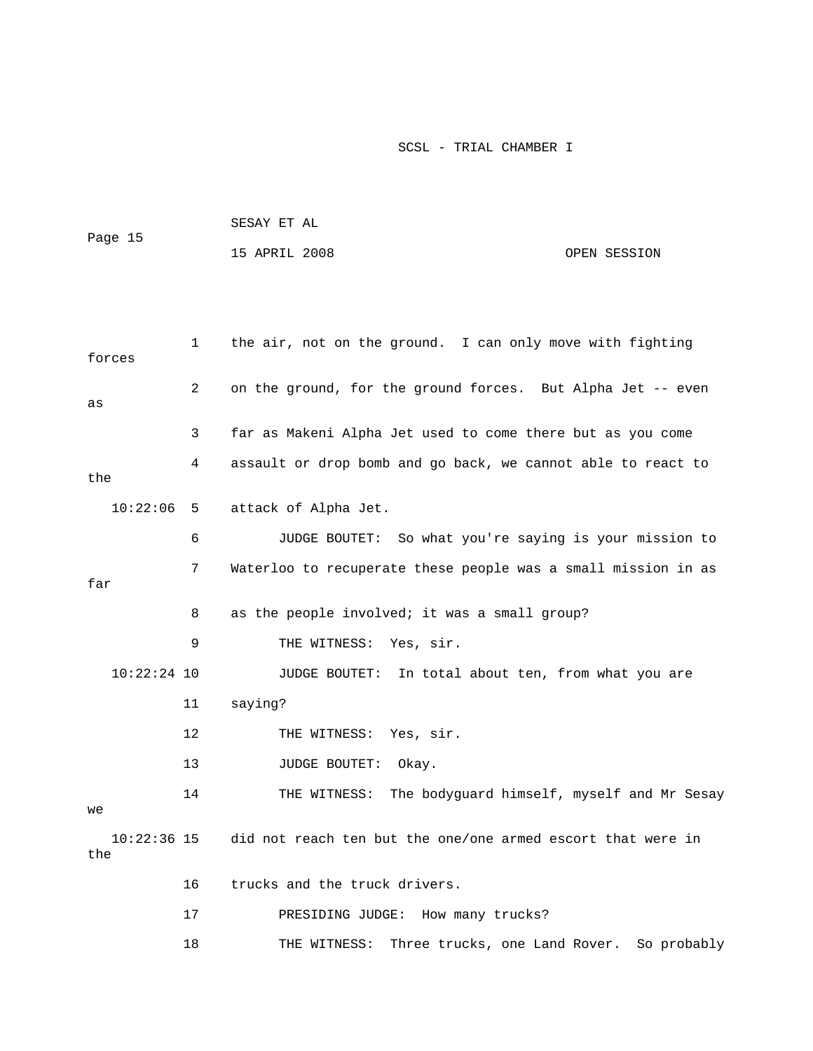1 the air, not on the ground. I can only move with fighting forces

2 on the ground, for the ground forces. But Alpha Jet -- even as

3 far as Makeni Alpha Jet used to come there but as you come

4 assault or drop bomb and go back, we cannot able to react to the

10:22:06 5 attack of Alpha Jet.

6 JUDGE BOUTET: So what you're saying is your mission to

7 Waterloo to recuperate these people was a small mission in as far

8 as the people involved; it was a small group?

9 THE WITNESS: Yes, sir.

10:22:24 10 JUDGE BOUTET: In total about ten, from what you are

11 saying?

12 THE WITNESS: Yes, sir.

13 JUDGE BOUTET: Okay.

14 THE WITNESS: The bodyguard himself, myself and Mr Sesay we

10:22:36 15 did not reach ten but the one/one armed escort that were in the

16 trucks and the truck drivers.

17 PRESIDING JUDGE: How many trucks?

18 THE WITNESS: Three trucks, one Land Rover. So probably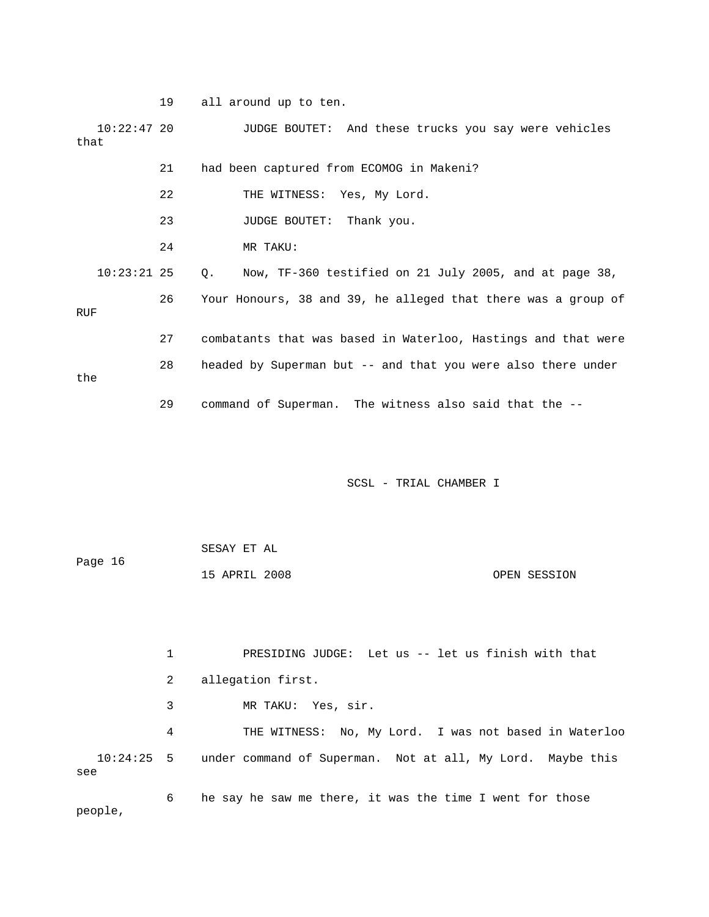19 all around up to ten.

10:22:47 20 JUDGE BOUTET: And these trucks you say were vehicles that

21 had been captured from ECOMOG in Makeni?

22 THE WITNESS: Yes, My Lord.

23 JUDGE BOUTET: Thank you.

24 MR TAKU:

10:23:21 25 Q. Now, TF-360 testified on 21 July 2005, and at page 38,

26 Your Honours, 38 and 39, he alleged that there was a group of RUF

27 combatants that was based in Waterloo, Hastings and that were

28 headed by Superman but -- and that you were also there under the

29 command of Superman. The witness also said that the --

1 PRESIDING JUDGE: Let us -- let us finish with that

2 allegation first.

3 MR TAKU: Yes, sir.

4 THE WITNESS: No, My Lord. I was not based in Waterloo

10:24:25 5 under command of Superman. Not at all, My Lord. Maybe this see

6 he say he saw me there, it was the time I went for those people,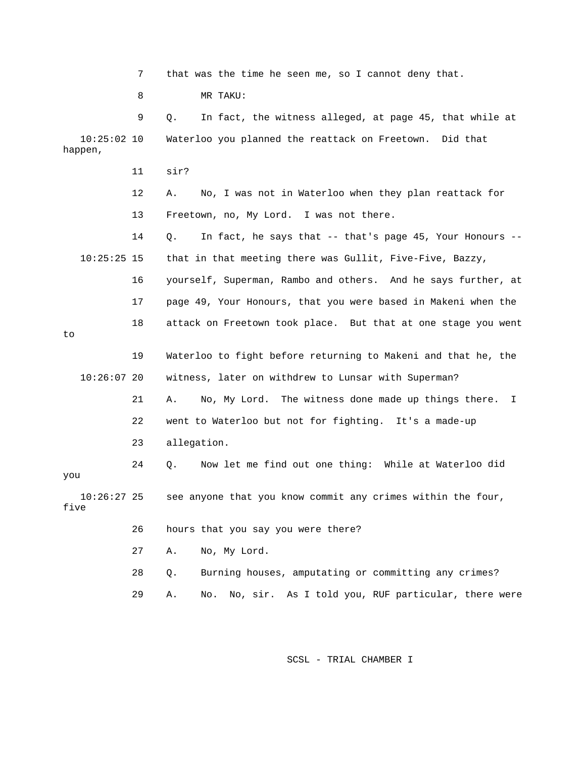7 that was the time he seen me, so I cannot deny that.

8 MR TAKU:

9 Q. In fact, the witness alleged, at page 45, that while at

10:25:02 10 Waterloo you planned the reattack on Freetown. Did that happen,

11 sir?

12 A. No, I was not in Waterloo when they plan reattack for

13 Freetown, no, My Lord. I was not there.

14 Q. In fact, he says that -- that's page 45, Your Honours --

10:25:25 15 that in that meeting there was Gullit, Five-Five, Bazzy,

16 yourself, Superman, Rambo and others. And he says further, at

17 page 49, Your Honours, that you were based in Makeni when the

18 attack on Freetown took place. But that at one stage you went to

19 Waterloo to fight before returning to Makeni and that he, the

10:26:07 20 witness, later on withdrew to Lunsar with Superman?

21 A. No, My Lord. The witness done made up things there. I

22 went to Waterloo but not for fighting. It's a made-up

23 allegation.

24 Q. Now let me find out one thing: While at Waterloo did you

10:26:27 25 see anyone that you know commit any crimes within the four, five

26 hours that you say you were there?

27 A. No, My Lord.

28 Q. Burning houses, amputating or committing any crimes?

29 A. No. No, sir. As I told you, RUF particular, there were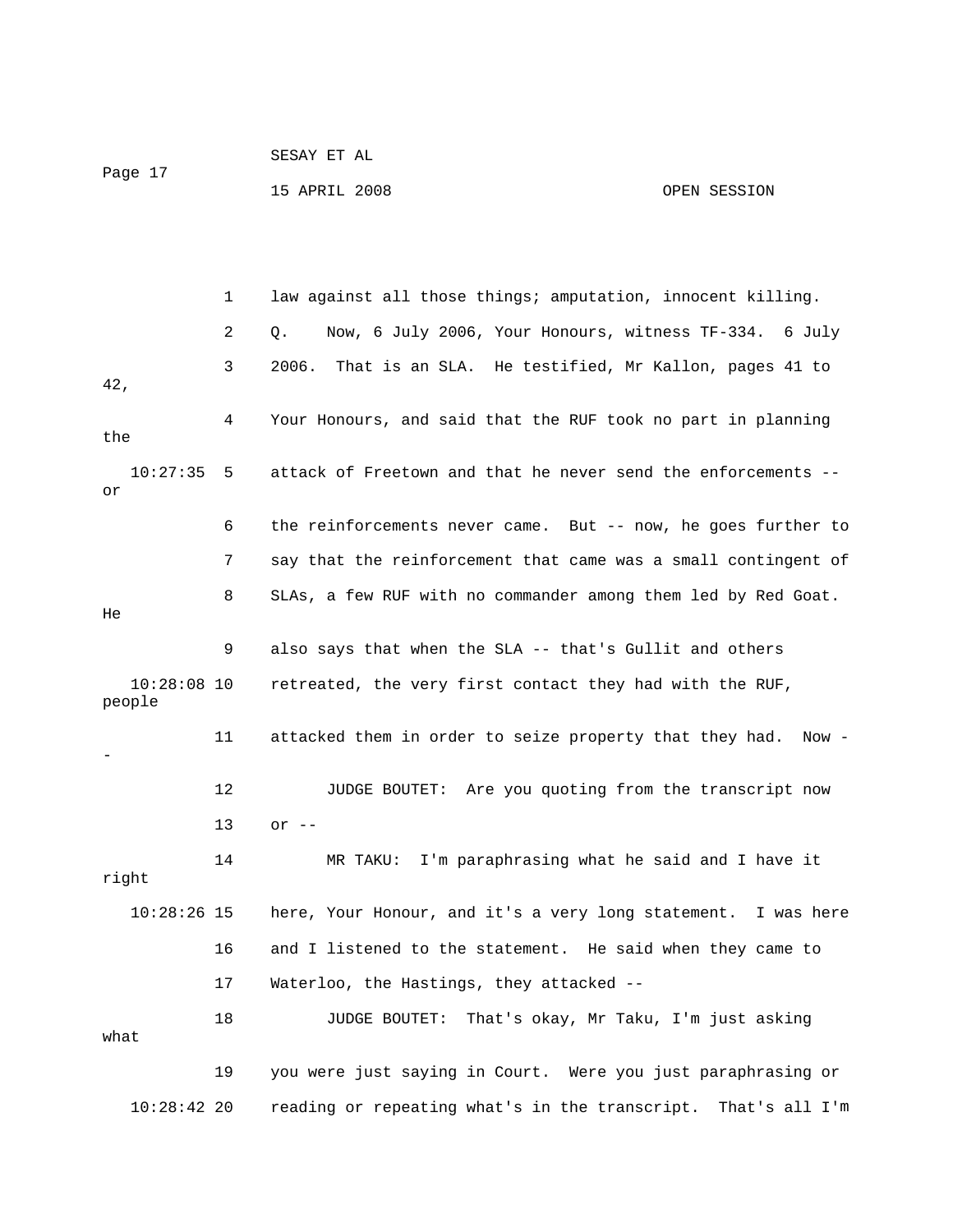1 law against all those things; amputation, innocent killing.

2 Q. Now, 6 July 2006, Your Honours, witness TF-334. 6 July

3 2006. That is an SLA. He testified, Mr Kallon, pages 41 to 42,

4 Your Honours, and said that the RUF took no part in planning the

10:27:35 5 attack of Freetown and that he never send the enforcements -- or

6 the reinforcements never came. But -- now, he goes further to

7 say that the reinforcement that came was a small contingent of

8 SLAs, a few RUF with no commander among them led by Red Goat. He

9 also says that when the SLA -- that's Gullit and others

10:28:08 10 retreated, the very first contact they had with the RUF, people

11 attacked them in order to seize property that they had. Now --

12 JUDGE BOUTET: Are you quoting from the transcript now

13 or --

14 MR TAKU: I'm paraphrasing what he said and I have it right

10:28:26 15 here, Your Honour, and it's a very long statement. I was here

16 and I listened to the statement. He said when they came to

17 Waterloo, the Hastings, they attacked --

18 JUDGE BOUTET: That's okay, Mr Taku, I'm just asking what

19 you were just saying in Court. Were you just paraphrasing or

10:28:42 20 reading or repeating what's in the transcript. That's all I'm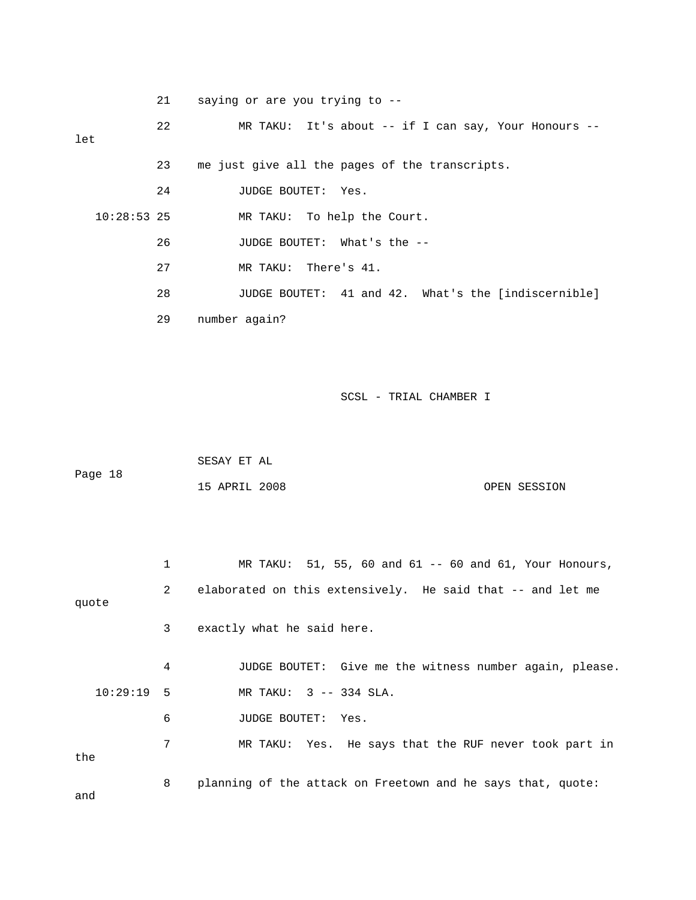21 saying or are you trying to --

22 MR TAKU: It's about -- if I can say, Your Honours -- let

23 me just give all the pages of the transcripts.

24 JUDGE BOUTET: Yes.

10:28:53 25 MR TAKU: To help the Court.

26 JUDGE BOUTET: What's the --

27 MR TAKU: There's 41.

28 JUDGE BOUTET: 41 and 42. What's the [indiscernible]

29 number again?

1 MR TAKU: 51, 55, 60 and 61 -- 60 and 61, Your Honours,

2 elaborated on this extensively. He said that -- and let me quote

3 exactly what he said here.

4 JUDGE BOUTET: Give me the witness number again, please.

10:29:19 5 MR TAKU: 3 -- 334 SLA.

6 JUDGE BOUTET: Yes.

7 MR TAKU: Yes. He says that the RUF never took part in the

8 planning of the attack on Freetown and he says that, quote: and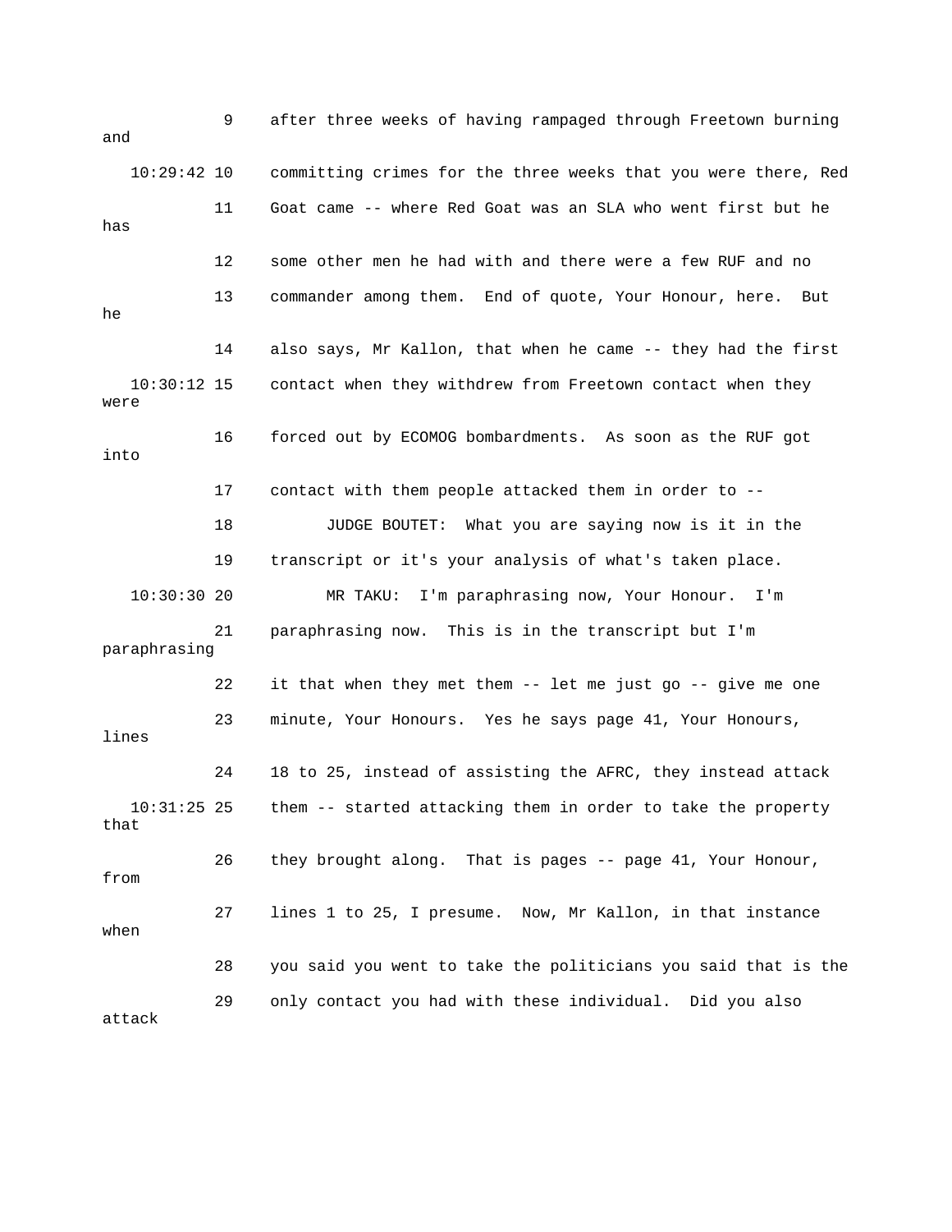9 after three weeks of having rampaged through Freetown burning and

10:29:42 10 committing crimes for the three weeks that you were there, Red

11 Goat came -- where Red Goat was an SLA who went first but he has

12 some other men he had with and there were a few RUF and no

13 commander among them. End of quote, Your Honour, here. But he

14 also says, Mr Kallon, that when he came -- they had the first

10:30:12 15 contact when they withdrew from Freetown contact when they were

16 forced out by ECOMOG bombardments. As soon as the RUF got into

17 contact with them people attacked them in order to --

18 JUDGE BOUTET: What you are saying now is it in the

19 transcript or it's your analysis of what's taken place.

10:30:30 20 MR TAKU: I'm paraphrasing now, Your Honour. I'm

21 paraphrasing now. This is in the transcript but I'm paraphrasing

22 it that when they met them -- let me just go -- give me one

23 minute, Your Honours. Yes he says page 41, Your Honours, lines

24 18 to 25, instead of assisting the AFRC, they instead attack

10:31:25 25 them -- started attacking them in order to take the property that

26 they brought along. That is pages -- page 41, Your Honour, from

27 lines 1 to 25, I presume. Now, Mr Kallon, in that instance when

28 you said you went to take the politicians you said that is the

29 only contact you had with these individual. Did you also attack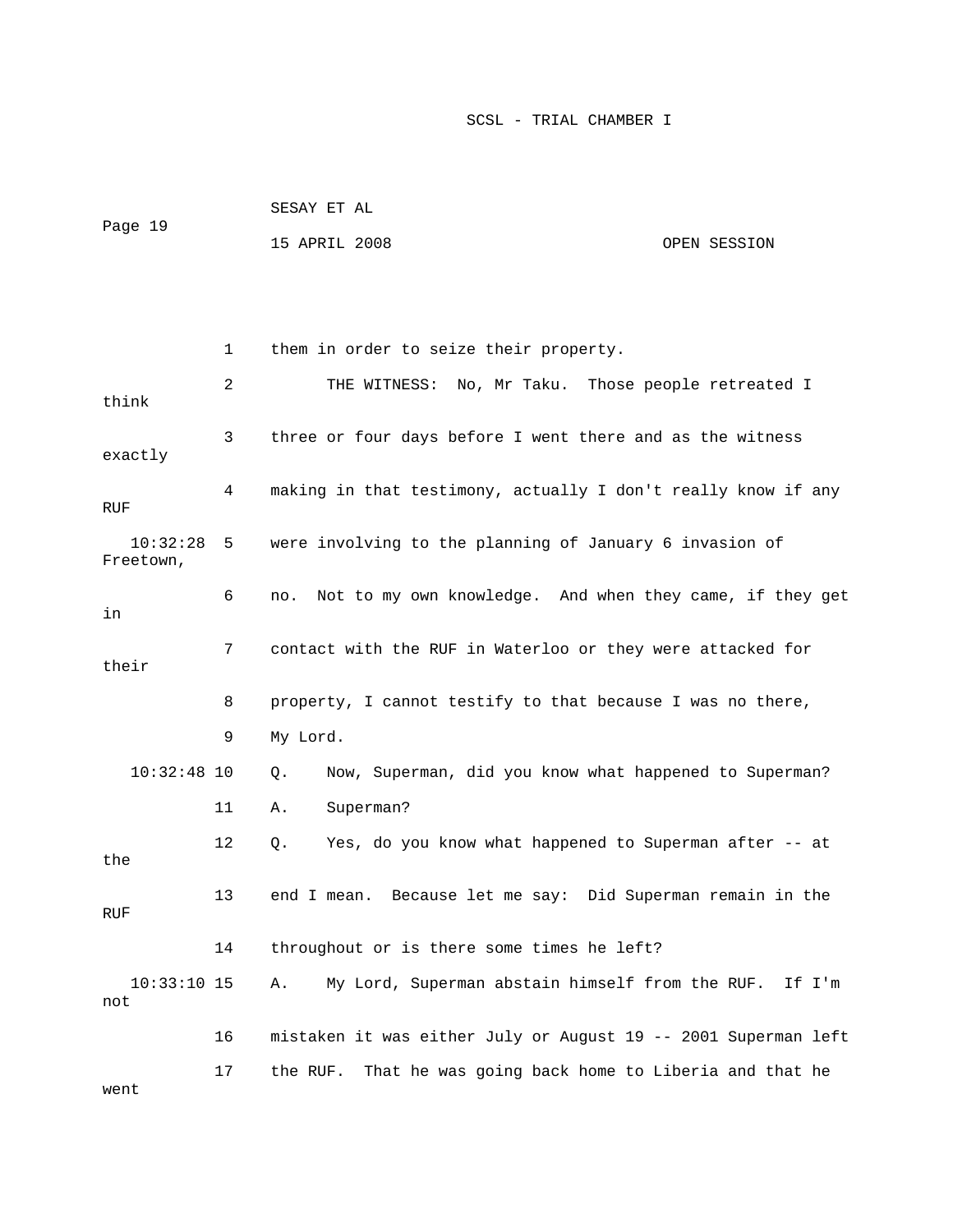1 them in order to seize their property.

2 THE WITNESS: No, Mr Taku. Those people retreated I think

3 three or four days before I went there and as the witness exactly

4 making in that testimony, actually I don't really know if any RUF

10:32:28 5 were involving to the planning of January 6 invasion of Freetown,

6 no. Not to my own knowledge. And when they came, if they get in

7 contact with the RUF in Waterloo or they were attacked for their

8 property, I cannot testify to that because I was no there,

9 My Lord.

10:32:48 10 Q. Now, Superman, did you know what happened to Superman?

11 A. Superman?

12 Q. Yes, do you know what happened to Superman after -- at the

13 end I mean. Because let me say: Did Superman remain in the RUF

14 throughout or is there some times he left?

10:33:10 15 A. My Lord, Superman abstain himself from the RUF. If I'm not

16 mistaken it was either July or August 19 -- 2001 Superman left

17 the RUF. That he was going back home to Liberia and that he went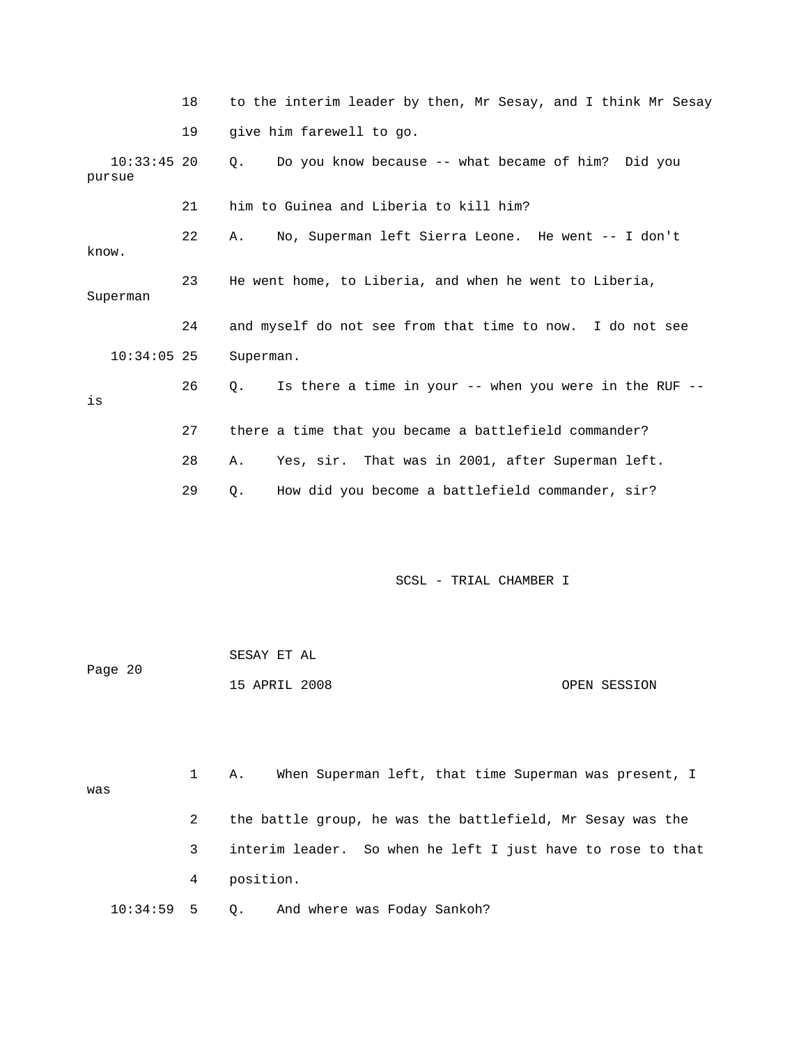18 to the interim leader by then, Mr Sesay, and I think Mr Sesay

19 give him farewell to go.

10:33:45 20 Q. Do you know because -- what became of him? Did you pursue

21 him to Guinea and Liberia to kill him?

22 A. No, Superman left Sierra Leone. He went -- I don't know.

23 He went home, to Liberia, and when he went to Liberia, Superman

24 and myself do not see from that time to now. I do not see

10:34:05 25 Superman.

26 Q. Is there a time in your -- when you were in the RUF -- is

27 there a time that you became a battlefield commander?

28 A. Yes, sir. That was in 2001, after Superman left.

29 Q. How did you become a battlefield commander, sir?

SCSL - TRIAL CHAMBER I

SESAY ET AL

15 APRIL 2008 OPEN SESSION

1 A. When Superman left, that time Superman was present, I was

2 the battle group, he was the battlefield, Mr Sesay was the

3 interim leader. So when he left I just have to rose to that

4 position.

10:34:59 5 Q. And where was Foday Sankoh?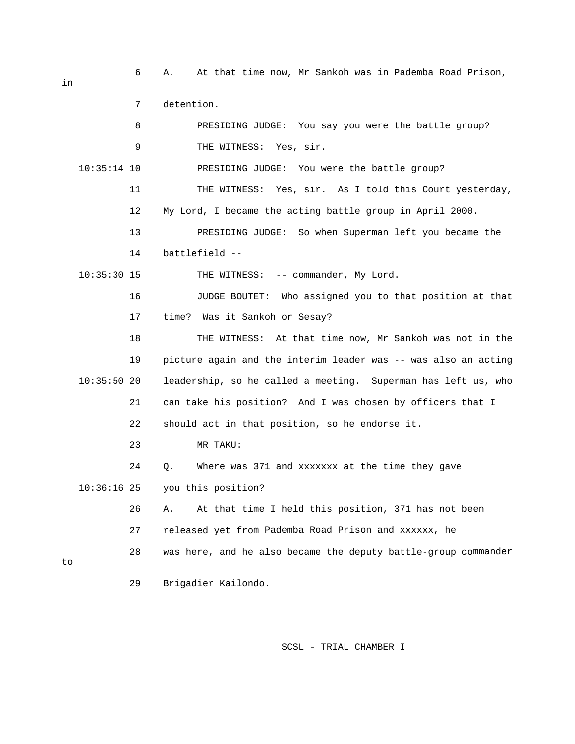A. At that time now, Mr Sankoh was in Pademba Road Prison, in detention.

PRESIDING JUDGE: You say you were the battle group?

THE WITNESS: Yes, sir.

PRESIDING JUDGE: You were the battle group?

THE WITNESS: Yes, sir. As I told this Court yesterday, My Lord, I became the acting battle group in April 2000.

PRESIDING JUDGE: So when Superman left you became the battlefield --

THE WITNESS: -- commander, My Lord.

JUDGE BOUTET: Who assigned you to that position at that time? Was it Sankoh or Sesay?

THE WITNESS: At that time now, Mr Sankoh was not in the picture again and the interim leader was -- was also an acting leadership, so he called a meeting. Superman has left us, who can take his position? And I was chosen by officers that I should act in that position, so he endorse it.

MR TAKU:

Q. Where was 371 and xxxxxxx at the time they gave you this position?

A. At that time I held this position, 371 has not been released yet from Pademba Road Prison and xxxxxx, he was here, and he also became the deputy battle-group commander to Brigadier Kailondo.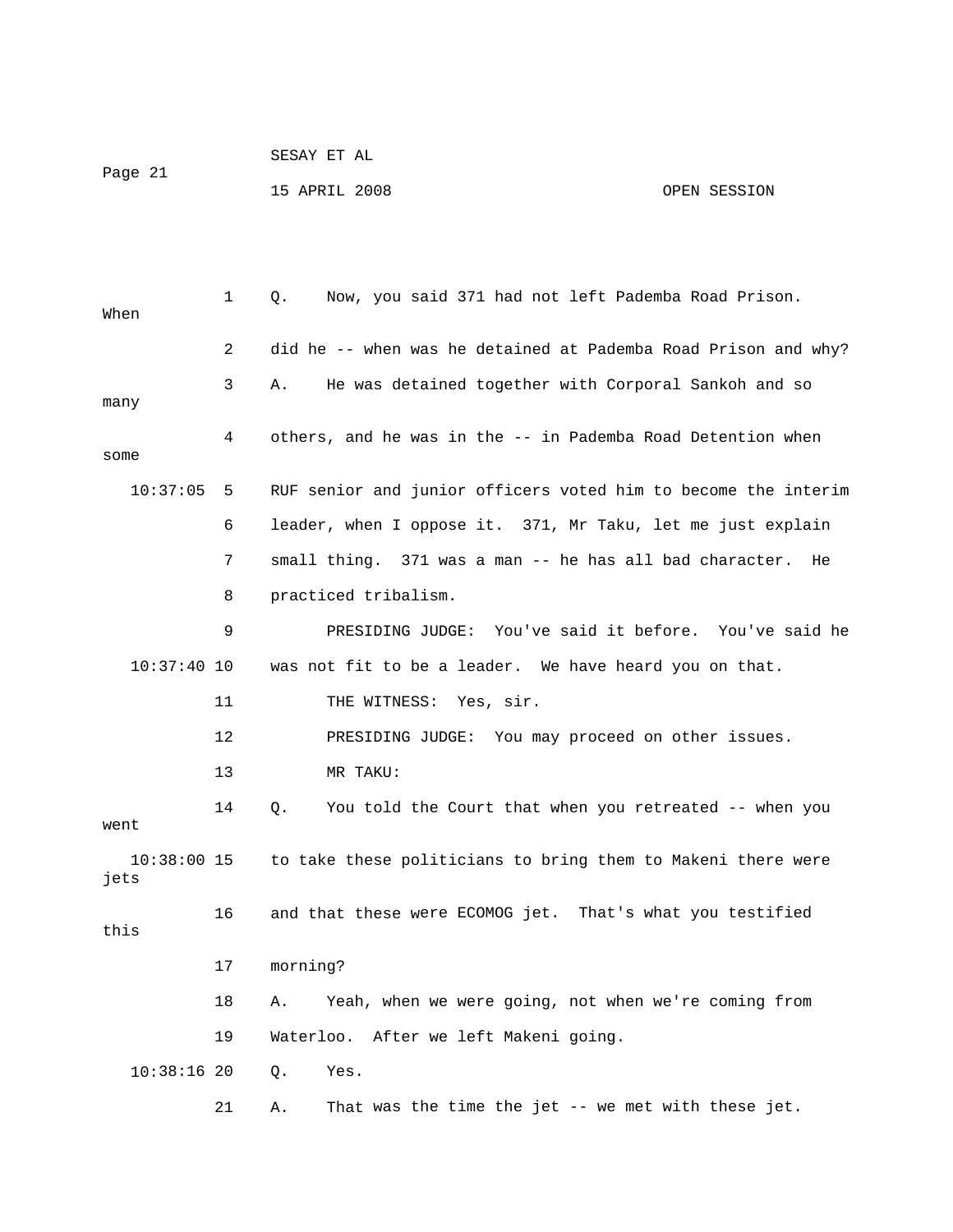Q. Now, you said 371 had not left Pademba Road Prison. When did he -- when was he detained at Pademba Road Prison and why?

A. He was detained together with Corporal Sankoh and so many others, and he was in the -- in Pademba Road Detention when some RUF senior and junior officers voted him to become the interim leader, when I oppose it. 371, Mr Taku, let me just explain small thing. 371 was a man -- he has all bad character. He practiced tribalism.

PRESIDING JUDGE: You've said it before. You've said he was not fit to be a leader. We have heard you on that.

THE WITNESS: Yes, sir.

PRESIDING JUDGE: You may proceed on other issues.

MR TAKU:

Q. You told the Court that when you retreated -- when you went to take these politicians to bring them to Makeni there were jets and that these were ECOMOG jet. That's what you testified this morning?

A. Yeah, when we were going, not when we're coming from Waterloo. After we left Makeni going.

Q. Yes.

A. That was the time the jet -- we met with these jet.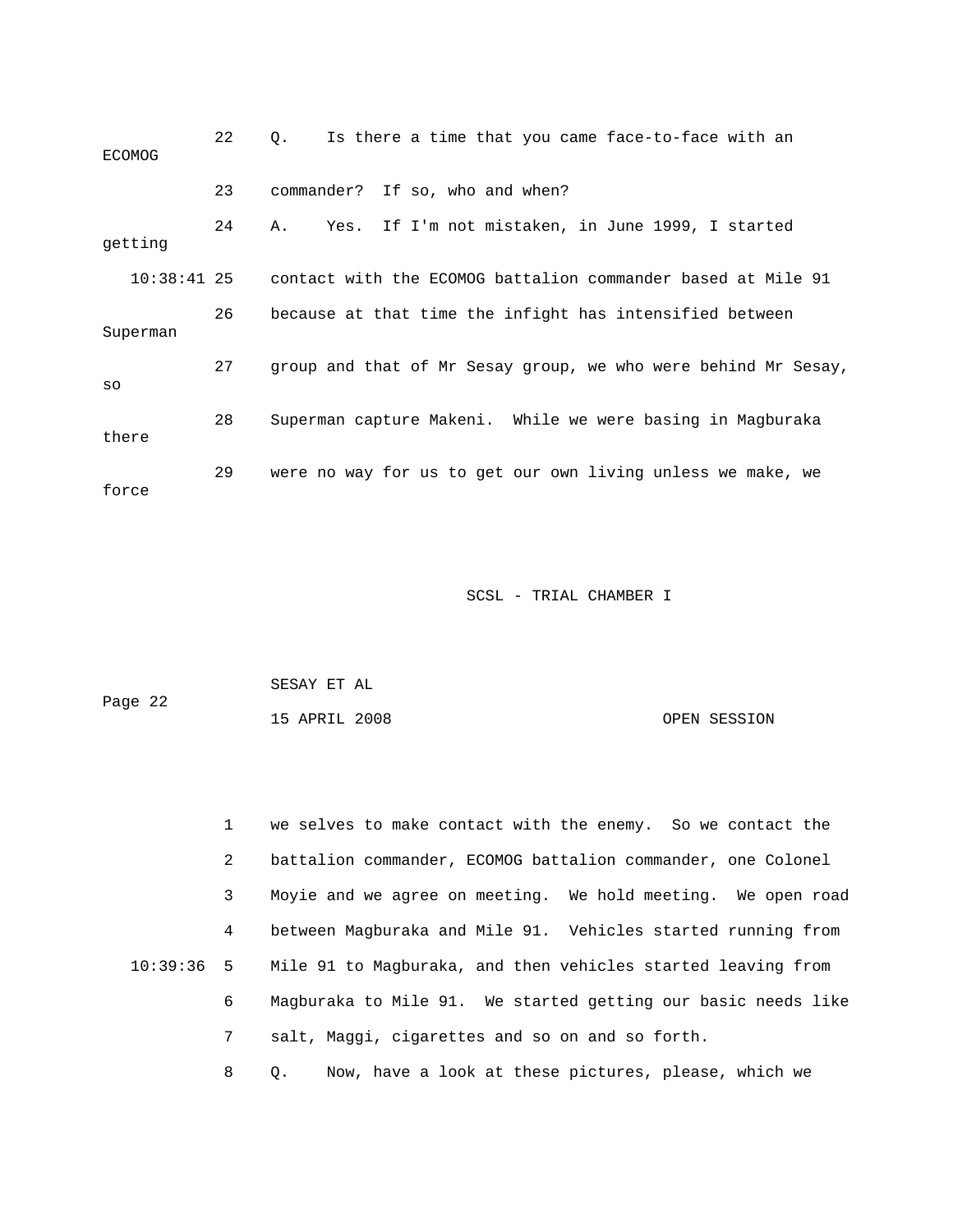22 Q. Is there a time that you came face-to-face with an ECOMOG

23 commander? If so, who and when?

24 A. Yes. If I'm not mistaken, in June 1999, I started getting

10:38:41 25 contact with the ECOMOG battalion commander based at Mile 91

26 because at that time the infight has intensified between Superman

27 group and that of Mr Sesay group, we who were behind Mr Sesay, so

28 Superman capture Makeni. While we were basing in Magburaka there

29 were no way for us to get our own living unless we make, we force

1 we selves to make contact with the enemy. So we contact the

2 battalion commander, ECOMOG battalion commander, one Colonel

3 Moyie and we agree on meeting. We hold meeting. We open road

4 between Magburaka and Mile 91. Vehicles started running from

10:39:36 5 Mile 91 to Magburaka, and then vehicles started leaving from

6 Magburaka to Mile 91. We started getting our basic needs like

7 salt, Maggi, cigarettes and so on and so forth.

8 Q. Now, have a look at these pictures, please, which we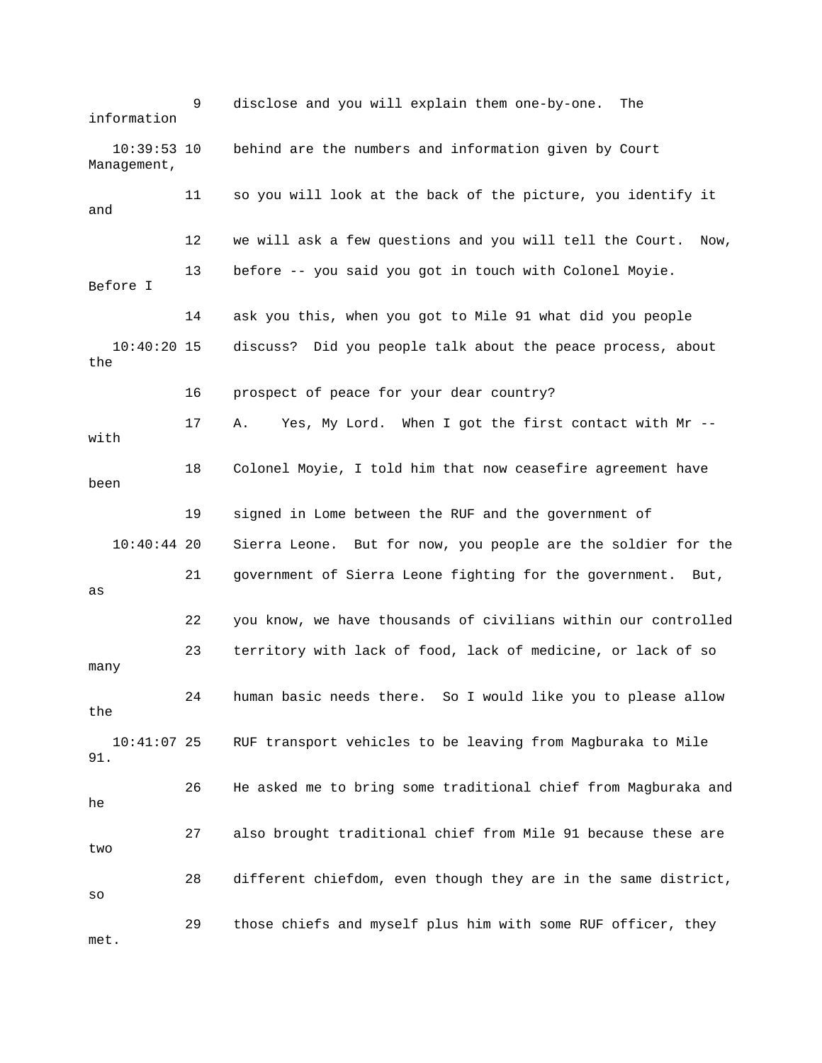9 disclose and you will explain them one-by-one. The information

10:39:53 10 behind are the numbers and information given by Court Management,

11 so you will look at the back of the picture, you identify it and

12 we will ask a few questions and you will tell the Court. Now,

13 before -- you said you got in touch with Colonel Moyie. Before I

14 ask you this, when you got to Mile 91 what did you people

10:40:20 15 discuss? Did you people talk about the peace process, about the

16 prospect of peace for your dear country?

17 A. Yes, My Lord. When I got the first contact with Mr -- with

18 Colonel Moyie, I told him that now ceasefire agreement have been

19 signed in Lome between the RUF and the government of

10:40:44 20 Sierra Leone. But for now, you people are the soldier for the

21 government of Sierra Leone fighting for the government. But, as

22 you know, we have thousands of civilians within our controlled

23 territory with lack of food, lack of medicine, or lack of so many

24 human basic needs there. So I would like you to please allow the

10:41:07 25 RUF transport vehicles to be leaving from Magburaka to Mile 91.

26 He asked me to bring some traditional chief from Magburaka and he

27 also brought traditional chief from Mile 91 because these are two

28 different chiefdom, even though they are in the same district, so

29 those chiefs and myself plus him with some RUF officer, they met.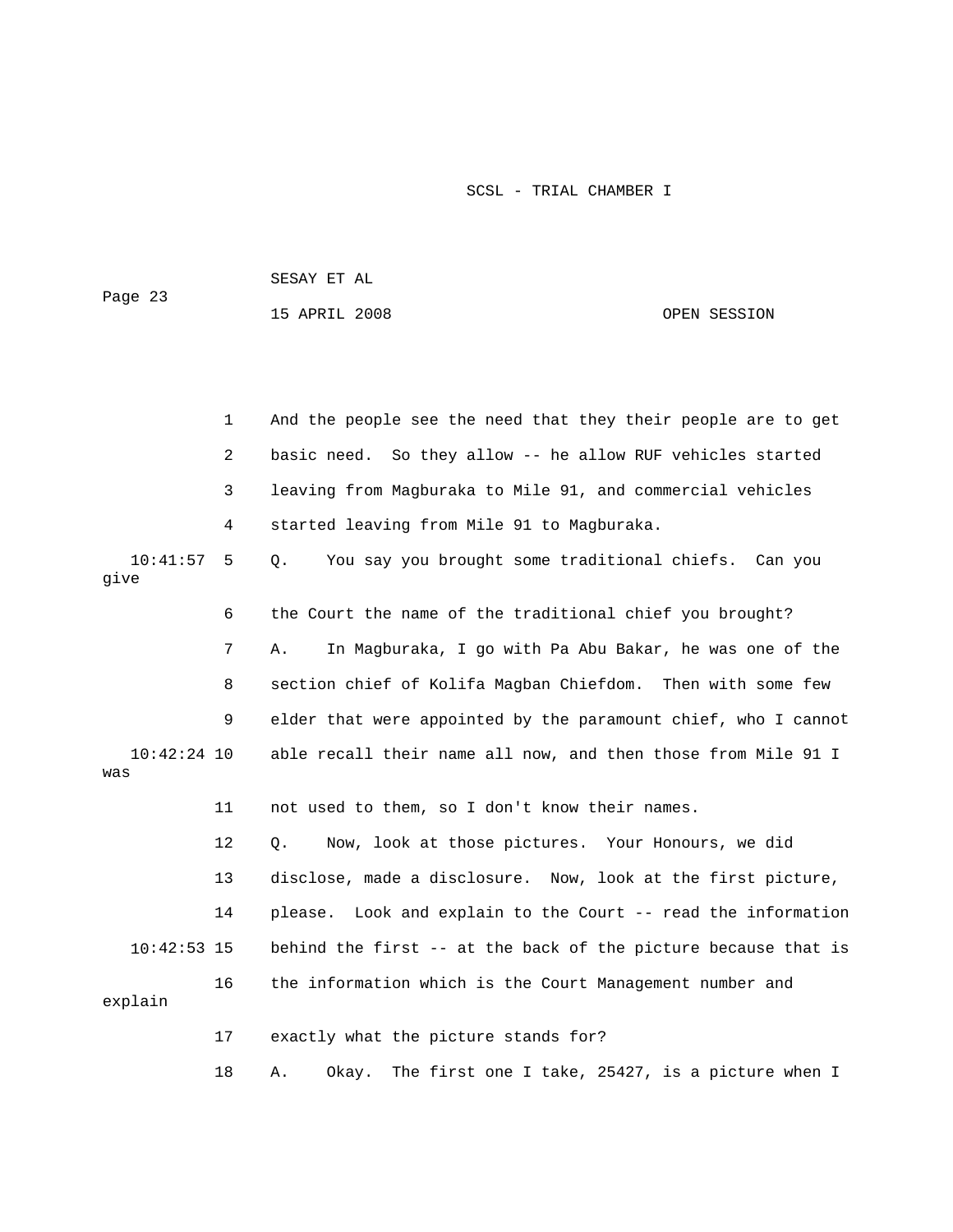1 And the people see the need that they their people are to get

2 basic need. So they allow -- he allow RUF vehicles started

3 leaving from Magburaka to Mile 91, and commercial vehicles

4 started leaving from Mile 91 to Magburaka.

10:41:57 5 Q. You say you brought some traditional chiefs. Can you give

6 the Court the name of the traditional chief you brought?

7 A. In Magburaka, I go with Pa Abu Bakar, he was one of the

8 section chief of Kolifa Magban Chiefdom. Then with some few

9 elder that were appointed by the paramount chief, who I cannot

10:42:24 10 able recall their name all now, and then those from Mile 91 I was

11 not used to them, so I don't know their names.

12 Q. Now, look at those pictures. Your Honours, we did

13 disclose, made a disclosure. Now, look at the first picture,

14 please. Look and explain to the Court -- read the information

10:42:53 15 behind the first -- at the back of the picture because that is

16 the information which is the Court Management number and explain

17 exactly what the picture stands for?

18 A. Okay. The first one I take, 25427, is a picture when I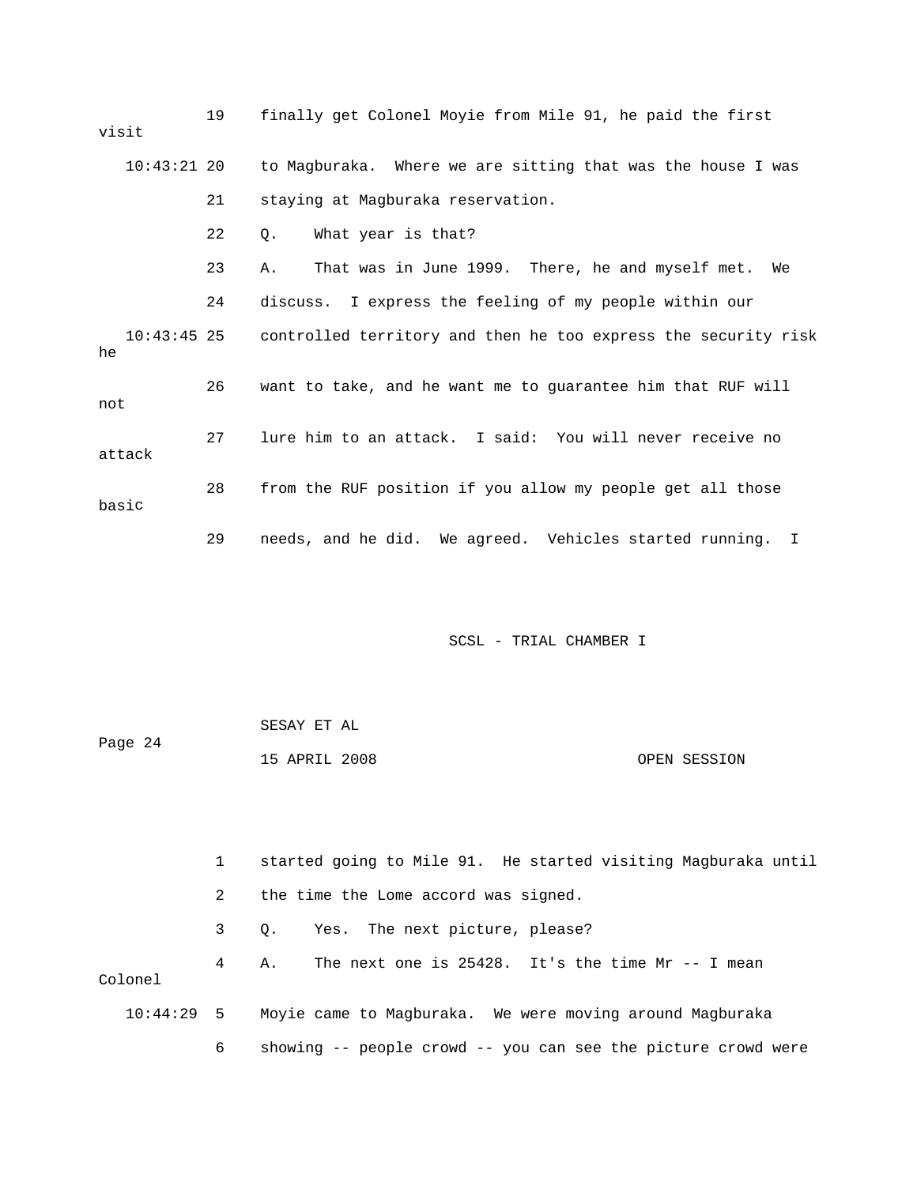19 finally get Colonel Moyie from Mile 91, he paid the first visit

10:43:21 20 to Magburaka. Where we are sitting that was the house I was

21 staying at Magburaka reservation.

22 Q. What year is that?

23 A. That was in June 1999. There, he and myself met. We

24 discuss. I express the feeling of my people within our

10:43:45 25 controlled territory and then he too express the security risk he

26 want to take, and he want me to guarantee him that RUF will not

27 lure him to an attack. I said: You will never receive no attack

28 from the RUF position if you allow my people get all those basic

29 needs, and he did. We agreed. Vehicles started running. I

1 started going to Mile 91. He started visiting Magburaka until

2 the time the Lome accord was signed.

3 Q. Yes. The next picture, please?

4 A. The next one is 25428. It's the time Mr -- I mean Colonel

10:44:29 5 Moyie came to Magburaka. We were moving around Magburaka

6 showing -- people crowd -- you can see the picture crowd were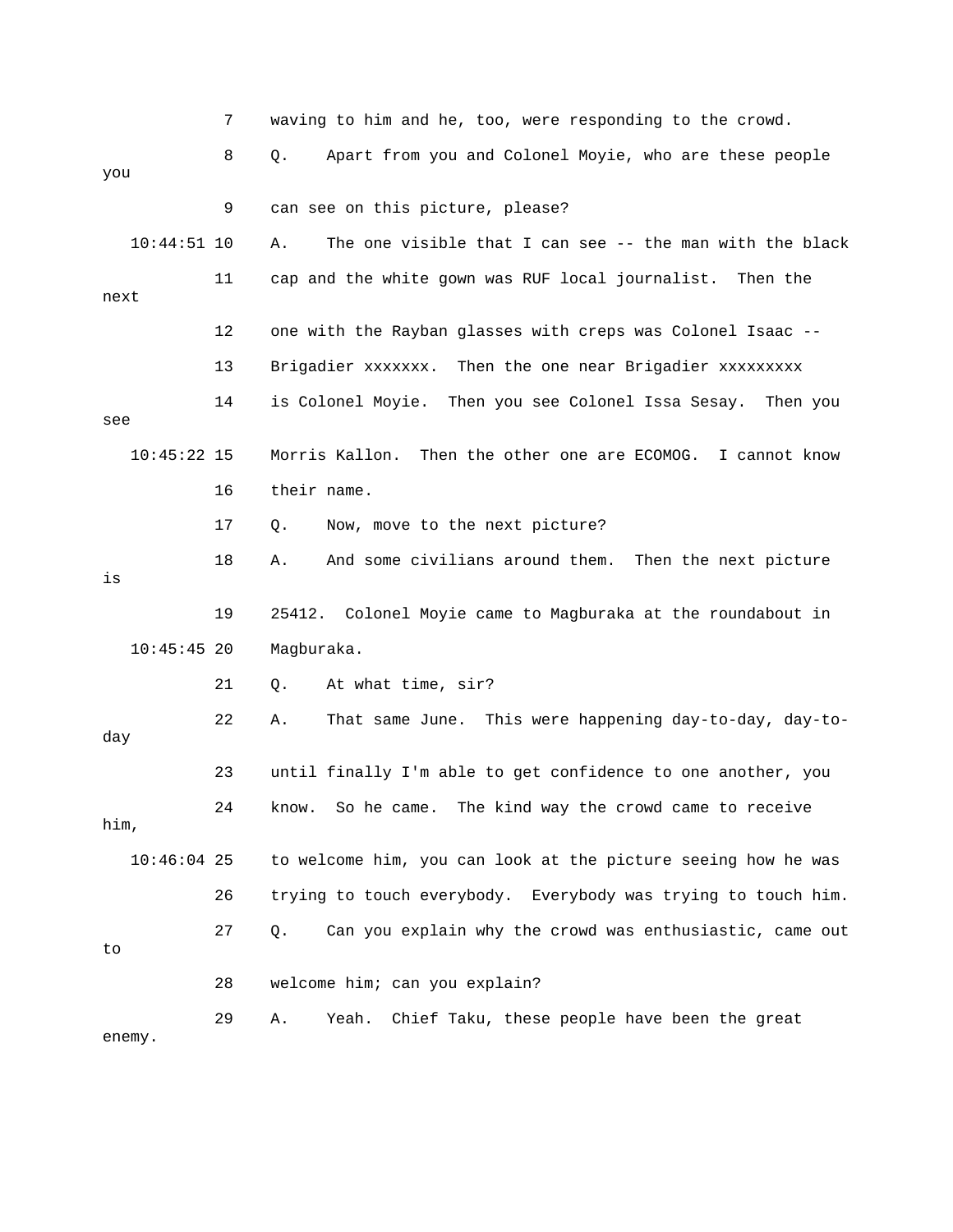7 waving to him and he, too, were responding to the crowd.

8 Q. Apart from you and Colonel Moyie, who are these people you

9 can see on this picture, please?

10:44:51 10 A. The one visible that I can see -- the man with the black

11 cap and the white gown was RUF local journalist. Then the next

12 one with the Rayban glasses with creps was Colonel Isaac --

13 Brigadier xxxxxxx. Then the one near Brigadier xxxxxxxxx

14 is Colonel Moyie. Then you see Colonel Issa Sesay. Then you see

10:45:22 15 Morris Kallon. Then the other one are ECOMOG. I cannot know

16 their name.

17 Q. Now, move to the next picture?

18 A. And some civilians around them. Then the next picture is

19 25412. Colonel Moyie came to Magburaka at the roundabout in

10:45:45 20 Magburaka.

21 Q. At what time, sir?

22 A. That same June. This were happening day-to-day, day-to-day

23 until finally I'm able to get confidence to one another, you

24 know. So he came. The kind way the crowd came to receive him,

10:46:04 25 to welcome him, you can look at the picture seeing how he was

26 trying to touch everybody. Everybody was trying to touch him.

27 Q. Can you explain why the crowd was enthusiastic, came out to

28 welcome him; can you explain?

29 A. Yeah. Chief Taku, these people have been the great enemy.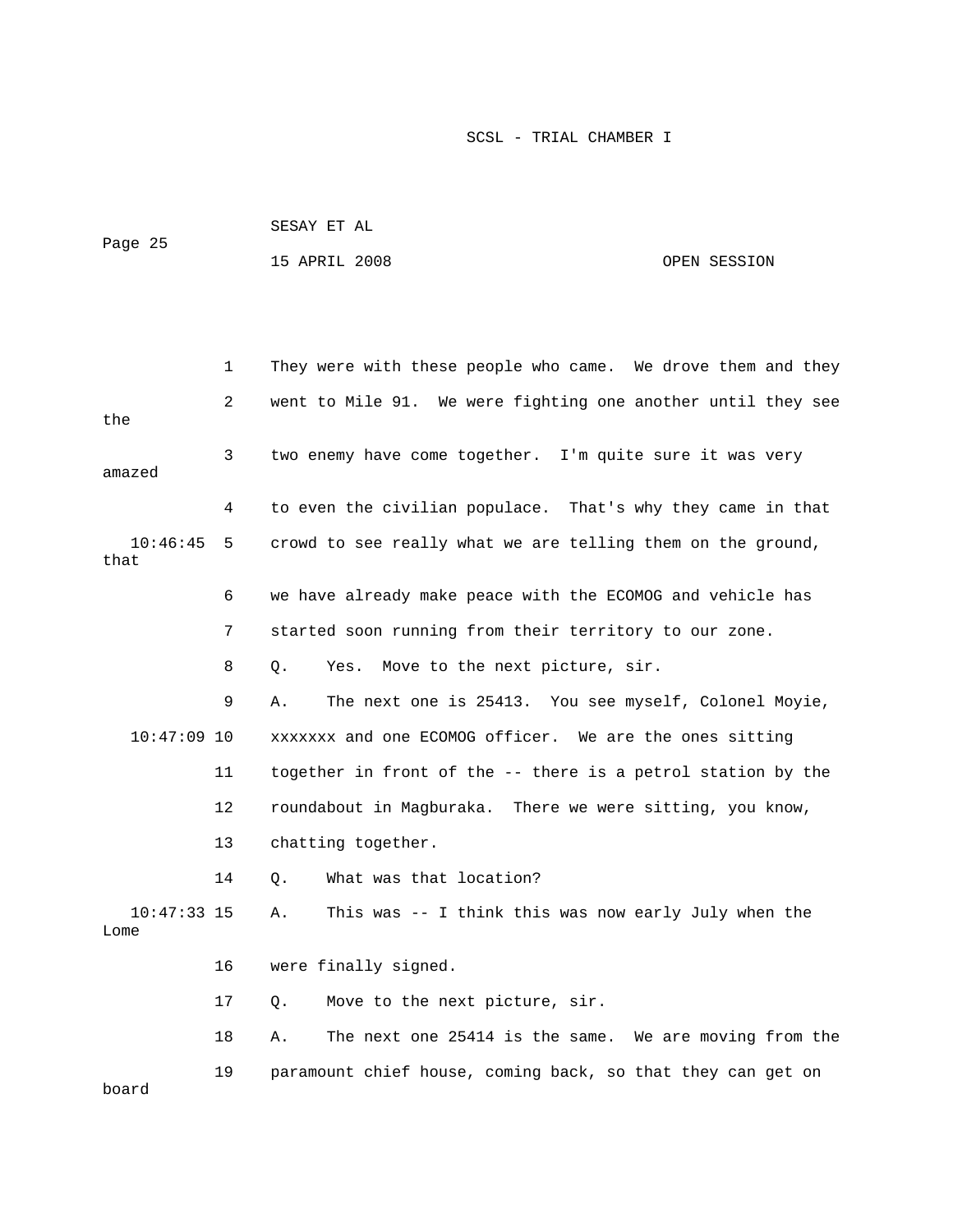1 They were with these people who came. We drove them and they

2 went to Mile 91. We were fighting one another until they see the

3 two enemy have come together. I'm quite sure it was very amazed

4 to even the civilian populace. That's why they came in that

10:46:45 5 crowd to see really what we are telling them on the ground, that

6 we have already make peace with the ECOMOG and vehicle has

7 started soon running from their territory to our zone.

8 Q. Yes. Move to the next picture, sir.

9 A. The next one is 25413. You see myself, Colonel Moyie,

10:47:09 10 xxxxxxx and one ECOMOG officer. We are the ones sitting

11 together in front of the -- there is a petrol station by the

12 roundabout in Magburaka. There we were sitting, you know,

13 chatting together.

14 Q. What was that location?

10:47:33 15 A. This was -- I think this was now early July when the Lome

16 were finally signed.

17 Q. Move to the next picture, sir.

18 A. The next one 25414 is the same. We are moving from the

19 paramount chief house, coming back, so that they can get on board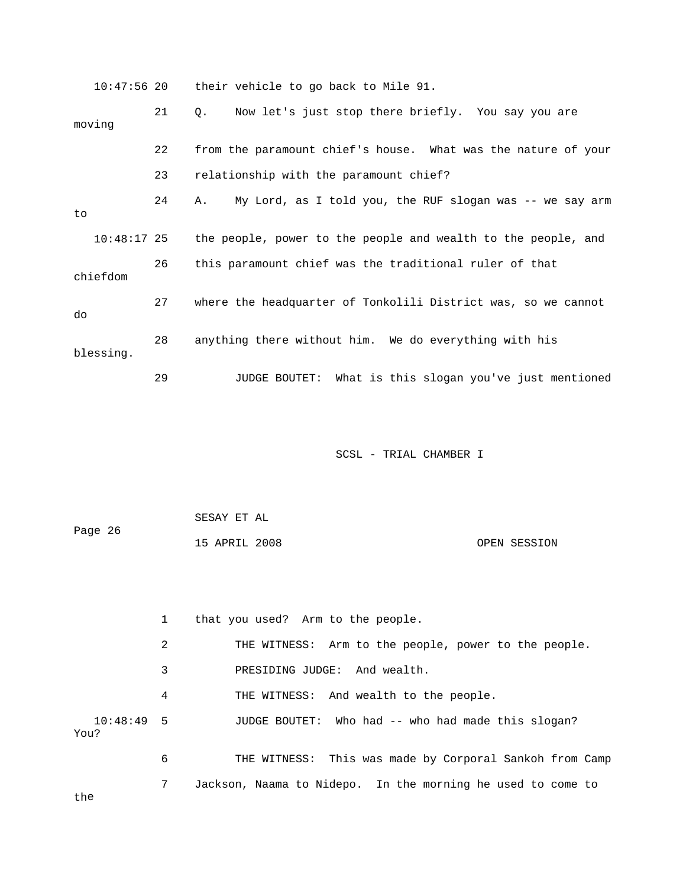10:47:56 20 their vehicle to go back to Mile 91.

21 Q. Now let's just stop there briefly. You say you are moving

22 from the paramount chief's house. What was the nature of your

23 relationship with the paramount chief?

24 A. My Lord, as I told you, the RUF slogan was -- we say arm to

10:48:17 25 the people, power to the people and wealth to the people, and

26 this paramount chief was the traditional ruler of that chiefdom

27 where the headquarter of Tonkolili District was, so we cannot do

28 anything there without him. We do everything with his blessing.

29 JUDGE BOUTET: What is this slogan you've just mentioned

1 that you used? Arm to the people.

2 THE WITNESS: Arm to the people, power to the people.

3 PRESIDING JUDGE: And wealth.

4 THE WITNESS: And wealth to the people.

10:48:49 5 JUDGE BOUTET: Who had -- who had made this slogan? You?

6 THE WITNESS: This was made by Corporal Sankoh from Camp

7 Jackson, Naama to Nidepo. In the morning he used to come to the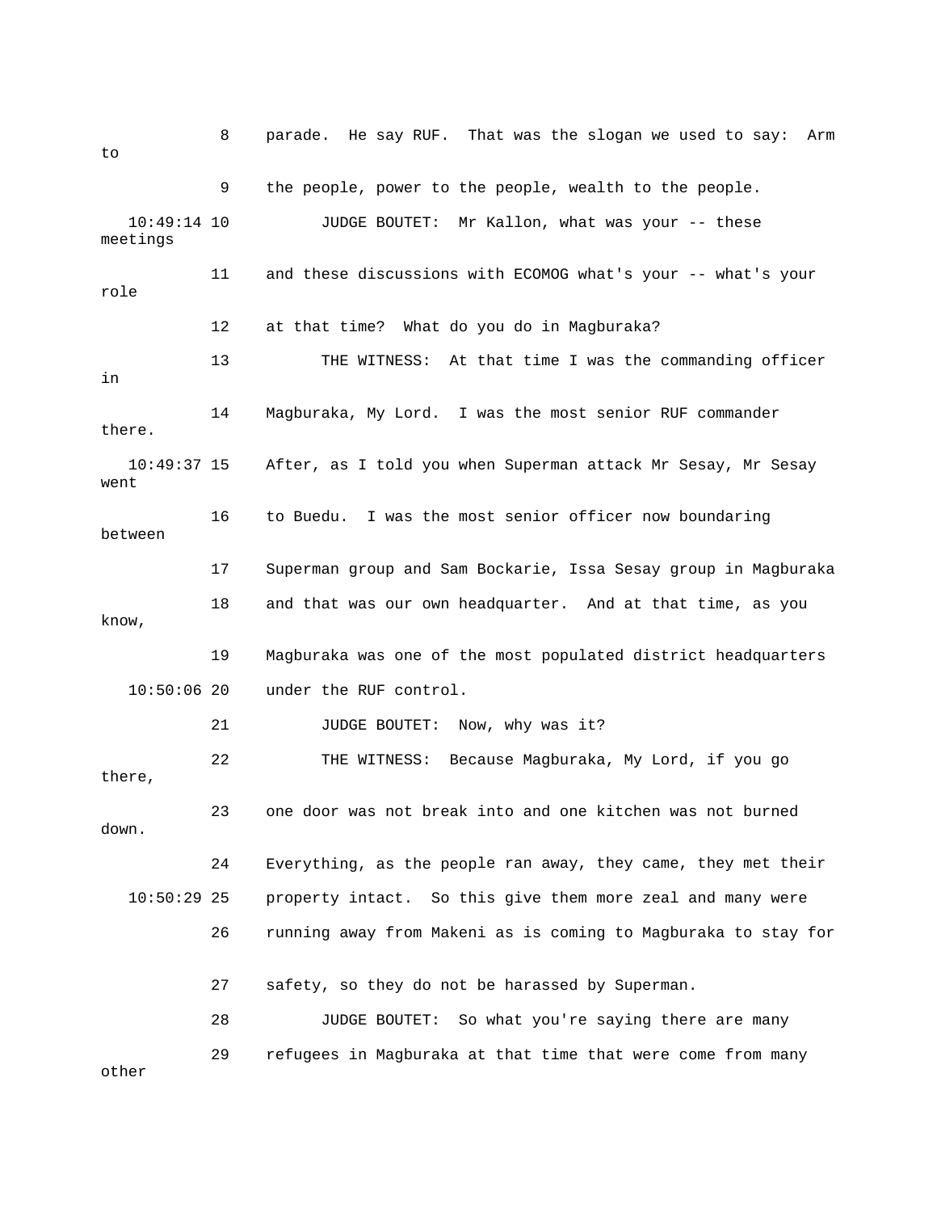8 parade. He say RUF. That was the slogan we used to say: Arm to

9 the people, power to the people, wealth to the people.

10:49:14 10 JUDGE BOUTET: Mr Kallon, what was your -- these meetings

11 and these discussions with ECOMOG what's your -- what's your role

12 at that time? What do you do in Magburaka?

13 THE WITNESS: At that time I was the commanding officer in

14 Magburaka, My Lord. I was the most senior RUF commander there.

10:49:37 15 After, as I told you when Superman attack Mr Sesay, Mr Sesay went

16 to Buedu. I was the most senior officer now boundaring between

17 Superman group and Sam Bockarie, Issa Sesay group in Magburaka

18 and that was our own headquarter. And at that time, as you know,

19 Magburaka was one of the most populated district headquarters

10:50:06 20 under the RUF control.

21 JUDGE BOUTET: Now, why was it?

22 THE WITNESS: Because Magburaka, My Lord, if you go there,

23 one door was not break into and one kitchen was not burned down.

24 Everything, as the people ran away, they came, they met their

10:50:29 25 property intact. So this give them more zeal and many were

26 running away from Makeni as is coming to Magburaka to stay for

27 safety, so they do not be harassed by Superman.

28 JUDGE BOUTET: So what you're saying there are many

29 refugees in Magburaka at that time that were come from many other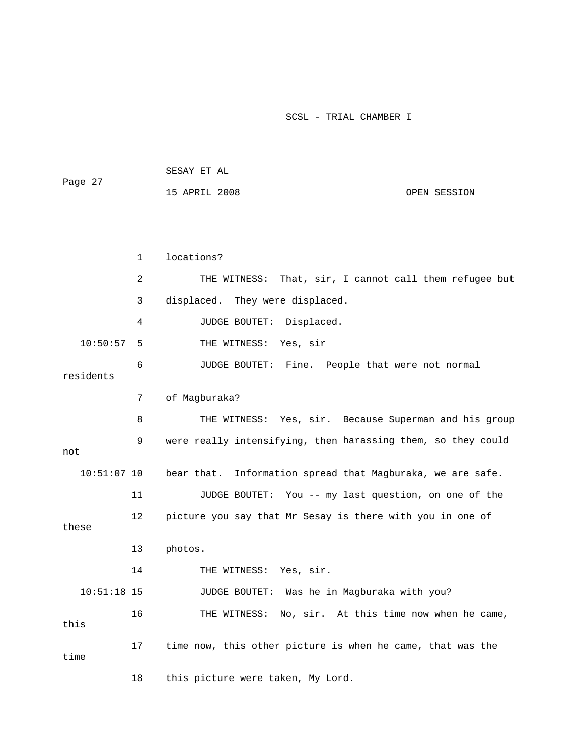locations?

THE WITNESS: That, sir, I cannot call them refugee but displaced. They were displaced.

JUDGE BOUTET: Displaced.

THE WITNESS: Yes, sir

JUDGE BOUTET: Fine. People that were not normal residents of Magburaka?

THE WITNESS: Yes, sir. Because Superman and his group were really intensifying, then harassing them, so they could not bear that. Information spread that Magburaka, we are safe.

JUDGE BOUTET: You -- my last question, on one of the picture you say that Mr Sesay is there with you in one of these photos.

THE WITNESS: Yes, sir.

JUDGE BOUTET: Was he in Magburaka with you?

THE WITNESS: No, sir. At this time now when he came, this time now, this other picture is when he came, that was the time this picture were taken, My Lord.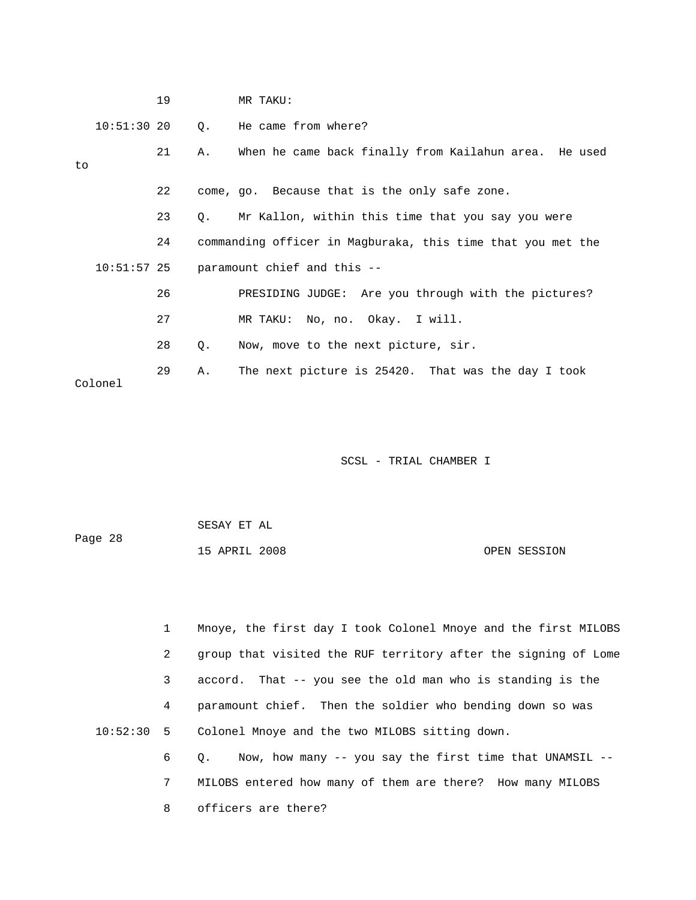19 MR TAKU:

10:51:30 20 Q. He came from where?

21 A. When he came back finally from Kailahun area. He used to

22 come, go. Because that is the only safe zone.

23 Q. Mr Kallon, within this time that you say you were

24 commanding officer in Magburaka, this time that you met the

10:51:57 25 paramount chief and this --

26 PRESIDING JUDGE: Are you through with the pictures?

27 MR TAKU: No, no. Okay. I will.

28 Q. Now, move to the next picture, sir.

29 A. The next picture is 25420. That was the day I took Colonel

1 Mnoye, the first day I took Colonel Mnoye and the first MILOBS

2 group that visited the RUF territory after the signing of Lome

3 accord. That -- you see the old man who is standing is the

4 paramount chief. Then the soldier who bending down so was

10:52:30 5 Colonel Mnoye and the two MILOBS sitting down.

6 Q. Now, how many -- you say the first time that UNAMSIL --

7 MILOBS entered how many of them are there? How many MILOBS

8 officers are there?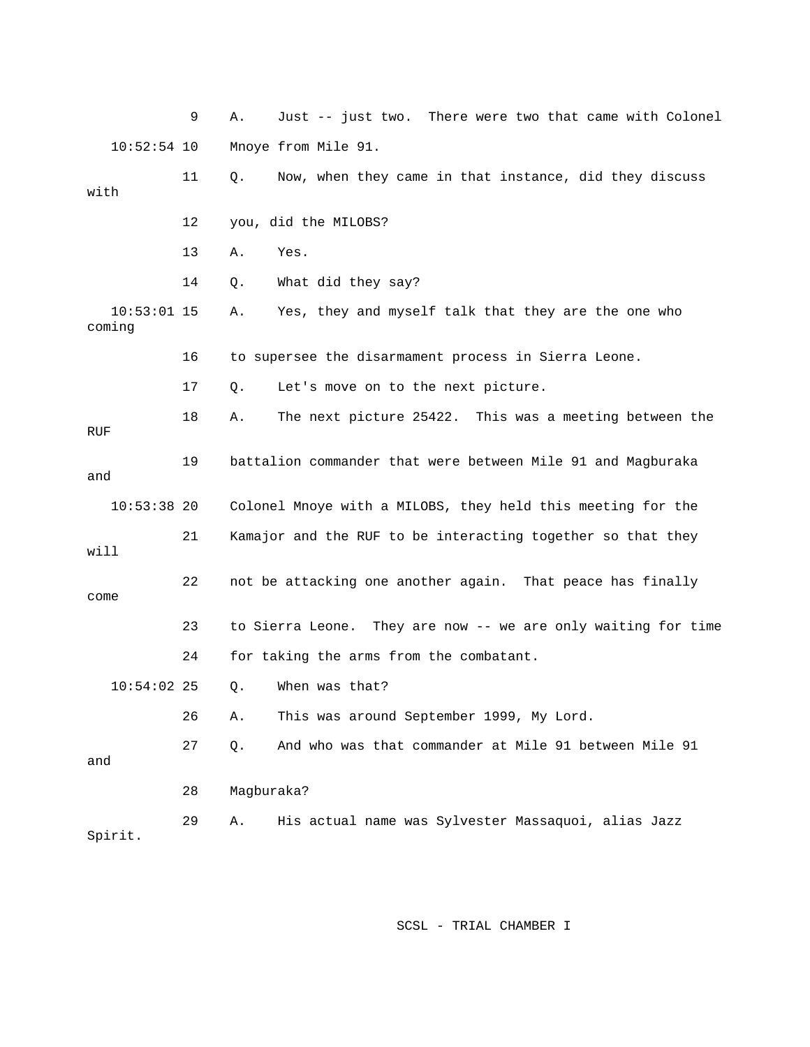9 A. Just -- just two. There were two that came with Colonel

10:52:54 10 Mnoye from Mile 91.

11 Q. Now, when they came in that instance, did they discuss with

12 you, did the MILOBS?

13 A. Yes.

14 Q. What did they say?

10:53:01 15 A. Yes, they and myself talk that they are the one who coming

16 to supersee the disarmament process in Sierra Leone.

17 Q. Let's move on to the next picture.

18 A. The next picture 25422. This was a meeting between the RUF

19 battalion commander that were between Mile 91 and Magburaka and

10:53:38 20 Colonel Mnoye with a MILOBS, they held this meeting for the

21 Kamajor and the RUF to be interacting together so that they will

22 not be attacking one another again. That peace has finally come

23 to Sierra Leone. They are now -- we are only waiting for time

24 for taking the arms from the combatant.

10:54:02 25 Q. When was that?

26 A. This was around September 1999, My Lord.

27 Q. And who was that commander at Mile 91 between Mile 91 and

28 Magburaka?

29 A. His actual name was Sylvester Massaquoi, alias Jazz Spirit.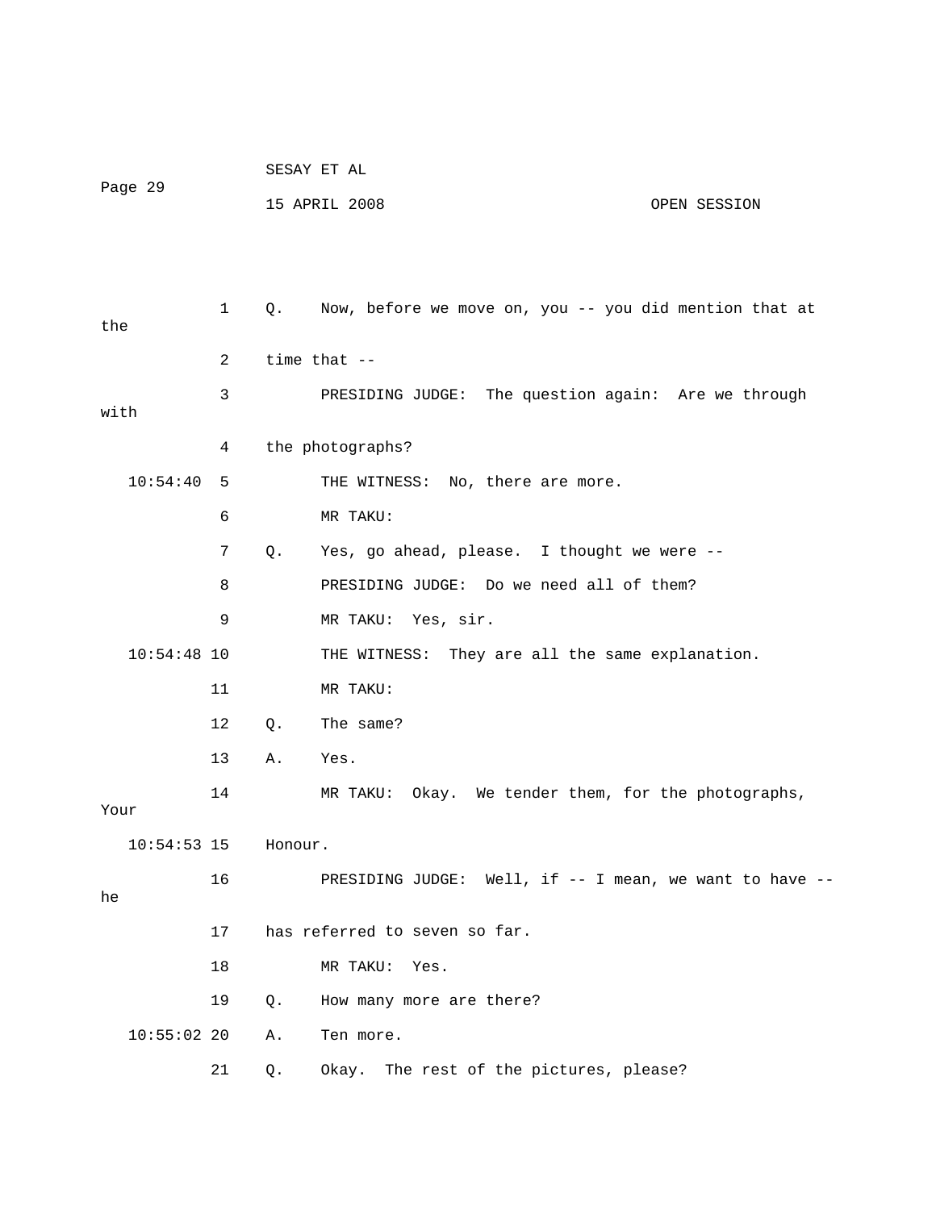Q. Now, before we move on, you -- you did mention that at the time that --

PRESIDING JUDGE: The question again: Are we through with the photographs?

THE WITNESS: No, there are more.

MR TAKU:

Q. Yes, go ahead, please. I thought we were --

PRESIDING JUDGE: Do we need all of them?

MR TAKU: Yes, sir.

THE WITNESS: They are all the same explanation.

MR TAKU:

Q. The same?

A. Yes.

MR TAKU: Okay. We tender them, for the photographs, Your Honour.

PRESIDING JUDGE: Well, if -- I mean, we want to have -- he has referred to seven so far.

MR TAKU: Yes.

Q. How many more are there?

A. Ten more.

Q. Okay. The rest of the pictures, please?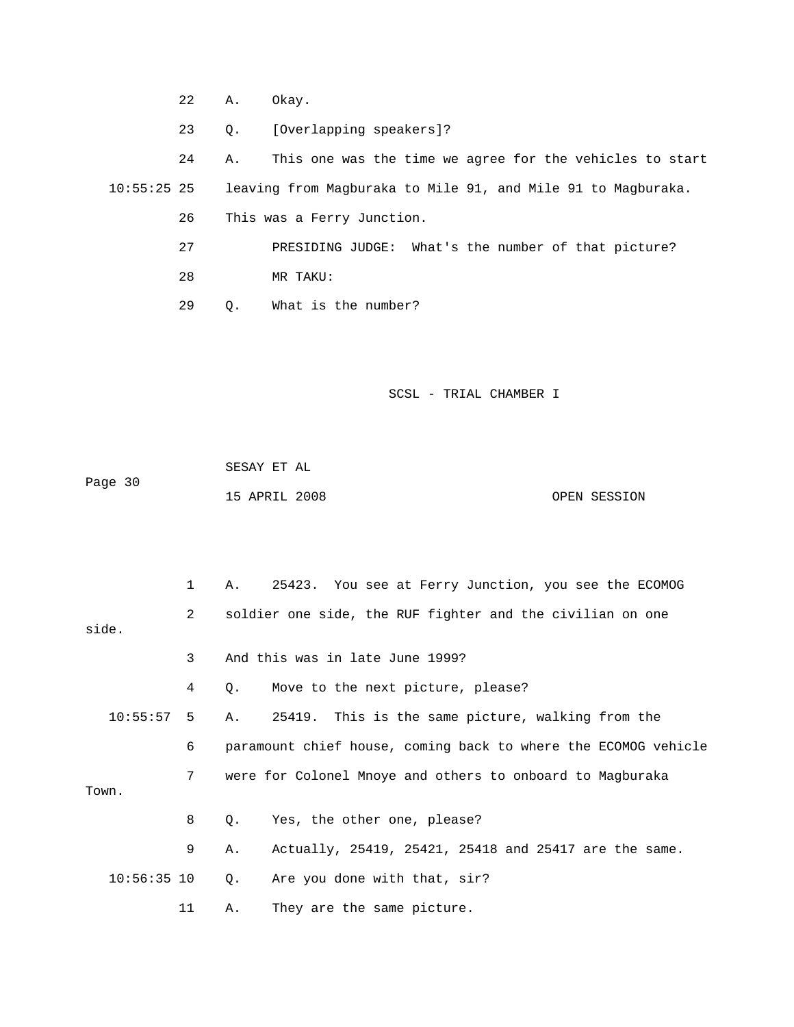22 A. Okay.

23 Q. [Overlapping speakers]?

24 A. This one was the time we agree for the vehicles to start

10:55:25 25 leaving from Magburaka to Mile 91, and Mile 91 to Magburaka.

26 This was a Ferry Junction.

27 PRESIDING JUDGE: What's the number of that picture?

28 MR TAKU:

29 Q. What is the number?

1 A. 25423. You see at Ferry Junction, you see the ECOMOG

2 soldier one side, the RUF fighter and the civilian on one side.

3 And this was in late June 1999?

4 Q. Move to the next picture, please?

10:55:57 5 A. 25419. This is the same picture, walking from the

6 paramount chief house, coming back to where the ECOMOG vehicle

7 were for Colonel Mnoye and others to onboard to Magburaka Town.

8 Q. Yes, the other one, please?

9 A. Actually, 25419, 25421, 25418 and 25417 are the same.

10:56:35 10 Q. Are you done with that, sir?

11 A. They are the same picture.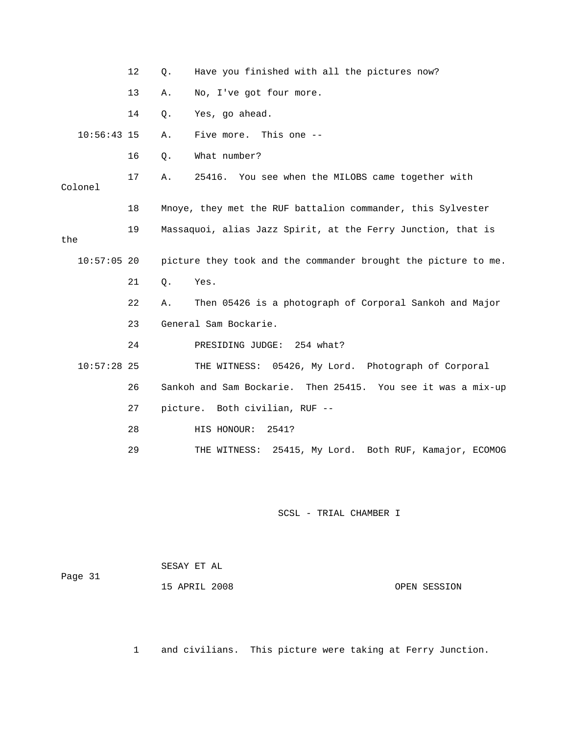12 Q. Have you finished with all the pictures now?

13 A. No, I've got four more.

14 Q. Yes, go ahead.

10:56:43 15 A. Five more. This one --

16 Q. What number?

17 A. 25416. You see when the MILOBS came together with Colonel

18 Mnoye, they met the RUF battalion commander, this Sylvester

19 Massaquoi, alias Jazz Spirit, at the Ferry Junction, that is the

10:57:05 20 picture they took and the commander brought the picture to me.

21 Q. Yes.

22 A. Then 05426 is a photograph of Corporal Sankoh and Major

23 General Sam Bockarie.

24 PRESIDING JUDGE: 254 what?

10:57:28 25 THE WITNESS: 05426, My Lord. Photograph of Corporal

26 Sankoh and Sam Bockarie. Then 25415. You see it was a mix-up

27 picture. Both civilian, RUF --

28 HIS HONOUR: 2541?

29 THE WITNESS: 25415, My Lord. Both RUF, Kamajor, ECOMOG

1 and civilians. This picture were taking at Ferry Junction.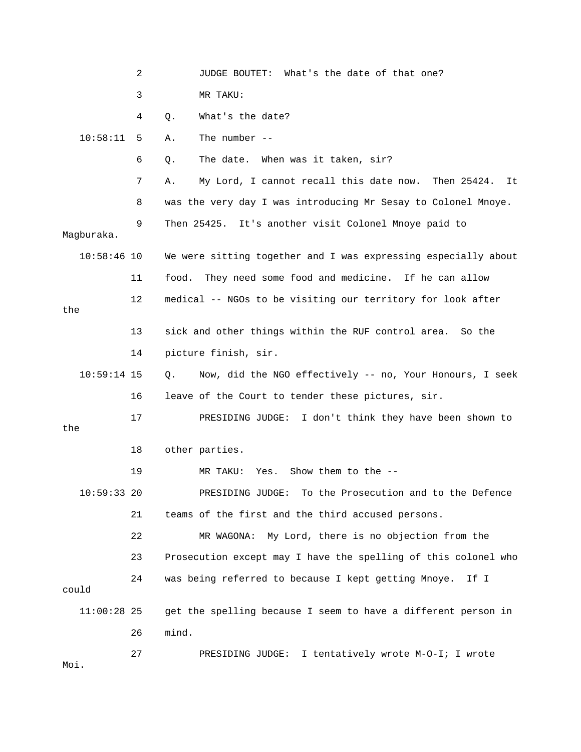2 JUDGE BOUTET: What's the date of that one?

3 MR TAKU:

4 Q. What's the date?

10:58:11 5 A. The number --

6 Q. The date. When was it taken, sir?

7 A. My Lord, I cannot recall this date now. Then 25424. It

8 was the very day I was introducing Mr Sesay to Colonel Mnoye.

9 Then 25425. It's another visit Colonel Mnoye paid to Magburaka.

10:58:46 10 We were sitting together and I was expressing especially about

11 food. They need some food and medicine. If he can allow

12 medical -- NGOs to be visiting our territory for look after the

13 sick and other things within the RUF control area. So the

14 picture finish, sir.

10:59:14 15 Q. Now, did the NGO effectively -- no, Your Honours, I seek

16 leave of the Court to tender these pictures, sir.

17 PRESIDING JUDGE: I don't think they have been shown to the

18 other parties.

19 MR TAKU: Yes. Show them to the --

10:59:33 20 PRESIDING JUDGE: To the Prosecution and to the Defence

21 teams of the first and the third accused persons.

22 MR WAGONA: My Lord, there is no objection from the

23 Prosecution except may I have the spelling of this colonel who

24 was being referred to because I kept getting Mnoye. If I could

11:00:28 25 get the spelling because I seem to have a different person in

26 mind.

27 PRESIDING JUDGE: I tentatively wrote M-O-I; I wrote Moi.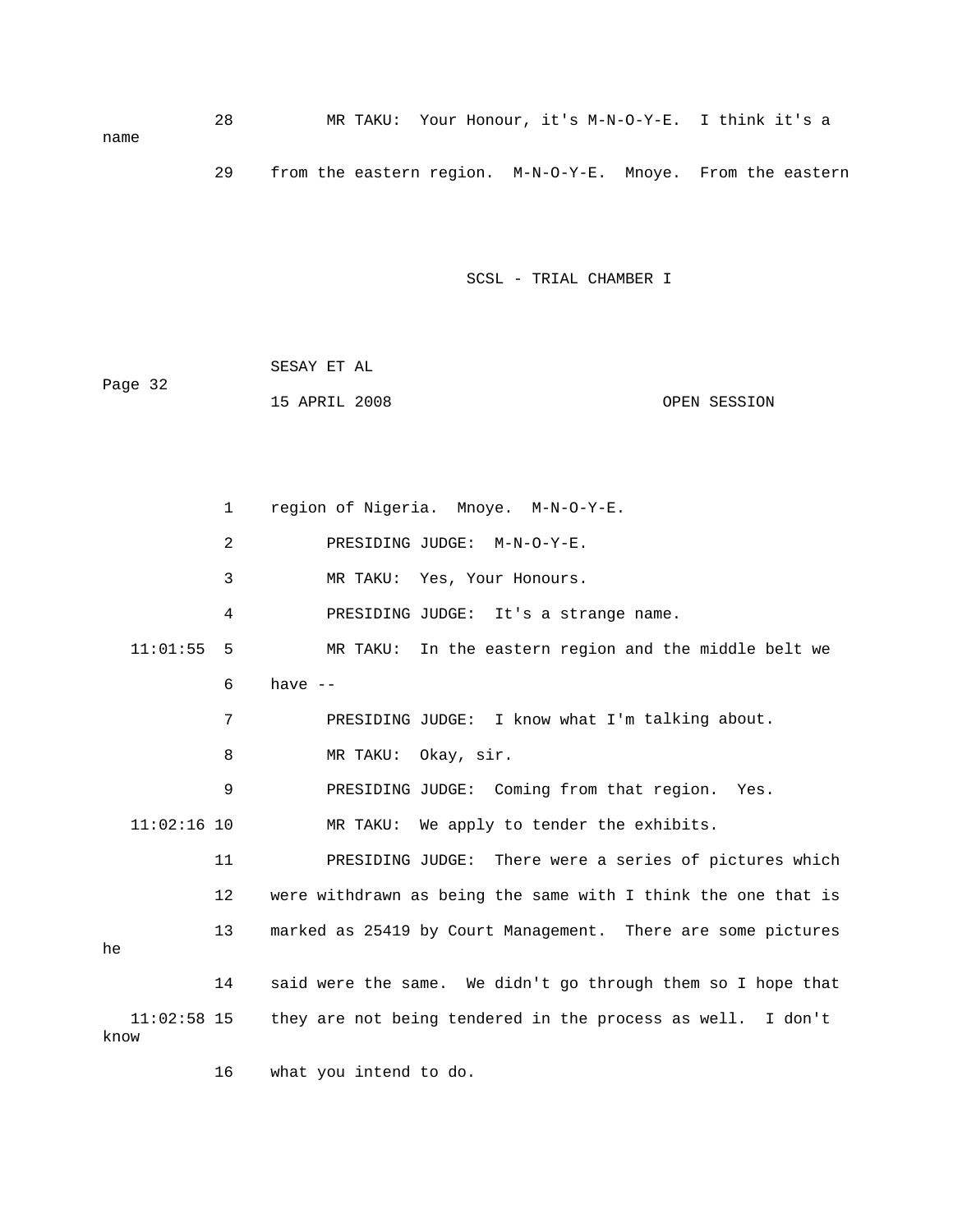28 MR TAKU: Your Honour, it's M-N-O-Y-E. I think it's a name

29 from the eastern region. M-N-O-Y-E. Mnoye. From the eastern

1 region of Nigeria. Mnoye. M-N-O-Y-E.

2 PRESIDING JUDGE: M-N-O-Y-E.

3 MR TAKU: Yes, Your Honours.

4 PRESIDING JUDGE: It's a strange name.

11:01:55 5 MR TAKU: In the eastern region and the middle belt we

6 have --

7 PRESIDING JUDGE: I know what I'm talking about.

8 MR TAKU: Okay, sir.

9 PRESIDING JUDGE: Coming from that region. Yes.

11:02:16 10 MR TAKU: We apply to tender the exhibits.

11 PRESIDING JUDGE: There were a series of pictures which

12 were withdrawn as being the same with I think the one that is

13 marked as 25419 by Court Management. There are some pictures he

14 said were the same. We didn't go through them so I hope that

11:02:58 15 they are not being tendered in the process as well. I don't know

16 what you intend to do.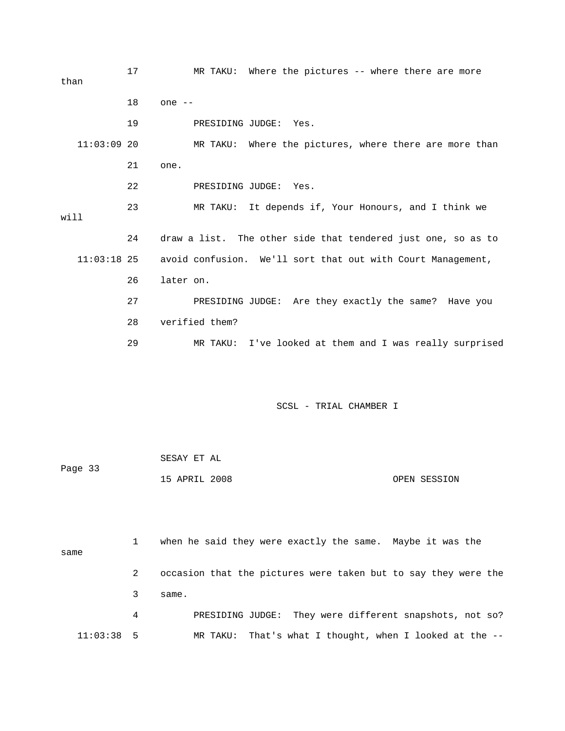MR TAKU: Where the pictures -- where there are more than one --

PRESIDING JUDGE: Yes.

MR TAKU: Where the pictures, where there are more than one.

PRESIDING JUDGE: Yes.

MR TAKU: It depends if, Your Honours, and I think we will draw a list. The other side that tendered just one, so as to avoid confusion. We'll sort that out with Court Management, later on.

PRESIDING JUDGE: Are they exactly the same? Have you verified them?

MR TAKU: I've looked at them and I was really surprised when he said they were exactly the same. Maybe it was the same occasion that the pictures were taken but to say they were the same.

PRESIDING JUDGE: They were different snapshots, not so?

MR TAKU: That's what I thought, when I looked at the --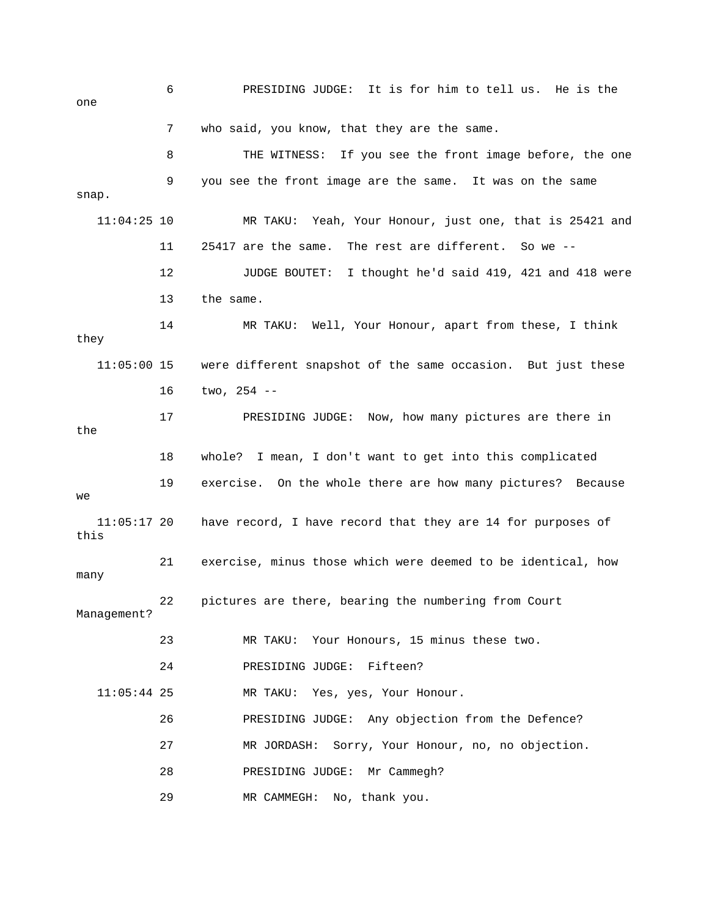6 PRESIDING JUDGE: It is for him to tell us. He is the one

7 who said, you know, that they are the same.

8 THE WITNESS: If you see the front image before, the one

9 you see the front image are the same. It was on the same snap.

11:04:25 10 MR TAKU: Yeah, Your Honour, just one, that is 25421 and

11 25417 are the same. The rest are different. So we --

12 JUDGE BOUTET: I thought he'd said 419, 421 and 418 were

13 the same.

14 MR TAKU: Well, Your Honour, apart from these, I think they

11:05:00 15 were different snapshot of the same occasion. But just these

16 two, 254 --

17 PRESIDING JUDGE: Now, how many pictures are there in the

18 whole? I mean, I don't want to get into this complicated

19 exercise. On the whole there are how many pictures? Because we

11:05:17 20 have record, I have record that they are 14 for purposes of this

21 exercise, minus those which were deemed to be identical, how many

22 pictures are there, bearing the numbering from Court Management?

23 MR TAKU: Your Honours, 15 minus these two.

24 PRESIDING JUDGE: Fifteen?

11:05:44 25 MR TAKU: Yes, yes, Your Honour.

26 PRESIDING JUDGE: Any objection from the Defence?

27 MR JORDASH: Sorry, Your Honour, no, no objection.

28 PRESIDING JUDGE: Mr Cammegh?

29 MR CAMMEGH: No, thank you.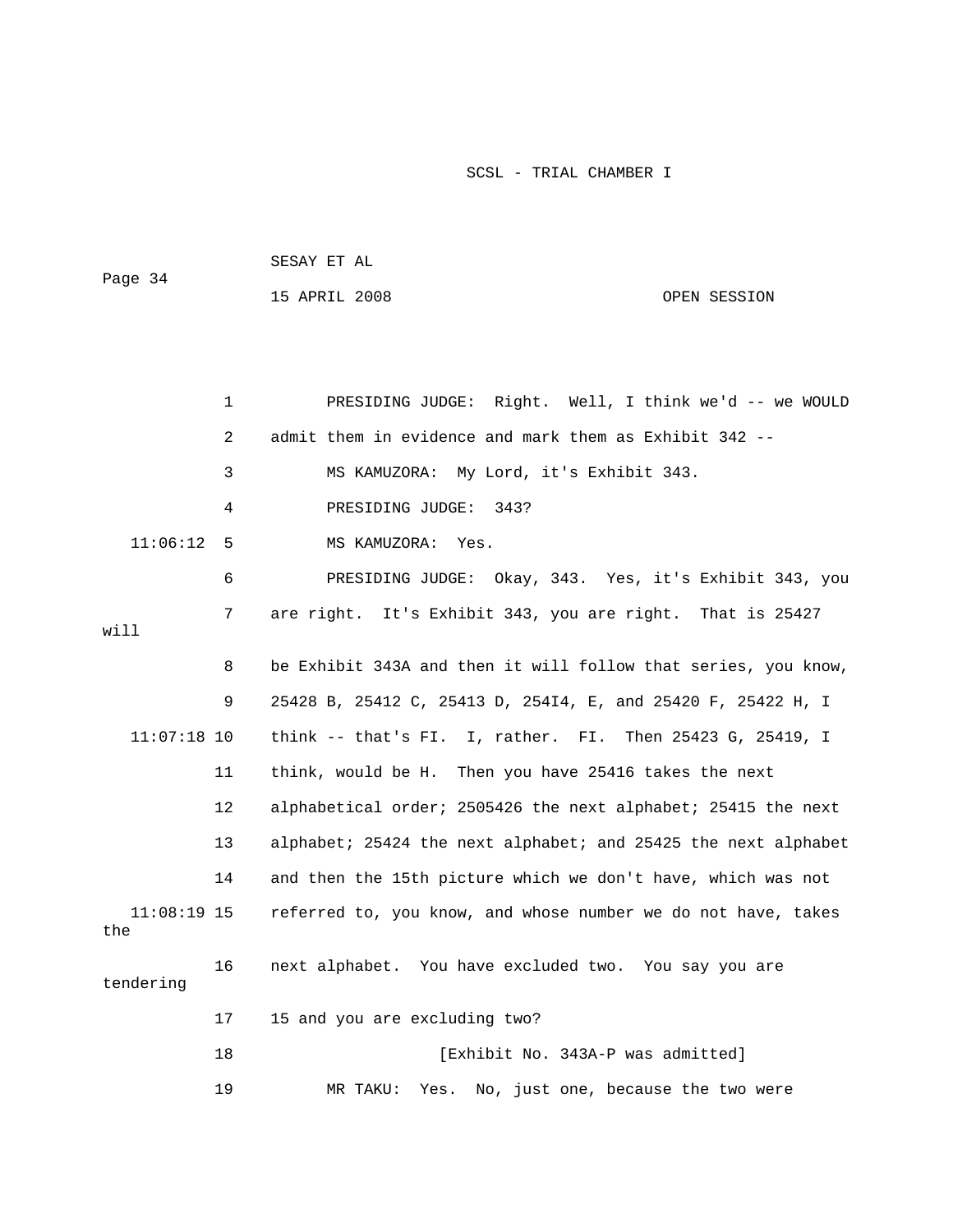1 PRESIDING JUDGE: Right. Well, I think we'd -- we WOULD

2 admit them in evidence and mark them as Exhibit 342 --

3 MS KAMUZORA: My Lord, it's Exhibit 343.

4 PRESIDING JUDGE: 343?

11:06:12 5 MS KAMUZORA: Yes.

6 PRESIDING JUDGE: Okay, 343. Yes, it's Exhibit 343, you

7 are right. It's Exhibit 343, you are right. That is 25427 will

8 be Exhibit 343A and then it will follow that series, you know,

9 25428 B, 25412 C, 25413 D, 254I4, E, and 25420 F, 25422 H, I

11:07:18 10 think -- that's FI. I, rather. FI. Then 25423 G, 25419, I

11 think, would be H. Then you have 25416 takes the next

12 alphabetical order; 2505426 the next alphabet; 25415 the next

13 alphabet; 25424 the next alphabet; and 25425 the next alphabet

14 and then the 15th picture which we don't have, which was not

11:08:19 15 referred to, you know, and whose number we do not have, takes the

16 next alphabet. You have excluded two. You say you are tendering

17 15 and you are excluding two?

18 [Exhibit No. 343A-P was admitted]

19 MR TAKU: Yes. No, just one, because the two were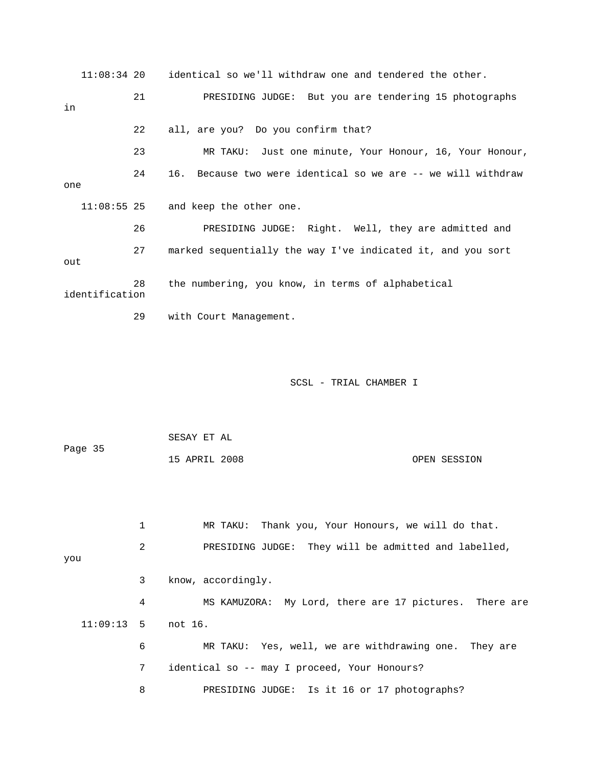11:08:34 20 identical so we'll withdraw one and tendered the other.

21 PRESIDING JUDGE: But you are tendering 15 photographs in

22 all, are you? Do you confirm that?

23 MR TAKU: Just one minute, Your Honour, 16, Your Honour,

24 16. Because two were identical so we are -- we will withdraw one

11:08:55 25 and keep the other one.

26 PRESIDING JUDGE: Right. Well, they are admitted and

27 marked sequentially the way I've indicated it, and you sort out

28 the numbering, you know, in terms of alphabetical identification

29 with Court Management.

1 MR TAKU: Thank you, Your Honours, we will do that.

2 PRESIDING JUDGE: They will be admitted and labelled, you

3 know, accordingly.

4 MS KAMUZORA: My Lord, there are 17 pictures. There are

11:09:13 5 not 16.

6 MR TAKU: Yes, well, we are withdrawing one. They are

7 identical so -- may I proceed, Your Honours?

8 PRESIDING JUDGE: Is it 16 or 17 photographs?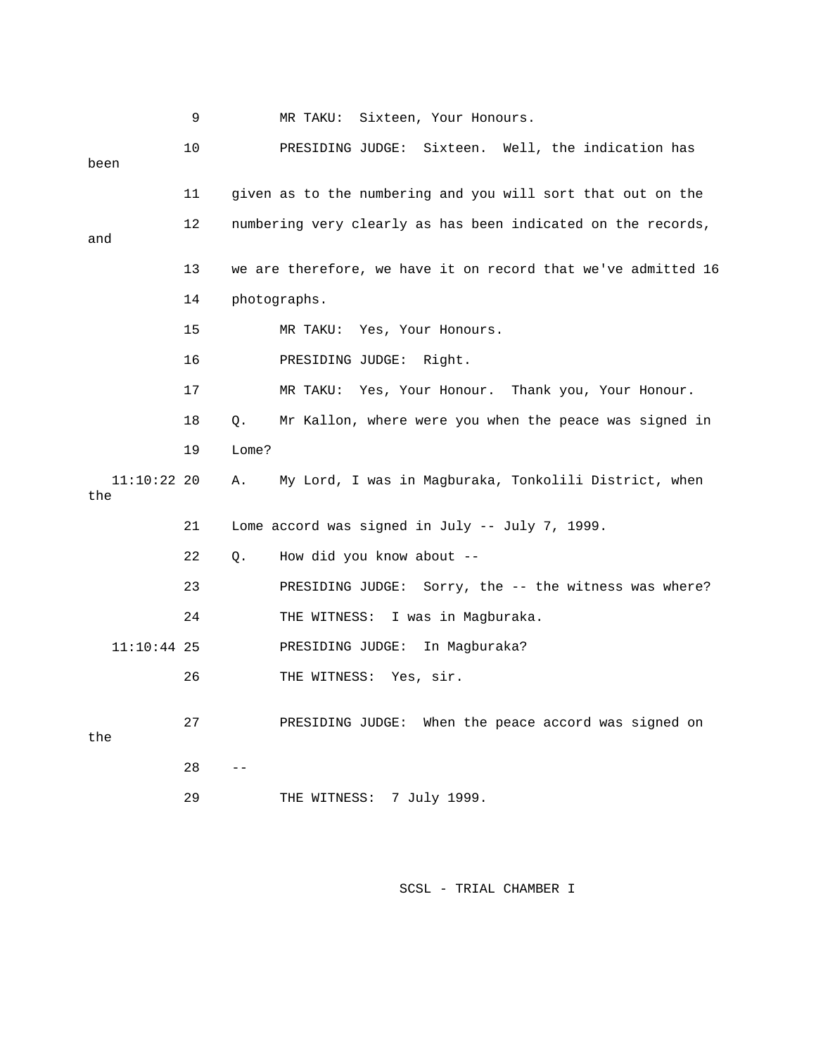9 MR TAKU: Sixteen, Your Honours.

10 PRESIDING JUDGE: Sixteen. Well, the indication has been

11 given as to the numbering and you will sort that out on the

12 numbering very clearly as has been indicated on the records, and

13 we are therefore, we have it on record that we've admitted 16

14 photographs.

15 MR TAKU: Yes, Your Honours.

16 PRESIDING JUDGE: Right.

17 MR TAKU: Yes, Your Honour. Thank you, Your Honour.

18 Q. Mr Kallon, where were you when the peace was signed in

19 Lome?

11:10:22 20 A. My Lord, I was in Magburaka, Tonkolili District, when the

21 Lome accord was signed in July -- July 7, 1999.

22 Q. How did you know about --

23 PRESIDING JUDGE: Sorry, the -- the witness was where?

24 THE WITNESS: I was in Magburaka.

11:10:44 25 PRESIDING JUDGE: In Magburaka?

26 THE WITNESS: Yes, sir.

27 PRESIDING JUDGE: When the peace accord was signed on the

28 --

29 THE WITNESS: 7 July 1999.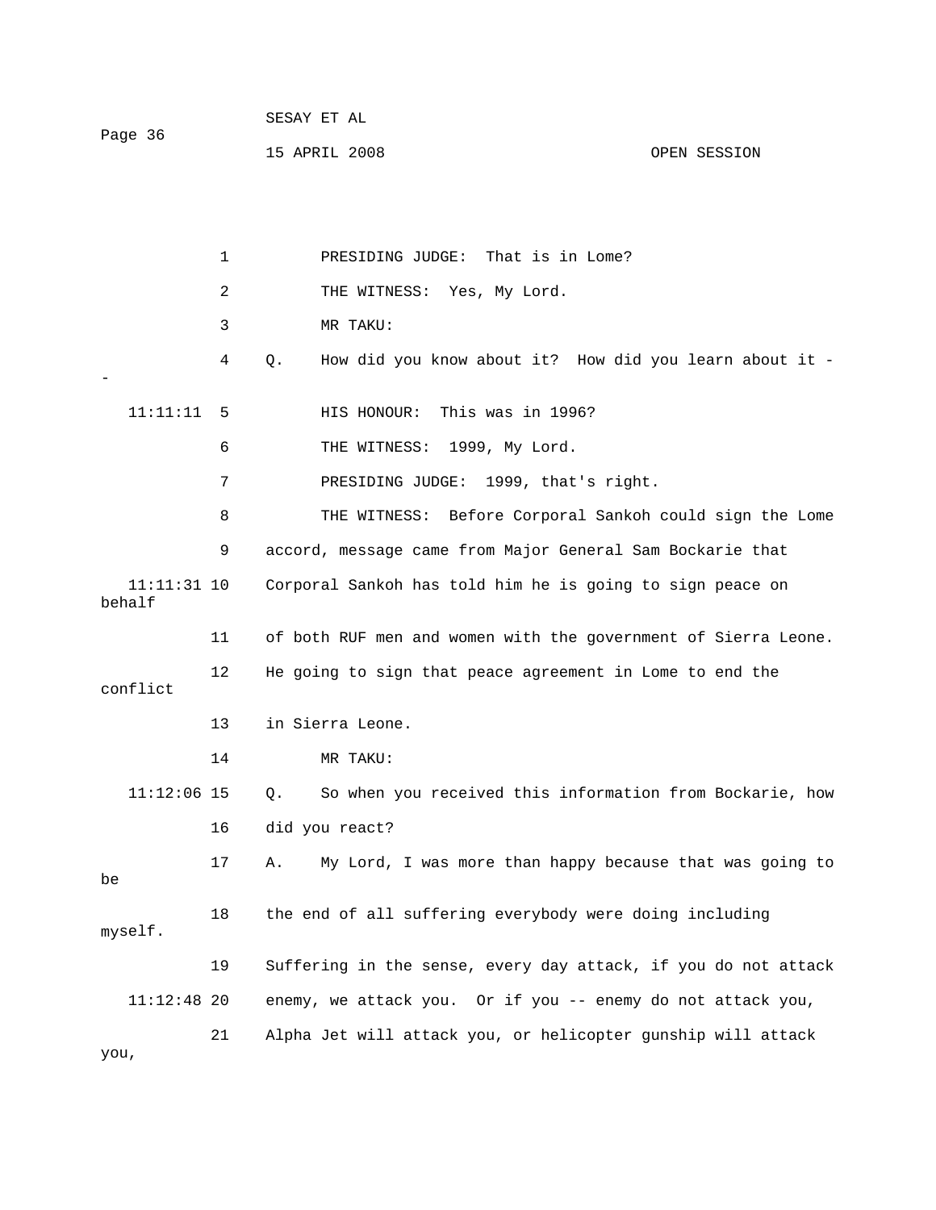PRESIDING JUDGE: That is in Lome?

THE WITNESS: Yes, My Lord.

MR TAKU:

Q. How did you know about it? How did you learn about it --

HIS HONOUR: This was in 1996?

THE WITNESS: 1999, My Lord.

PRESIDING JUDGE: 1999, that's right.

THE WITNESS: Before Corporal Sankoh could sign the Lome accord, message came from Major General Sam Bockarie that Corporal Sankoh has told him he is going to sign peace on behalf of both RUF men and women with the government of Sierra Leone. He going to sign that peace agreement in Lome to end the conflict in Sierra Leone.

MR TAKU:

Q. So when you received this information from Bockarie, how did you react?

A. My Lord, I was more than happy because that was going to be the end of all suffering everybody were doing including myself. Suffering in the sense, every day attack, if you do not attack enemy, we attack you. Or if you -- enemy do not attack you, Alpha Jet will attack you, or helicopter gunship will attack you,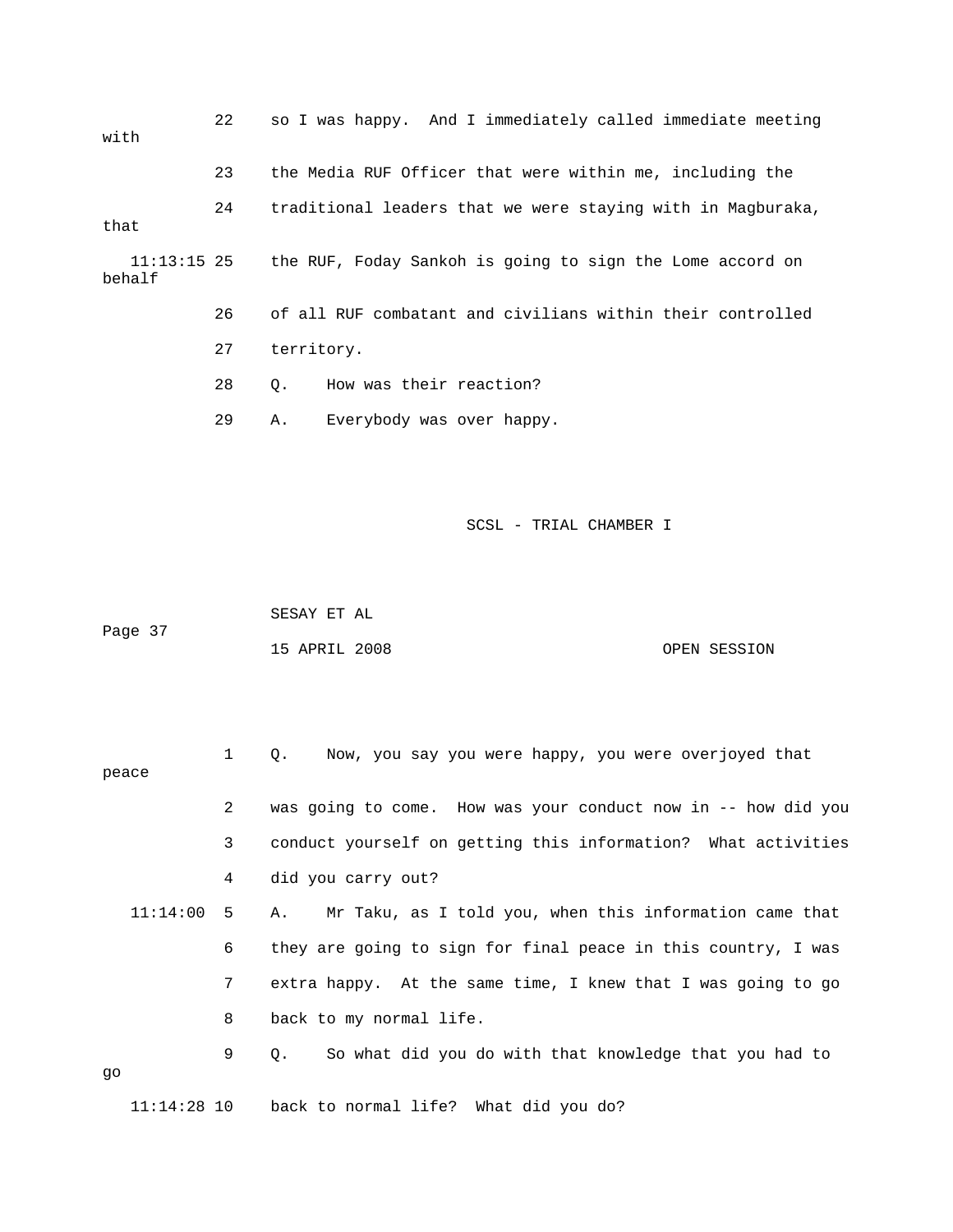22 so I was happy. And I immediately called immediate meeting with

23 the Media RUF Officer that were within me, including the

24 traditional leaders that we were staying with in Magburaka, that

11:13:15 25 the RUF, Foday Sankoh is going to sign the Lome accord on behalf

26 of all RUF combatant and civilians within their controlled

27 territory.

28 Q. How was their reaction?

29 A. Everybody was over happy.

1 Q. Now, you say you were happy, you were overjoyed that peace

2 was going to come. How was your conduct now in -- how did you

3 conduct yourself on getting this information? What activities

4 did you carry out?

11:14:00 5 A. Mr Taku, as I told you, when this information came that

6 they are going to sign for final peace in this country, I was

7 extra happy. At the same time, I knew that I was going to go

8 back to my normal life.

9 Q. So what did you do with that knowledge that you had to go

11:14:28 10 back to normal life? What did you do?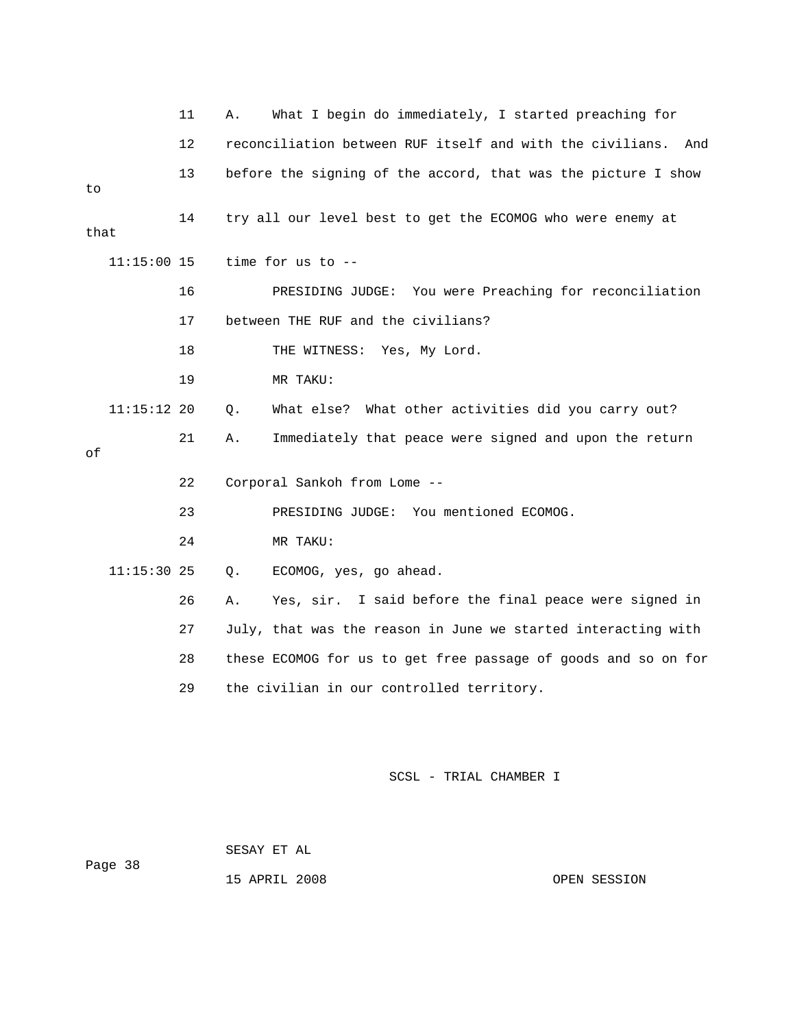11 A. What I begin do immediately, I started preaching for
12 reconciliation between RUF itself and with the civilians. And
13 before the signing of the accord, that was the picture I show to
14 try all our level best to get the ECOMOG who were enemy at that
11:15:00 15 time for us to --
16 PRESIDING JUDGE: You were Preaching for reconciliation
17 between THE RUF and the civilians?
18 THE WITNESS: Yes, My Lord.
19 MR TAKU:
11:15:12 20 Q. What else? What other activities did you carry out?
21 A. Immediately that peace were signed and upon the return of
22 Corporal Sankoh from Lome --
23 PRESIDING JUDGE: You mentioned ECOMOG.
24 MR TAKU:
11:15:30 25 Q. ECOMOG, yes, go ahead.
26 A. Yes, sir. I said before the final peace were signed in
27 July, that was the reason in June we started interacting with
28 these ECOMOG for us to get free passage of goods and so on for
29 the civilian in our controlled territory.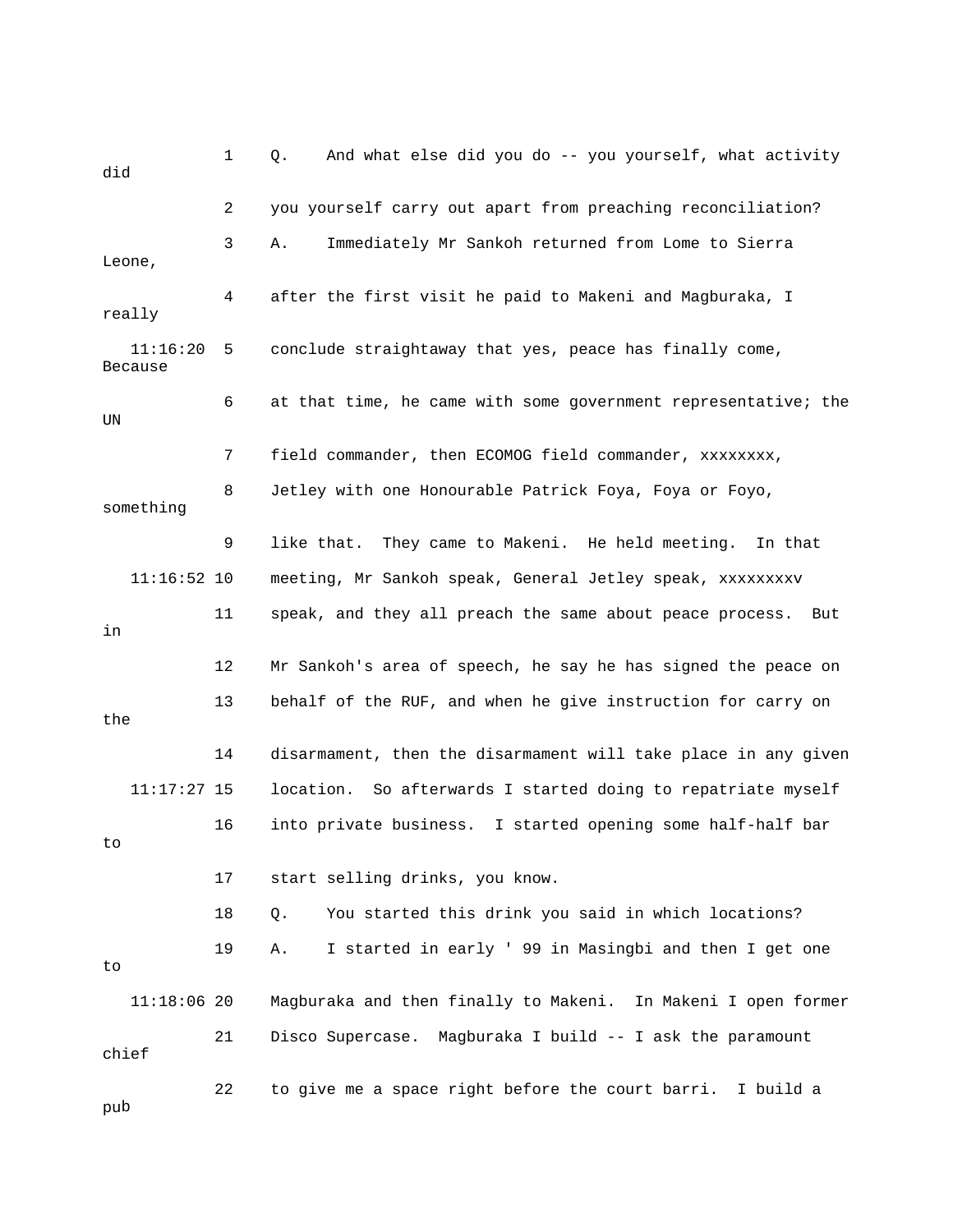1 Q. And what else did you do -- you yourself, what activity did

2 you yourself carry out apart from preaching reconciliation?

3 A. Immediately Mr Sankoh returned from Lome to Sierra Leone,

4 after the first visit he paid to Makeni and Magburaka, I really

11:16:20 5 conclude straightaway that yes, peace has finally come, Because

6 at that time, he came with some government representative; the UN

7 field commander, then ECOMOG field commander, xxxxxxxx,

8 Jetley with one Honourable Patrick Foya, Foya or Foyo, something

9 like that. They came to Makeni. He held meeting. In that

11:16:52 10 meeting, Mr Sankoh speak, General Jetley speak, xxxxxxxxv

11 speak, and they all preach the same about peace process. But in

12 Mr Sankoh's area of speech, he say he has signed the peace on

13 behalf of the RUF, and when he give instruction for carry on the

14 disarmament, then the disarmament will take place in any given

11:17:27 15 location. So afterwards I started doing to repatriate myself

16 into private business. I started opening some half-half bar to

17 start selling drinks, you know.

18 Q. You started this drink you said in which locations?

19 A. I started in early ' 99 in Masingbi and then I get one to

11:18:06 20 Magburaka and then finally to Makeni. In Makeni I open former

21 Disco Supercase. Magburaka I build -- I ask the paramount chief

22 to give me a space right before the court barri. I build a pub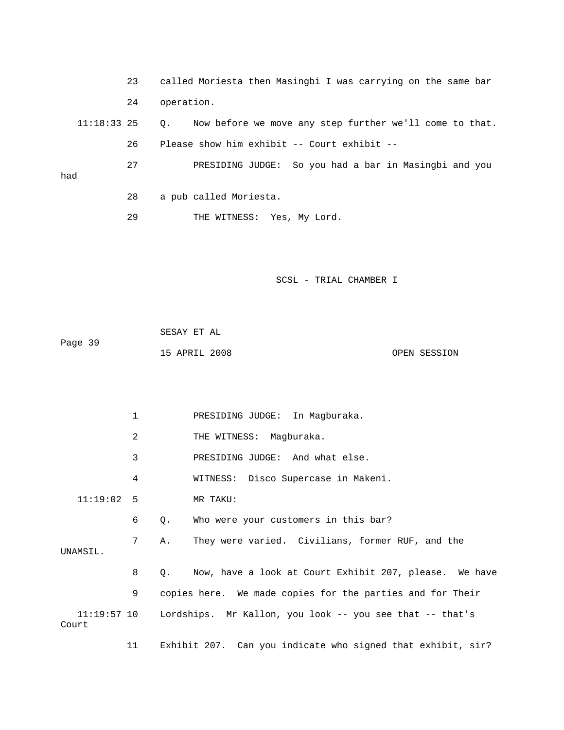23 called Moriesta then Masingbi I was carrying on the same bar

24 operation.

11:18:33 25 Q. Now before we move any step further we'll come to that.

26 Please show him exhibit -- Court exhibit --

27 PRESIDING JUDGE: So you had a bar in Masingbi and you had

28 a pub called Moriesta.

29 THE WITNESS: Yes, My Lord.

1 PRESIDING JUDGE: In Magburaka.

2 THE WITNESS: Magburaka.

3 PRESIDING JUDGE: And what else.

4 WITNESS: Disco Supercase in Makeni.

11:19:02 5 MR TAKU:

6 Q. Who were your customers in this bar?

7 A. They were varied. Civilians, former RUF, and the UNAMSIL.

8 Q. Now, have a look at Court Exhibit 207, please. We have

9 copies here. We made copies for the parties and for Their

11:19:57 10 Lordships. Mr Kallon, you look -- you see that -- that's Court

11 Exhibit 207. Can you indicate who signed that exhibit, sir?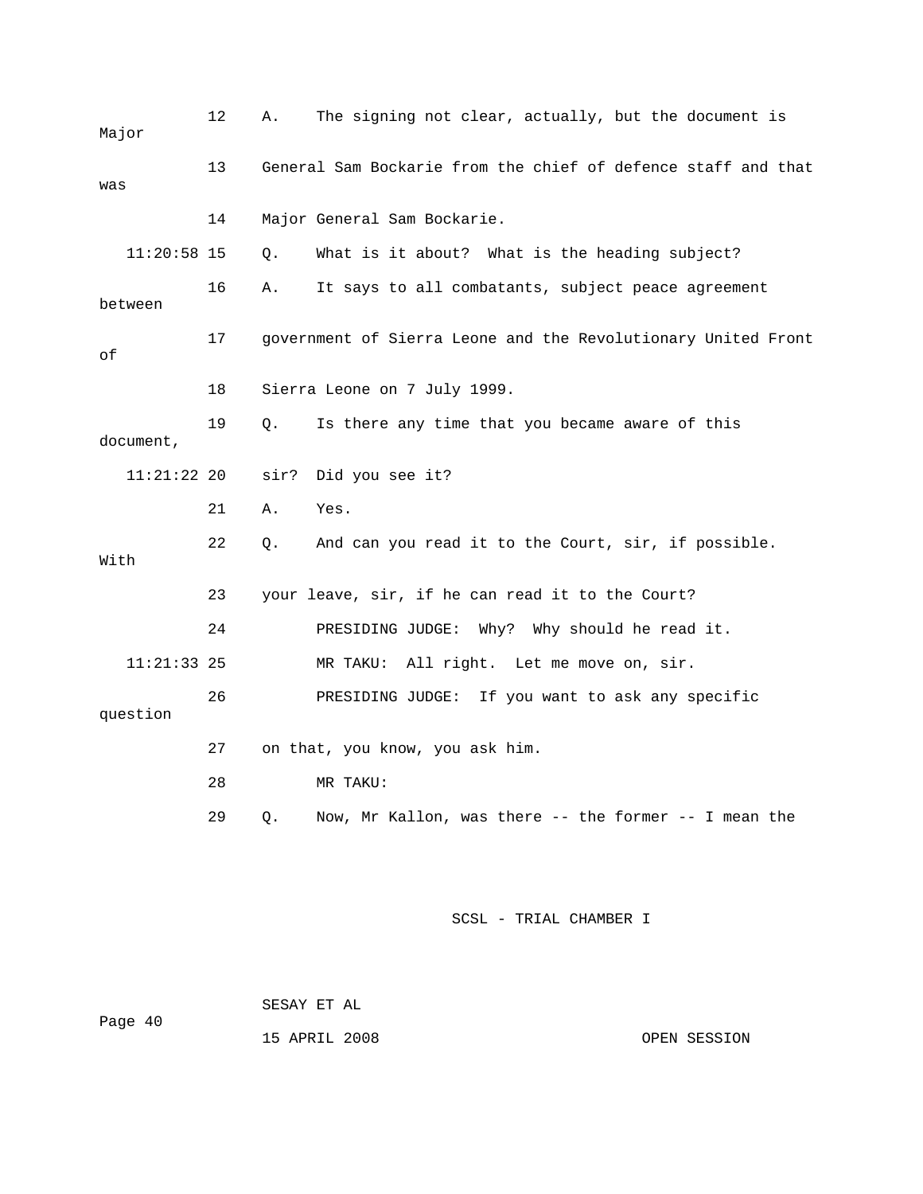12 A. The signing not clear, actually, but the document is Major

13 General Sam Bockarie from the chief of defence staff and that was

14 Major General Sam Bockarie.

11:20:58 15 Q. What is it about? What is the heading subject?

16 A. It says to all combatants, subject peace agreement between

17 government of Sierra Leone and the Revolutionary United Front of

18 Sierra Leone on 7 July 1999.

19 Q. Is there any time that you became aware of this document,

11:21:22 20 sir? Did you see it?

21 A. Yes.

22 Q. And can you read it to the Court, sir, if possible. With

23 your leave, sir, if he can read it to the Court?

24 PRESIDING JUDGE: Why? Why should he read it.

11:21:33 25 MR TAKU: All right. Let me move on, sir.

26 PRESIDING JUDGE: If you want to ask any specific question

27 on that, you know, you ask him.

28 MR TAKU:

29 Q. Now, Mr Kallon, was there -- the former -- I mean the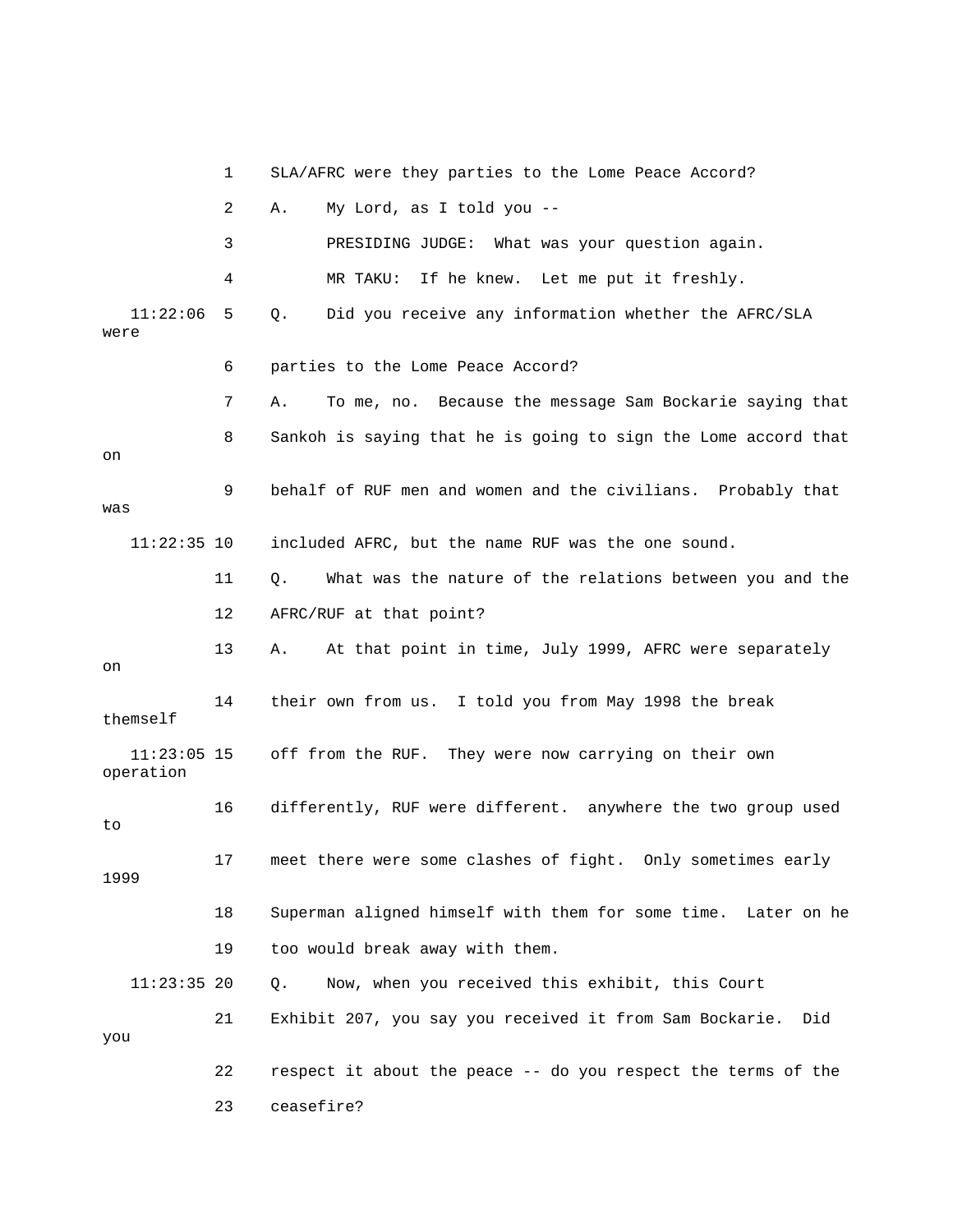1 SLA/AFRC were they parties to the Lome Peace Accord?

2 A. My Lord, as I told you --

3 PRESIDING JUDGE: What was your question again.

4 MR TAKU: If he knew. Let me put it freshly.

11:22:06 5 Q. Did you receive any information whether the AFRC/SLA were

6 parties to the Lome Peace Accord?

7 A. To me, no. Because the message Sam Bockarie saying that

8 Sankoh is saying that he is going to sign the Lome accord that on

9 behalf of RUF men and women and the civilians. Probably that was

11:22:35 10 included AFRC, but the name RUF was the one sound.

11 Q. What was the nature of the relations between you and the

12 AFRC/RUF at that point?

13 A. At that point in time, July 1999, AFRC were separately on

14 their own from us. I told you from May 1998 the break themself

11:23:05 15 off from the RUF. They were now carrying on their own operation

16 differently, RUF were different. anywhere the two group used to

17 meet there were some clashes of fight. Only sometimes early 1999

18 Superman aligned himself with them for some time. Later on he

19 too would break away with them.

11:23:35 20 Q. Now, when you received this exhibit, this Court

21 Exhibit 207, you say you received it from Sam Bockarie. Did you

22 respect it about the peace -- do you respect the terms of the

23 ceasefire?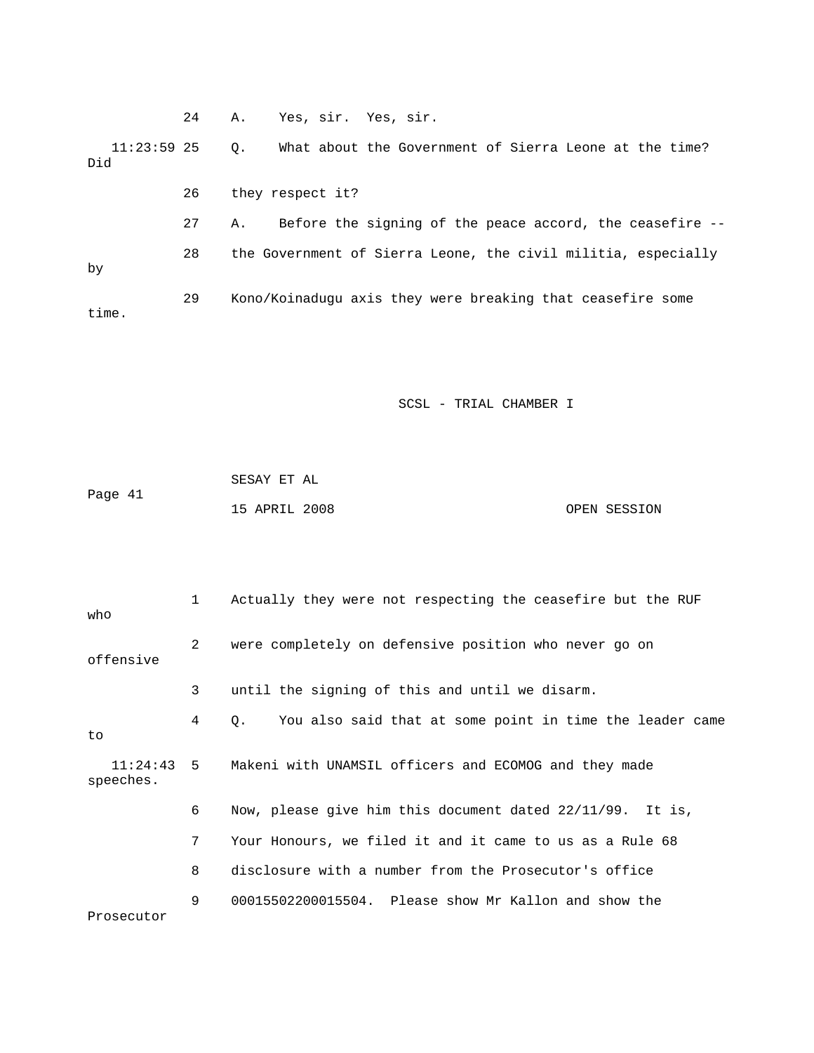24 A. Yes, sir. Yes, sir.

11:23:59 25 Q. What about the Government of Sierra Leone at the time? Did

26 they respect it?

27 A. Before the signing of the peace accord, the ceasefire --

28 the Government of Sierra Leone, the civil militia, especially by

29 Kono/Koinadugu axis they were breaking that ceasefire some time.

1 Actually they were not respecting the ceasefire but the RUF who

2 were completely on defensive position who never go on offensive

3 until the signing of this and until we disarm.

4 Q. You also said that at some point in time the leader came to

11:24:43 5 Makeni with UNAMSIL officers and ECOMOG and they made speeches.

6 Now, please give him this document dated 22/11/99. It is,

7 Your Honours, we filed it and it came to us as a Rule 68

8 disclosure with a number from the Prosecutor's office

9 00015502200015504. Please show Mr Kallon and show the Prosecutor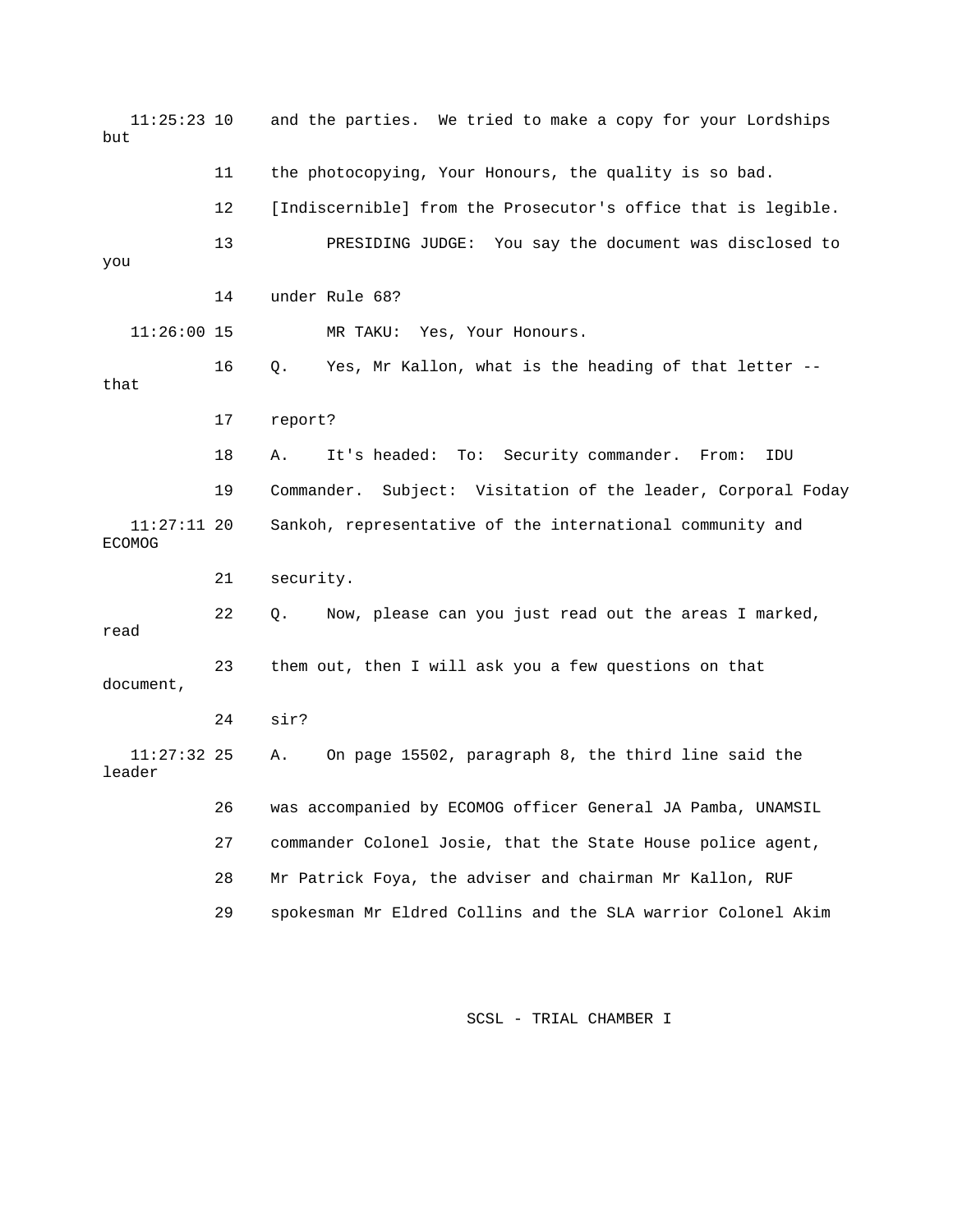11:25:23 10 and the parties. We tried to make a copy for your Lordships but

11 the photocopying, Your Honours, the quality is so bad.

12 [Indiscernible] from the Prosecutor's office that is legible.

13 PRESIDING JUDGE: You say the document was disclosed to you

14 under Rule 68?

11:26:00 15 MR TAKU: Yes, Your Honours.

16 Q. Yes, Mr Kallon, what is the heading of that letter -- that

17 report?

18 A. It's headed: To: Security commander. From: IDU

19 Commander. Subject: Visitation of the leader, Corporal Foday

11:27:11 20 Sankoh, representative of the international community and ECOMOG

21 security.

22 Q. Now, please can you just read out the areas I marked, read

23 them out, then I will ask you a few questions on that document,

24 sir?

11:27:32 25 A. On page 15502, paragraph 8, the third line said the leader

26 was accompanied by ECOMOG officer General JA Pamba, UNAMSIL

27 commander Colonel Josie, that the State House police agent,

28 Mr Patrick Foya, the adviser and chairman Mr Kallon, RUF

29 spokesman Mr Eldred Collins and the SLA warrior Colonel Akim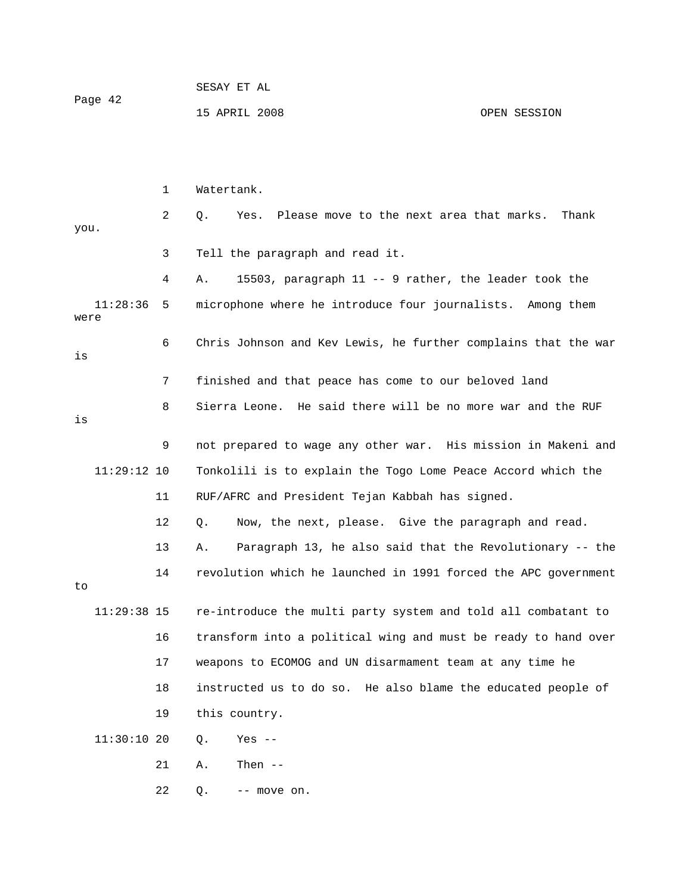1 Watertank.

2 Q. Yes. Please move to the next area that marks. Thank you.

3 Tell the paragraph and read it.

4 A. 15503, paragraph 11 -- 9 rather, the leader took the

11:28:36 5 microphone where he introduce four journalists. Among them were

6 Chris Johnson and Kev Lewis, he further complains that the war is

7 finished and that peace has come to our beloved land

8 Sierra Leone. He said there will be no more war and the RUF is

9 not prepared to wage any other war. His mission in Makeni and

11:29:12 10 Tonkolili is to explain the Togo Lome Peace Accord which the

11 RUF/AFRC and President Tejan Kabbah has signed.

12 Q. Now, the next, please. Give the paragraph and read.

13 A. Paragraph 13, he also said that the Revolutionary -- the

14 revolution which he launched in 1991 forced the APC government to

11:29:38 15 re-introduce the multi party system and told all combatant to

16 transform into a political wing and must be ready to hand over

17 weapons to ECOMOG and UN disarmament team at any time he

18 instructed us to do so. He also blame the educated people of

19 this country.

11:30:10 20 Q. Yes --

21 A. Then --

22 Q. -- move on.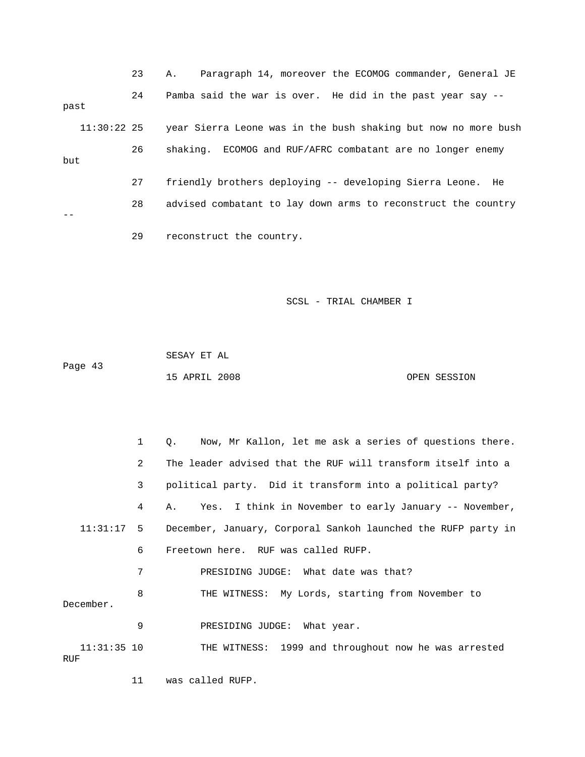23 A. Paragraph 14, moreover the ECOMOG commander, General JE

24 Pamba said the war is over. He did in the past year say -- past

11:30:22 25 year Sierra Leone was in the bush shaking but now no more bush

26 shaking. ECOMOG and RUF/AFRC combatant are no longer enemy but

27 friendly brothers deploying -- developing Sierra Leone. He

28 advised combatant to lay down arms to reconstruct the country --

29 reconstruct the country.

1 Q. Now, Mr Kallon, let me ask a series of questions there.

2 The leader advised that the RUF will transform itself into a

3 political party. Did it transform into a political party?

4 A. Yes. I think in November to early January -- November,

11:31:17 5 December, January, Corporal Sankoh launched the RUFP party in

6 Freetown here. RUF was called RUFP.

7 PRESIDING JUDGE: What date was that?

8 THE WITNESS: My Lords, starting from November to December.

9 PRESIDING JUDGE: What year.

11:31:35 10 THE WITNESS: 1999 and throughout now he was arrested RUF

11 was called RUFP.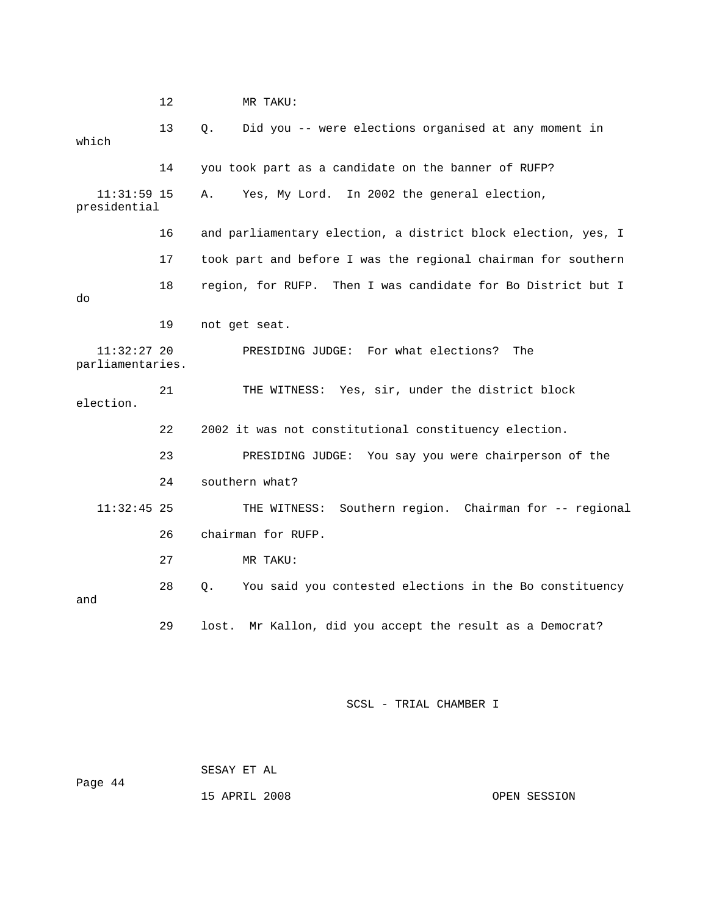12 MR TAKU:

13 Q. Did you -- were elections organised at any moment in which

14 you took part as a candidate on the banner of RUFP?

11:31:59 15 A. Yes, My Lord. In 2002 the general election, presidential

16 and parliamentary election, a district block election, yes, I

17 took part and before I was the regional chairman for southern

18 region, for RUFP. Then I was candidate for Bo District but I do

19 not get seat.

11:32:27 20 PRESIDING JUDGE: For what elections? The parliamentaries.

21 THE WITNESS: Yes, sir, under the district block election.

22 2002 it was not constitutional constituency election.

23 PRESIDING JUDGE: You say you were chairperson of the

24 southern what?

11:32:45 25 THE WITNESS: Southern region. Chairman for -- regional

26 chairman for RUFP.

27 MR TAKU:

28 Q. You said you contested elections in the Bo constituency and

29 lost. Mr Kallon, did you accept the result as a Democrat?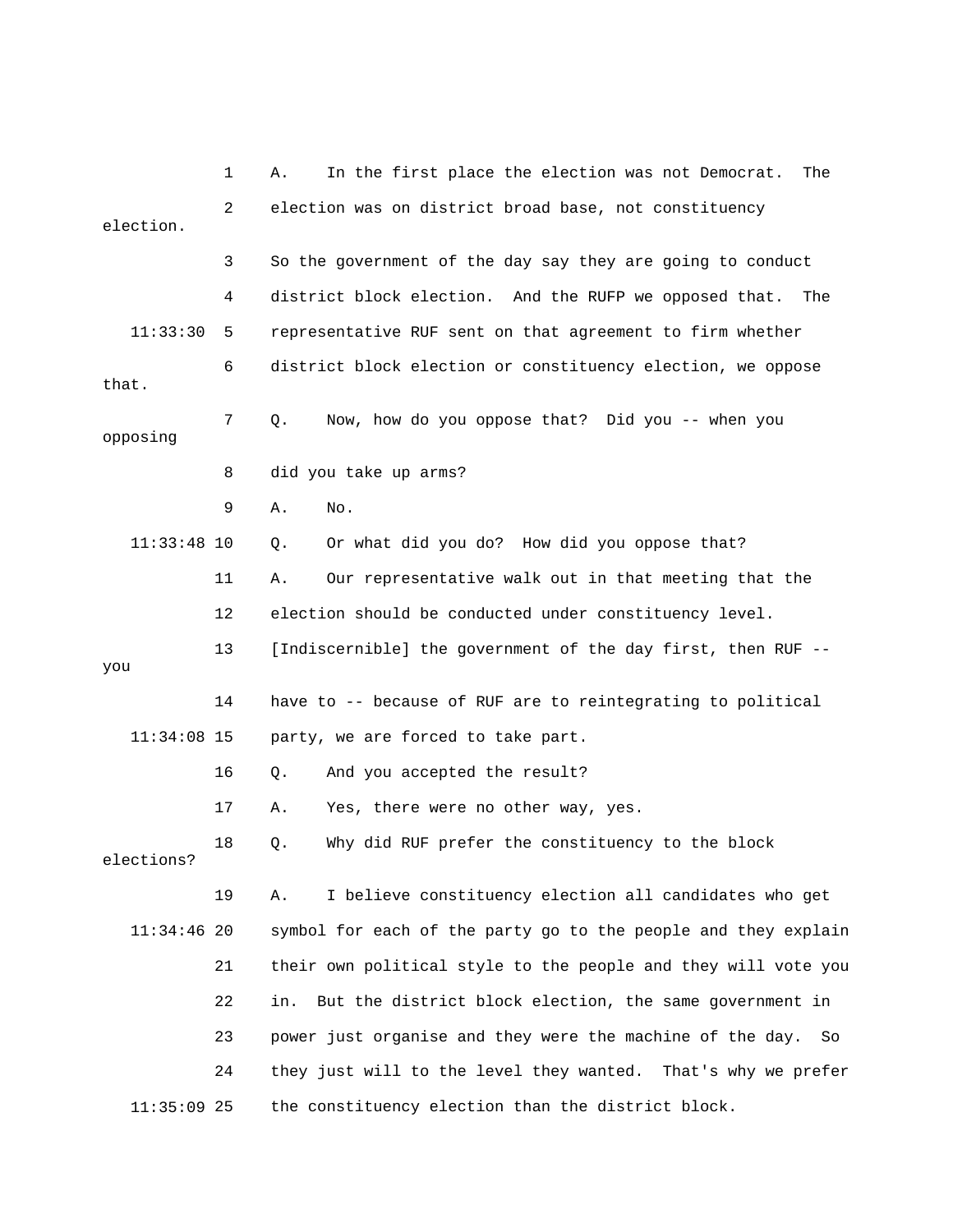1 A. In the first place the election was not Democrat. The
2 election was on district broad base, not constituency election.
3 So the government of the day say they are going to conduct
4 district block election. And the RUFP we opposed that. The
11:33:30 5 representative RUF sent on that agreement to firm whether
6 district block election or constituency election, we oppose that.
7 Q. Now, how do you oppose that? Did you -- when you opposing
8 did you take up arms?
9 A. No.
11:33:48 10 Q. Or what did you do? How did you oppose that?
11 A. Our representative walk out in that meeting that the
12 election should be conducted under constituency level.
13 [Indiscernible] the government of the day first, then RUF -- you
14 have to -- because of RUF are to reintegrating to political
11:34:08 15 party, we are forced to take part.
16 Q. And you accepted the result?
17 A. Yes, there were no other way, yes.
18 Q. Why did RUF prefer the constituency to the block elections?
19 A. I believe constituency election all candidates who get
11:34:46 20 symbol for each of the party go to the people and they explain
21 their own political style to the people and they will vote you
22 in. But the district block election, the same government in
23 power just organise and they were the machine of the day. So
24 they just will to the level they wanted. That's why we prefer
11:35:09 25 the constituency election than the district block.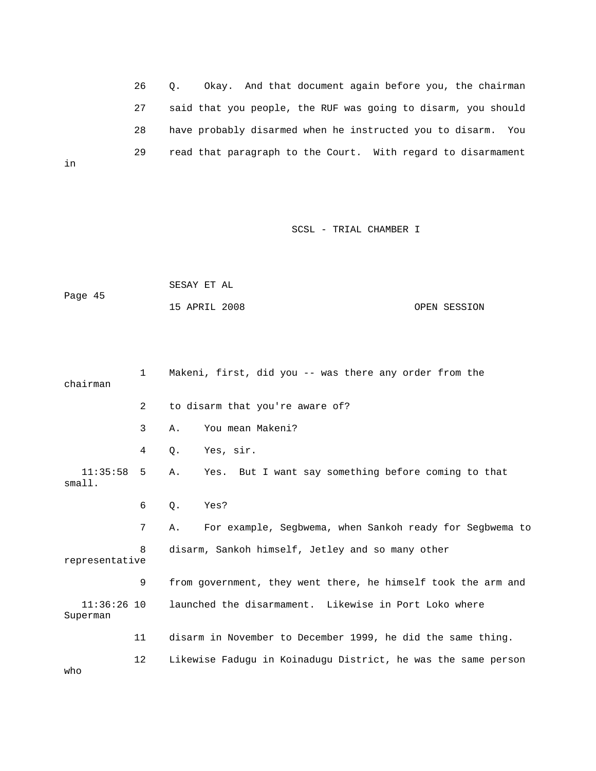26 Q. Okay. And that document again before you, the chairman

27 said that you people, the RUF was going to disarm, you should

28 have probably disarmed when he instructed you to disarm. You

29 read that paragraph to the Court. With regard to disarmament in

1 Makeni, first, did you -- was there any order from the chairman

2 to disarm that you're aware of?

3 A. You mean Makeni?

4 Q. Yes, sir.

11:35:58 5 A. Yes. But I want say something before coming to that small.

6 Q. Yes?

7 A. For example, Segbwema, when Sankoh ready for Segbwema to

8 disarm, Sankoh himself, Jetley and so many other representative

9 from government, they went there, he himself took the arm and

11:36:26 10 launched the disarmament. Likewise in Port Loko where Superman

11 disarm in November to December 1999, he did the same thing.

12 Likewise Fadugu in Koinadugu District, he was the same person who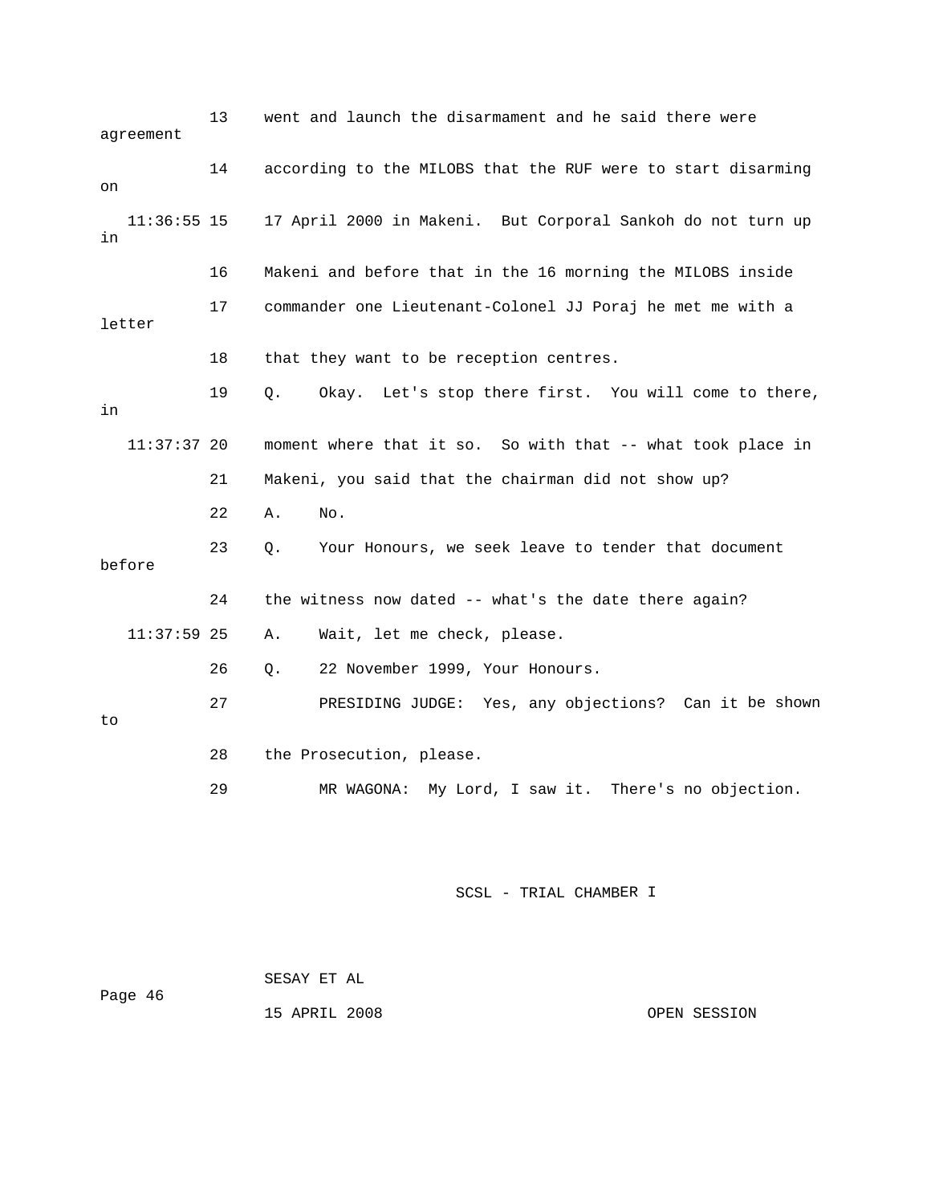13 went and launch the disarmament and he said there were agreement

14 according to the MILOBS that the RUF were to start disarming on

11:36:55 15 17 April 2000 in Makeni. But Corporal Sankoh do not turn up in

16 Makeni and before that in the 16 morning the MILOBS inside

17 commander one Lieutenant-Colonel JJ Poraj he met me with a letter

18 that they want to be reception centres.

19 Q. Okay. Let's stop there first. You will come to there, in

11:37:37 20 moment where that it so. So with that -- what took place in

21 Makeni, you said that the chairman did not show up?

22 A. No.

23 Q. Your Honours, we seek leave to tender that document before

24 the witness now dated -- what's the date there again?

11:37:59 25 A. Wait, let me check, please.

26 Q. 22 November 1999, Your Honours.

27 PRESIDING JUDGE: Yes, any objections? Can it be shown to

28 the Prosecution, please.

29 MR WAGONA: My Lord, I saw it. There's no objection.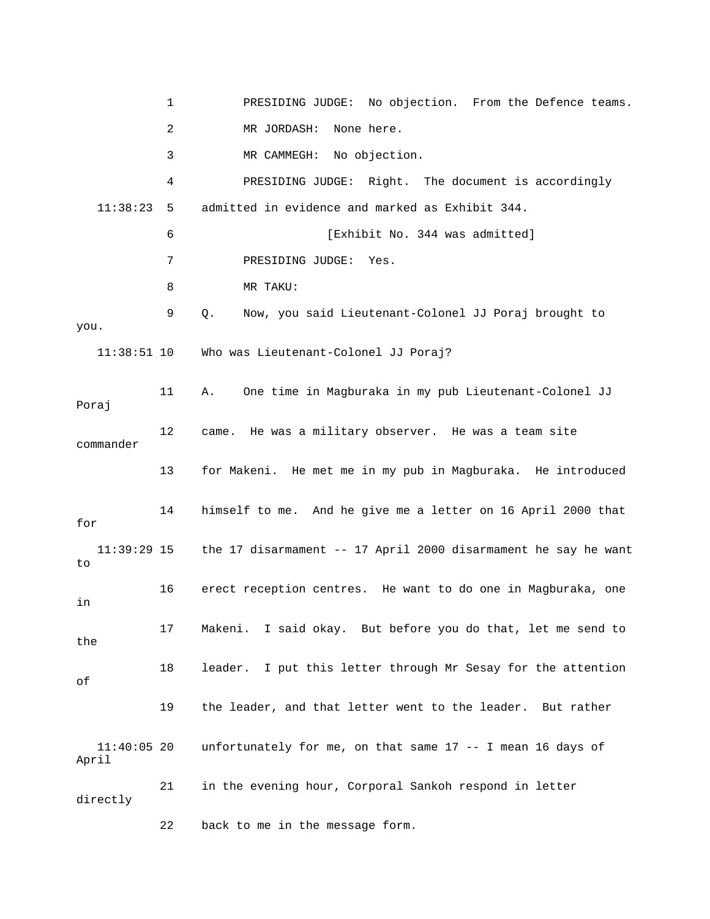1 PRESIDING JUDGE: No objection. From the Defence teams.

2 MR JORDASH: None here.

3 MR CAMMEGH: No objection.

4 PRESIDING JUDGE: Right. The document is accordingly

11:38:23 5 admitted in evidence and marked as Exhibit 344.

6 [Exhibit No. 344 was admitted]

7 PRESIDING JUDGE: Yes.

8 MR TAKU:

9 Q. Now, you said Lieutenant-Colonel JJ Poraj brought to you.

11:38:51 10 Who was Lieutenant-Colonel JJ Poraj?

11 A. One time in Magburaka in my pub Lieutenant-Colonel JJ Poraj

12 came. He was a military observer. He was a team site commander

13 for Makeni. He met me in my pub in Magburaka. He introduced

14 himself to me. And he give me a letter on 16 April 2000 that for

11:39:29 15 the 17 disarmament -- 17 April 2000 disarmament he say he want to

16 erect reception centres. He want to do one in Magburaka, one in

17 Makeni. I said okay. But before you do that, let me send to the

18 leader. I put this letter through Mr Sesay for the attention of

19 the leader, and that letter went to the leader. But rather

11:40:05 20 unfortunately for me, on that same 17 -- I mean 16 days of April

21 in the evening hour, Corporal Sankoh respond in letter directly

22 back to me in the message form.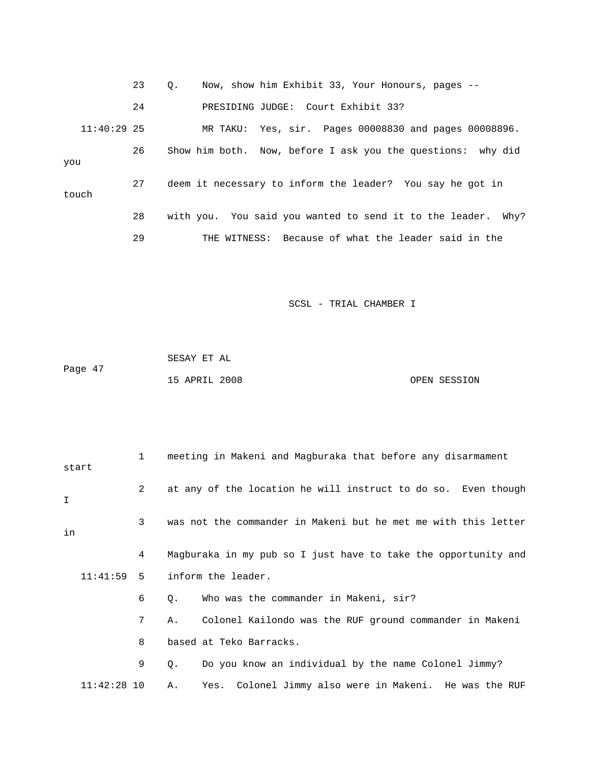23 Q. Now, show him Exhibit 33, Your Honours, pages --

24 PRESIDING JUDGE: Court Exhibit 33?

11:40:29 25 MR TAKU: Yes, sir. Pages 00008830 and pages 00008896.

26 Show him both. Now, before I ask you the questions: why did you

27 deem it necessary to inform the leader? You say he got in touch

28 with you. You said you wanted to send it to the leader. Why?

29 THE WITNESS: Because of what the leader said in the

1 meeting in Makeni and Magburaka that before any disarmament start

2 at any of the location he will instruct to do so. Even though I

3 was not the commander in Makeni but he met me with this letter in

4 Magburaka in my pub so I just have to take the opportunity and

11:41:59 5 inform the leader.

6 Q. Who was the commander in Makeni, sir?

7 A. Colonel Kailondo was the RUF ground commander in Makeni

8 based at Teko Barracks.

9 Q. Do you know an individual by the name Colonel Jimmy?

11:42:28 10 A. Yes. Colonel Jimmy also were in Makeni. He was the RUF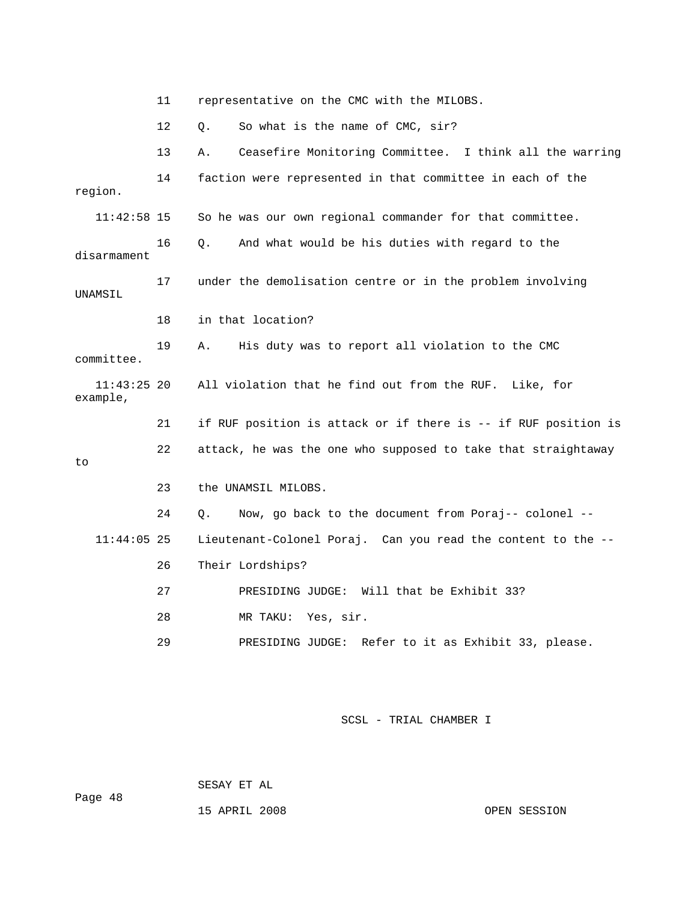11 representative on the CMC with the MILOBS.

12 Q. So what is the name of CMC, sir?

13 A. Ceasefire Monitoring Committee. I think all the warring

14 faction were represented in that committee in each of the region.

11:42:58 15 So he was our own regional commander for that committee.

16 Q. And what would be his duties with regard to the disarmament

17 under the demolisation centre or in the problem involving UNAMSIL

18 in that location?

19 A. His duty was to report all violation to the CMC committee.

11:43:25 20 All violation that he find out from the RUF. Like, for example,

21 if RUF position is attack or if there is -- if RUF position is

22 attack, he was the one who supposed to take that straightaway to

23 the UNAMSIL MILOBS.

24 Q. Now, go back to the document from Poraj-- colonel --

11:44:05 25 Lieutenant-Colonel Poraj. Can you read the content to the --

26 Their Lordships?

27 PRESIDING JUDGE: Will that be Exhibit 33?

28 MR TAKU: Yes, sir.

29 PRESIDING JUDGE: Refer to it as Exhibit 33, please.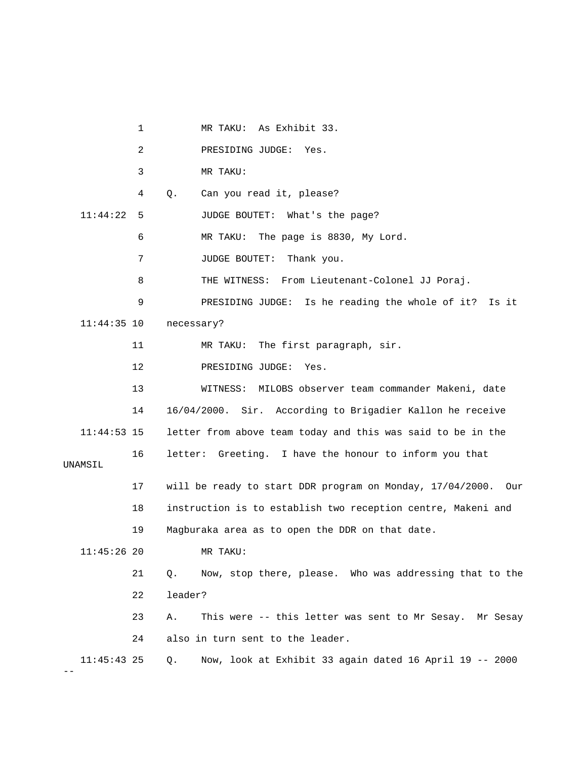1 MR TAKU: As Exhibit 33.

2 PRESIDING JUDGE: Yes.

3 MR TAKU:

4 Q. Can you read it, please?

11:44:22 5 JUDGE BOUTET: What's the page?

6 MR TAKU: The page is 8830, My Lord.

7 JUDGE BOUTET: Thank you.

8 THE WITNESS: From Lieutenant-Colonel JJ Poraj.

9 PRESIDING JUDGE: Is he reading the whole of it? Is it

11:44:35 10 necessary?

11 MR TAKU: The first paragraph, sir.

12 PRESIDING JUDGE: Yes.

13 WITNESS: MILOBS observer team commander Makeni, date

14 16/04/2000. Sir. According to Brigadier Kallon he receive

11:44:53 15 letter from above team today and this was said to be in the

16 letter: Greeting. I have the honour to inform you that UNAMSIL

17 will be ready to start DDR program on Monday, 17/04/2000. Our

18 instruction is to establish two reception centre, Makeni and

19 Magburaka area as to open the DDR on that date.

11:45:26 20 MR TAKU:

21 Q. Now, stop there, please. Who was addressing that to the

22 leader?

23 A. This were -- this letter was sent to Mr Sesay. Mr Sesay

24 also in turn sent to the leader.

11:45:43 25 Q. Now, look at Exhibit 33 again dated 16 April 19 -- 2000 --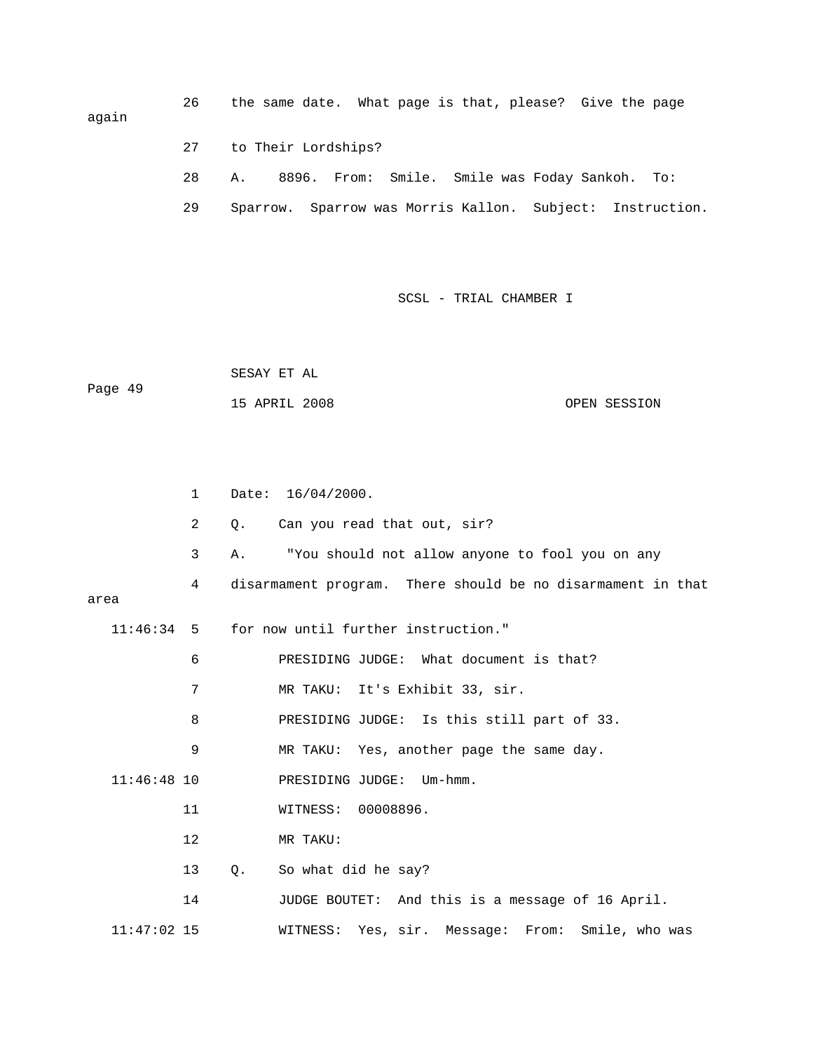26 the same date. What page is that, please? Give the page again

27 to Their Lordships?

28 A. 8896. From: Smile. Smile was Foday Sankoh. To:

29 Sparrow. Sparrow was Morris Kallon. Subject: Instruction.

1 Date: 16/04/2000.

2 Q. Can you read that out, sir?

3 A. "You should not allow anyone to fool you on any

4 disarmament program. There should be no disarmament in that area

11:46:34 5 for now until further instruction."

6 PRESIDING JUDGE: What document is that?

7 MR TAKU: It's Exhibit 33, sir.

8 PRESIDING JUDGE: Is this still part of 33.

9 MR TAKU: Yes, another page the same day.

11:46:48 10 PRESIDING JUDGE: Um-hmm.

11 WITNESS: 00008896.

12 MR TAKU:

13 Q. So what did he say?

14 JUDGE BOUTET: And this is a message of 16 April.

11:47:02 15 WITNESS: Yes, sir. Message: From: Smile, who was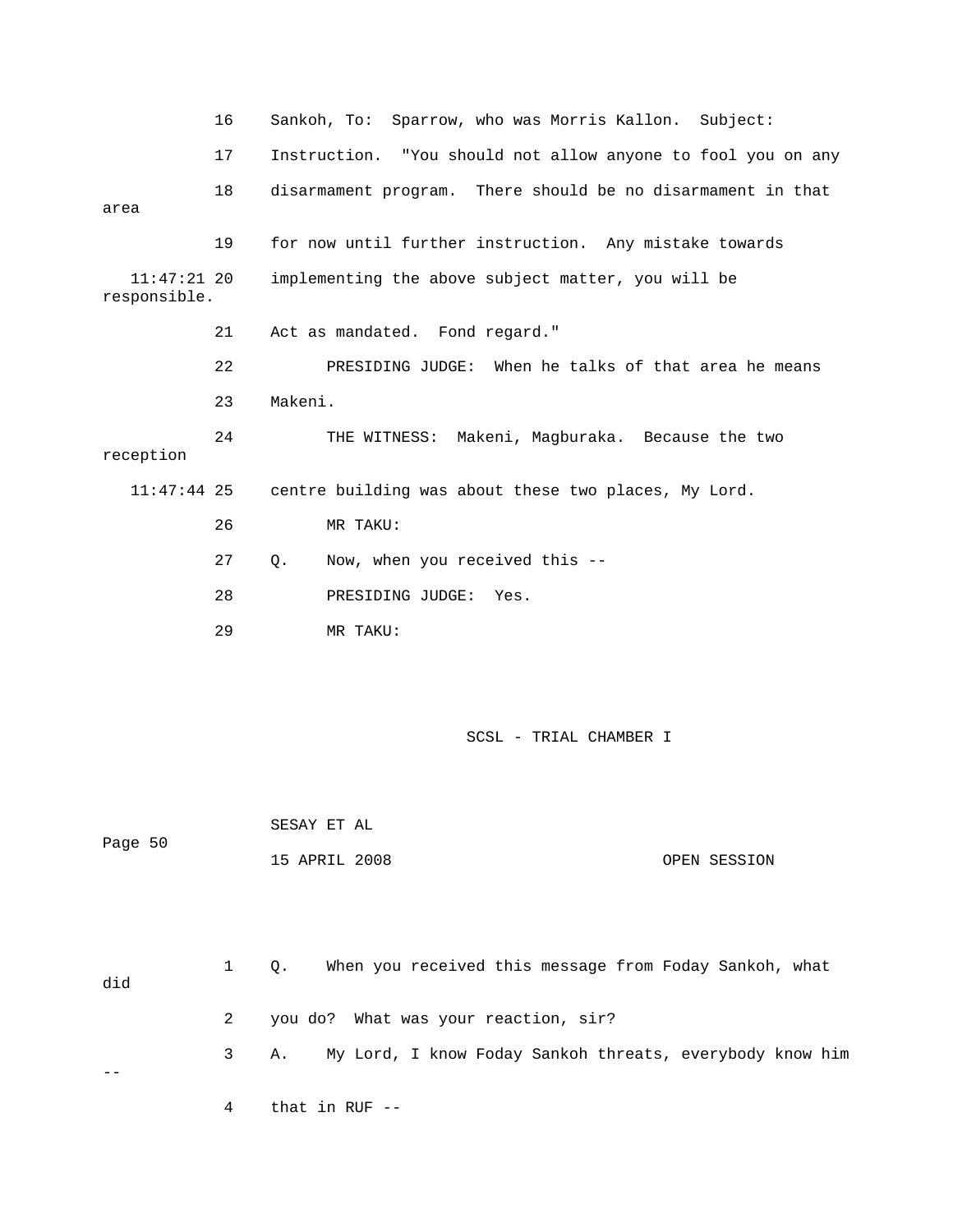16 Sankoh, To: Sparrow, who was Morris Kallon. Subject:

17 Instruction. "You should not allow anyone to fool you on any

18 disarmament program. There should be no disarmament in that area

19 for now until further instruction. Any mistake towards

11:47:21 20 implementing the above subject matter, you will be responsible.

21 Act as mandated. Fond regard."

22 PRESIDING JUDGE: When he talks of that area he means

23 Makeni.

24 THE WITNESS: Makeni, Magburaka. Because the two reception

11:47:44 25 centre building was about these two places, My Lord.

26 MR TAKU:

27 Q. Now, when you received this --

28 PRESIDING JUDGE: Yes.

29 MR TAKU:

1 Q. When you received this message from Foday Sankoh, what did

2 you do? What was your reaction, sir?

3 A. My Lord, I know Foday Sankoh threats, everybody know him --

4 that in RUF --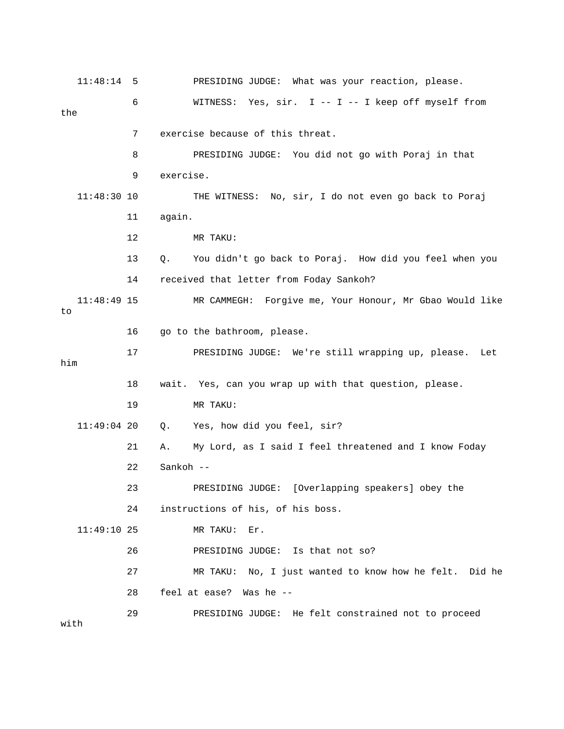11:48:14 5 PRESIDING JUDGE: What was your reaction, please.

6 WITNESS: Yes, sir. I -- I -- I keep off myself from the

7 exercise because of this threat.

8 PRESIDING JUDGE: You did not go with Poraj in that

9 exercise.

11:48:30 10 THE WITNESS: No, sir, I do not even go back to Poraj

11 again.

12 MR TAKU:

13 Q. You didn't go back to Poraj. How did you feel when you

14 received that letter from Foday Sankoh?

11:48:49 15 MR CAMMEGH: Forgive me, Your Honour, Mr Gbao Would like to

16 go to the bathroom, please.

17 PRESIDING JUDGE: We're still wrapping up, please. Let him

18 wait. Yes, can you wrap up with that question, please.

19 MR TAKU:

11:49:04 20 Q. Yes, how did you feel, sir?

21 A. My Lord, as I said I feel threatened and I know Foday

22 Sankoh --

23 PRESIDING JUDGE: [Overlapping speakers] obey the

24 instructions of his, of his boss.

11:49:10 25 MR TAKU: Er.

26 PRESIDING JUDGE: Is that not so?

27 MR TAKU: No, I just wanted to know how he felt. Did he

28 feel at ease? Was he --

29 PRESIDING JUDGE: He felt constrained not to proceed with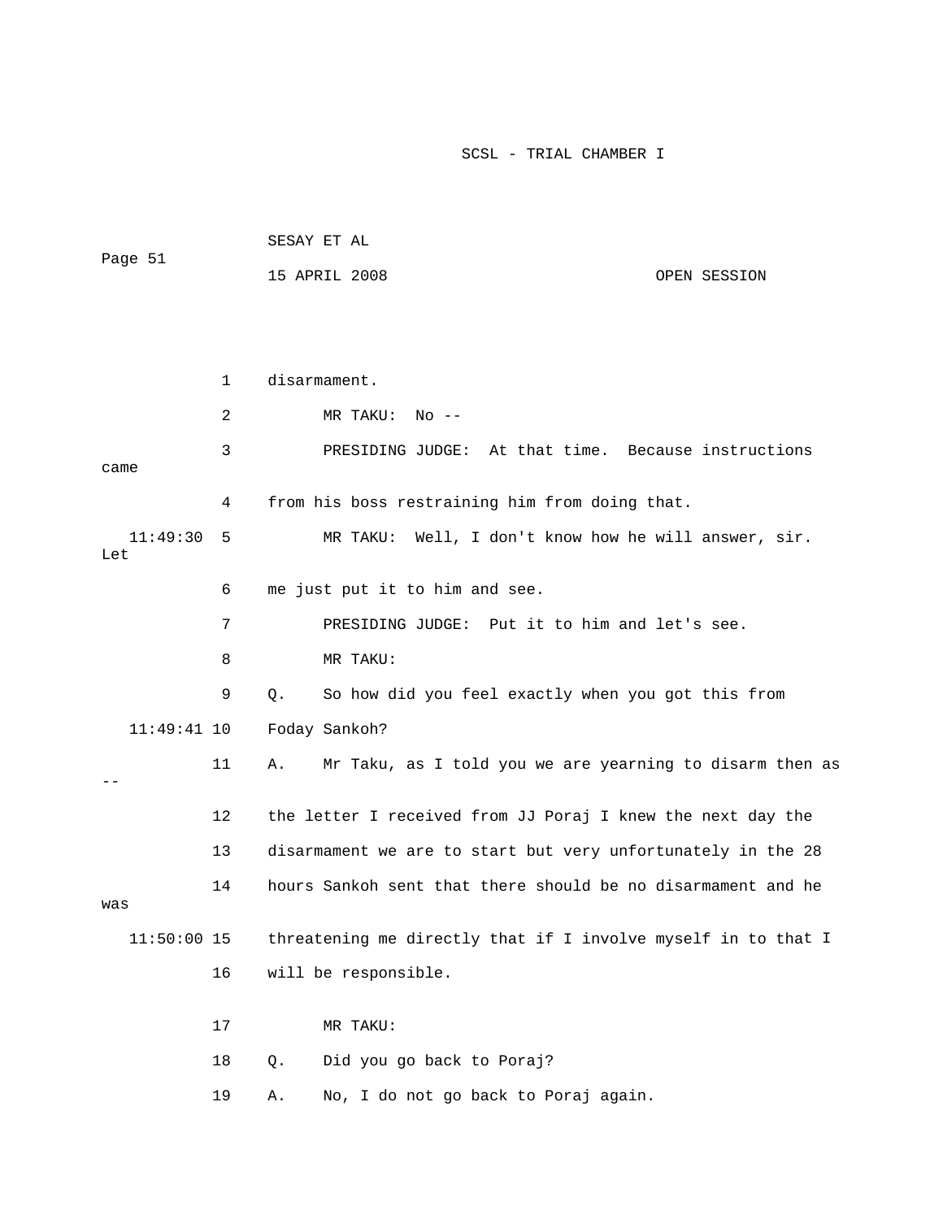1 disarmament.

2 MR TAKU: No --

3 PRESIDING JUDGE: At that time. Because instructions came

4 from his boss restraining him from doing that.

11:49:30 5 MR TAKU: Well, I don't know how he will answer, sir. Let

6 me just put it to him and see.

7 PRESIDING JUDGE: Put it to him and let's see.

8 MR TAKU:

9 Q. So how did you feel exactly when you got this from

11:49:41 10 Foday Sankoh?

11 A. Mr Taku, as I told you we are yearning to disarm then as --

12 the letter I received from JJ Poraj I knew the next day the

13 disarmament we are to start but very unfortunately in the 28

14 hours Sankoh sent that there should be no disarmament and he was

11:50:00 15 threatening me directly that if I involve myself in to that I

16 will be responsible.

17 MR TAKU:

18 Q. Did you go back to Poraj?

19 A. No, I do not go back to Poraj again.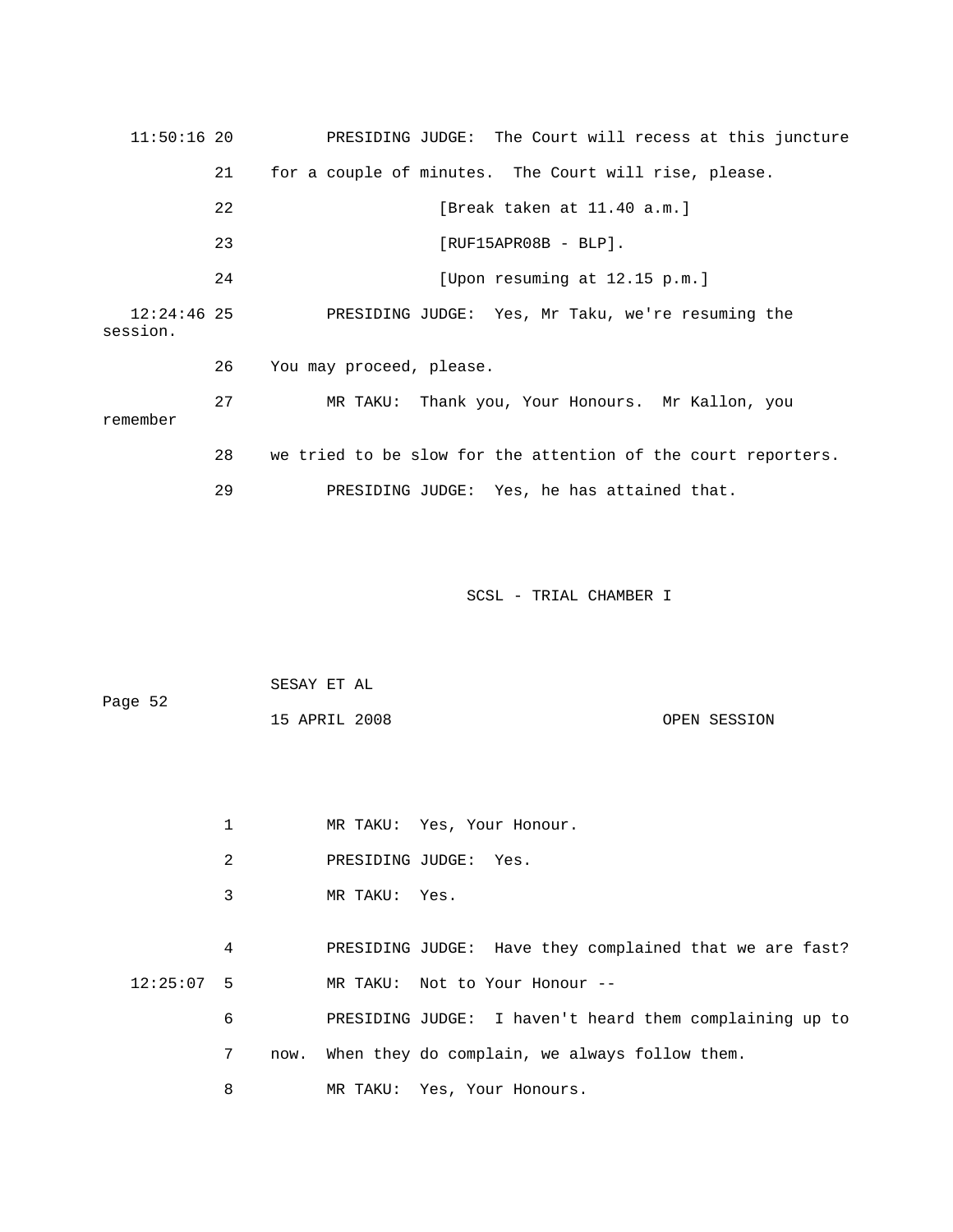11:50:16 20          PRESIDING JUDGE:  The Court will recess at this juncture

21    for a couple of minutes.  The Court will rise, please.

22                    [Break taken at 11.40 a.m.]

23                    [RUF15APR08B - BLP].

24                    [Upon resuming at 12.15 p.m.]

12:24:46 25          PRESIDING JUDGE:  Yes, Mr Taku, we're resuming the session.

26    You may proceed, please.

27          MR TAKU:  Thank you, Your Honours.  Mr Kallon, you remember

28    we tried to be slow for the attention of the court reporters.

29          PRESIDING JUDGE:  Yes, he has attained that.

1          MR TAKU:  Yes, Your Honour.

2          PRESIDING JUDGE:  Yes.

3          MR TAKU:  Yes.

4          PRESIDING JUDGE:  Have they complained that we are fast?

12:25:07  5          MR TAKU:  Not to Your Honour --

6          PRESIDING JUDGE:  I haven't heard them complaining up to

7    now.  When they do complain, we always follow them.

8          MR TAKU:  Yes, Your Honours.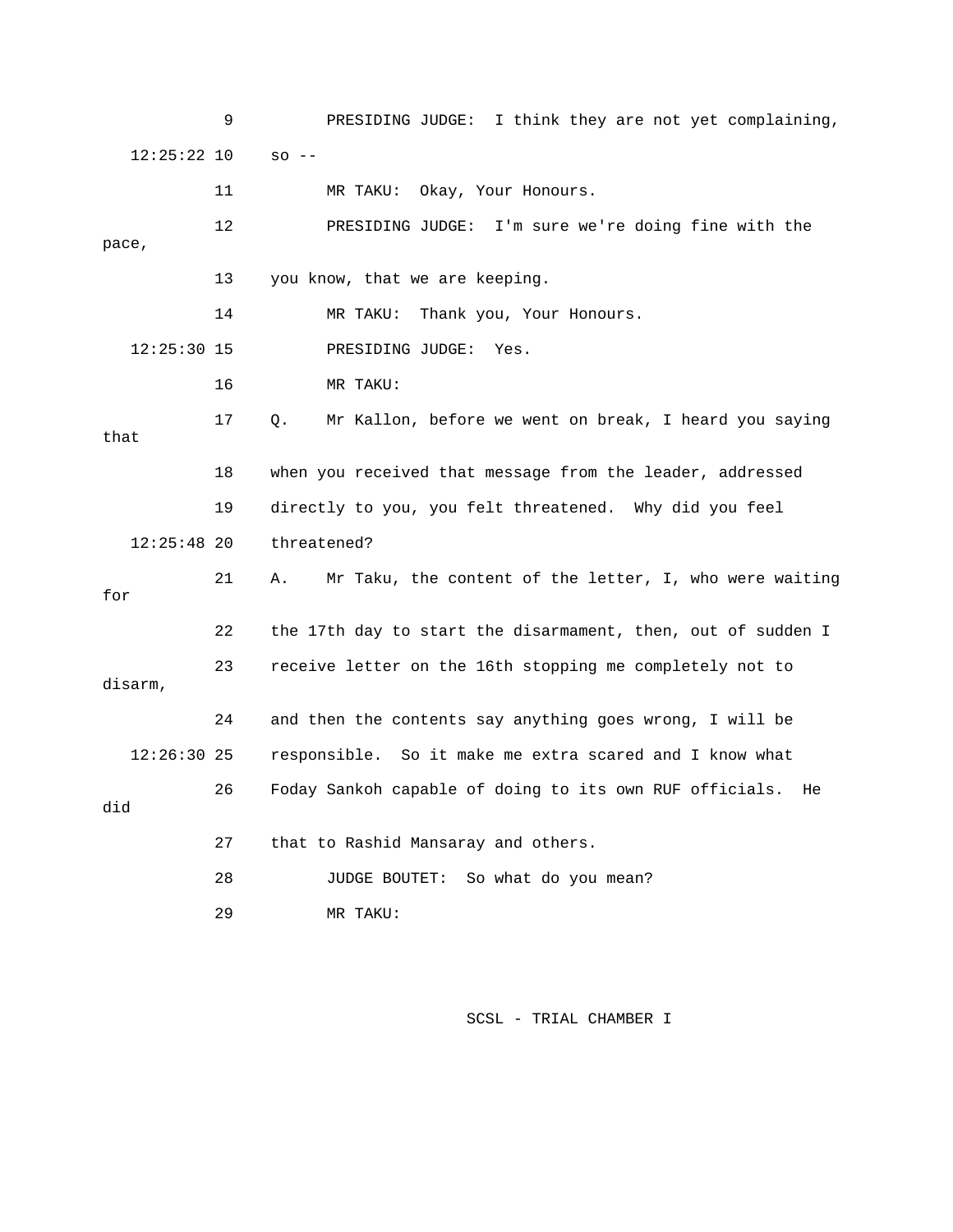9 PRESIDING JUDGE: I think they are not yet complaining,

12:25:22 10 so --

11 MR TAKU: Okay, Your Honours.

12 PRESIDING JUDGE: I'm sure we're doing fine with the pace,

13 you know, that we are keeping.

14 MR TAKU: Thank you, Your Honours.

12:25:30 15 PRESIDING JUDGE: Yes.

16 MR TAKU:

17 Q. Mr Kallon, before we went on break, I heard you saying that

18 when you received that message from the leader, addressed

19 directly to you, you felt threatened. Why did you feel

12:25:48 20 threatened?

21 A. Mr Taku, the content of the letter, I, who were waiting for

22 the 17th day to start the disarmament, then, out of sudden I

23 receive letter on the 16th stopping me completely not to disarm,

24 and then the contents say anything goes wrong, I will be

12:26:30 25 responsible. So it make me extra scared and I know what

26 Foday Sankoh capable of doing to its own RUF officials. He did

27 that to Rashid Mansaray and others.

28 JUDGE BOUTET: So what do you mean?

29 MR TAKU: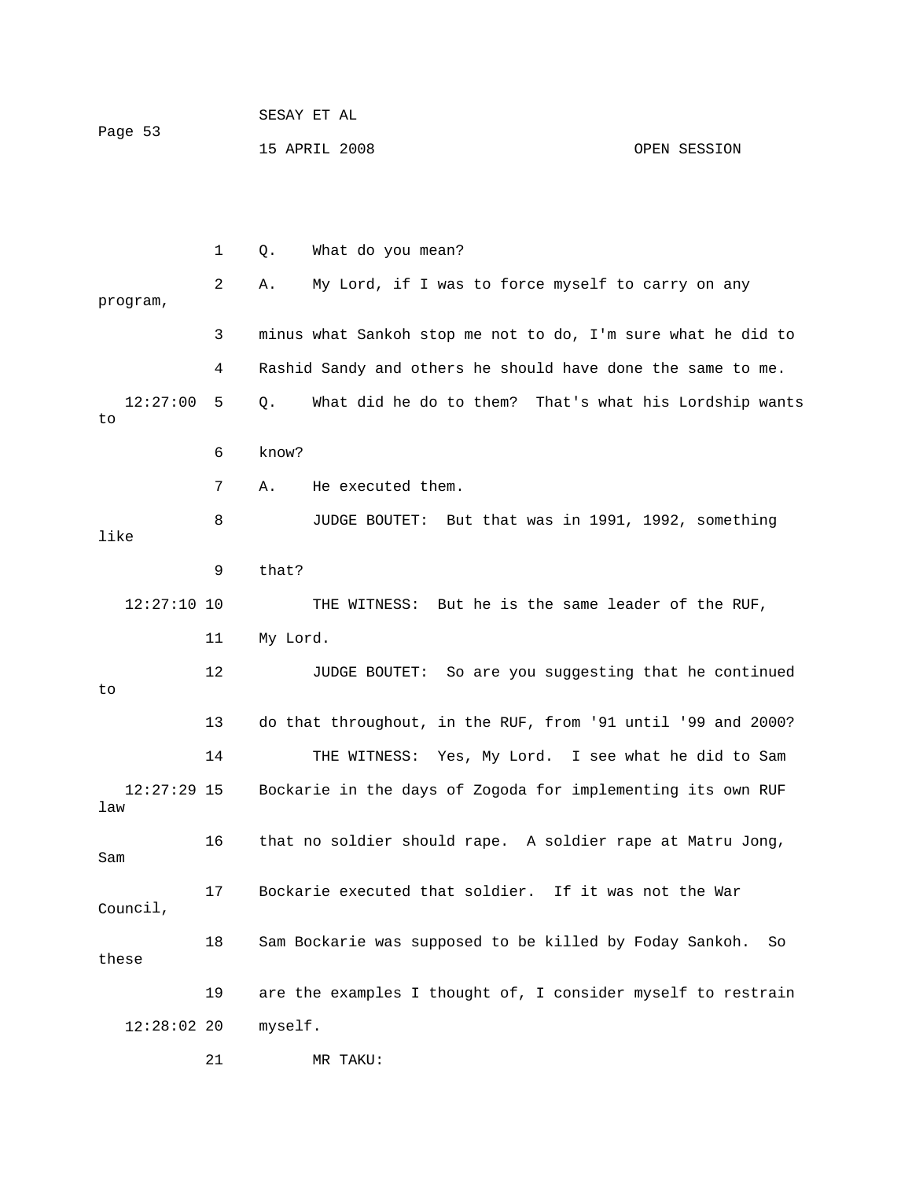1 Q. What do you mean?

2 A. My Lord, if I was to force myself to carry on any program,

3 minus what Sankoh stop me not to do, I'm sure what he did to

4 Rashid Sandy and others he should have done the same to me.

12:27:00 5 Q. What did he do to them? That's what his Lordship wants to

6 know?

7 A. He executed them.

8 JUDGE BOUTET: But that was in 1991, 1992, something like

9 that?

12:27:10 10 THE WITNESS: But he is the same leader of the RUF,

11 My Lord.

12 JUDGE BOUTET: So are you suggesting that he continued to

13 do that throughout, in the RUF, from '91 until '99 and 2000?

14 THE WITNESS: Yes, My Lord. I see what he did to Sam

12:27:29 15 Bockarie in the days of Zogoda for implementing its own RUF law

16 that no soldier should rape. A soldier rape at Matru Jong, Sam

17 Bockarie executed that soldier. If it was not the War Council,

18 Sam Bockarie was supposed to be killed by Foday Sankoh. So these

19 are the examples I thought of, I consider myself to restrain

12:28:02 20 myself.

21 MR TAKU: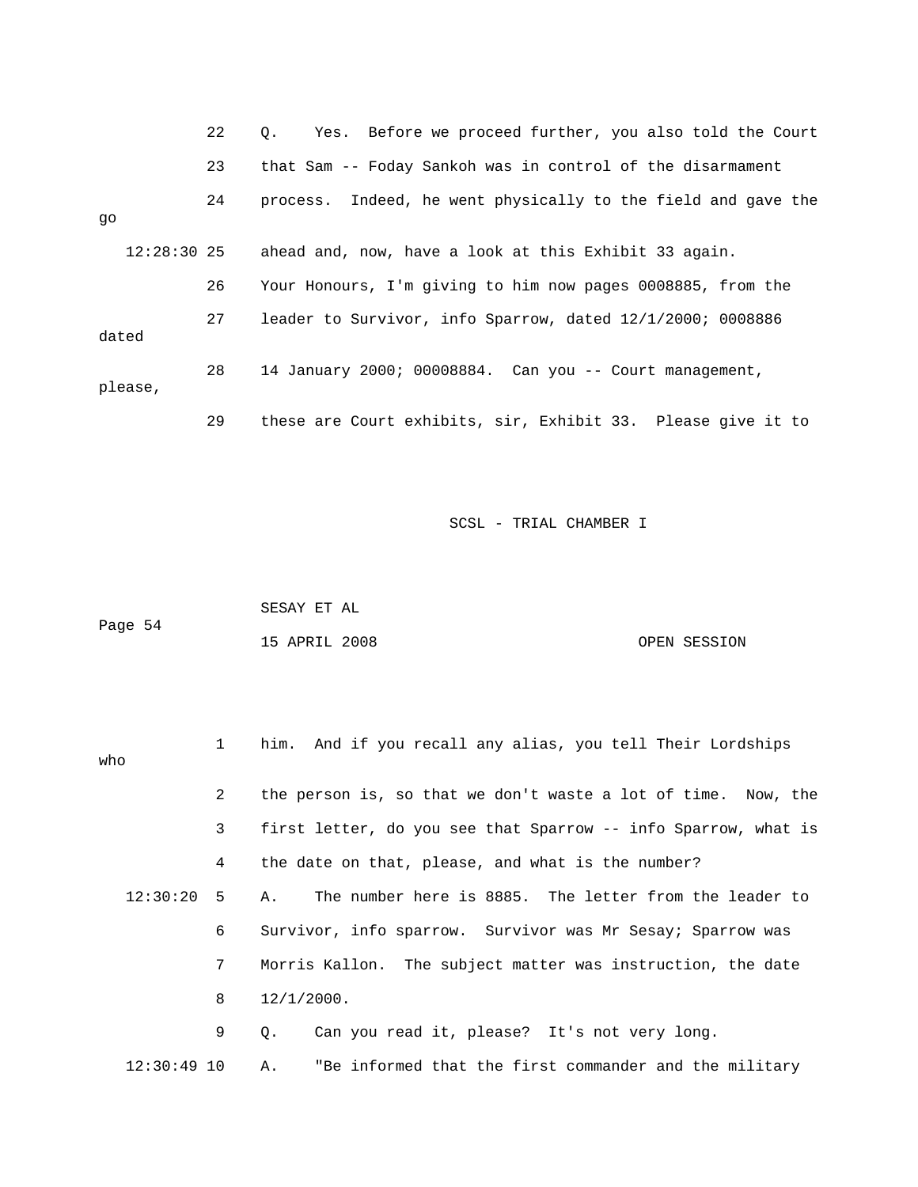22 Q. Yes. Before we proceed further, you also told the Court

23 that Sam -- Foday Sankoh was in control of the disarmament

24 process. Indeed, he went physically to the field and gave the go

12:28:30 25 ahead and, now, have a look at this Exhibit 33 again.

26 Your Honours, I'm giving to him now pages 0008885, from the

27 leader to Survivor, info Sparrow, dated 12/1/2000; 0008886 dated

28 14 January 2000; 00008884. Can you -- Court management, please,

29 these are Court exhibits, sir, Exhibit 33. Please give it to

1 him. And if you recall any alias, you tell Their Lordships who

2 the person is, so that we don't waste a lot of time. Now, the

3 first letter, do you see that Sparrow -- info Sparrow, what is

4 the date on that, please, and what is the number?

12:30:20 5 A. The number here is 8885. The letter from the leader to

6 Survivor, info sparrow. Survivor was Mr Sesay; Sparrow was

7 Morris Kallon. The subject matter was instruction, the date

8 12/1/2000.

9 Q. Can you read it, please? It's not very long.

12:30:49 10 A. "Be informed that the first commander and the military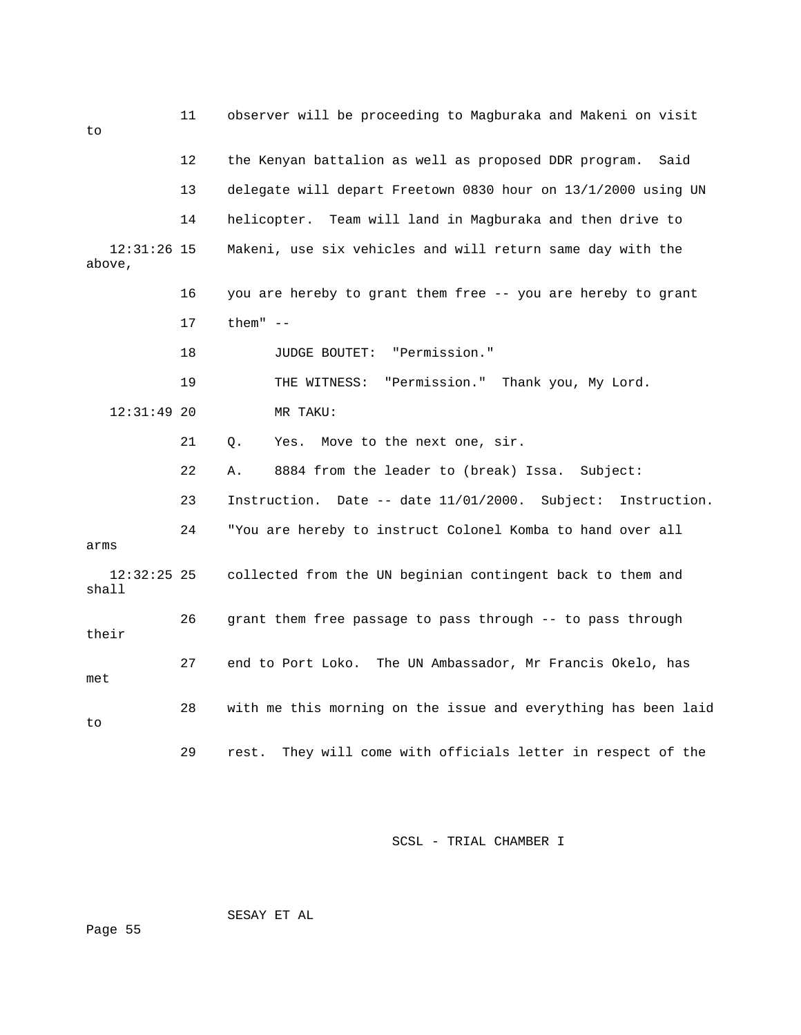11 observer will be proceeding to Magburaka and Makeni on visit to

12 the Kenyan battalion as well as proposed DDR program. Said

13 delegate will depart Freetown 0830 hour on 13/1/2000 using UN

14 helicopter. Team will land in Magburaka and then drive to

12:31:26 15 Makeni, use six vehicles and will return same day with the above,

16 you are hereby to grant them free -- you are hereby to grant

17 them" --

18 JUDGE BOUTET: "Permission."

19 THE WITNESS: "Permission." Thank you, My Lord.

12:31:49 20 MR TAKU:

21 Q. Yes. Move to the next one, sir.

22 A. 8884 from the leader to (break) Issa. Subject:

23 Instruction. Date -- date 11/01/2000. Subject: Instruction.

24 "You are hereby to instruct Colonel Komba to hand over all arms

12:32:25 25 collected from the UN beginian contingent back to them and shall

26 grant them free passage to pass through -- to pass through their

27 end to Port Loko. The UN Ambassador, Mr Francis Okelo, has met

28 with me this morning on the issue and everything has been laid to

29 rest. They will come with officials letter in respect of the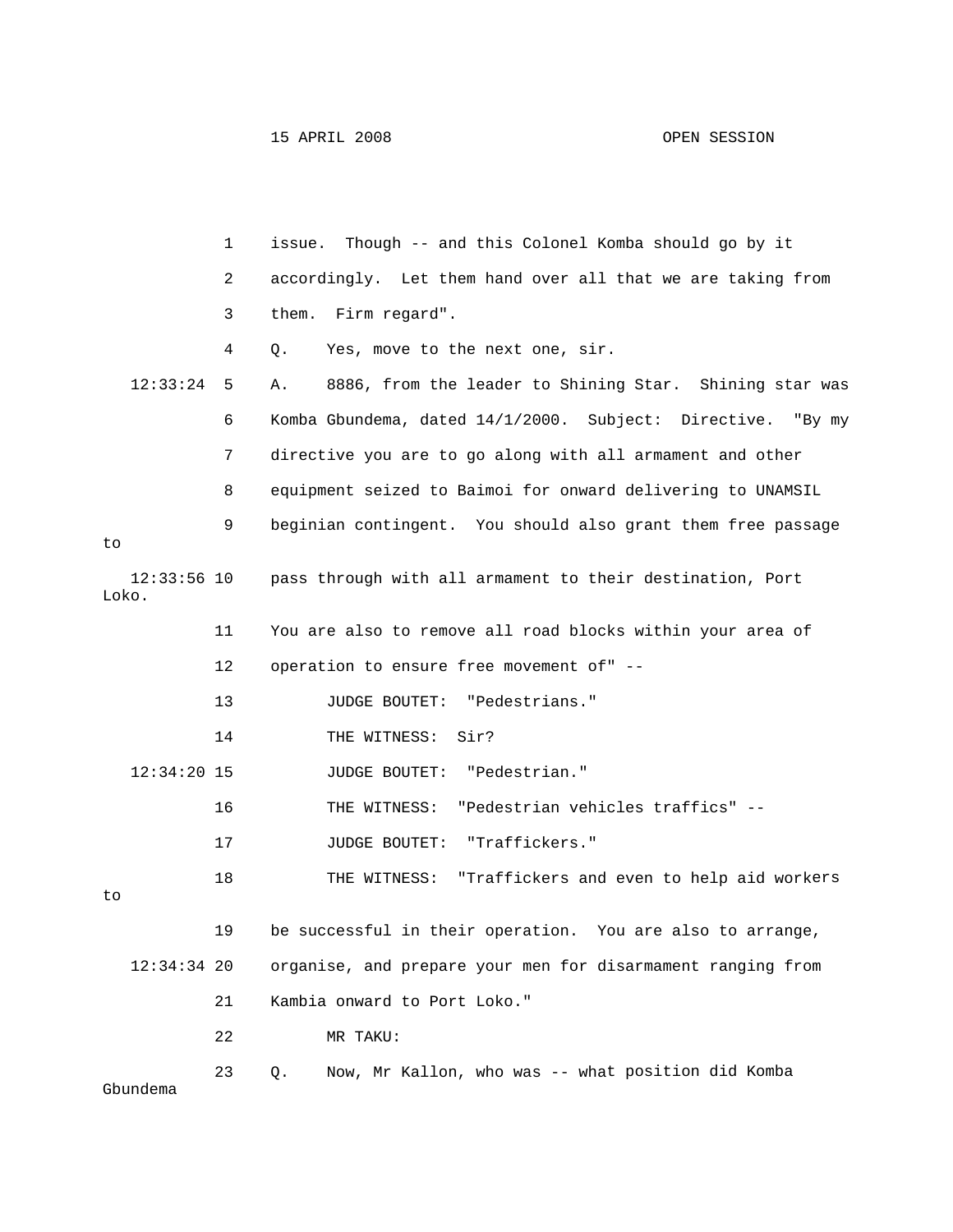1 issue. Though -- and this Colonel Komba should go by it

2 accordingly. Let them hand over all that we are taking from

3 them. Firm regard".

4 Q. Yes, move to the next one, sir.

12:33:24 5 A. 8886, from the leader to Shining Star. Shining star was

6 Komba Gbundema, dated 14/1/2000. Subject: Directive. "By my

7 directive you are to go along with all armament and other

8 equipment seized to Baimoi for onward delivering to UNAMSIL

9 beginian contingent. You should also grant them free passage to

12:33:56 10 pass through with all armament to their destination, Port Loko.

11 You are also to remove all road blocks within your area of

12 operation to ensure free movement of" --

13 JUDGE BOUTET: "Pedestrians."

14 THE WITNESS: Sir?

12:34:20 15 JUDGE BOUTET: "Pedestrian."

16 THE WITNESS: "Pedestrian vehicles traffics" --

17 JUDGE BOUTET: "Traffickers."

18 THE WITNESS: "Traffickers and even to help aid workers to

19 be successful in their operation. You are also to arrange,

12:34:34 20 organise, and prepare your men for disarmament ranging from

21 Kambia onward to Port Loko."

22 MR TAKU:

23 Q. Now, Mr Kallon, who was -- what position did Komba Gbundema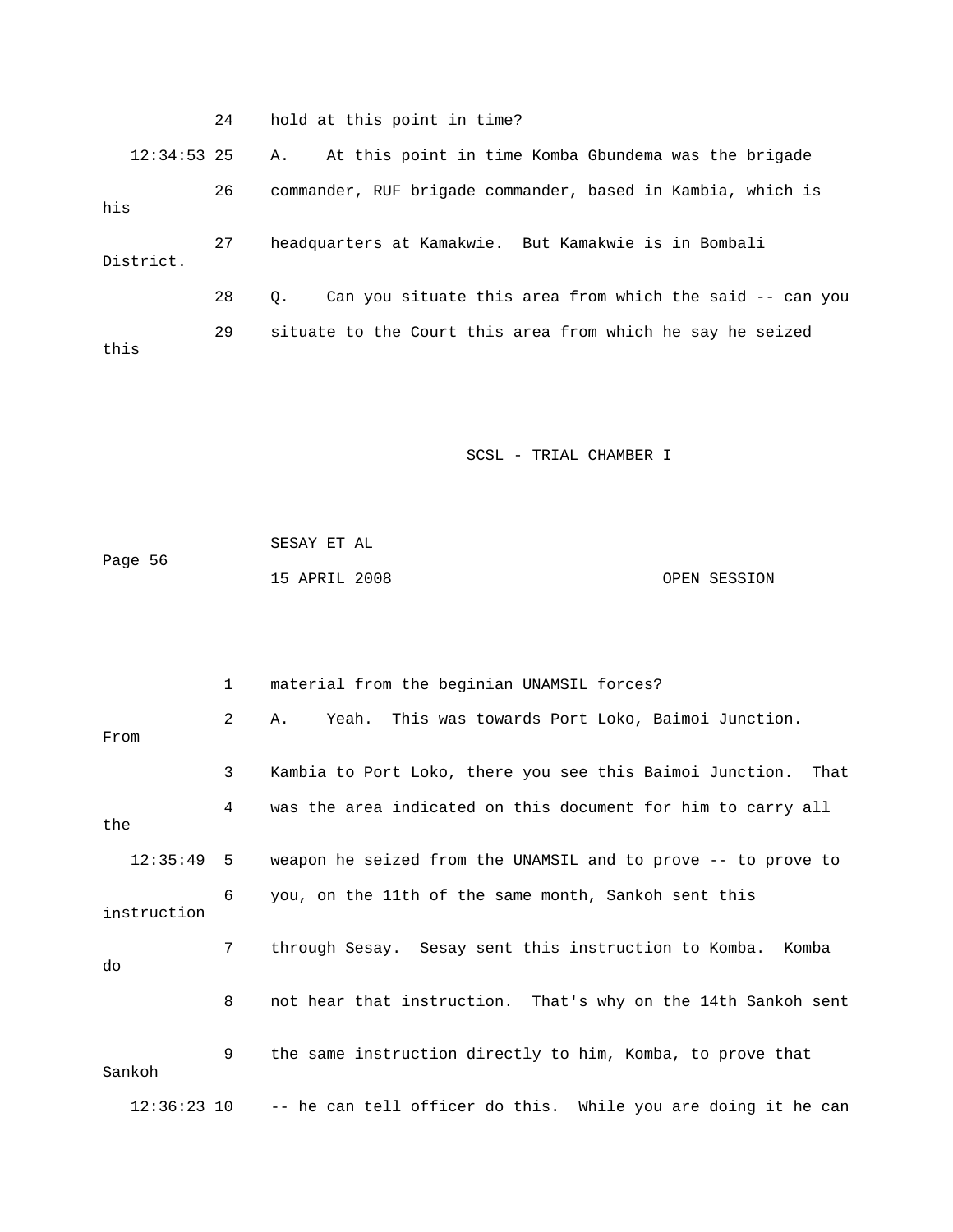24 hold at this point in time?

12:34:53 25 A. At this point in time Komba Gbundema was the brigade

26 commander, RUF brigade commander, based in Kambia, which is his

27 headquarters at Kamakwie. But Kamakwie is in Bombali District.

28 Q. Can you situate this area from which the said -- can you

29 situate to the Court this area from which he say he seized this

1 material from the beginian UNAMSIL forces?

2 A. Yeah. This was towards Port Loko, Baimoi Junction. From

3 Kambia to Port Loko, there you see this Baimoi Junction. That

4 was the area indicated on this document for him to carry all the

12:35:49 5 weapon he seized from the UNAMSIL and to prove -- to prove to

6 you, on the 11th of the same month, Sankoh sent this instruction

7 through Sesay. Sesay sent this instruction to Komba. Komba do

8 not hear that instruction. That's why on the 14th Sankoh sent

9 the same instruction directly to him, Komba, to prove that Sankoh

12:36:23 10 -- he can tell officer do this. While you are doing it he can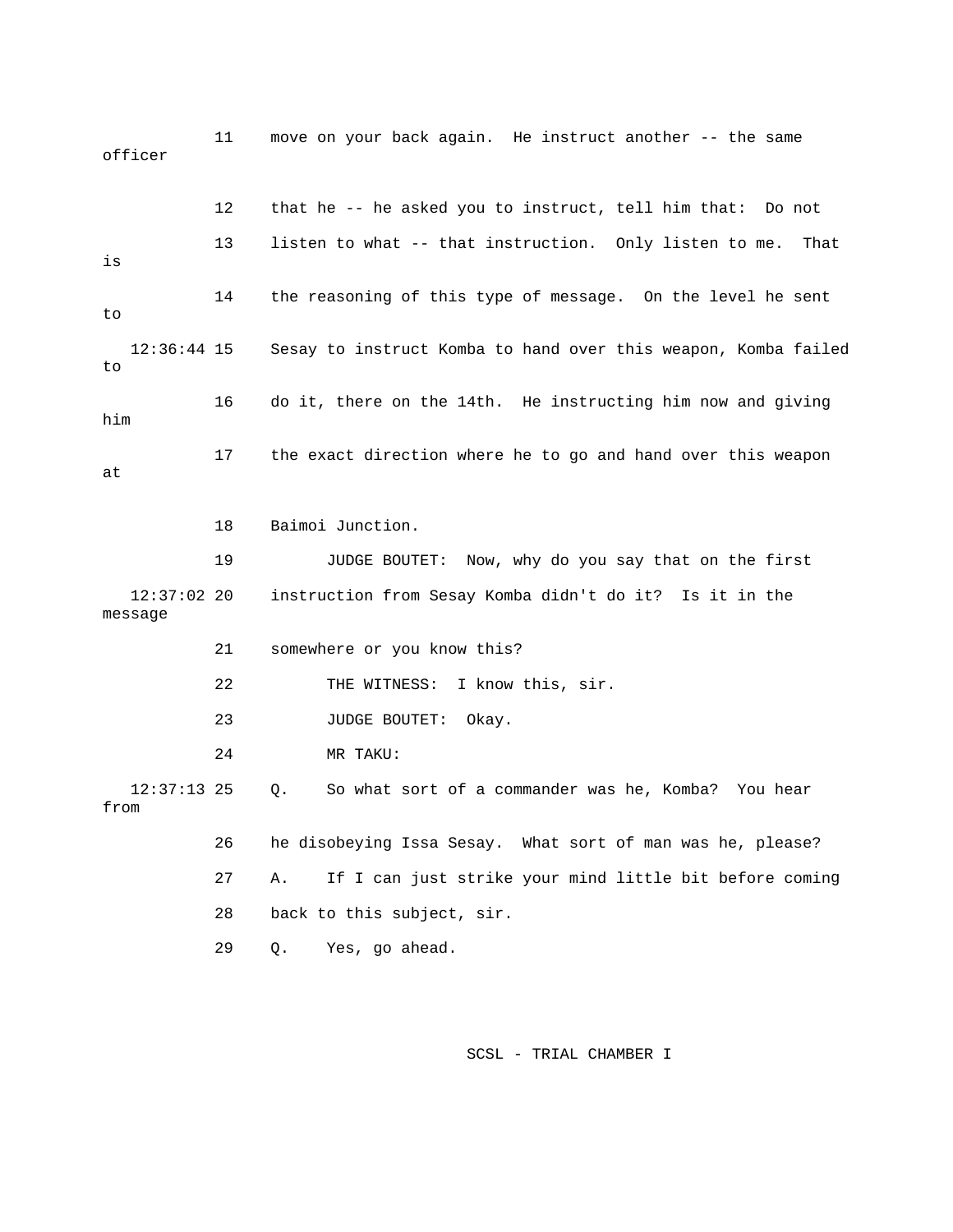11 move on your back again. He instruct another -- the same officer

12 that he -- he asked you to instruct, tell him that: Do not

13 listen to what -- that instruction. Only listen to me. That is

14 the reasoning of this type of message. On the level he sent to

12:36:44 15 Sesay to instruct Komba to hand over this weapon, Komba failed to

16 do it, there on the 14th. He instructing him now and giving him

17 the exact direction where he to go and hand over this weapon at

18 Baimoi Junction.

19 JUDGE BOUTET: Now, why do you say that on the first

12:37:02 20 instruction from Sesay Komba didn't do it? Is it in the message

21 somewhere or you know this?

22 THE WITNESS: I know this, sir.

23 JUDGE BOUTET: Okay.

24 MR TAKU:

12:37:13 25 Q. So what sort of a commander was he, Komba? You hear from

26 he disobeying Issa Sesay. What sort of man was he, please?

27 A. If I can just strike your mind little bit before coming

28 back to this subject, sir.

29 Q. Yes, go ahead.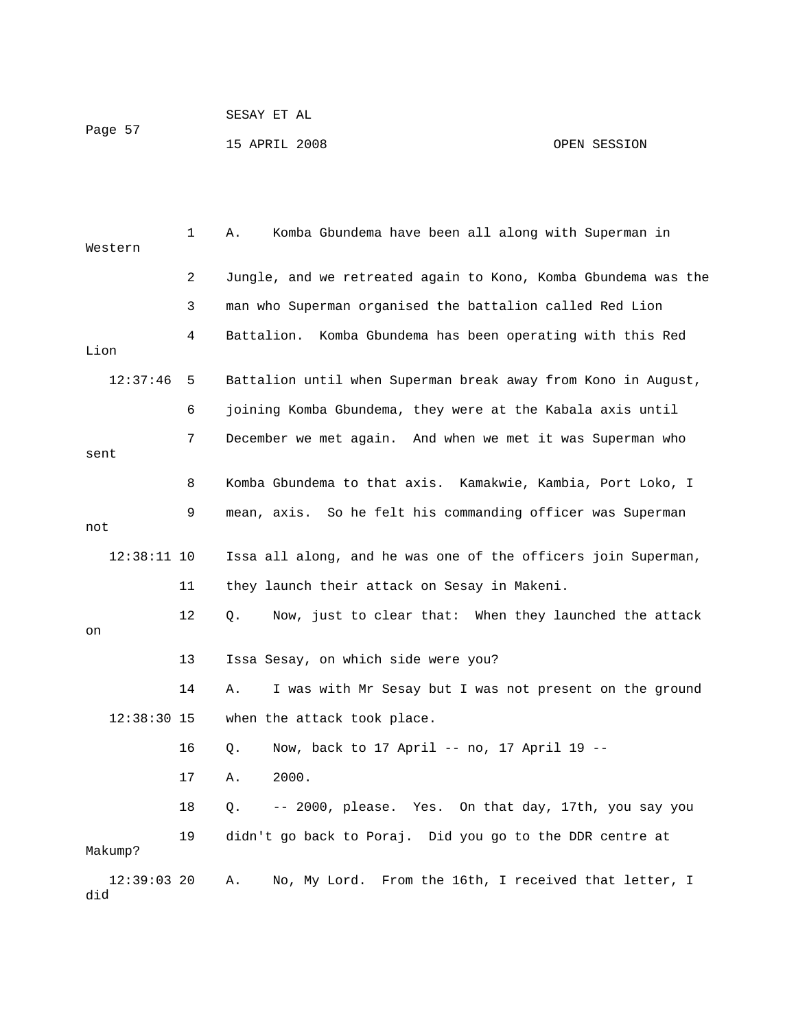A. Komba Gbundema have been all along with Superman in Western Jungle, and we retreated again to Kono, Komba Gbundema was the man who Superman organised the battalion called Red Lion Battalion. Komba Gbundema has been operating with this Red Lion Battalion until when Superman break away from Kono in August, joining Komba Gbundema, they were at the Kabala axis until December we met again. And when we met it was Superman who sent Komba Gbundema to that axis. Kamakwie, Kambia, Port Loko, I mean, axis. So he felt his commanding officer was Superman not Issa all along, and he was one of the officers join Superman, they launch their attack on Sesay in Makeni.

Q. Now, just to clear that: When they launched the attack on Issa Sesay, on which side were you?

A. I was with Mr Sesay but I was not present on the ground when the attack took place.

Q. Now, back to 17 April -- no, 17 April 19 --

A. 2000.

Q. -- 2000, please. Yes. On that day, 17th, you say you didn't go back to Poraj. Did you go to the DDR centre at Makump?

A. No, My Lord. From the 16th, I received that letter, I did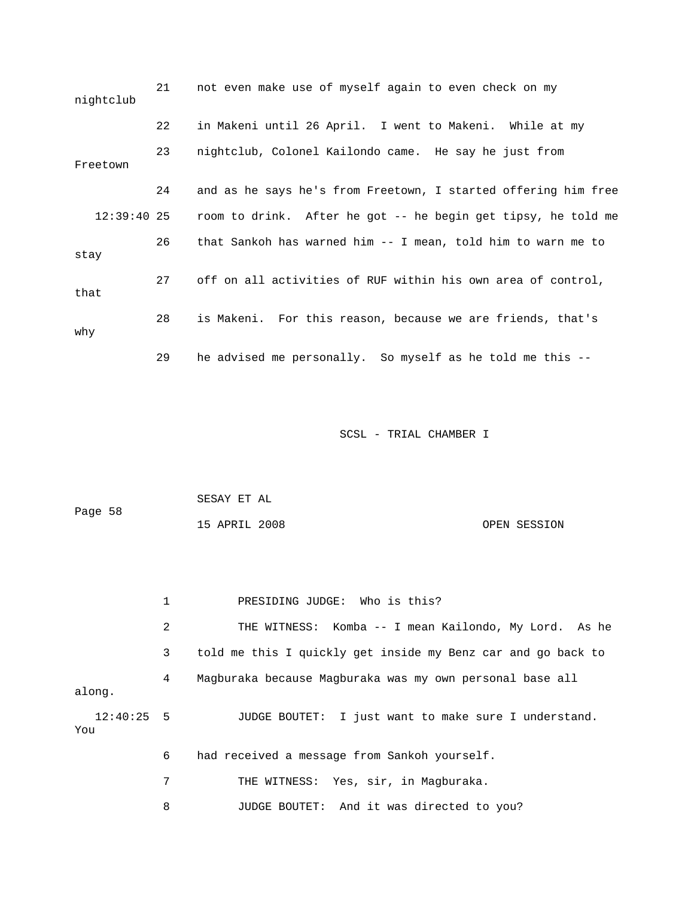21 not even make use of myself again to even check on my nightclub

22 in Makeni until 26 April. I went to Makeni. While at my

23 nightclub, Colonel Kailondo came. He say he just from Freetown

24 and as he says he's from Freetown, I started offering him free

12:39:40 25 room to drink. After he got -- he begin get tipsy, he told me

26 that Sankoh has warned him -- I mean, told him to warn me to stay

27 off on all activities of RUF within his own area of control, that

28 is Makeni. For this reason, because we are friends, that's why

29 he advised me personally. So myself as he told me this --

1 PRESIDING JUDGE: Who is this?

2 THE WITNESS: Komba -- I mean Kailondo, My Lord. As he

3 told me this I quickly get inside my Benz car and go back to

4 Magburaka because Magburaka was my own personal base all along.

12:40:25 5 JUDGE BOUTET: I just want to make sure I understand. You

6 had received a message from Sankoh yourself.

7 THE WITNESS: Yes, sir, in Magburaka.

8 JUDGE BOUTET: And it was directed to you?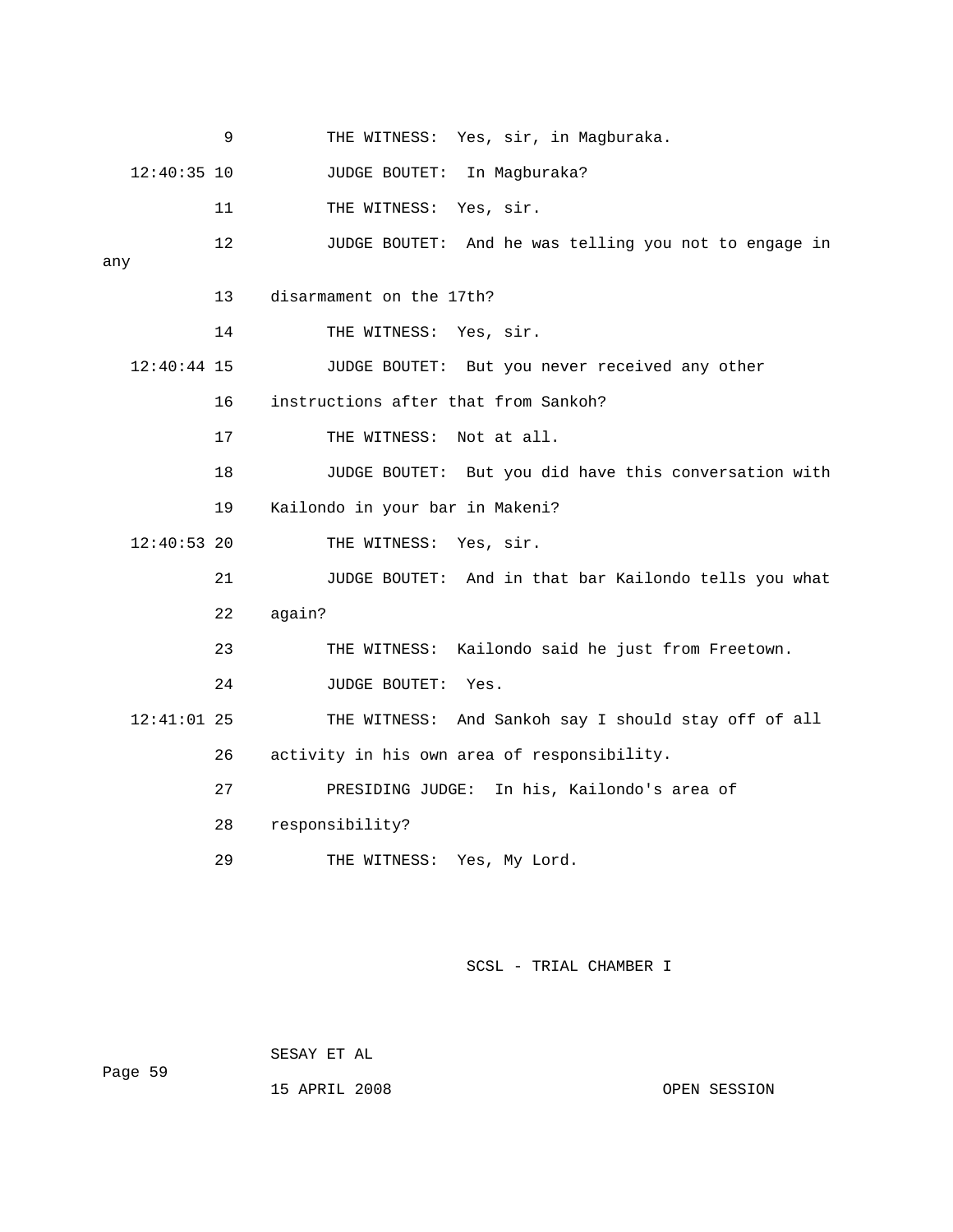9 THE WITNESS: Yes, sir, in Magburaka.

12:40:35 10 JUDGE BOUTET: In Magburaka?

11 THE WITNESS: Yes, sir.

12 JUDGE BOUTET: And he was telling you not to engage in any

13 disarmament on the 17th?

14 THE WITNESS: Yes, sir.

12:40:44 15 JUDGE BOUTET: But you never received any other

16 instructions after that from Sankoh?

17 THE WITNESS: Not at all.

18 JUDGE BOUTET: But you did have this conversation with

19 Kailondo in your bar in Makeni?

12:40:53 20 THE WITNESS: Yes, sir.

21 JUDGE BOUTET: And in that bar Kailondo tells you what

22 again?

23 THE WITNESS: Kailondo said he just from Freetown.

24 JUDGE BOUTET: Yes.

12:41:01 25 THE WITNESS: And Sankoh say I should stay off of all

26 activity in his own area of responsibility.

27 PRESIDING JUDGE: In his, Kailondo's area of

28 responsibility?

29 THE WITNESS: Yes, My Lord.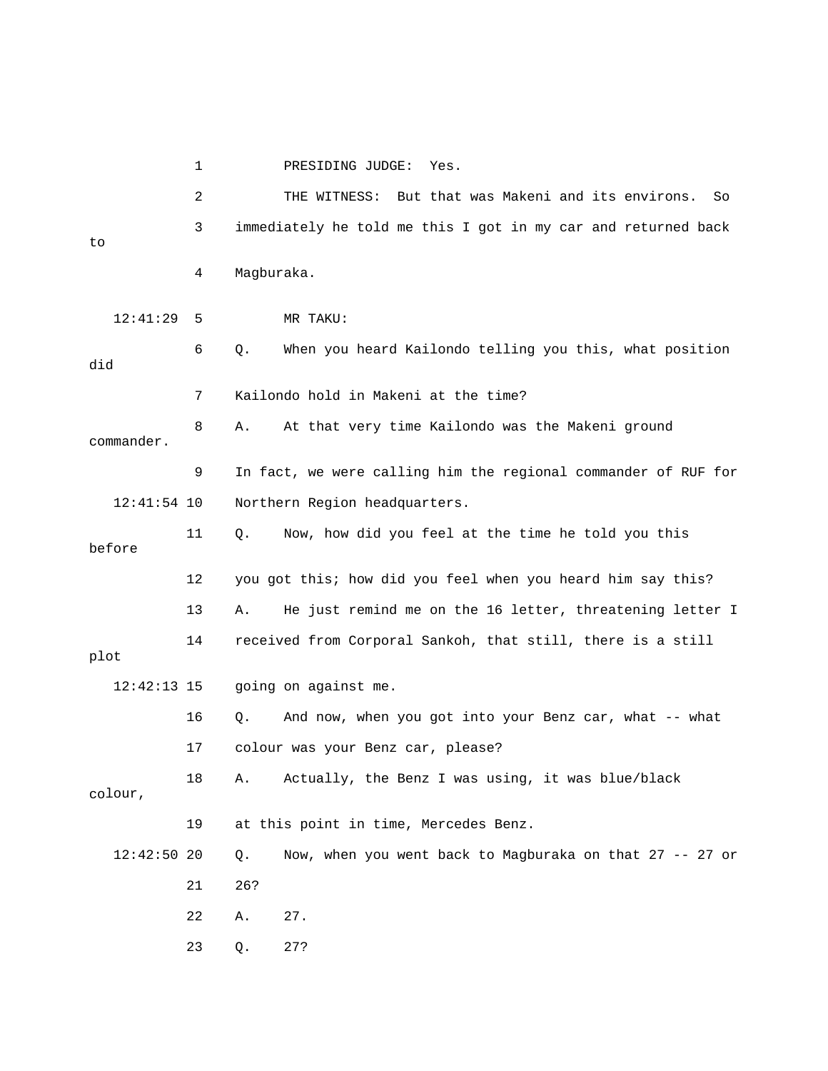PRESIDING JUDGE: Yes.

THE WITNESS: But that was Makeni and its environs. So immediately he told me this I got in my car and returned back to Magburaka.

MR TAKU:

Q. When you heard Kailondo telling you this, what position did Kailondo hold in Makeni at the time?

A. At that very time Kailondo was the Makeni ground commander. In fact, we were calling him the regional commander of RUF for Northern Region headquarters.

Q. Now, how did you feel at the time he told you this before you got this; how did you feel when you heard him say this?

A. He just remind me on the 16 letter, threatening letter I received from Corporal Sankoh, that still, there is a still plot going on against me.

Q. And now, when you got into your Benz car, what -- what colour was your Benz car, please?

A. Actually, the Benz I was using, it was blue/black colour, at this point in time, Mercedes Benz.

Q. Now, when you went back to Magburaka on that 27 -- 27 or 26?

A. 27.

Q. 27?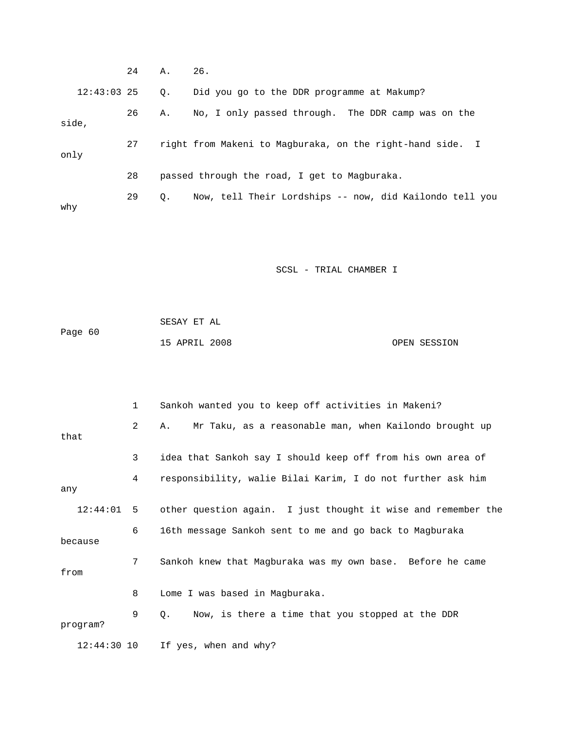24 A. 26.

12:43:03 25 Q. Did you go to the DDR programme at Makump?

26 A. No, I only passed through. The DDR camp was on the side,

27 right from Makeni to Magburaka, on the right-hand side. I only

28 passed through the road, I get to Magburaka.

29 Q. Now, tell Their Lordships -- now, did Kailondo tell you why

1 Sankoh wanted you to keep off activities in Makeni?

2 A. Mr Taku, as a reasonable man, when Kailondo brought up that

3 idea that Sankoh say I should keep off from his own area of

4 responsibility, walie Bilai Karim, I do not further ask him any

12:44:01 5 other question again. I just thought it wise and remember the

6 16th message Sankoh sent to me and go back to Magburaka because

7 Sankoh knew that Magburaka was my own base. Before he came from

8 Lome I was based in Magburaka.

9 Q. Now, is there a time that you stopped at the DDR program?

12:44:30 10 If yes, when and why?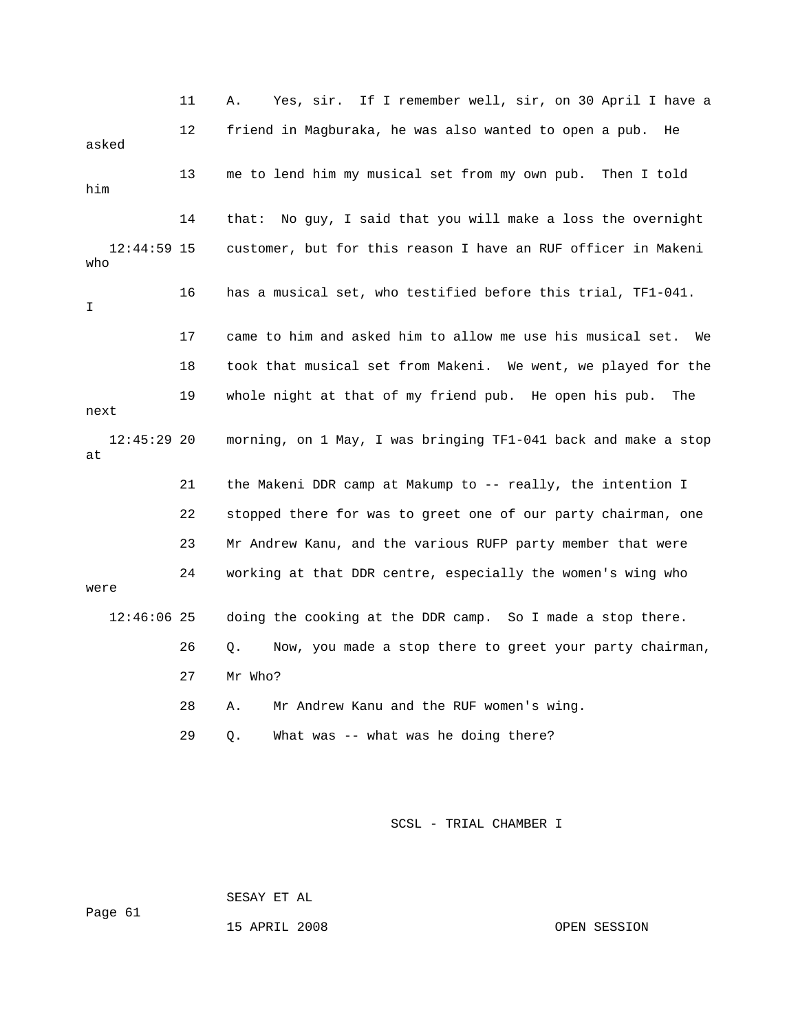11 A. Yes, sir. If I remember well, sir, on 30 April I have a

12 friend in Magburaka, he was also wanted to open a pub. He asked

13 me to lend him my musical set from my own pub. Then I told him

14 that: No guy, I said that you will make a loss the overnight

12:44:59 15 customer, but for this reason I have an RUF officer in Makeni who

16 has a musical set, who testified before this trial, TF1-041. I

17 came to him and asked him to allow me use his musical set. We

18 took that musical set from Makeni. We went, we played for the

19 whole night at that of my friend pub. He open his pub. The next

12:45:29 20 morning, on 1 May, I was bringing TF1-041 back and make a stop at

21 the Makeni DDR camp at Makump to -- really, the intention I

22 stopped there for was to greet one of our party chairman, one

23 Mr Andrew Kanu, and the various RUFP party member that were

24 working at that DDR centre, especially the women's wing who were

12:46:06 25 doing the cooking at the DDR camp. So I made a stop there.

26 Q. Now, you made a stop there to greet your party chairman,

27 Mr Who?

28 A. Mr Andrew Kanu and the RUF women's wing.

29 Q. What was -- what was he doing there?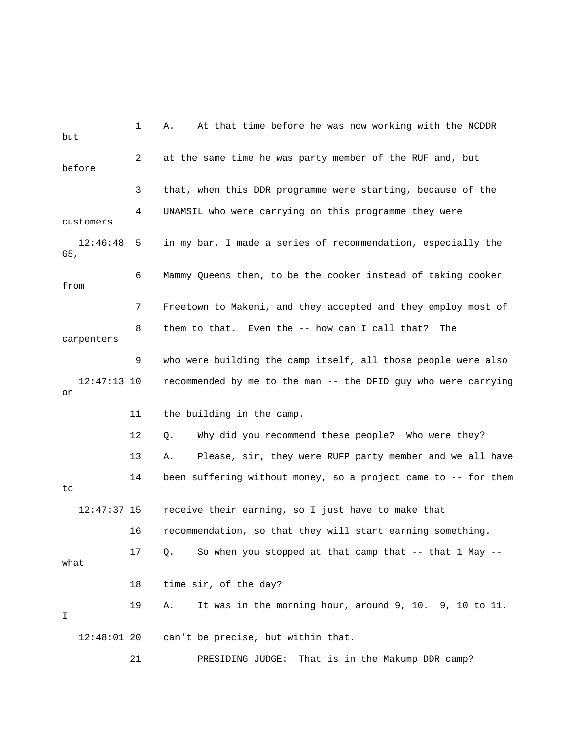1 A. At that time before he was now working with the NCDDR but

2 at the same time he was party member of the RUF and, but before

3 that, when this DDR programme were starting, because of the

4 UNAMSIL who were carrying on this programme they were customers

12:46:48 5 in my bar, I made a series of recommendation, especially the G5,

6 Mammy Queens then, to be the cooker instead of taking cooker from

7 Freetown to Makeni, and they accepted and they employ most of

8 them to that. Even the -- how can I call that? The carpenters

9 who were building the camp itself, all those people were also

12:47:13 10 recommended by me to the man -- the DFID guy who were carrying on

11 the building in the camp.

12 Q. Why did you recommend these people? Who were they?

13 A. Please, sir, they were RUFP party member and we all have

14 been suffering without money, so a project came to -- for them to

12:47:37 15 receive their earning, so I just have to make that

16 recommendation, so that they will start earning something.

17 Q. So when you stopped at that camp that -- that 1 May -- what

18 time sir, of the day?

19 A. It was in the morning hour, around 9, 10. 9, 10 to 11. I

12:48:01 20 can't be precise, but within that.

21 PRESIDING JUDGE: That is in the Makump DDR camp?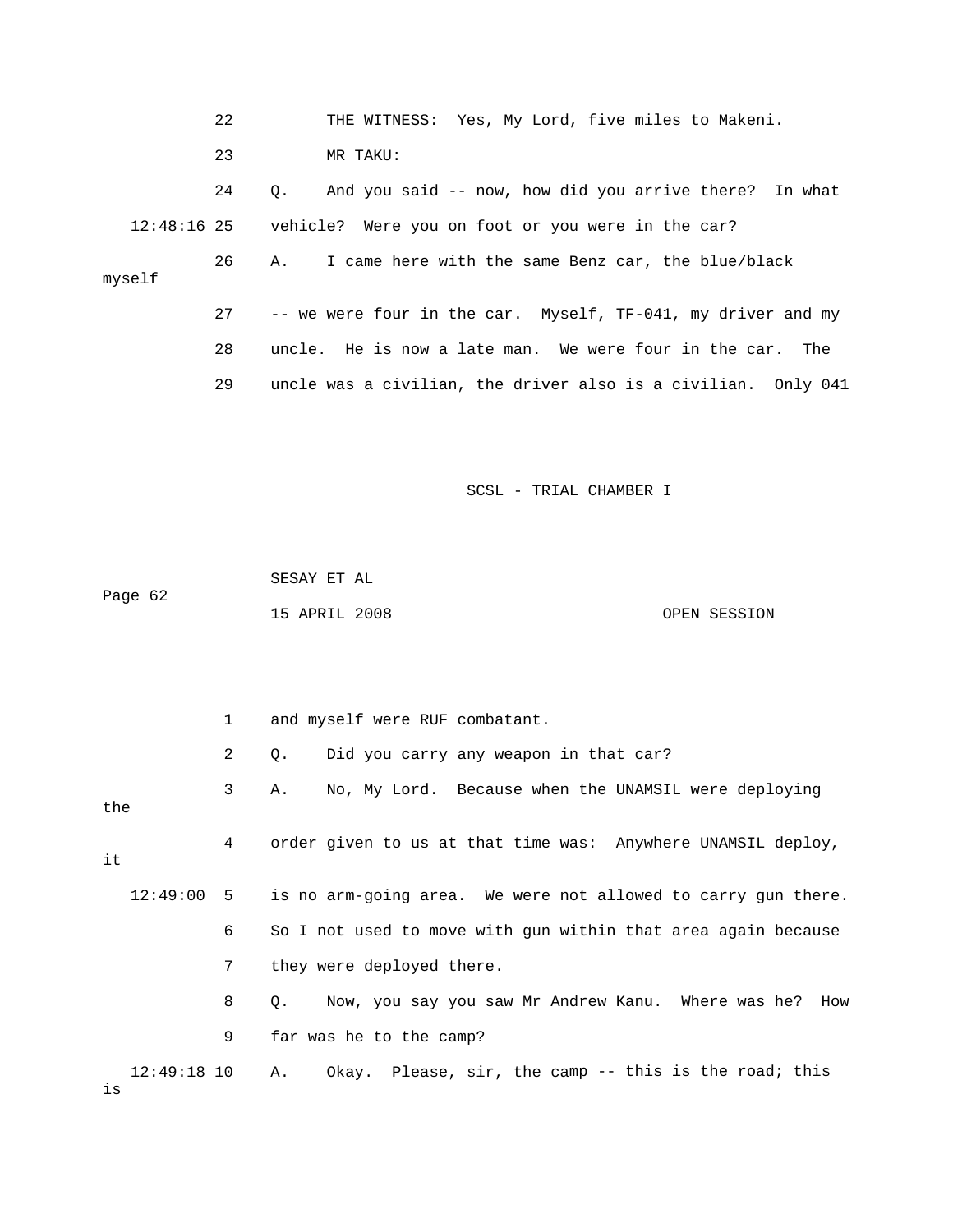22 THE WITNESS: Yes, My Lord, five miles to Makeni.

23 MR TAKU:

24 Q. And you said -- now, how did you arrive there? In what

12:48:16 25 vehicle? Were you on foot or you were in the car?

26 A. I came here with the same Benz car, the blue/black myself

27 -- we were four in the car. Myself, TF-041, my driver and my

28 uncle. He is now a late man. We were four in the car. The

29 uncle was a civilian, the driver also is a civilian. Only 041

1 and myself were RUF combatant.

2 Q. Did you carry any weapon in that car?

3 A. No, My Lord. Because when the UNAMSIL were deploying the

4 order given to us at that time was: Anywhere UNAMSIL deploy, it

12:49:00 5 is no arm-going area. We were not allowed to carry gun there.

6 So I not used to move with gun within that area again because

7 they were deployed there.

8 Q. Now, you say you saw Mr Andrew Kanu. Where was he? How

9 far was he to the camp?

12:49:18 10 A. Okay. Please, sir, the camp -- this is the road; this is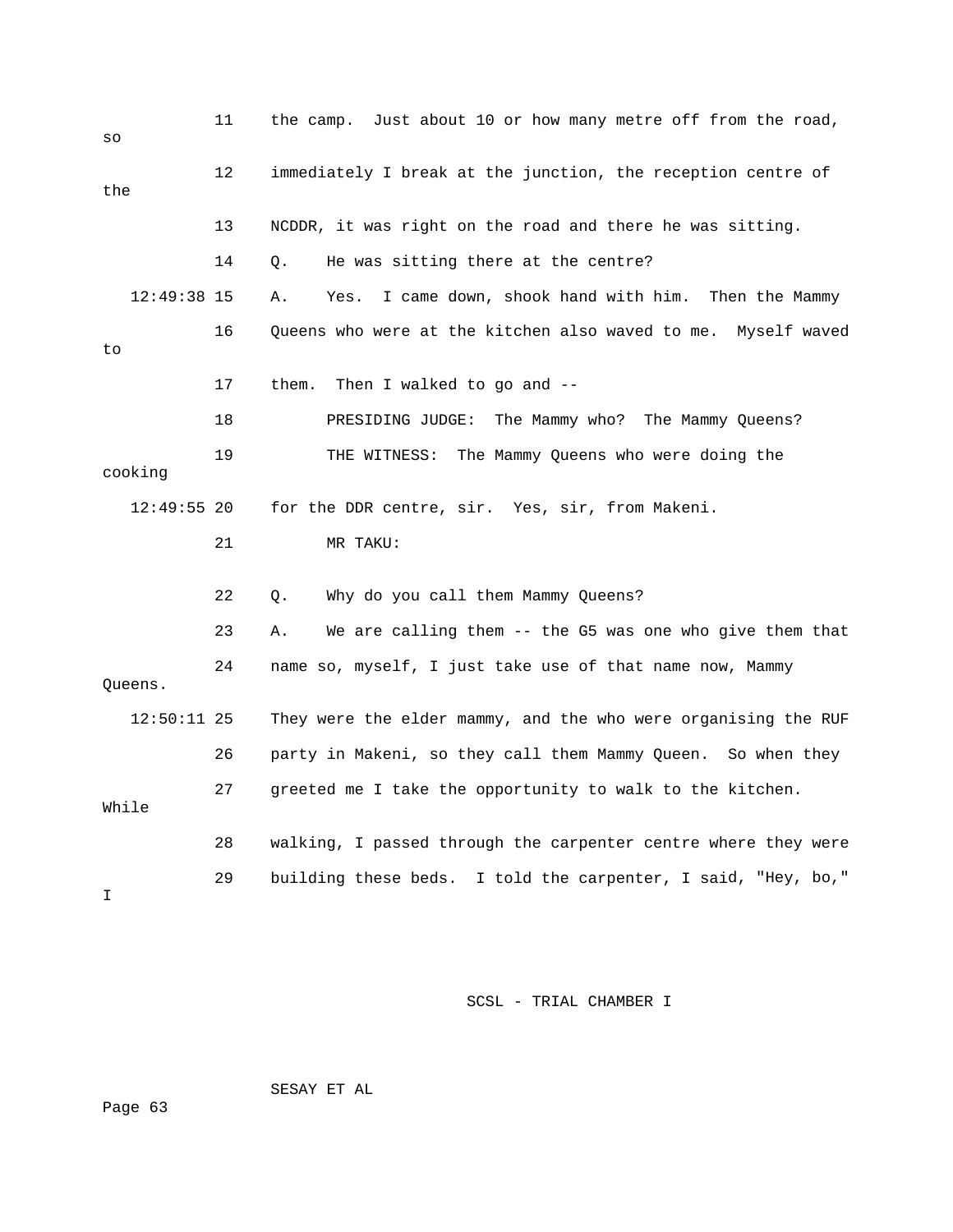11 the camp. Just about 10 or how many metre off from the road, so

12 immediately I break at the junction, the reception centre of the

13 NCDDR, it was right on the road and there he was sitting.

14 Q. He was sitting there at the centre?

12:49:38 15 A. Yes. I came down, shook hand with him. Then the Mammy

16 Queens who were at the kitchen also waved to me. Myself waved to

17 them. Then I walked to go and --

18 PRESIDING JUDGE: The Mammy who? The Mammy Queens?

19 THE WITNESS: The Mammy Queens who were doing the cooking

12:49:55 20 for the DDR centre, sir. Yes, sir, from Makeni.

21 MR TAKU:

22 Q. Why do you call them Mammy Queens?

23 A. We are calling them -- the G5 was one who give them that

24 name so, myself, I just take use of that name now, Mammy Queens.

12:50:11 25 They were the elder mammy, and the who were organising the RUF

26 party in Makeni, so they call them Mammy Queen. So when they

27 greeted me I take the opportunity to walk to the kitchen. While

28 walking, I passed through the carpenter centre where they were

29 building these beds. I told the carpenter, I said, "Hey, bo," I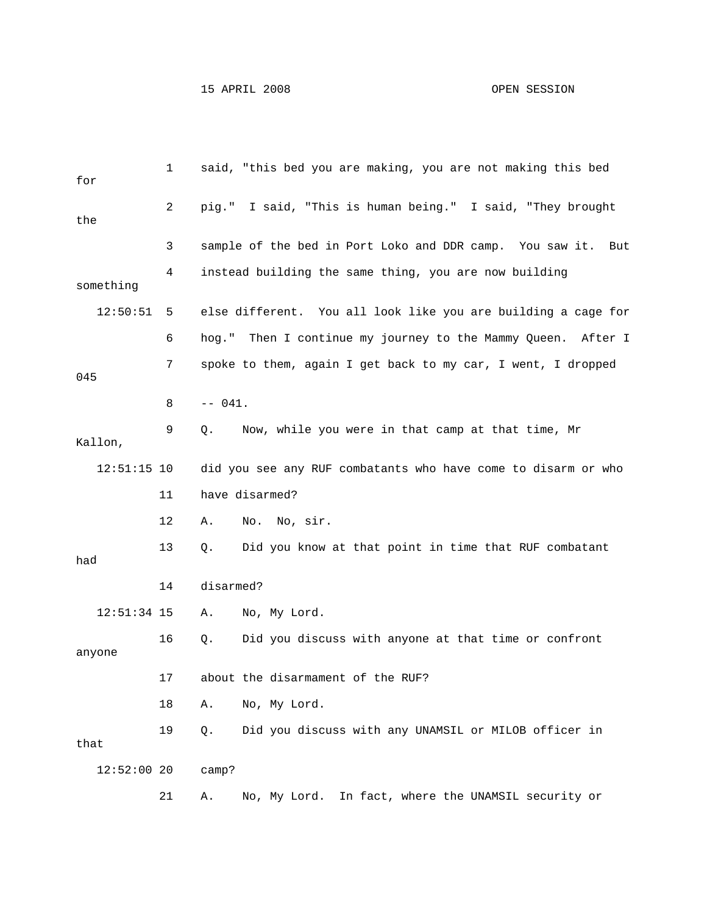1 said, "this bed you are making, you are not making this bed for

2 pig." I said, "This is human being." I said, "They brought the

3 sample of the bed in Port Loko and DDR camp. You saw it. But

4 instead building the same thing, you are now building something

12:50:51 5 else different. You all look like you are building a cage for

6 hog." Then I continue my journey to the Mammy Queen. After I

7 spoke to them, again I get back to my car, I went, I dropped 045

8 -- 041.

9 Q. Now, while you were in that camp at that time, Mr Kallon,

12:51:15 10 did you see any RUF combatants who have come to disarm or who

11 have disarmed?

12 A. No. No, sir.

13 Q. Did you know at that point in time that RUF combatant had

14 disarmed?

12:51:34 15 A. No, My Lord.

16 Q. Did you discuss with anyone at that time or confront anyone

17 about the disarmament of the RUF?

18 A. No, My Lord.

19 Q. Did you discuss with any UNAMSIL or MILOB officer in that

12:52:00 20 camp?

21 A. No, My Lord. In fact, where the UNAMSIL security or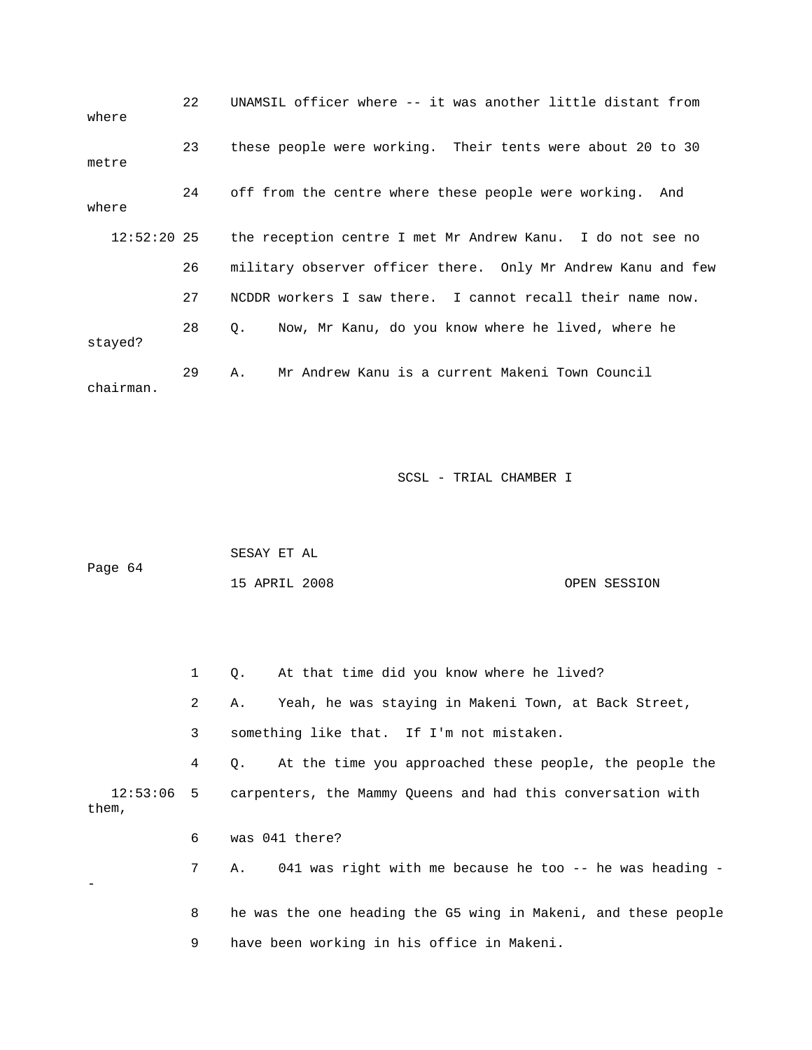22 UNAMSIL officer where -- it was another little distant from where

23 these people were working. Their tents were about 20 to 30 metre

24 off from the centre where these people were working. And where

12:52:20 25 the reception centre I met Mr Andrew Kanu. I do not see no

26 military observer officer there. Only Mr Andrew Kanu and few

27 NCDDR workers I saw there. I cannot recall their name now.

28 Q. Now, Mr Kanu, do you know where he lived, where he stayed?

29 A. Mr Andrew Kanu is a current Makeni Town Council chairman.

1 Q. At that time did you know where he lived?

2 A. Yeah, he was staying in Makeni Town, at Back Street,

3 something like that. If I'm not mistaken.

4 Q. At the time you approached these people, the people the

12:53:06 5 carpenters, the Mammy Queens and had this conversation with them,

6 was 041 there?

7 A. 041 was right with me because he too -- he was heading --

8 he was the one heading the G5 wing in Makeni, and these people

9 have been working in his office in Makeni.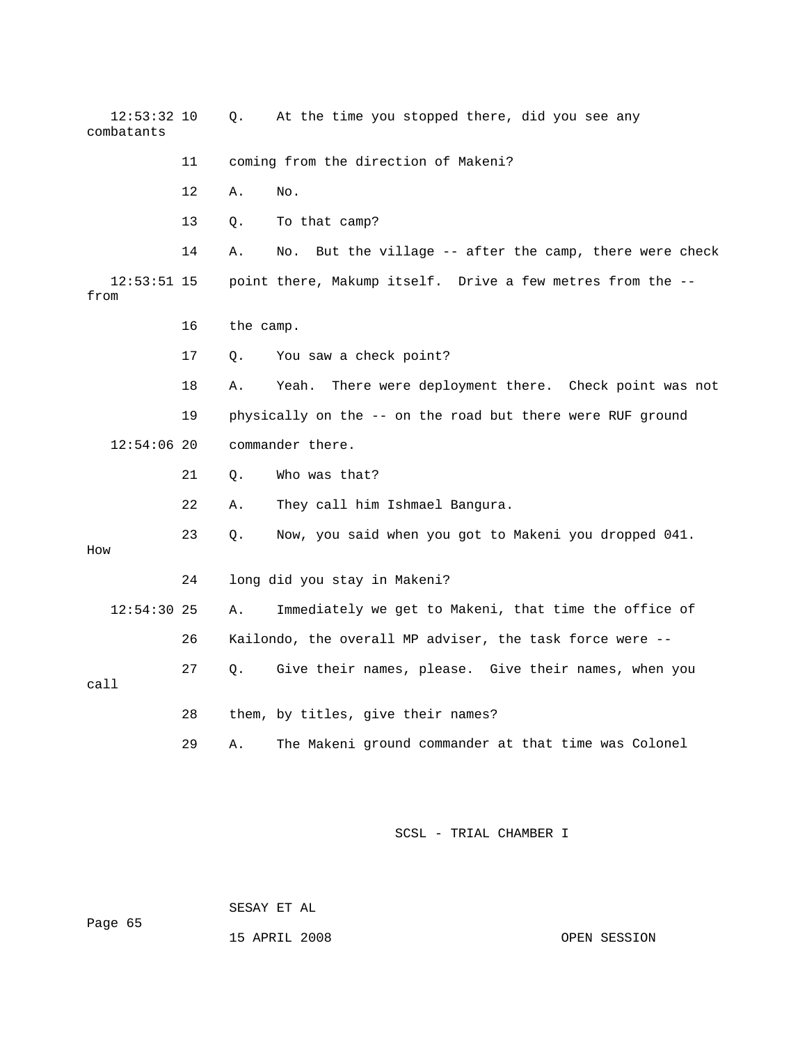12:53:32 10 Q. At the time you stopped there, did you see any combatants

11 coming from the direction of Makeni?

12 A. No.

13 Q. To that camp?

14 A. No. But the village -- after the camp, there were check

12:53:51 15 point there, Makump itself. Drive a few metres from the -- from

16 the camp.

17 Q. You saw a check point?

18 A. Yeah. There were deployment there. Check point was not

19 physically on the -- on the road but there were RUF ground

12:54:06 20 commander there.

21 Q. Who was that?

22 A. They call him Ishmael Bangura.

23 Q. Now, you said when you got to Makeni you dropped 041. How

24 long did you stay in Makeni?

12:54:30 25 A. Immediately we get to Makeni, that time the office of

26 Kailondo, the overall MP adviser, the task force were --

27 Q. Give their names, please. Give their names, when you call

28 them, by titles, give their names?

29 A. The Makeni ground commander at that time was Colonel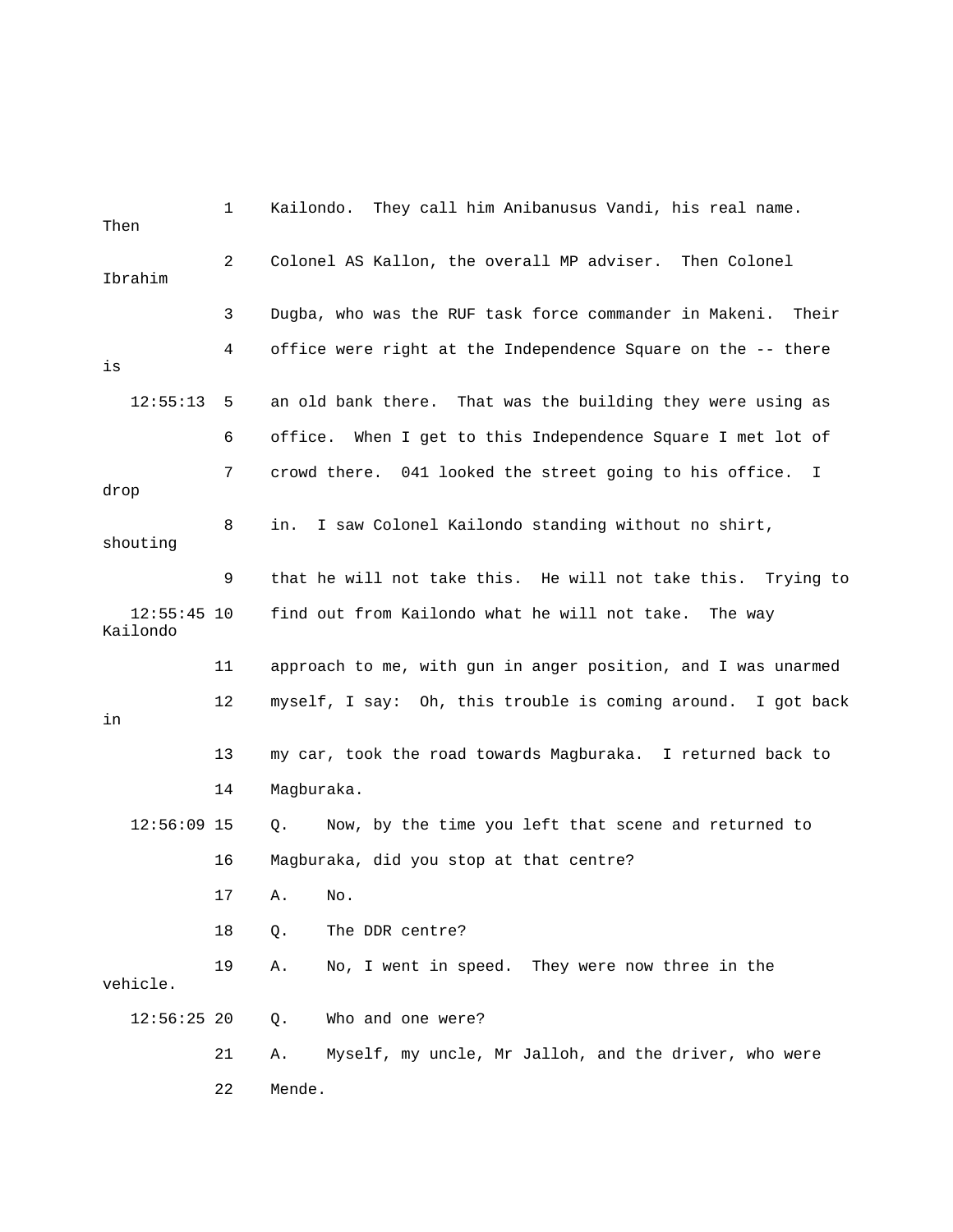1 Kailondo. They call him Anibanusus Vandi, his real name. Then

2 Colonel AS Kallon, the overall MP adviser. Then Colonel Ibrahim

3 Dugba, who was the RUF task force commander in Makeni. Their

4 office were right at the Independence Square on the -- there is

12:55:13 5 an old bank there. That was the building they were using as

6 office. When I get to this Independence Square I met lot of

7 crowd there. 041 looked the street going to his office. I drop

8 in. I saw Colonel Kailondo standing without no shirt, shouting

9 that he will not take this. He will not take this. Trying to

12:55:45 10 find out from Kailondo what he will not take. The way Kailondo

11 approach to me, with gun in anger position, and I was unarmed

12 myself, I say: Oh, this trouble is coming around. I got back in

13 my car, took the road towards Magburaka. I returned back to

14 Magburaka.

12:56:09 15 Q. Now, by the time you left that scene and returned to

16 Magburaka, did you stop at that centre?

17 A. No.

18 Q. The DDR centre?

19 A. No, I went in speed. They were now three in the vehicle.

12:56:25 20 Q. Who and one were?

21 A. Myself, my uncle, Mr Jalloh, and the driver, who were

22 Mende.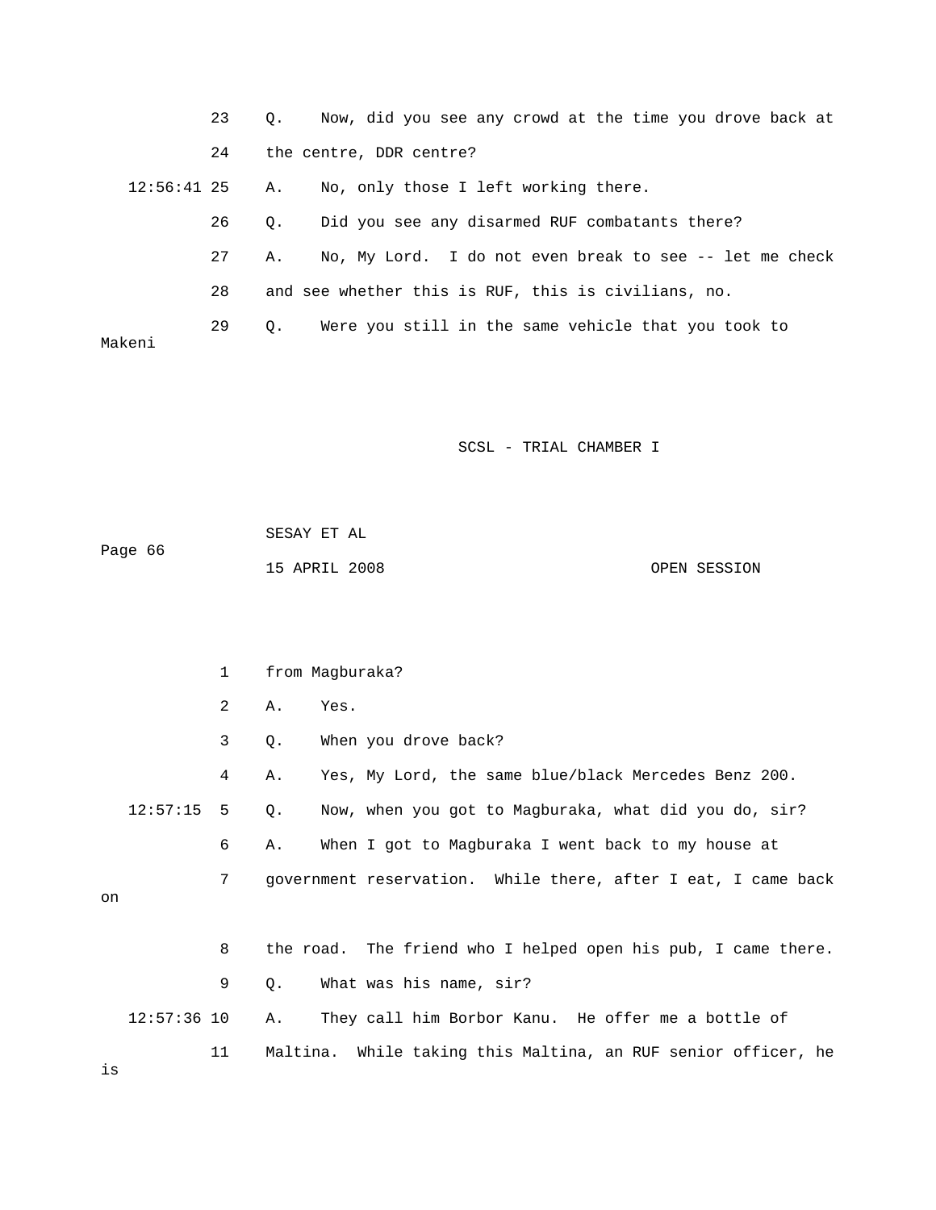23 Q. Now, did you see any crowd at the time you drove back at

24 the centre, DDR centre?

12:56:41 25 A. No, only those I left working there.

26 Q. Did you see any disarmed RUF combatants there?

27 A. No, My Lord. I do not even break to see -- let me check

28 and see whether this is RUF, this is civilians, no.

29 Q. Were you still in the same vehicle that you took to Makeni

1 from Magburaka?

2 A. Yes.

3 Q. When you drove back?

4 A. Yes, My Lord, the same blue/black Mercedes Benz 200.

12:57:15 5 Q. Now, when you got to Magburaka, what did you do, sir?

6 A. When I got to Magburaka I went back to my house at

7 government reservation. While there, after I eat, I came back on

8 the road. The friend who I helped open his pub, I came there.

9 Q. What was his name, sir?

12:57:36 10 A. They call him Borbor Kanu. He offer me a bottle of

11 Maltina. While taking this Maltina, an RUF senior officer, he is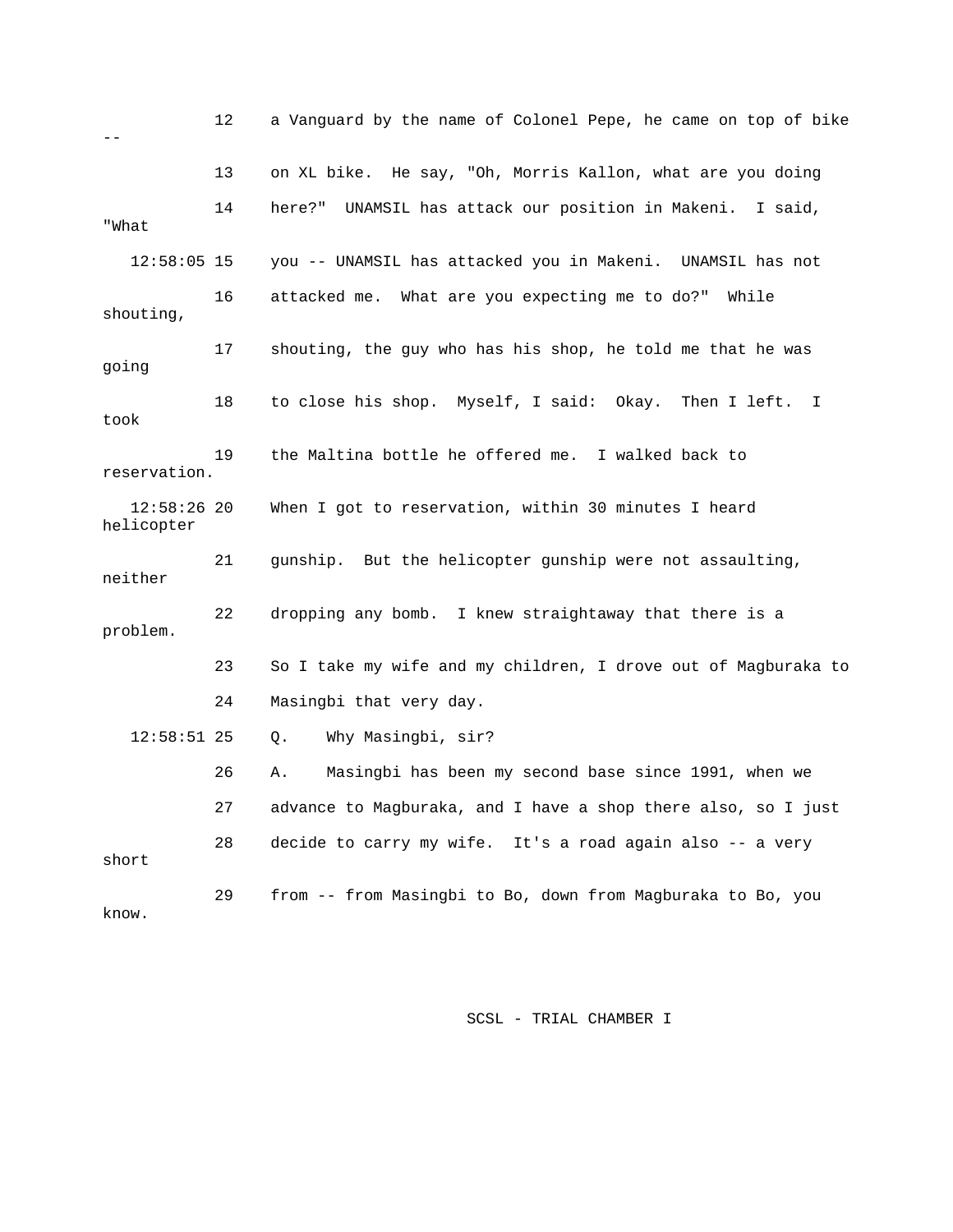12 a Vanguard by the name of Colonel Pepe, he came on top of bike --

13 on XL bike. He say, "Oh, Morris Kallon, what are you doing

14 here?" UNAMSIL has attack our position in Makeni. I said, "What

12:58:05 15 you -- UNAMSIL has attacked you in Makeni. UNAMSIL has not

16 attacked me. What are you expecting me to do?" While shouting,

17 shouting, the guy who has his shop, he told me that he was going

18 to close his shop. Myself, I said: Okay. Then I left. I took

19 the Maltina bottle he offered me. I walked back to reservation.

12:58:26 20 When I got to reservation, within 30 minutes I heard helicopter

21 gunship. But the helicopter gunship were not assaulting, neither

22 dropping any bomb. I knew straightaway that there is a problem.

23 So I take my wife and my children, I drove out of Magburaka to

24 Masingbi that very day.

12:58:51 25 Q. Why Masingbi, sir?

26 A. Masingbi has been my second base since 1991, when we

27 advance to Magburaka, and I have a shop there also, so I just

28 decide to carry my wife. It's a road again also -- a very short

29 from -- from Masingbi to Bo, down from Magburaka to Bo, you know.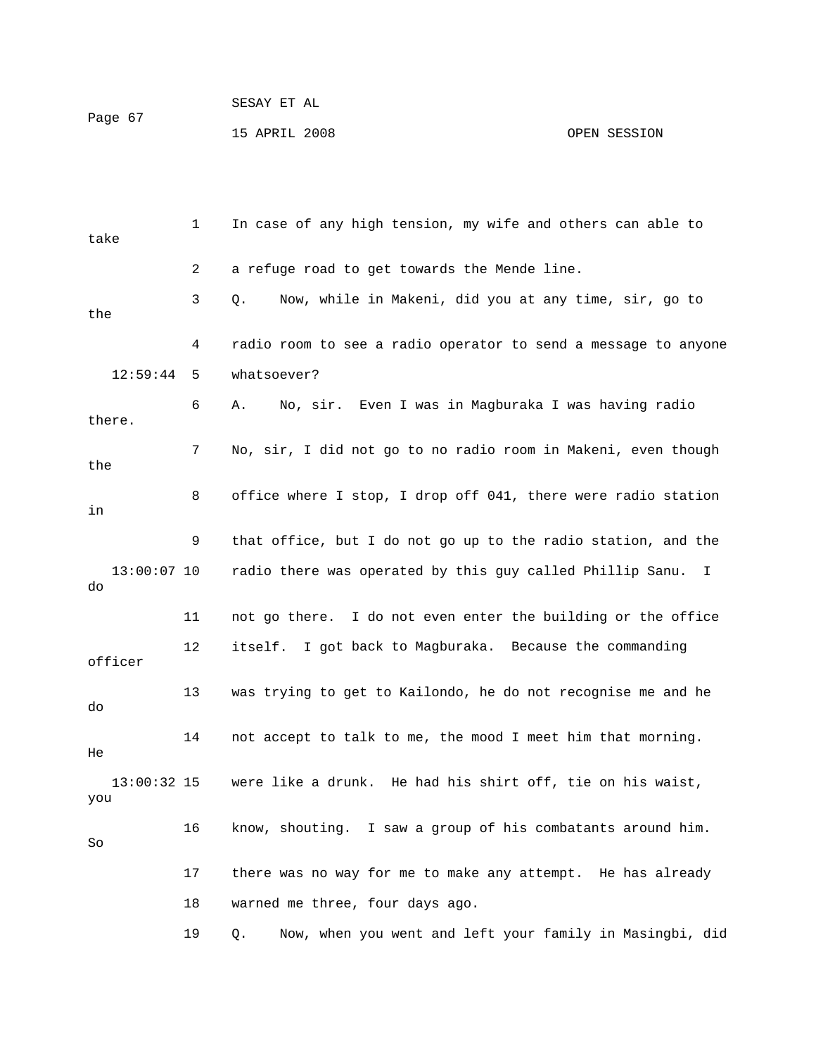In case of any high tension, my wife and others can able to take a refuge road to get towards the Mende line.

Q. Now, while in Makeni, did you at any time, sir, go to the radio room to see a radio operator to send a message to anyone whatsoever?

A. No, sir. Even I was in Magburaka I was having radio there. No, sir, I did not go to no radio room in Makeni, even though the office where I stop, I drop off 041, there were radio station in that office, but I do not go up to the radio station, and the radio there was operated by this guy called Phillip Sanu. I do not go there. I do not even enter the building or the office itself. I got back to Magburaka. Because the commanding officer was trying to get to Kailondo, he do not recognise me and he do not accept to talk to me, the mood I meet him that morning. He were like a drunk. He had his shirt off, tie on his waist, you know, shouting. I saw a group of his combatants around him. So there was no way for me to make any attempt. He has already warned me three, four days ago.

Q. Now, when you went and left your family in Masingbi, did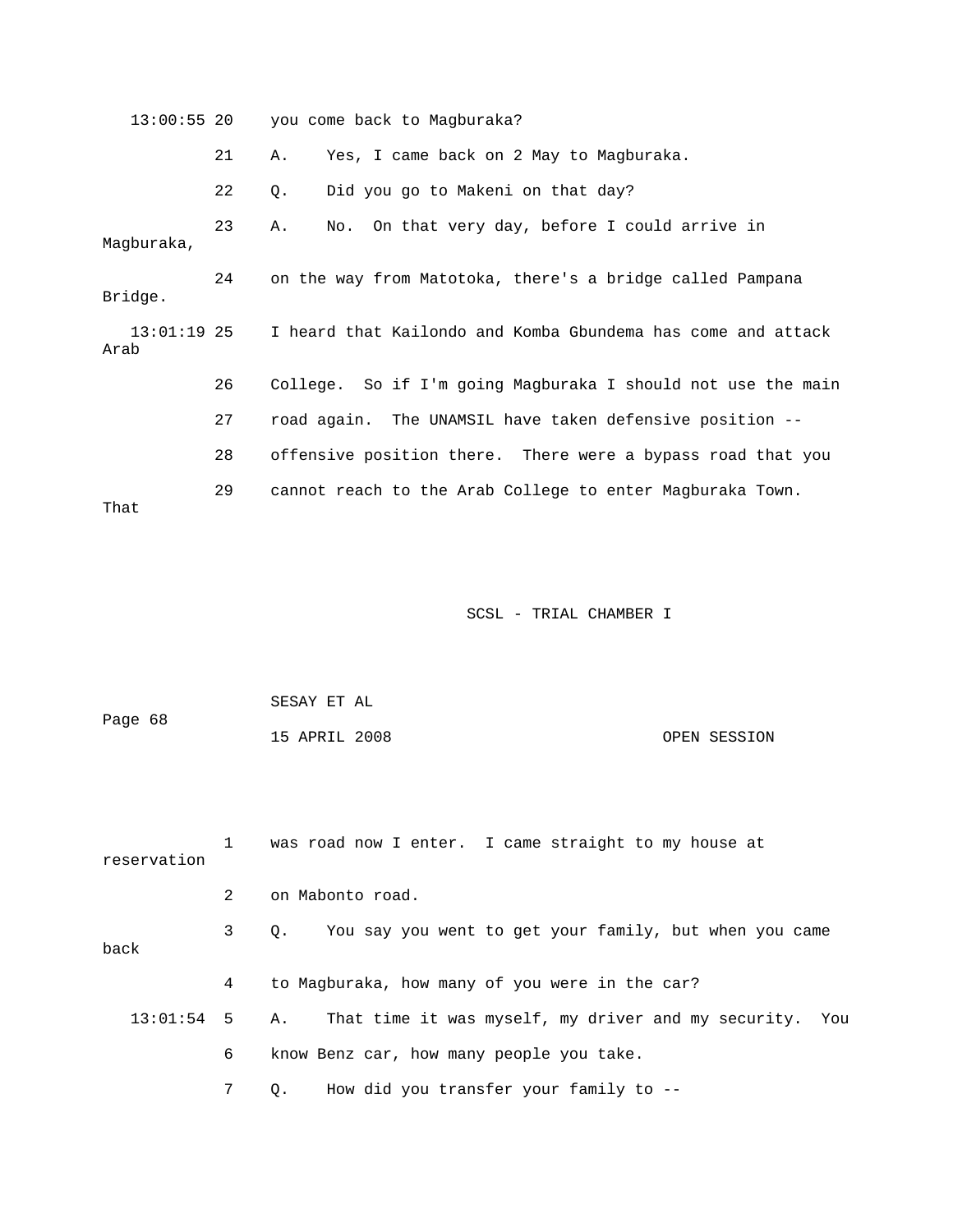13:00:55 20 you come back to Magburaka?

21 A. Yes, I came back on 2 May to Magburaka.

22 Q. Did you go to Makeni on that day?

23 A. No. On that very day, before I could arrive in Magburaka,

24 on the way from Matotoka, there's a bridge called Pampana Bridge.

13:01:19 25 I heard that Kailondo and Komba Gbundema has come and attack Arab

26 College. So if I'm going Magburaka I should not use the main

27 road again. The UNAMSIL have taken defensive position --

28 offensive position there. There were a bypass road that you

29 cannot reach to the Arab College to enter Magburaka Town. That

1 was road now I enter. I came straight to my house at reservation

2 on Mabonto road.

3 Q. You say you went to get your family, but when you came back

4 to Magburaka, how many of you were in the car?

13:01:54 5 A. That time it was myself, my driver and my security. You

6 know Benz car, how many people you take.

7 Q. How did you transfer your family to --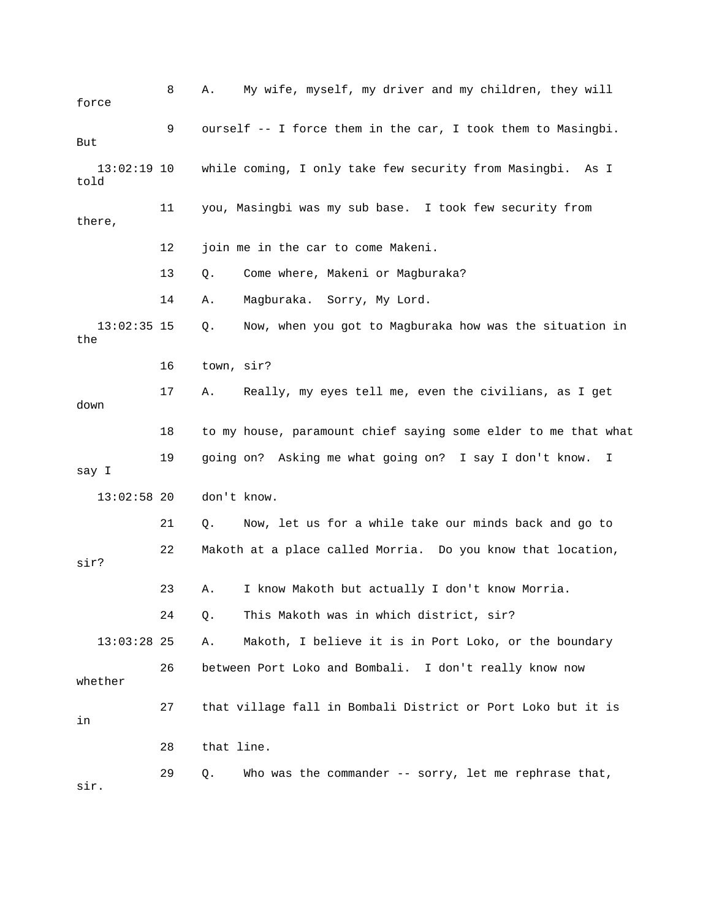8 A. My wife, myself, my driver and my children, they will force

9 ourself -- I force them in the car, I took them to Masingbi. But

13:02:19 10 while coming, I only take few security from Masingbi. As I told

11 you, Masingbi was my sub base. I took few security from there,

12 join me in the car to come Makeni.

13 Q. Come where, Makeni or Magburaka?

14 A. Magburaka. Sorry, My Lord.

13:02:35 15 Q. Now, when you got to Magburaka how was the situation in the

16 town, sir?

17 A. Really, my eyes tell me, even the civilians, as I get down

18 to my house, paramount chief saying some elder to me that what

19 going on? Asking me what going on? I say I don't know. I say I

13:02:58 20 don't know.

21 Q. Now, let us for a while take our minds back and go to

22 Makoth at a place called Morria. Do you know that location, sir?

23 A. I know Makoth but actually I don't know Morria.

24 Q. This Makoth was in which district, sir?

13:03:28 25 A. Makoth, I believe it is in Port Loko, or the boundary

26 between Port Loko and Bombali. I don't really know now whether

27 that village fall in Bombali District or Port Loko but it is in

28 that line.

29 Q. Who was the commander -- sorry, let me rephrase that, sir.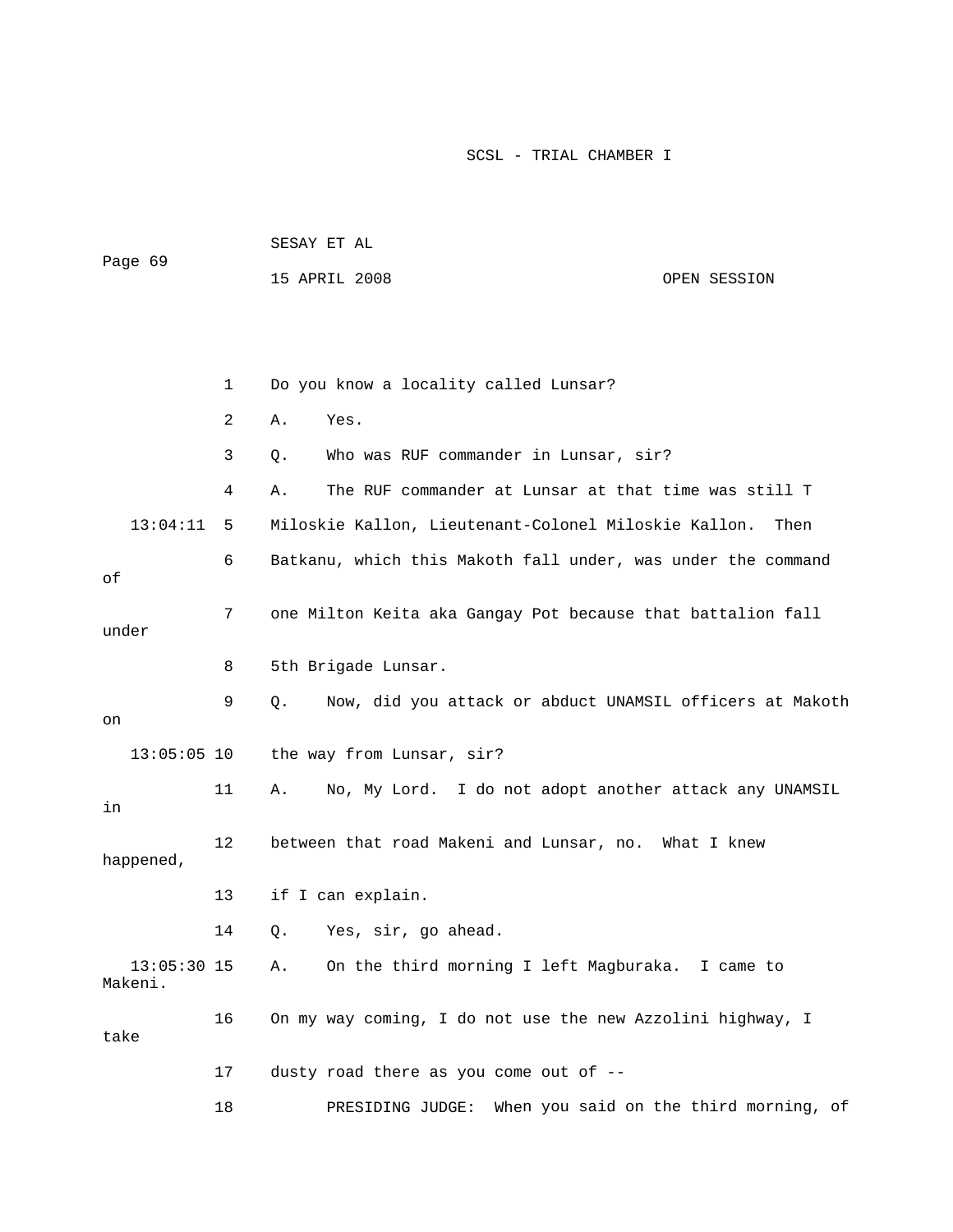1 Do you know a locality called Lunsar?

2 A. Yes.

3 Q. Who was RUF commander in Lunsar, sir?

4 A. The RUF commander at Lunsar at that time was still T

13:04:11 5 Miloskie Kallon, Lieutenant-Colonel Miloskie Kallon. Then

6 Batkanu, which this Makoth fall under, was under the command of

7 one Milton Keita aka Gangay Pot because that battalion fall under

8 5th Brigade Lunsar.

9 Q. Now, did you attack or abduct UNAMSIL officers at Makoth on

13:05:05 10 the way from Lunsar, sir?

11 A. No, My Lord. I do not adopt another attack any UNAMSIL in

12 between that road Makeni and Lunsar, no. What I knew happened,

13 if I can explain.

14 Q. Yes, sir, go ahead.

13:05:30 15 A. On the third morning I left Magburaka. I came to Makeni.

16 On my way coming, I do not use the new Azzolini highway, I take

17 dusty road there as you come out of --

18 PRESIDING JUDGE: When you said on the third morning, of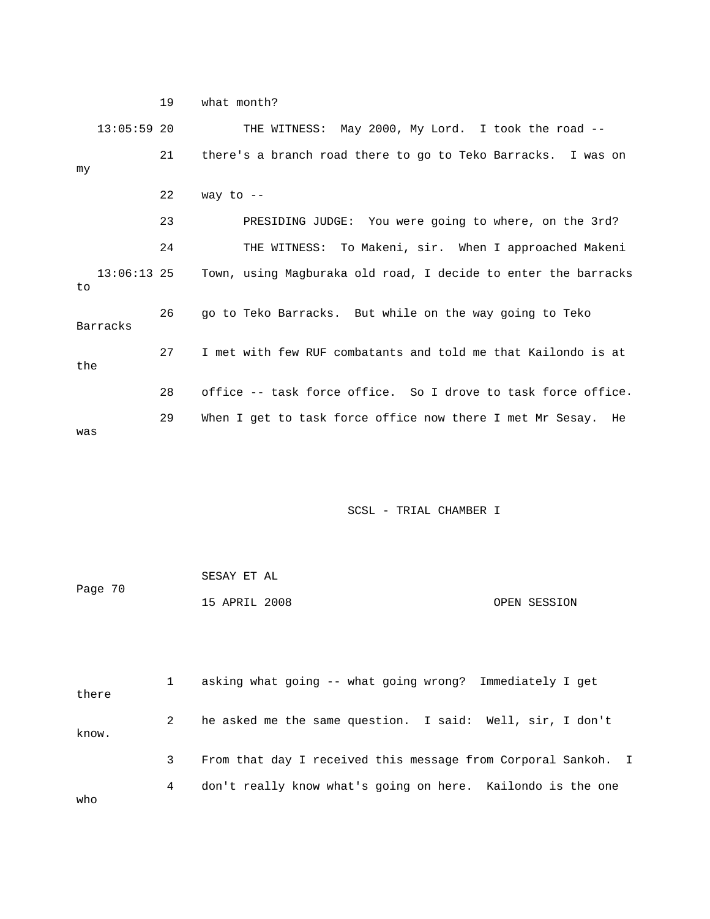19 what month?

13:05:59 20 THE WITNESS: May 2000, My Lord. I took the road --

21 there's a branch road there to go to Teko Barracks. I was on my

22 way to --

23 PRESIDING JUDGE: You were going to where, on the 3rd?

24 THE WITNESS: To Makeni, sir. When I approached Makeni

13:06:13 25 Town, using Magburaka old road, I decide to enter the barracks to

26 go to Teko Barracks. But while on the way going to Teko Barracks

27 I met with few RUF combatants and told me that Kailondo is at the

28 office -- task force office. So I drove to task force office.

29 When I get to task force office now there I met Mr Sesay. He was

1 asking what going -- what going wrong? Immediately I get there

2 he asked me the same question. I said: Well, sir, I don't know.

3 From that day I received this message from Corporal Sankoh. I

4 don't really know what's going on here. Kailondo is the one who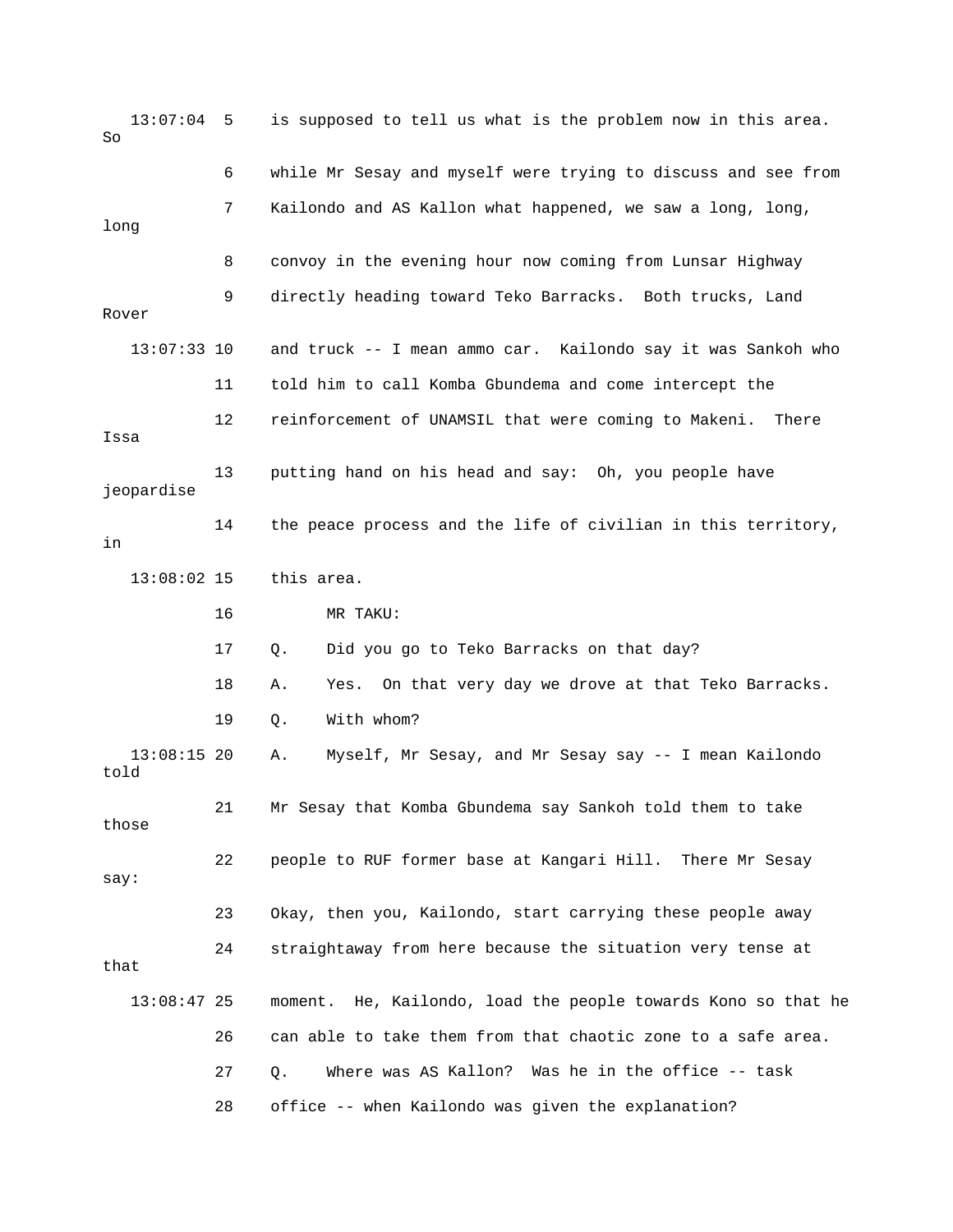13:07:04 5 is supposed to tell us what is the problem now in this area. So

6 while Mr Sesay and myself were trying to discuss and see from

7 Kailondo and AS Kallon what happened, we saw a long, long, long

8 convoy in the evening hour now coming from Lunsar Highway

9 directly heading toward Teko Barracks. Both trucks, Land Rover

13:07:33 10 and truck -- I mean ammo car. Kailondo say it was Sankoh who

11 told him to call Komba Gbundema and come intercept the

12 reinforcement of UNAMSIL that were coming to Makeni. There Issa

13 putting hand on his head and say: Oh, you people have jeopardise

14 the peace process and the life of civilian in this territory, in

13:08:02 15 this area.

16 MR TAKU:

17 Q. Did you go to Teko Barracks on that day?

18 A. Yes. On that very day we drove at that Teko Barracks.

19 Q. With whom?

13:08:15 20 A. Myself, Mr Sesay, and Mr Sesay say -- I mean Kailondo told

21 Mr Sesay that Komba Gbundema say Sankoh told them to take those

22 people to RUF former base at Kangari Hill. There Mr Sesay say:

23 Okay, then you, Kailondo, start carrying these people away

24 straightaway from here because the situation very tense at that

13:08:47 25 moment. He, Kailondo, load the people towards Kono so that he

26 can able to take them from that chaotic zone to a safe area.

27 Q. Where was AS Kallon? Was he in the office -- task

28 office -- when Kailondo was given the explanation?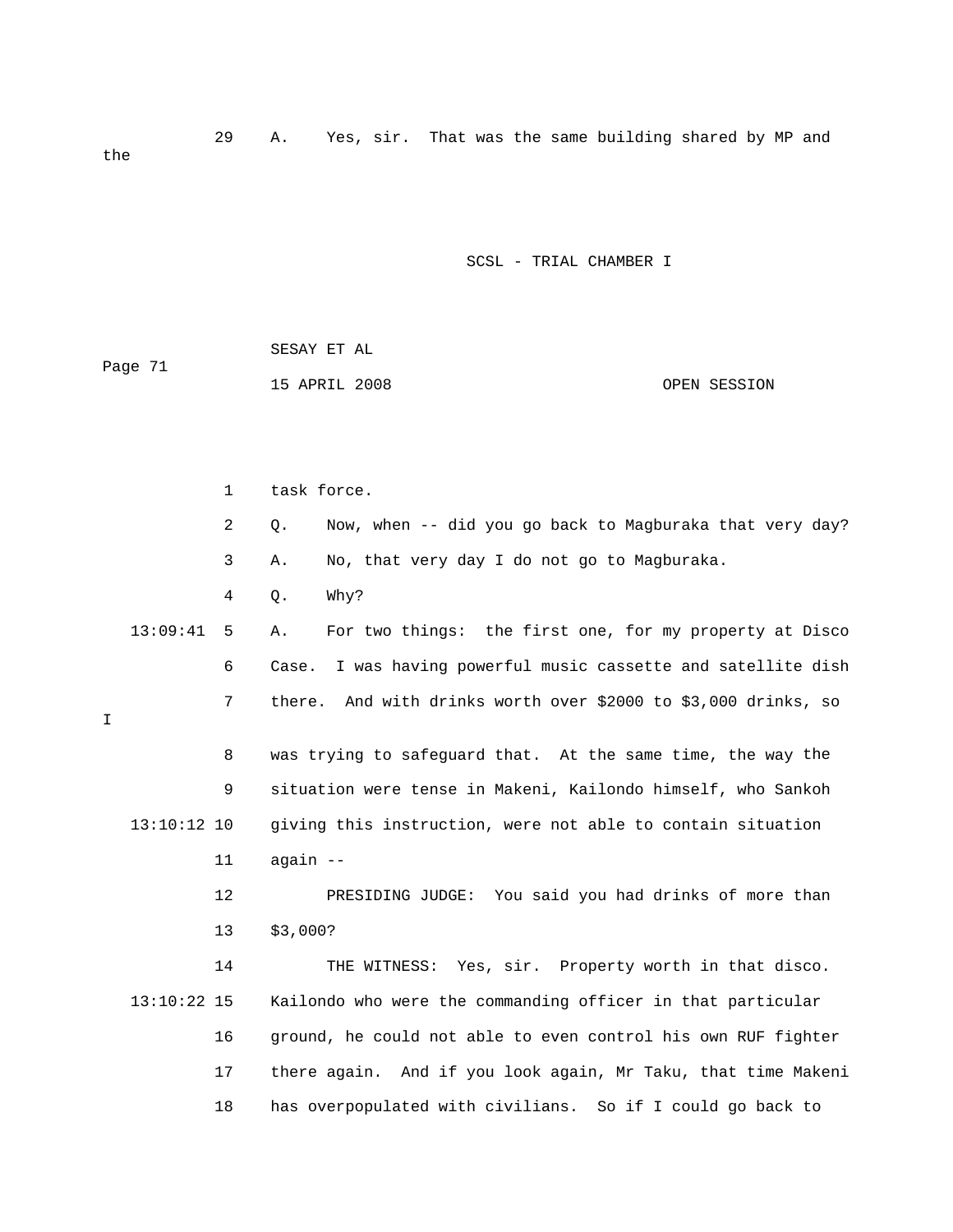29 A. Yes, sir. That was the same building shared by MP and the

1 task force.

2 Q. Now, when -- did you go back to Magburaka that very day?

3 A. No, that very day I do not go to Magburaka.

4 Q. Why?

13:09:41 5 A. For two things: the first one, for my property at Disco

6 Case. I was having powerful music cassette and satellite dish

7 there. And with drinks worth over $2000 to $3,000 drinks, so I

8 was trying to safeguard that. At the same time, the way the

9 situation were tense in Makeni, Kailondo himself, who Sankoh

13:10:12 10 giving this instruction, were not able to contain situation

11 again --

12 PRESIDING JUDGE: You said you had drinks of more than

13 $3,000?

14 THE WITNESS: Yes, sir. Property worth in that disco.

13:10:22 15 Kailondo who were the commanding officer in that particular

16 ground, he could not able to even control his own RUF fighter

17 there again. And if you look again, Mr Taku, that time Makeni

18 has overpopulated with civilians. So if I could go back to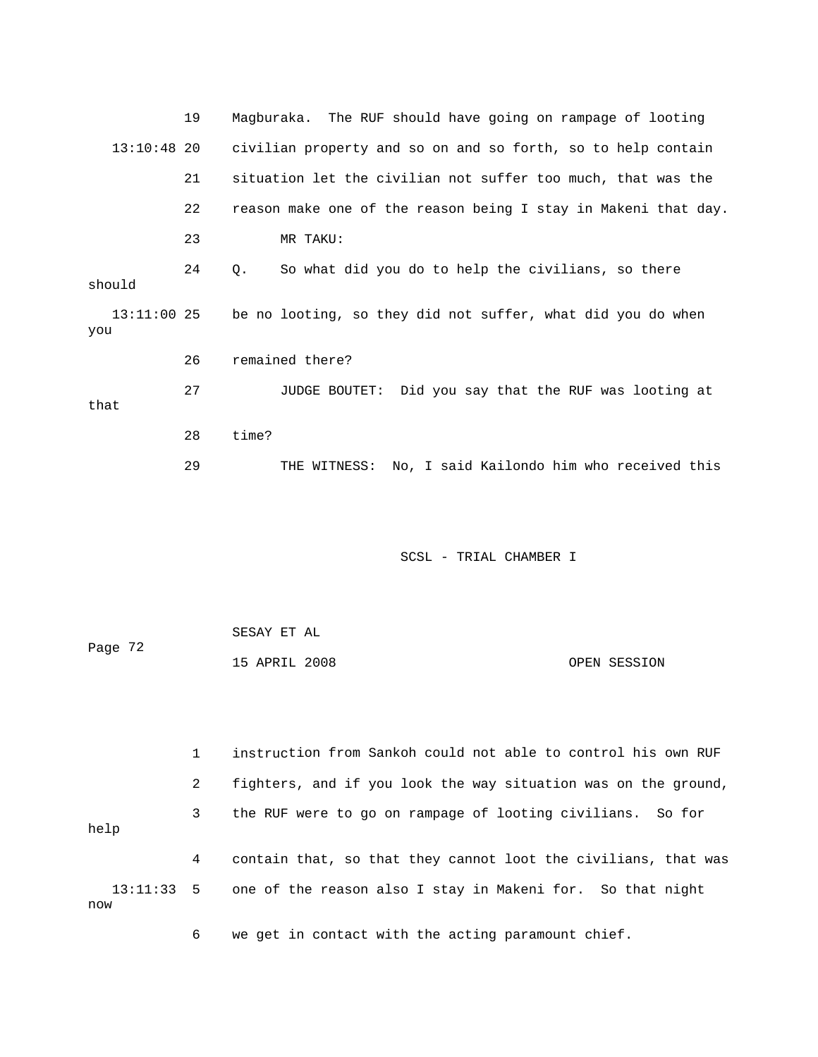19 Magburaka. The RUF should have going on rampage of looting

13:10:48 20 civilian property and so on and so forth, so to help contain

21 situation let the civilian not suffer too much, that was the

22 reason make one of the reason being I stay in Makeni that day.

23 MR TAKU:

24 Q. So what did you do to help the civilians, so there should

13:11:00 25 be no looting, so they did not suffer, what did you do when you

26 remained there?

27 JUDGE BOUTET: Did you say that the RUF was looting at that

28 time?

29 THE WITNESS: No, I said Kailondo him who received this

1 instruction from Sankoh could not able to control his own RUF

2 fighters, and if you look the way situation was on the ground,

3 the RUF were to go on rampage of looting civilians. So for help

4 contain that, so that they cannot loot the civilians, that was

13:11:33 5 one of the reason also I stay in Makeni for. So that night now

6 we get in contact with the acting paramount chief.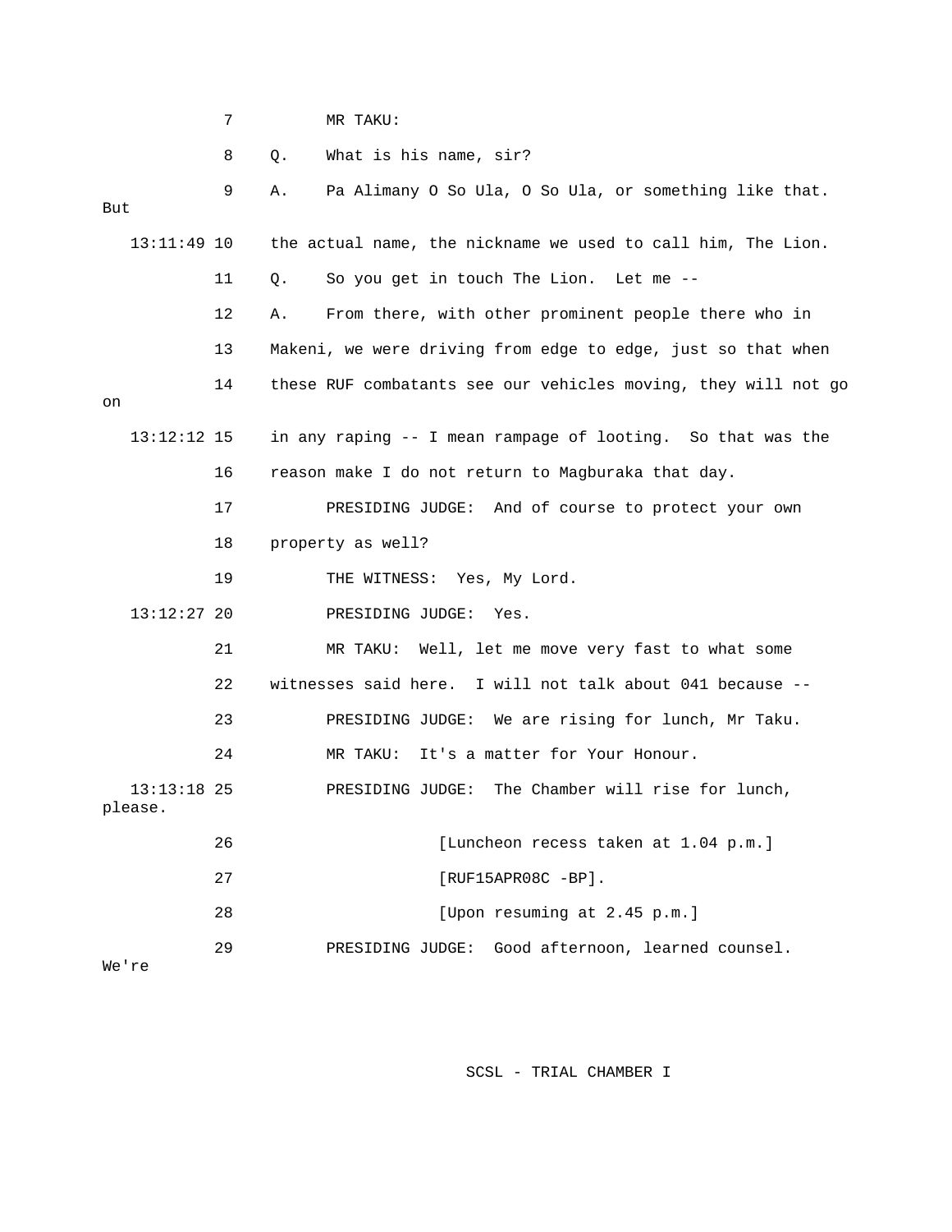7 MR TAKU:

8 Q. What is his name, sir?

9 A. Pa Alimany O So Ula, O So Ula, or something like that. But

13:11:49 10 the actual name, the nickname we used to call him, The Lion.

11 Q. So you get in touch The Lion. Let me --

12 A. From there, with other prominent people there who in

13 Makeni, we were driving from edge to edge, just so that when

14 these RUF combatants see our vehicles moving, they will not go on

13:12:12 15 in any raping -- I mean rampage of looting. So that was the

16 reason make I do not return to Magburaka that day.

17 PRESIDING JUDGE: And of course to protect your own

18 property as well?

19 THE WITNESS: Yes, My Lord.

13:12:27 20 PRESIDING JUDGE: Yes.

21 MR TAKU: Well, let me move very fast to what some

22 witnesses said here. I will not talk about 041 because --

23 PRESIDING JUDGE: We are rising for lunch, Mr Taku.

24 MR TAKU: It's a matter for Your Honour.

13:13:18 25 PRESIDING JUDGE: The Chamber will rise for lunch, please.

26 [Luncheon recess taken at 1.04 p.m.]

27 [RUF15APR08C -BP].

28 [Upon resuming at 2.45 p.m.]

29 PRESIDING JUDGE: Good afternoon, learned counsel. We're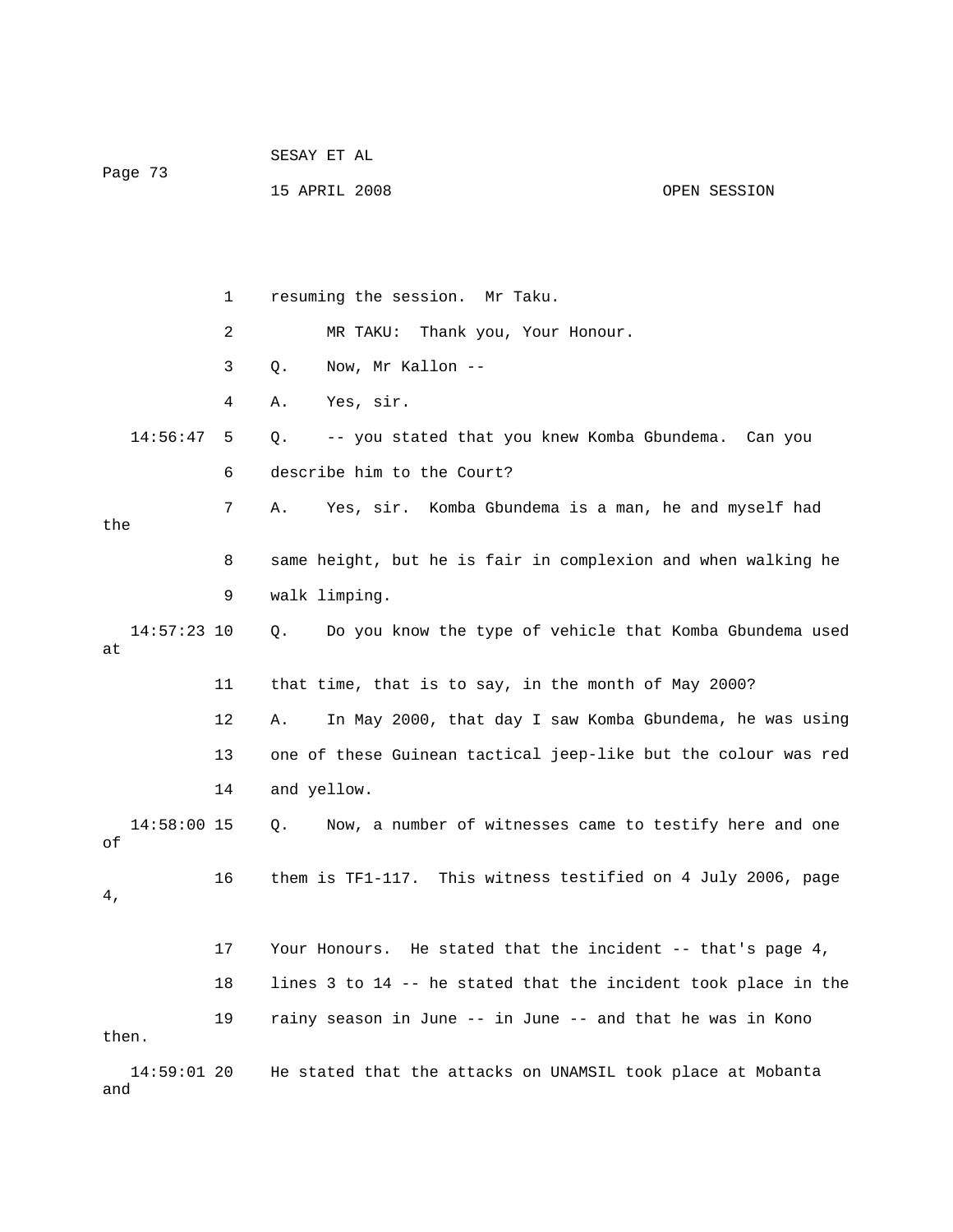resuming the session. Mr Taku.

MR TAKU: Thank you, Your Honour.

Q. Now, Mr Kallon --

A. Yes, sir.

Q. -- you stated that you knew Komba Gbundema. Can you describe him to the Court?

A. Yes, sir. Komba Gbundema is a man, he and myself had the same height, but he is fair in complexion and when walking he walk limping.

Q. Do you know the type of vehicle that Komba Gbundema used at that time, that is to say, in the month of May 2000?

A. In May 2000, that day I saw Komba Gbundema, he was using one of these Guinean tactical jeep-like but the colour was red and yellow.

Q. Now, a number of witnesses came to testify here and one of them is TF1-117. This witness testified on 4 July 2006, page 4, Your Honours. He stated that the incident -- that's page 4, lines 3 to 14 -- he stated that the incident took place in the rainy season in June -- in June -- and that he was in Kono then. He stated that the attacks on UNAMSIL took place at Mobanta and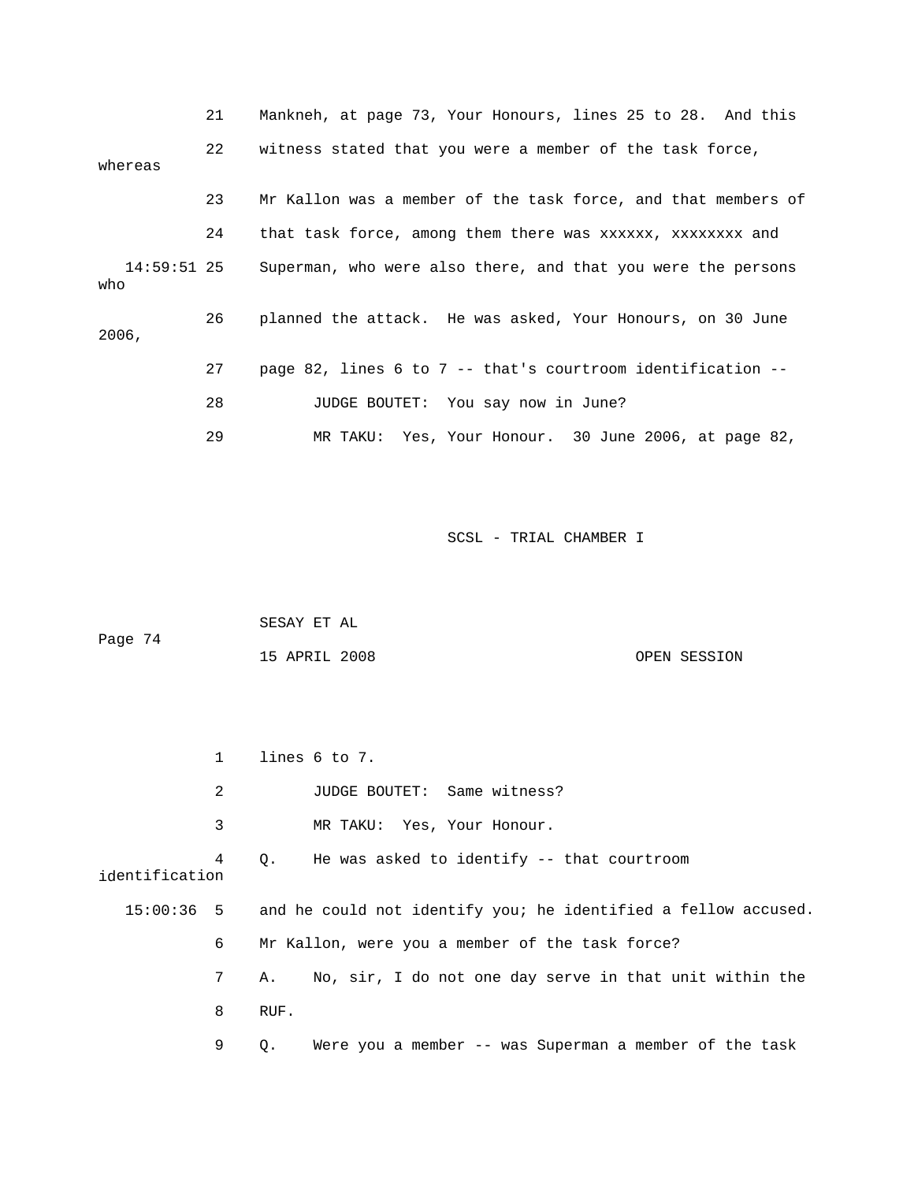21 Mankneh, at page 73, Your Honours, lines 25 to 28. And this

22 witness stated that you were a member of the task force, whereas

23 Mr Kallon was a member of the task force, and that members of

24 that task force, among them there was xxxxxx, xxxxxxxx and

14:59:51 25 Superman, who were also there, and that you were the persons who

26 planned the attack. He was asked, Your Honours, on 30 June 2006,

27 page 82, lines 6 to 7 -- that's courtroom identification --

28 JUDGE BOUTET: You say now in June?

29 MR TAKU: Yes, Your Honour. 30 June 2006, at page 82,

1 lines 6 to 7.

2 JUDGE BOUTET: Same witness?

3 MR TAKU: Yes, Your Honour.

4 Q. He was asked to identify -- that courtroom identification

15:00:36 5 and he could not identify you; he identified a fellow accused.

6 Mr Kallon, were you a member of the task force?

7 A. No, sir, I do not one day serve in that unit within the

8 RUF.

9 Q. Were you a member -- was Superman a member of the task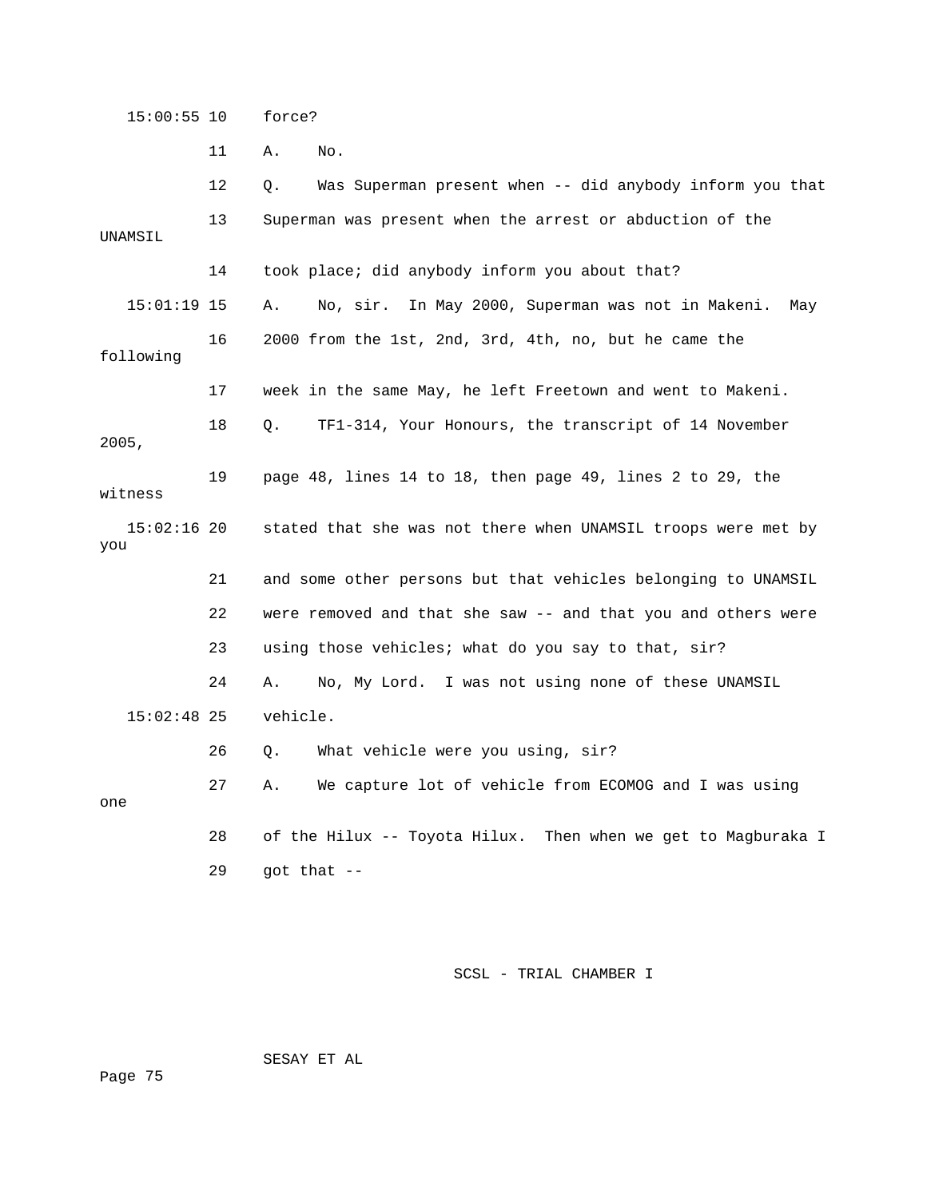15:00:55 10 force?

11 A. No.

12 Q. Was Superman present when -- did anybody inform you that

13 Superman was present when the arrest or abduction of the UNAMSIL

14 took place; did anybody inform you about that?

15:01:19 15 A. No, sir. In May 2000, Superman was not in Makeni. May

16 2000 from the 1st, 2nd, 3rd, 4th, no, but he came the following

17 week in the same May, he left Freetown and went to Makeni.

18 Q. TF1-314, Your Honours, the transcript of 14 November 2005,

19 page 48, lines 14 to 18, then page 49, lines 2 to 29, the witness

15:02:16 20 stated that she was not there when UNAMSIL troops were met by you

21 and some other persons but that vehicles belonging to UNAMSIL

22 were removed and that she saw -- and that you and others were

23 using those vehicles; what do you say to that, sir?

24 A. No, My Lord. I was not using none of these UNAMSIL

15:02:48 25 vehicle.

26 Q. What vehicle were you using, sir?

27 A. We capture lot of vehicle from ECOMOG and I was using one

28 of the Hilux -- Toyota Hilux. Then when we get to Magburaka I

29 got that --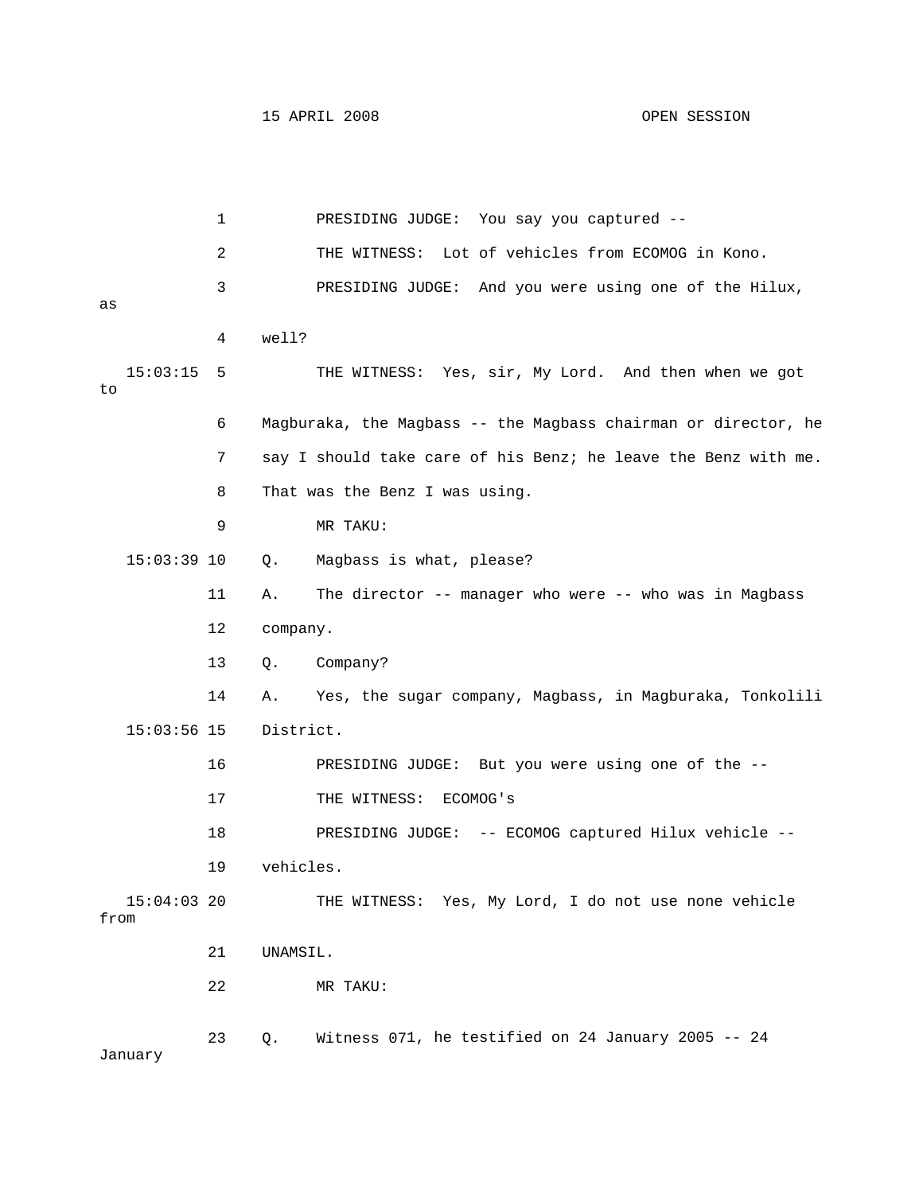1 PRESIDING JUDGE: You say you captured --

2 THE WITNESS: Lot of vehicles from ECOMOG in Kono.

3 PRESIDING JUDGE: And you were using one of the Hilux, as

4 well?

15:03:15 5 THE WITNESS: Yes, sir, My Lord. And then when we got to

6 Magburaka, the Magbass -- the Magbass chairman or director, he

7 say I should take care of his Benz; he leave the Benz with me.

8 That was the Benz I was using.

9 MR TAKU:

15:03:39 10 Q. Magbass is what, please?

11 A. The director -- manager who were -- who was in Magbass

12 company.

13 Q. Company?

14 A. Yes, the sugar company, Magbass, in Magburaka, Tonkolili

15:03:56 15 District.

16 PRESIDING JUDGE: But you were using one of the --

17 THE WITNESS: ECOMOG's

18 PRESIDING JUDGE: -- ECOMOG captured Hilux vehicle --

19 vehicles.

15:04:03 20 THE WITNESS: Yes, My Lord, I do not use none vehicle from

21 UNAMSIL.

22 MR TAKU:

23 Q. Witness 071, he testified on 24 January 2005 -- 24 January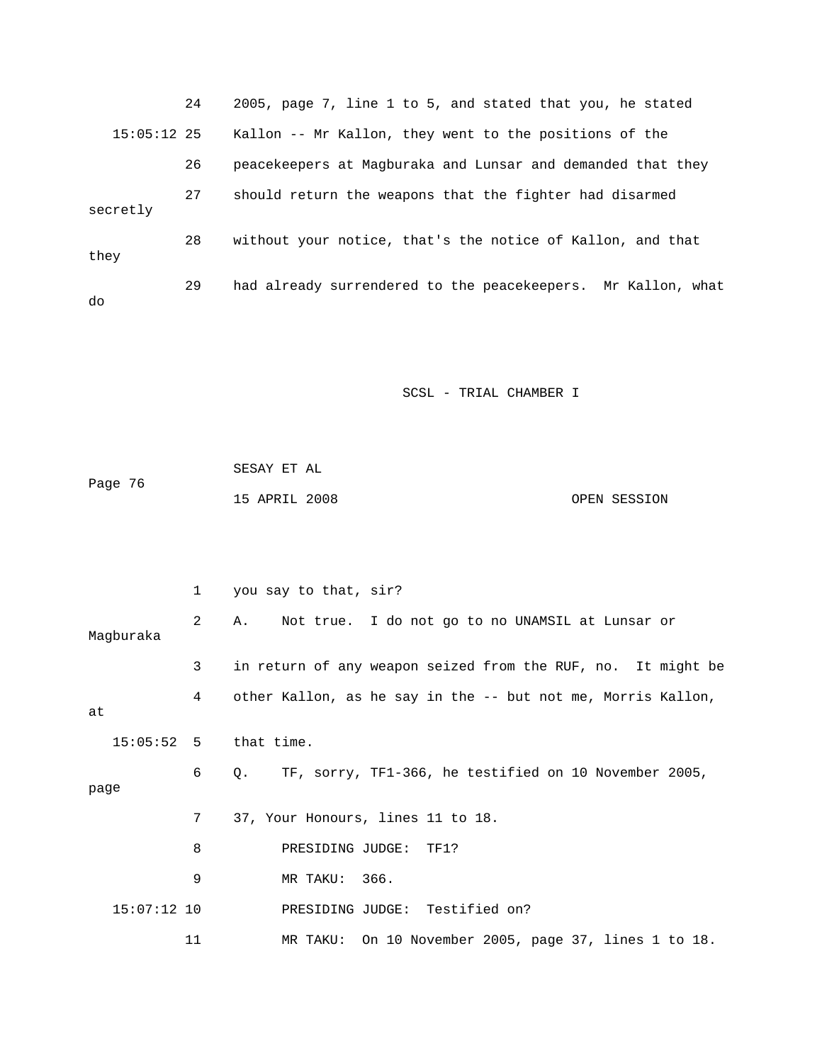24 2005, page 7, line 1 to 5, and stated that you, he stated

15:05:12 25 Kallon -- Mr Kallon, they went to the positions of the

26 peacekeepers at Magburaka and Lunsar and demanded that they

27 should return the weapons that the fighter had disarmed secretly

28 without your notice, that's the notice of Kallon, and that they

29 had already surrendered to the peacekeepers. Mr Kallon, what do

1 you say to that, sir?

2 A. Not true. I do not go to no UNAMSIL at Lunsar or Magburaka

3 in return of any weapon seized from the RUF, no. It might be

4 other Kallon, as he say in the -- but not me, Morris Kallon, at

15:05:52 5 that time.

6 Q. TF, sorry, TF1-366, he testified on 10 November 2005, page

7 37, Your Honours, lines 11 to 18.

8 PRESIDING JUDGE: TF1?

9 MR TAKU: 366.

15:07:12 10 PRESIDING JUDGE: Testified on?

11 MR TAKU: On 10 November 2005, page 37, lines 1 to 18.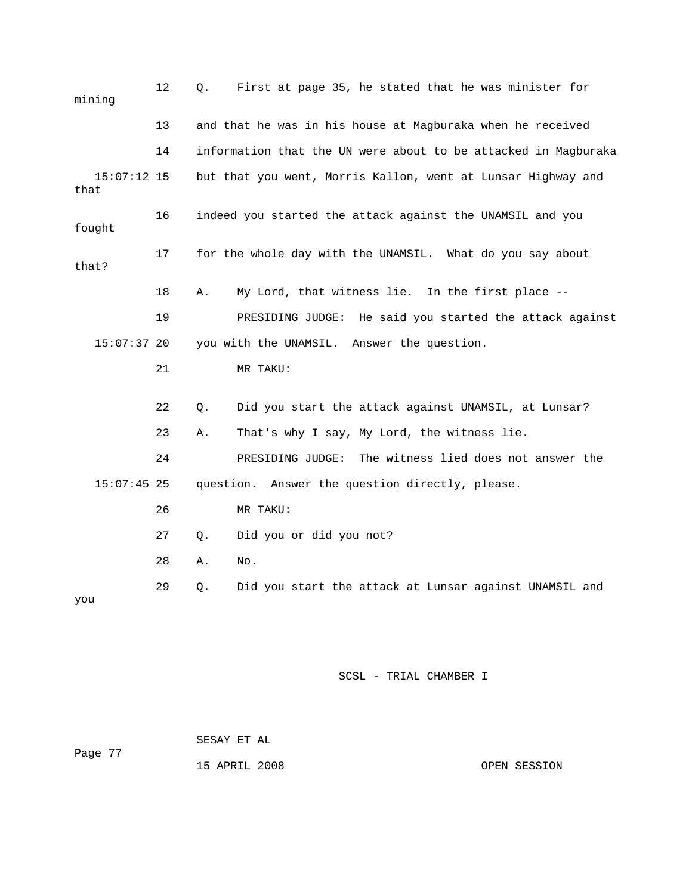12 Q. First at page 35, he stated that he was minister for mining

13 and that he was in his house at Magburaka when he received

14 information that the UN were about to be attacked in Magburaka

15:07:12 15 but that you went, Morris Kallon, went at Lunsar Highway and that

16 indeed you started the attack against the UNAMSIL and you fought

17 for the whole day with the UNAMSIL. What do you say about that?

18 A. My Lord, that witness lie. In the first place --

19 PRESIDING JUDGE: He said you started the attack against

15:07:37 20 you with the UNAMSIL. Answer the question.

21 MR TAKU:

22 Q. Did you start the attack against UNAMSIL, at Lunsar?

23 A. That's why I say, My Lord, the witness lie.

24 PRESIDING JUDGE: The witness lied does not answer the

15:07:45 25 question. Answer the question directly, please.

26 MR TAKU:

27 Q. Did you or did you not?

28 A. No.

29 Q. Did you start the attack at Lunsar against UNAMSIL and you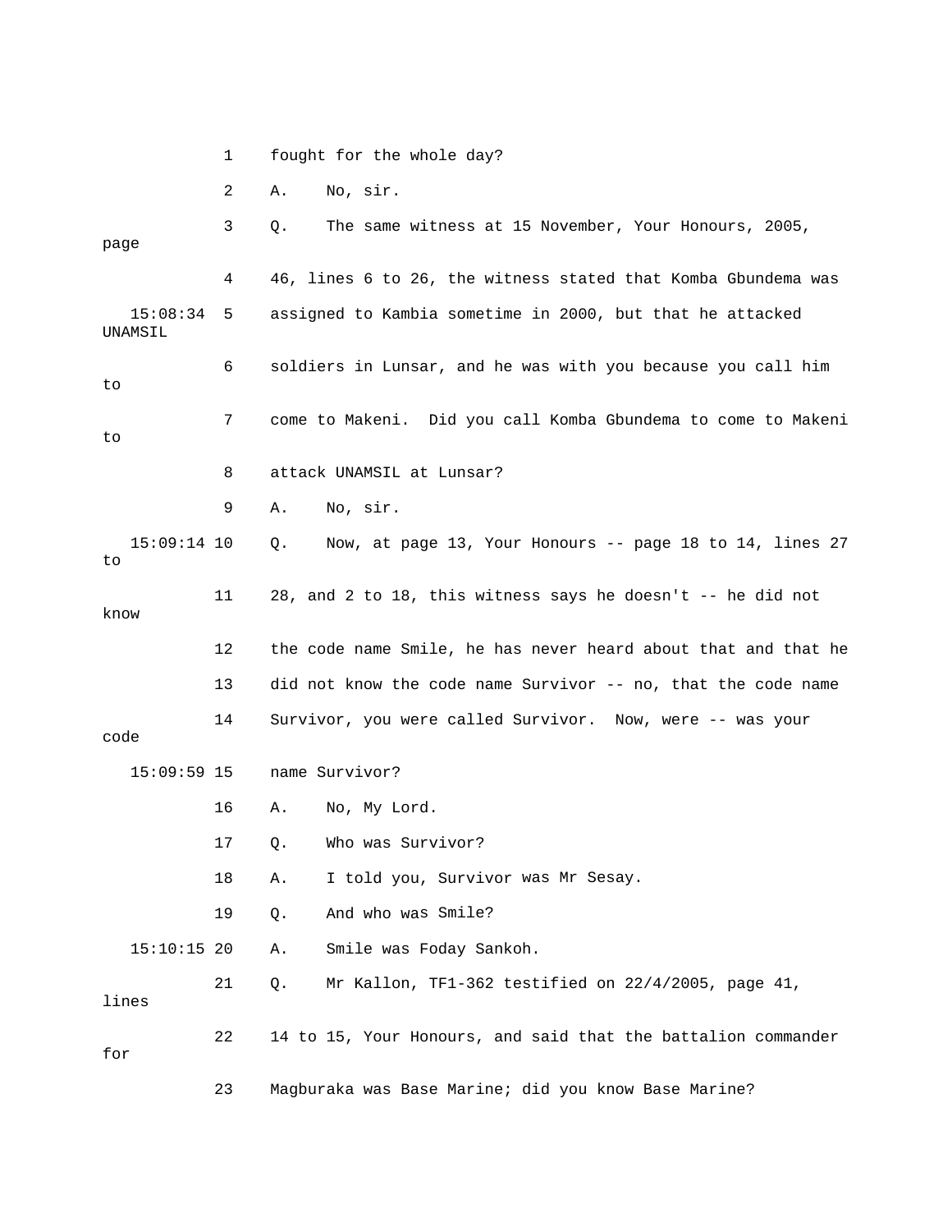1 fought for the whole day?

2 A. No, sir.

3 Q. The same witness at 15 November, Your Honours, 2005, page

4 46, lines 6 to 26, the witness stated that Komba Gbundema was

15:08:34 5 assigned to Kambia sometime in 2000, but that he attacked UNAMSIL

6 soldiers in Lunsar, and he was with you because you call him to

7 come to Makeni. Did you call Komba Gbundema to come to Makeni to

8 attack UNAMSIL at Lunsar?

9 A. No, sir.

15:09:14 10 Q. Now, at page 13, Your Honours -- page 18 to 14, lines 27 to

11 28, and 2 to 18, this witness says he doesn't -- he did not know

12 the code name Smile, he has never heard about that and that he

13 did not know the code name Survivor -- no, that the code name

14 Survivor, you were called Survivor. Now, were -- was your code

15:09:59 15 name Survivor?

16 A. No, My Lord.

17 Q. Who was Survivor?

18 A. I told you, Survivor was Mr Sesay.

19 Q. And who was Smile?

15:10:15 20 A. Smile was Foday Sankoh.

21 Q. Mr Kallon, TF1-362 testified on 22/4/2005, page 41, lines

22 14 to 15, Your Honours, and said that the battalion commander for

23 Magburaka was Base Marine; did you know Base Marine?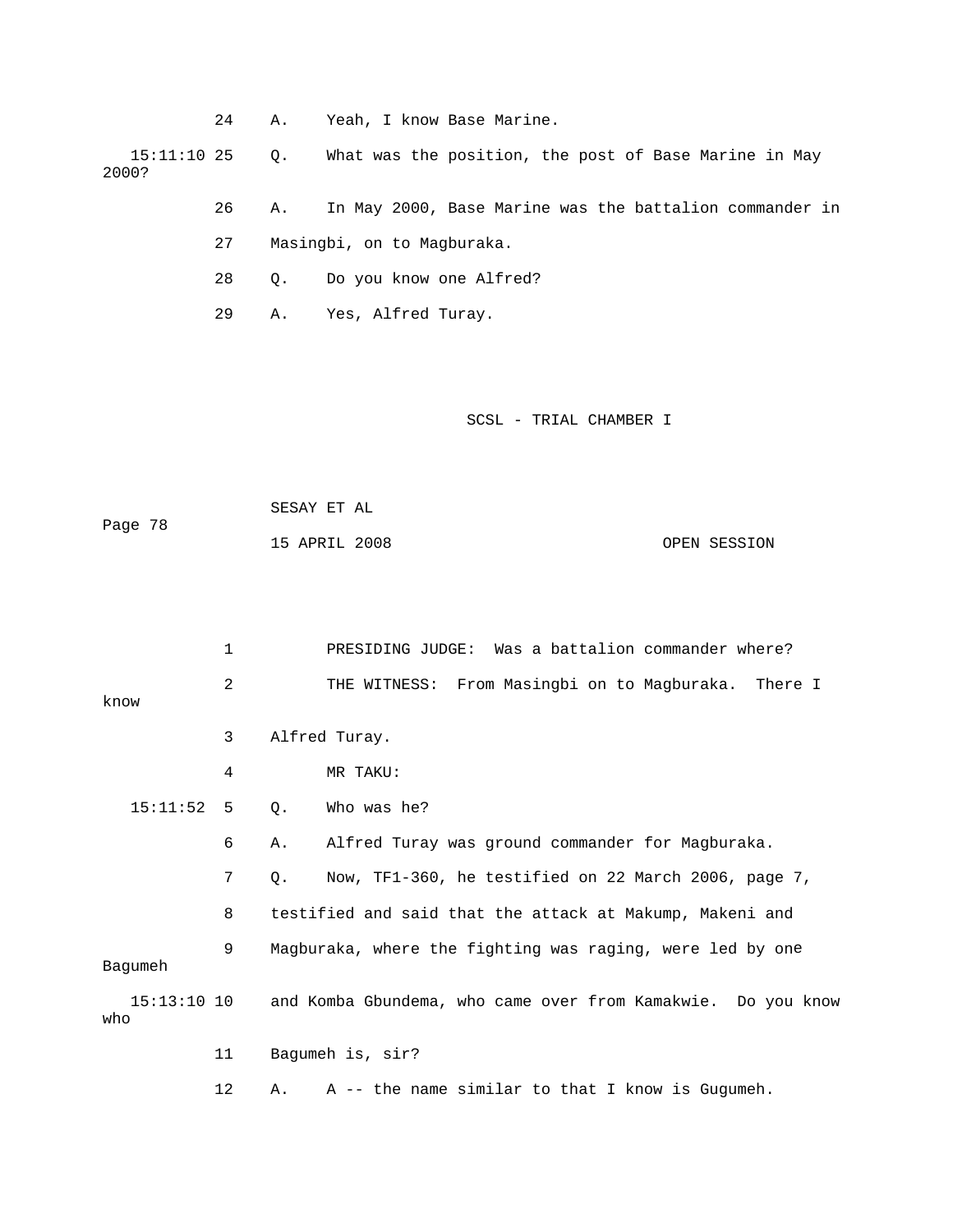24 A. Yeah, I know Base Marine.

15:11:10 25 Q. What was the position, the post of Base Marine in May 2000?

26 A. In May 2000, Base Marine was the battalion commander in

27 Masingbi, on to Magburaka.

28 Q. Do you know one Alfred?

29 A. Yes, Alfred Turay.

1 PRESIDING JUDGE: Was a battalion commander where?

2 THE WITNESS: From Masingbi on to Magburaka. There I know

3 Alfred Turay.

4 MR TAKU:

15:11:52 5 Q. Who was he?

6 A. Alfred Turay was ground commander for Magburaka.

7 Q. Now, TF1-360, he testified on 22 March 2006, page 7,

8 testified and said that the attack at Makump, Makeni and

9 Magburaka, where the fighting was raging, were led by one Bagumeh

15:13:10 10 and Komba Gbundema, who came over from Kamakwie. Do you know who

11 Bagumeh is, sir?

12 A. A -- the name similar to that I know is Gugumeh.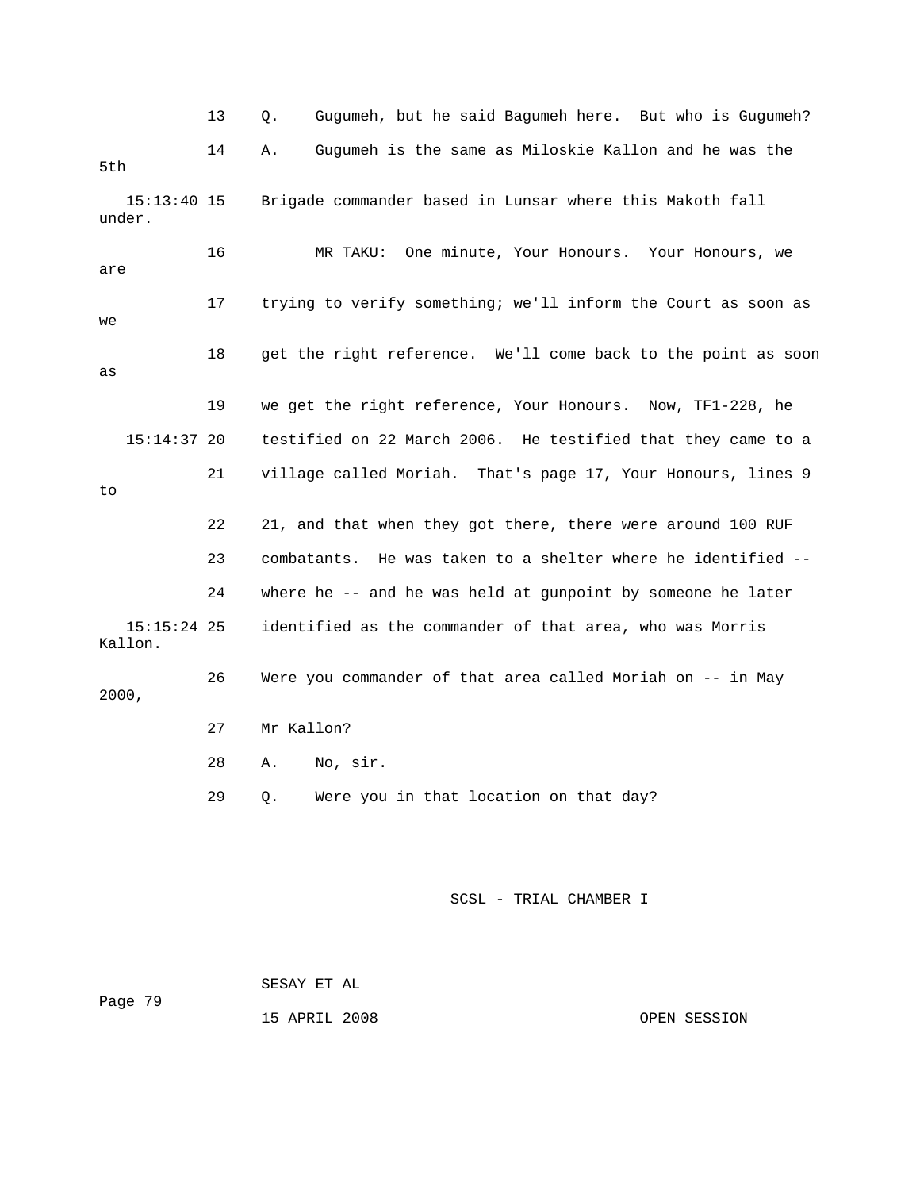13 Q. Gugumeh, but he said Bagumeh here. But who is Gugumeh?

14 A. Gugumeh is the same as Miloskie Kallon and he was the 5th

15:13:40 15 Brigade commander based in Lunsar where this Makoth fall under.

16 MR TAKU: One minute, Your Honours. Your Honours, we are

17 trying to verify something; we'll inform the Court as soon as we

18 get the right reference. We'll come back to the point as soon as

19 we get the right reference, Your Honours. Now, TF1-228, he

15:14:37 20 testified on 22 March 2006. He testified that they came to a

21 village called Moriah. That's page 17, Your Honours, lines 9 to

22 21, and that when they got there, there were around 100 RUF

23 combatants. He was taken to a shelter where he identified --

24 where he -- and he was held at gunpoint by someone he later

15:15:24 25 identified as the commander of that area, who was Morris Kallon.

26 Were you commander of that area called Moriah on -- in May 2000,

27 Mr Kallon?

28 A. No, sir.

29 Q. Were you in that location on that day?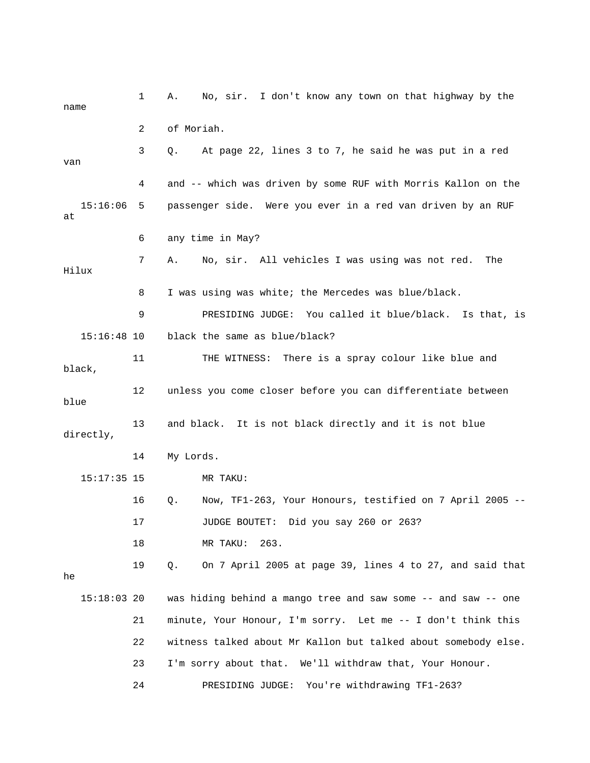1 A. No, sir. I don't know any town on that highway by the name

2 of Moriah.

3 Q. At page 22, lines 3 to 7, he said he was put in a red van

4 and -- which was driven by some RUF with Morris Kallon on the

15:16:06 5 passenger side. Were you ever in a red van driven by an RUF at

6 any time in May?

7 A. No, sir. All vehicles I was using was not red. The Hilux

8 I was using was white; the Mercedes was blue/black.

9 PRESIDING JUDGE: You called it blue/black. Is that, is

15:16:48 10 black the same as blue/black?

11 THE WITNESS: There is a spray colour like blue and black,

12 unless you come closer before you can differentiate between blue

13 and black. It is not black directly and it is not blue directly,

14 My Lords.

15:17:35 15 MR TAKU:

16 Q. Now, TF1-263, Your Honours, testified on 7 April 2005 --

17 JUDGE BOUTET: Did you say 260 or 263?

18 MR TAKU: 263.

19 Q. On 7 April 2005 at page 39, lines 4 to 27, and said that he

15:18:03 20 was hiding behind a mango tree and saw some -- and saw -- one

21 minute, Your Honour, I'm sorry. Let me -- I don't think this

22 witness talked about Mr Kallon but talked about somebody else.

23 I'm sorry about that. We'll withdraw that, Your Honour.

24 PRESIDING JUDGE: You're withdrawing TF1-263?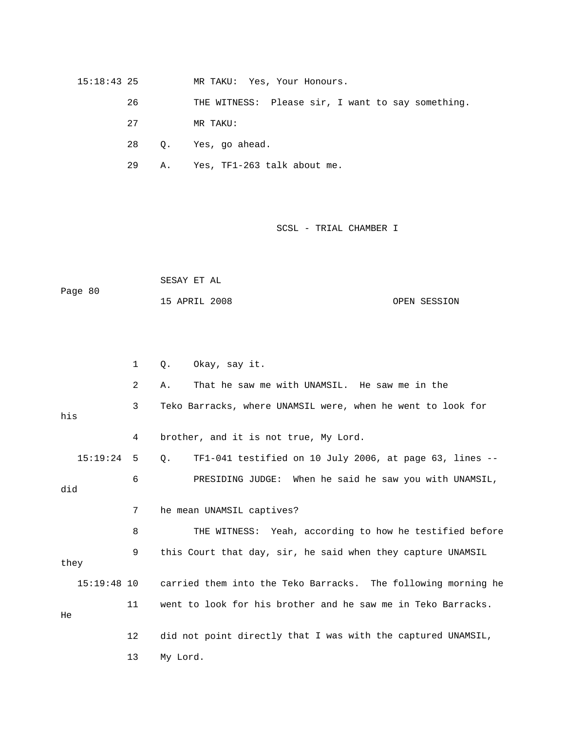MR TAKU: Yes, Your Honours.

THE WITNESS: Please sir, I want to say something.

MR TAKU:

Q. Yes, go ahead.

A. Yes, TF1-263 talk about me.

Q. Okay, say it.

A. That he saw me with UNAMSIL. He saw me in the Teko Barracks, where UNAMSIL were, when he went to look for his brother, and it is not true, My Lord.

Q. TF1-041 testified on 10 July 2006, at page 63, lines --

PRESIDING JUDGE: When he said he saw you with UNAMSIL, did he mean UNAMSIL captives?

THE WITNESS: Yeah, according to how he testified before this Court that day, sir, he said when they capture UNAMSIL they carried them into the Teko Barracks. The following morning he went to look for his brother and he saw me in Teko Barracks. He did not point directly that I was with the captured UNAMSIL, My Lord.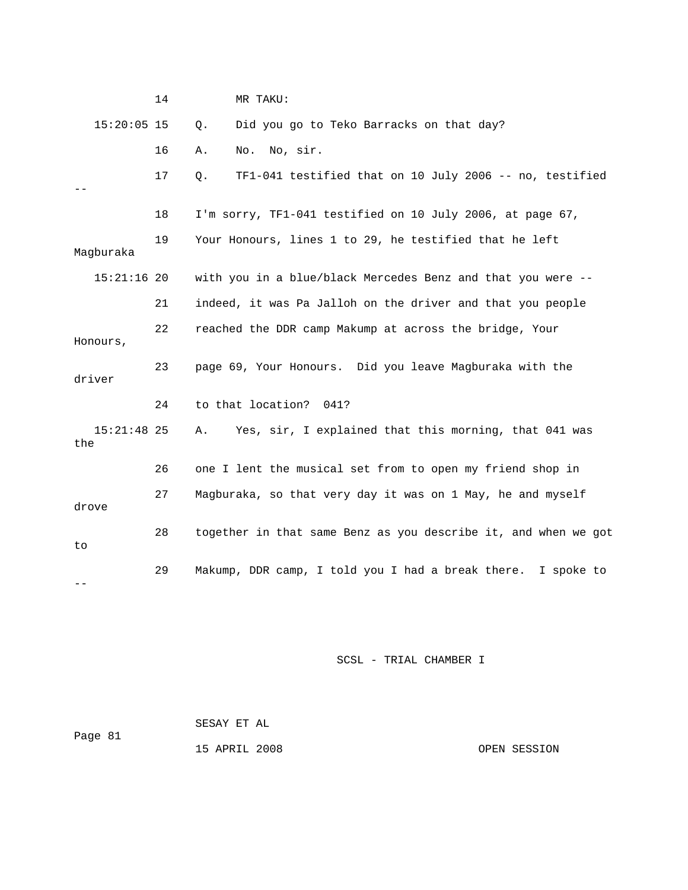14 MR TAKU:

15:20:05 15 Q. Did you go to Teko Barracks on that day?

16 A. No. No, sir.

17 Q. TF1-041 testified that on 10 July 2006 -- no, testified --

18 I'm sorry, TF1-041 testified on 10 July 2006, at page 67,

19 Your Honours, lines 1 to 29, he testified that he left Magburaka

15:21:16 20 with you in a blue/black Mercedes Benz and that you were --

21 indeed, it was Pa Jalloh on the driver and that you people

22 reached the DDR camp Makump at across the bridge, Your Honours,

23 page 69, Your Honours. Did you leave Magburaka with the driver

24 to that location? 041?

15:21:48 25 A. Yes, sir, I explained that this morning, that 041 was the

26 one I lent the musical set from to open my friend shop in

27 Magburaka, so that very day it was on 1 May, he and myself drove

28 together in that same Benz as you describe it, and when we got to

29 Makump, DDR camp, I told you I had a break there. I spoke to --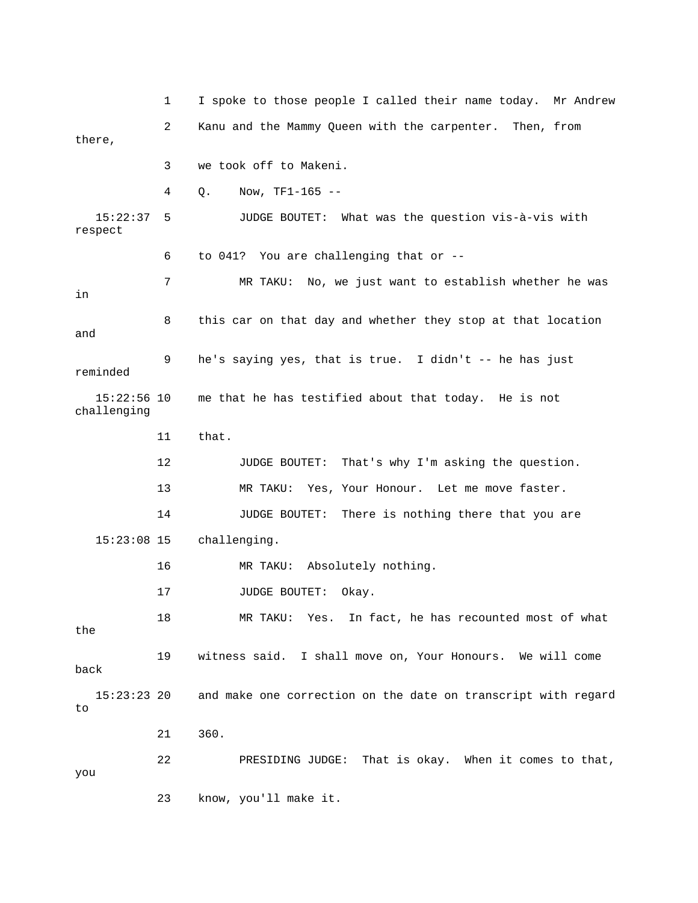1 I spoke to those people I called their name today. Mr Andrew

2 Kanu and the Mammy Queen with the carpenter. Then, from there,

3 we took off to Makeni.

4 Q. Now, TF1-165 --

15:22:37 5 JUDGE BOUTET: What was the question vis-à-vis with respect

6 to 041? You are challenging that or --

7 MR TAKU: No, we just want to establish whether he was in

8 this car on that day and whether they stop at that location and

9 he's saying yes, that is true. I didn't -- he has just reminded

15:22:56 10 me that he has testified about that today. He is not challenging

11 that.

12 JUDGE BOUTET: That's why I'm asking the question.

13 MR TAKU: Yes, Your Honour. Let me move faster.

14 JUDGE BOUTET: There is nothing there that you are

15:23:08 15 challenging.

16 MR TAKU: Absolutely nothing.

17 JUDGE BOUTET: Okay.

18 MR TAKU: Yes. In fact, he has recounted most of what the

19 witness said. I shall move on, Your Honours. We will come back

15:23:23 20 and make one correction on the date on transcript with regard to

21 360.

22 PRESIDING JUDGE: That is okay. When it comes to that, you

23 know, you'll make it.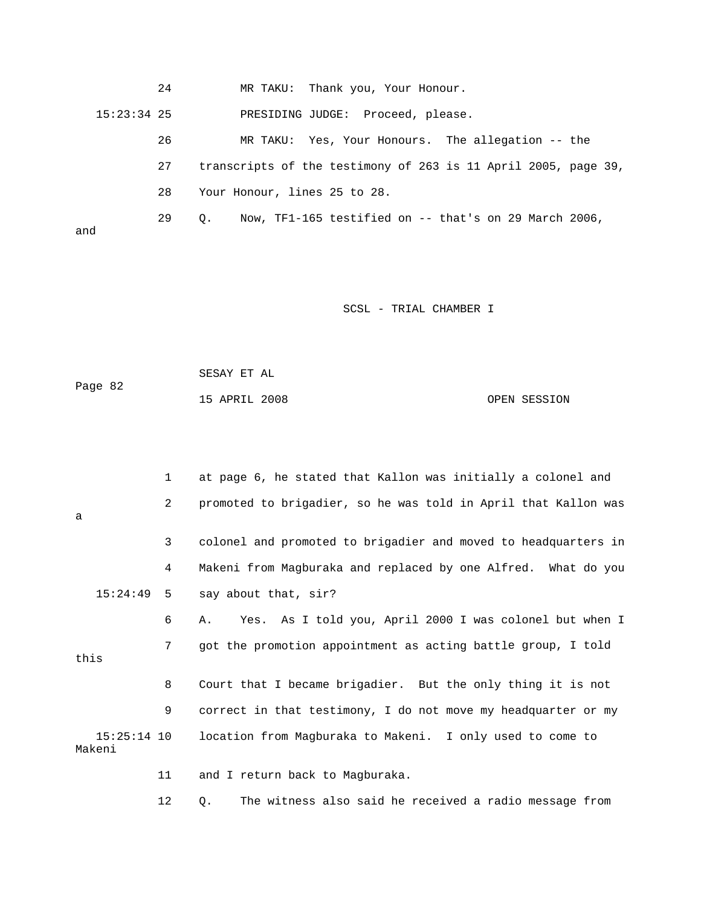24 MR TAKU: Thank you, Your Honour.

15:23:34 25 PRESIDING JUDGE: Proceed, please.

26 MR TAKU: Yes, Your Honours. The allegation -- the

27 transcripts of the testimony of 263 is 11 April 2005, page 39,

28 Your Honour, lines 25 to 28.

29 Q. Now, TF1-165 testified on -- that's on 29 March 2006, and

1 at page 6, he stated that Kallon was initially a colonel and

2 promoted to brigadier, so he was told in April that Kallon was a

3 colonel and promoted to brigadier and moved to headquarters in

4 Makeni from Magburaka and replaced by one Alfred. What do you

15:24:49 5 say about that, sir?

6 A. Yes. As I told you, April 2000 I was colonel but when I

7 got the promotion appointment as acting battle group, I told this

8 Court that I became brigadier. But the only thing it is not

9 correct in that testimony, I do not move my headquarter or my

15:25:14 10 location from Magburaka to Makeni. I only used to come to Makeni

11 and I return back to Magburaka.

12 Q. The witness also said he received a radio message from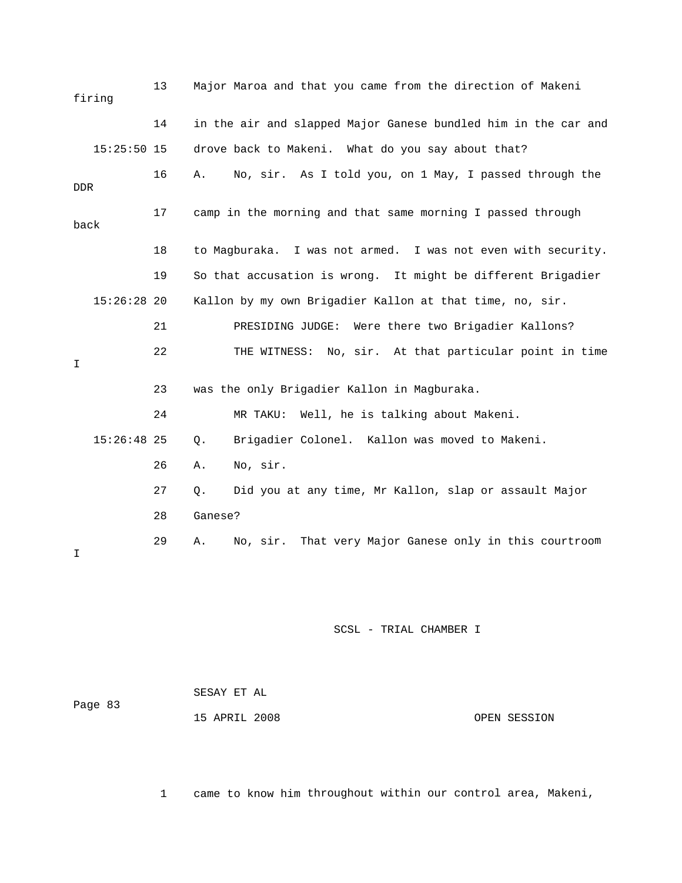13 Major Maroa and that you came from the direction of Makeni firing

14 in the air and slapped Major Ganese bundled him in the car and

15:25:50 15 drove back to Makeni. What do you say about that?

16 A. No, sir. As I told you, on 1 May, I passed through the DDR

17 camp in the morning and that same morning I passed through back

18 to Magburaka. I was not armed. I was not even with security.

19 So that accusation is wrong. It might be different Brigadier

15:26:28 20 Kallon by my own Brigadier Kallon at that time, no, sir.

21 PRESIDING JUDGE: Were there two Brigadier Kallons?

22 THE WITNESS: No, sir. At that particular point in time I

23 was the only Brigadier Kallon in Magburaka.

24 MR TAKU: Well, he is talking about Makeni.

15:26:48 25 Q. Brigadier Colonel. Kallon was moved to Makeni.

26 A. No, sir.

27 Q. Did you at any time, Mr Kallon, slap or assault Major

28 Ganese?

29 A. No, sir. That very Major Ganese only in this courtroom I

1 came to know him throughout within our control area, Makeni,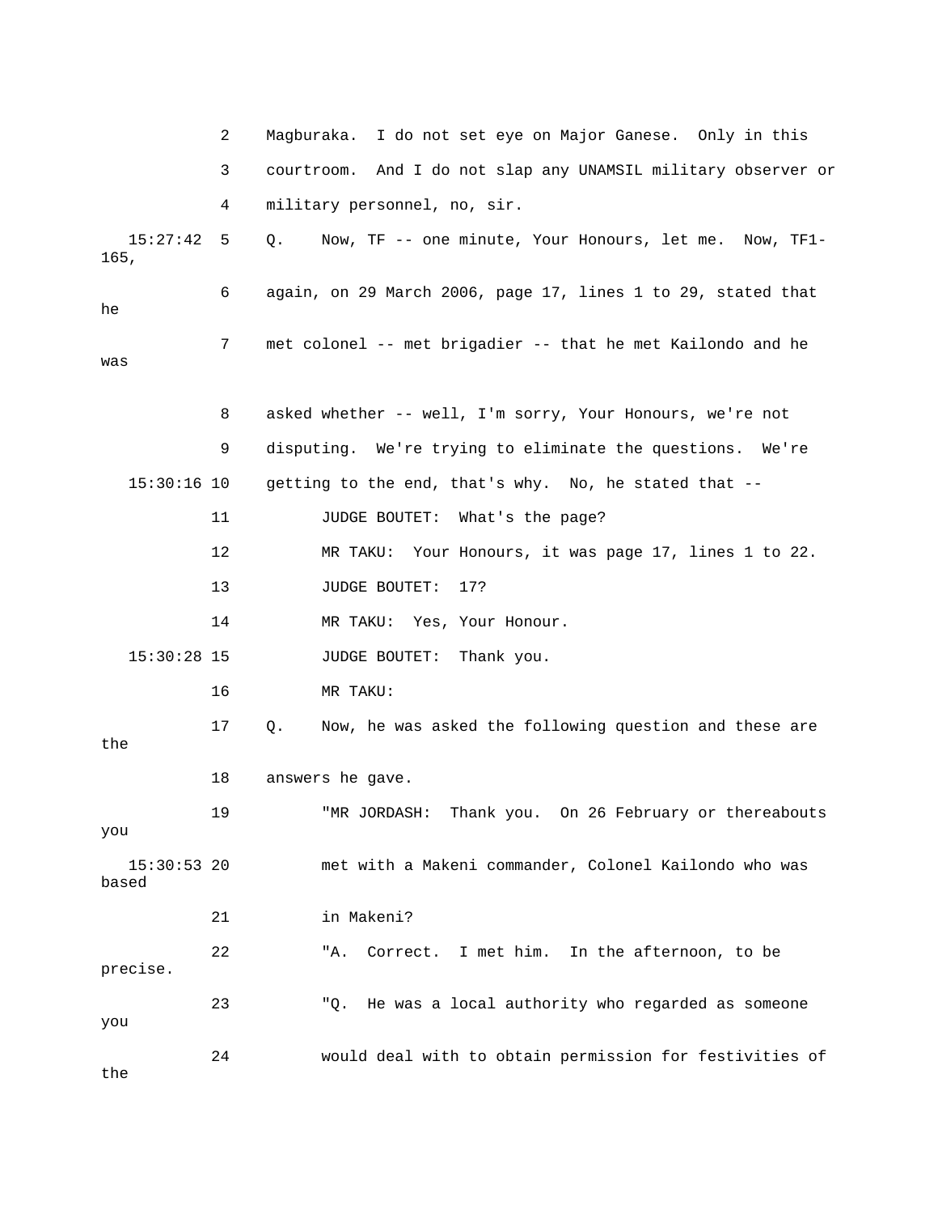2 Magburaka. I do not set eye on Major Ganese. Only in this

3 courtroom. And I do not slap any UNAMSIL military observer or

4 military personnel, no, sir.

15:27:42 5 Q. Now, TF -- one minute, Your Honours, let me. Now, TF1-165,

6 again, on 29 March 2006, page 17, lines 1 to 29, stated that he

7 met colonel -- met brigadier -- that he met Kailondo and he was

8 asked whether -- well, I'm sorry, Your Honours, we're not

9 disputing. We're trying to eliminate the questions. We're

15:30:16 10 getting to the end, that's why. No, he stated that --

11 JUDGE BOUTET: What's the page?

12 MR TAKU: Your Honours, it was page 17, lines 1 to 22.

13 JUDGE BOUTET: 17?

14 MR TAKU: Yes, Your Honour.

15:30:28 15 JUDGE BOUTET: Thank you.

16 MR TAKU:

17 Q. Now, he was asked the following question and these are the

18 answers he gave.

19 "MR JORDASH: Thank you. On 26 February or thereabouts you

15:30:53 20 met with a Makeni commander, Colonel Kailondo who was based

21 in Makeni?

22 "A. Correct. I met him. In the afternoon, to be precise.

23 "Q. He was a local authority who regarded as someone you

24 would deal with to obtain permission for festivities of the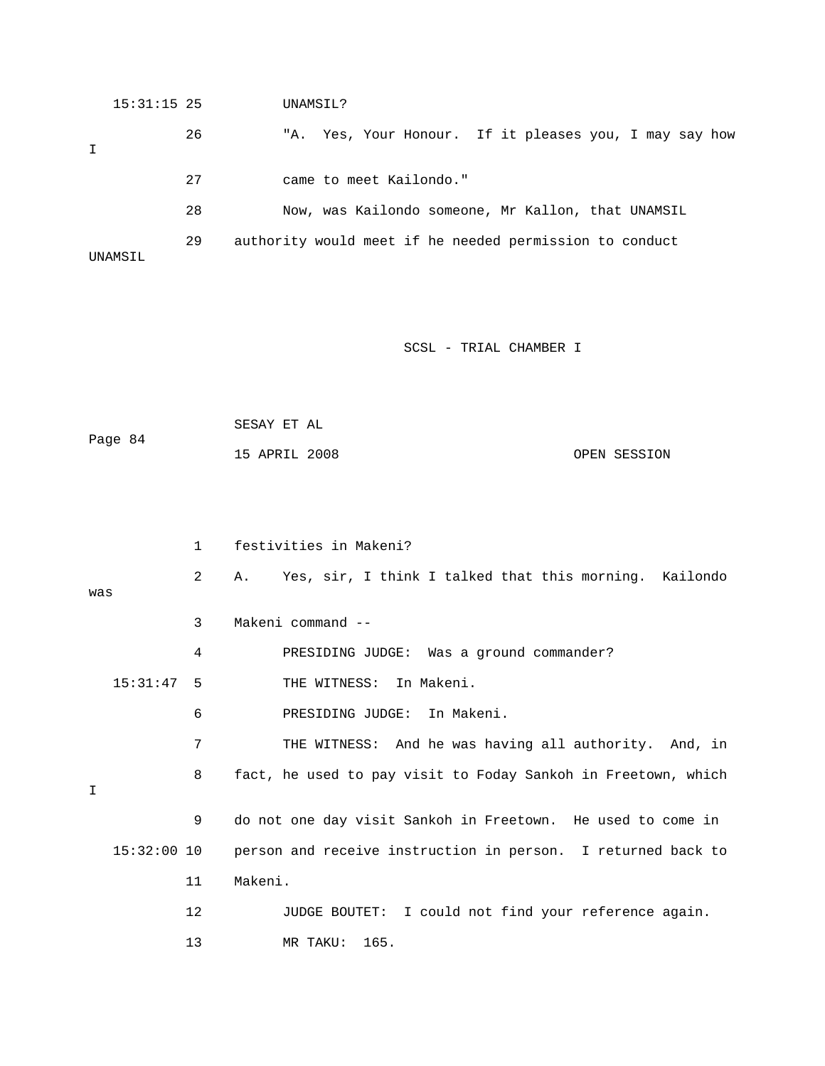15:31:15 25 UNAMSIL?

26 "A. Yes, Your Honour. If it pleases you, I may say how I

27 came to meet Kailondo."

28 Now, was Kailondo someone, Mr Kallon, that UNAMSIL

29 authority would meet if he needed permission to conduct UNAMSIL

1 festivities in Makeni?

2 A. Yes, sir, I think I talked that this morning. Kailondo was

3 Makeni command --

4 PRESIDING JUDGE: Was a ground commander?

15:31:47 5 THE WITNESS: In Makeni.

6 PRESIDING JUDGE: In Makeni.

7 THE WITNESS: And he was having all authority. And, in

8 fact, he used to pay visit to Foday Sankoh in Freetown, which I

9 do not one day visit Sankoh in Freetown. He used to come in

15:32:00 10 person and receive instruction in person. I returned back to

11 Makeni.

12 JUDGE BOUTET: I could not find your reference again.

13 MR TAKU: 165.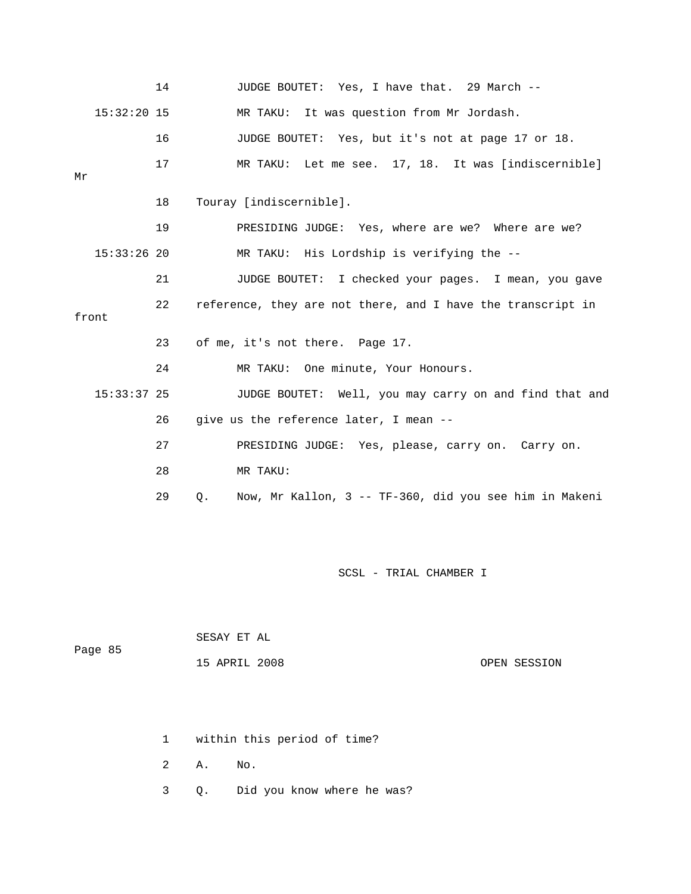14 JUDGE BOUTET: Yes, I have that. 29 March --

15:32:20 15 MR TAKU: It was question from Mr Jordash.

16 JUDGE BOUTET: Yes, but it's not at page 17 or 18.

17 MR TAKU: Let me see. 17, 18. It was [indiscernible] Mr

18 Touray [indiscernible].

19 PRESIDING JUDGE: Yes, where are we? Where are we?

15:33:26 20 MR TAKU: His Lordship is verifying the --

21 JUDGE BOUTET: I checked your pages. I mean, you gave

22 reference, they are not there, and I have the transcript in front

23 of me, it's not there. Page 17.

24 MR TAKU: One minute, Your Honours.

15:33:37 25 JUDGE BOUTET: Well, you may carry on and find that and

26 give us the reference later, I mean --

27 PRESIDING JUDGE: Yes, please, carry on. Carry on.

28 MR TAKU:

29 Q. Now, Mr Kallon, 3 -- TF-360, did you see him in Makeni

1 within this period of time?

2 A. No.

3 Q. Did you know where he was?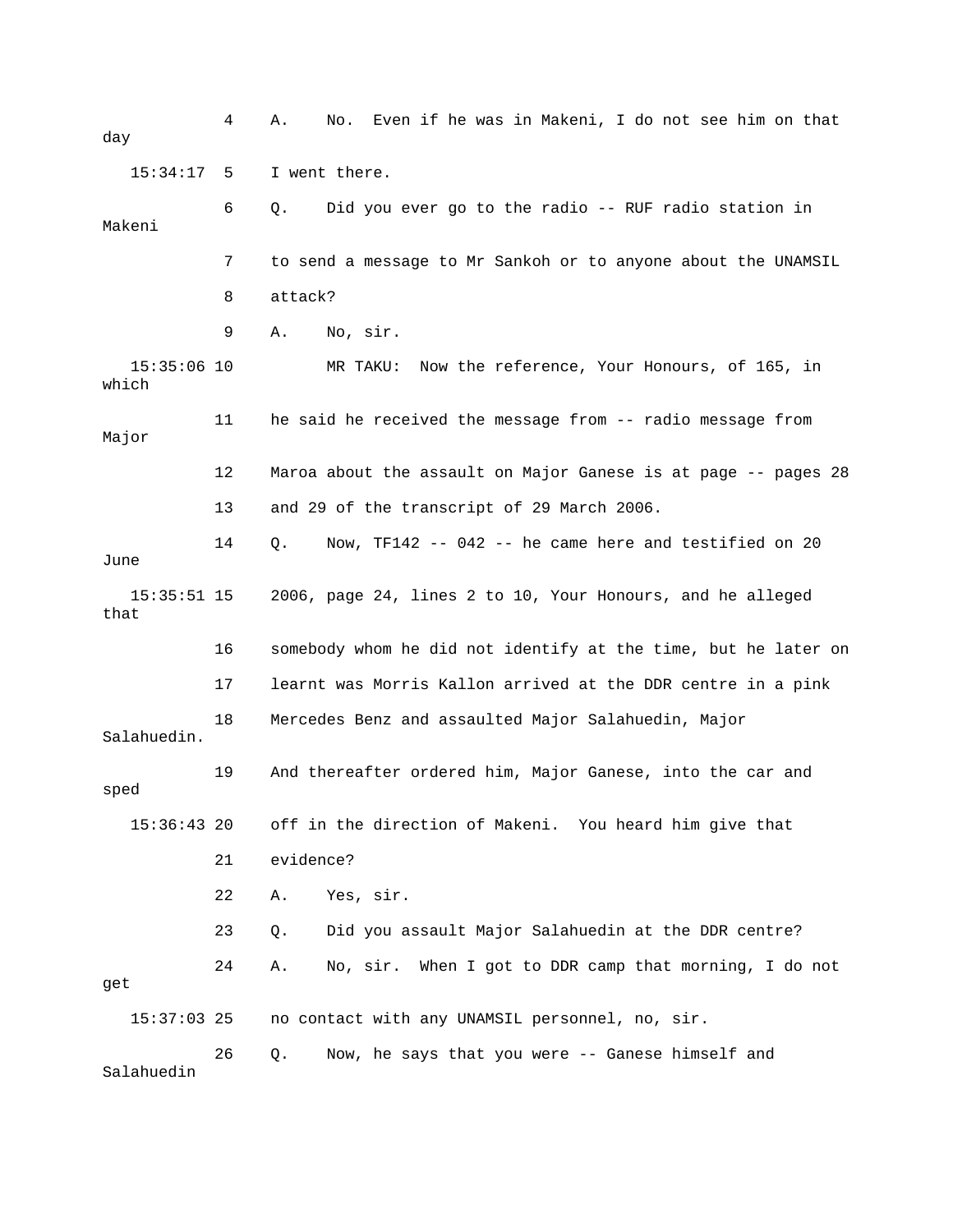4 A. No. Even if he was in Makeni, I do not see him on that day

15:34:17 5 I went there.

6 Q. Did you ever go to the radio -- RUF radio station in Makeni

7 to send a message to Mr Sankoh or to anyone about the UNAMSIL

8 attack?

9 A. No, sir.

15:35:06 10 MR TAKU: Now the reference, Your Honours, of 165, in which

11 he said he received the message from -- radio message from Major

12 Maroa about the assault on Major Ganese is at page -- pages 28

13 and 29 of the transcript of 29 March 2006.

14 Q. Now, TF142 -- 042 -- he came here and testified on 20 June

15:35:51 15 2006, page 24, lines 2 to 10, Your Honours, and he alleged that

16 somebody whom he did not identify at the time, but he later on

17 learnt was Morris Kallon arrived at the DDR centre in a pink

18 Mercedes Benz and assaulted Major Salahuedin, Major Salahuedin.

19 And thereafter ordered him, Major Ganese, into the car and sped

15:36:43 20 off in the direction of Makeni. You heard him give that

21 evidence?

22 A. Yes, sir.

23 Q. Did you assault Major Salahuedin at the DDR centre?

24 A. No, sir. When I got to DDR camp that morning, I do not get

15:37:03 25 no contact with any UNAMSIL personnel, no, sir.

26 Q. Now, he says that you were -- Ganese himself and Salahuedin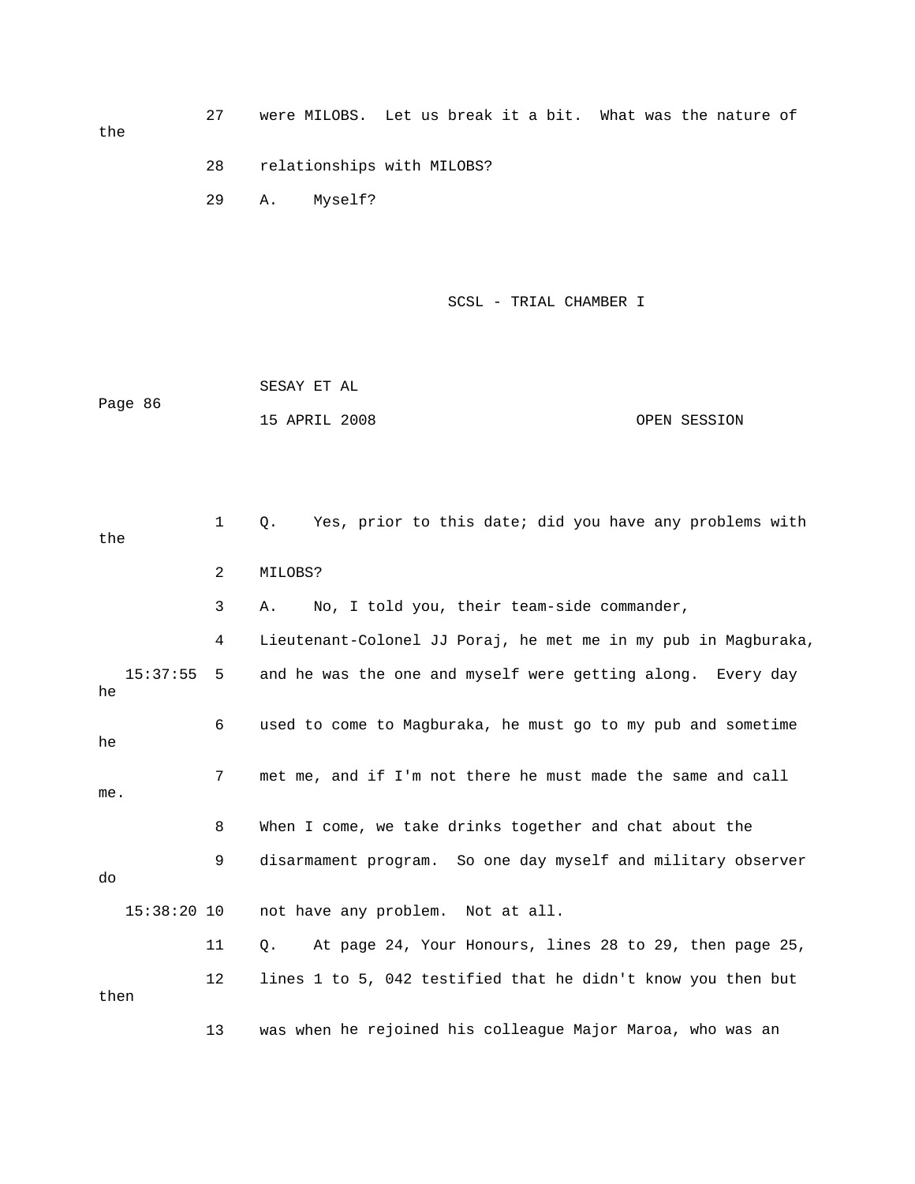27 were MILOBS. Let us break it a bit. What was the nature of the

28 relationships with MILOBS?

29 A. Myself?

1 Q. Yes, prior to this date; did you have any problems with the

2 MILOBS?

3 A. No, I told you, their team-side commander,

4 Lieutenant-Colonel JJ Poraj, he met me in my pub in Magburaka,

15:37:55 5 and he was the one and myself were getting along. Every day he

6 used to come to Magburaka, he must go to my pub and sometime he

7 met me, and if I'm not there he must made the same and call me.

8 When I come, we take drinks together and chat about the

9 disarmament program. So one day myself and military observer do

15:38:20 10 not have any problem. Not at all.

11 Q. At page 24, Your Honours, lines 28 to 29, then page 25,

12 lines 1 to 5, 042 testified that he didn't know you then but then

13 was when he rejoined his colleague Major Maroa, who was an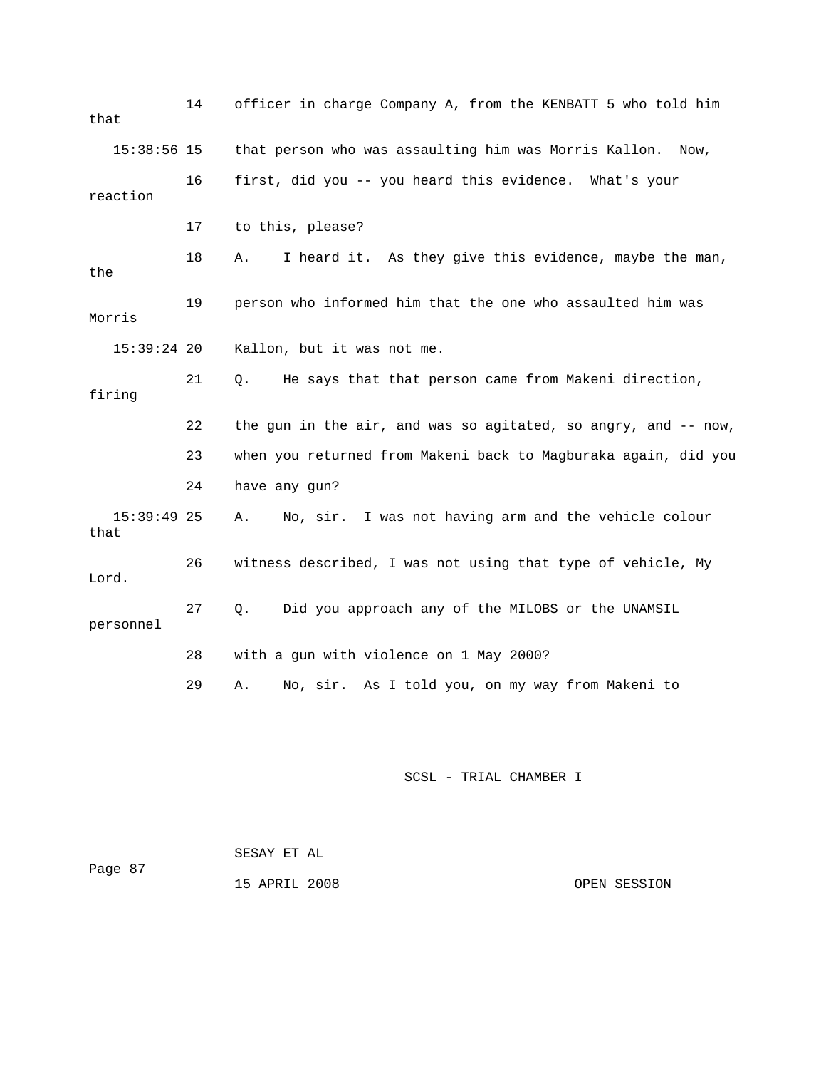14 officer in charge Company A, from the KENBATT 5 who told him that

15:38:56 15 that person who was assaulting him was Morris Kallon. Now,

16 first, did you -- you heard this evidence. What's your reaction

17 to this, please?

18 A. I heard it. As they give this evidence, maybe the man, the

19 person who informed him that the one who assaulted him was Morris

15:39:24 20 Kallon, but it was not me.

21 Q. He says that that person came from Makeni direction, firing

22 the gun in the air, and was so agitated, so angry, and -- now,

23 when you returned from Makeni back to Magburaka again, did you

24 have any gun?

15:39:49 25 A. No, sir. I was not having arm and the vehicle colour that

26 witness described, I was not using that type of vehicle, My Lord.

27 Q. Did you approach any of the MILOBS or the UNAMSIL personnel

28 with a gun with violence on 1 May 2000?

29 A. No, sir. As I told you, on my way from Makeni to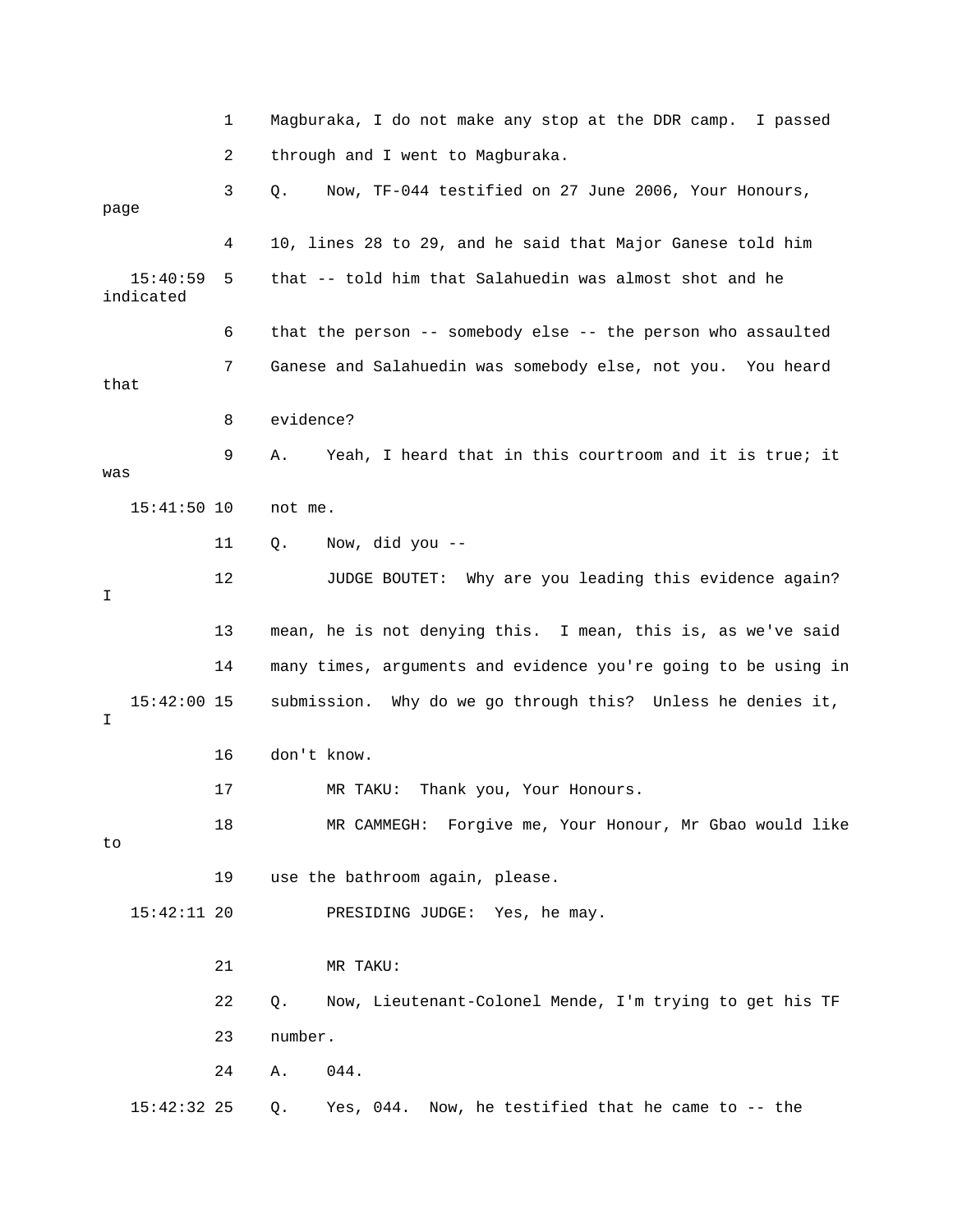1 Magburaka, I do not make any stop at the DDR camp. I passed

2 through and I went to Magburaka.

3 Q. Now, TF-044 testified on 27 June 2006, Your Honours, page

4 10, lines 28 to 29, and he said that Major Ganese told him

15:40:59 5 that -- told him that Salahuedin was almost shot and he indicated

6 that the person -- somebody else -- the person who assaulted

7 Ganese and Salahuedin was somebody else, not you. You heard that

8 evidence?

9 A. Yeah, I heard that in this courtroom and it is true; it was

15:41:50 10 not me.

11 Q. Now, did you --

12 JUDGE BOUTET: Why are you leading this evidence again? I

13 mean, he is not denying this. I mean, this is, as we've said

14 many times, arguments and evidence you're going to be using in

15:42:00 15 submission. Why do we go through this? Unless he denies it, I

16 don't know.

17 MR TAKU: Thank you, Your Honours.

18 MR CAMMEGH: Forgive me, Your Honour, Mr Gbao would like to

19 use the bathroom again, please.

15:42:11 20 PRESIDING JUDGE: Yes, he may.

21 MR TAKU:

22 Q. Now, Lieutenant-Colonel Mende, I'm trying to get his TF

23 number.

24 A. 044.

15:42:32 25 Q. Yes, 044. Now, he testified that he came to -- the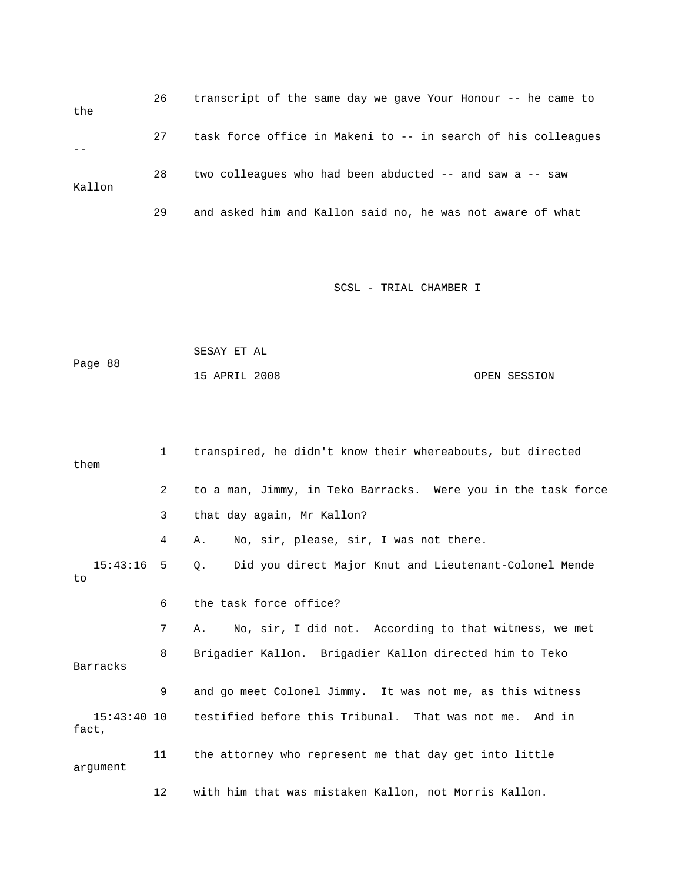26 transcript of the same day we gave Your Honour -- he came to the

27 task force office in Makeni to -- in search of his colleagues --

28 two colleagues who had been abducted -- and saw a -- saw Kallon

29 and asked him and Kallon said no, he was not aware of what

1 transpired, he didn't know their whereabouts, but directed them

2 to a man, Jimmy, in Teko Barracks. Were you in the task force

3 that day again, Mr Kallon?

4 A. No, sir, please, sir, I was not there.

15:43:16 5 Q. Did you direct Major Knut and Lieutenant-Colonel Mende to

6 the task force office?

7 A. No, sir, I did not. According to that witness, we met

8 Brigadier Kallon. Brigadier Kallon directed him to Teko Barracks

9 and go meet Colonel Jimmy. It was not me, as this witness

15:43:40 10 testified before this Tribunal. That was not me. And in fact,

11 the attorney who represent me that day get into little argument

12 with him that was mistaken Kallon, not Morris Kallon.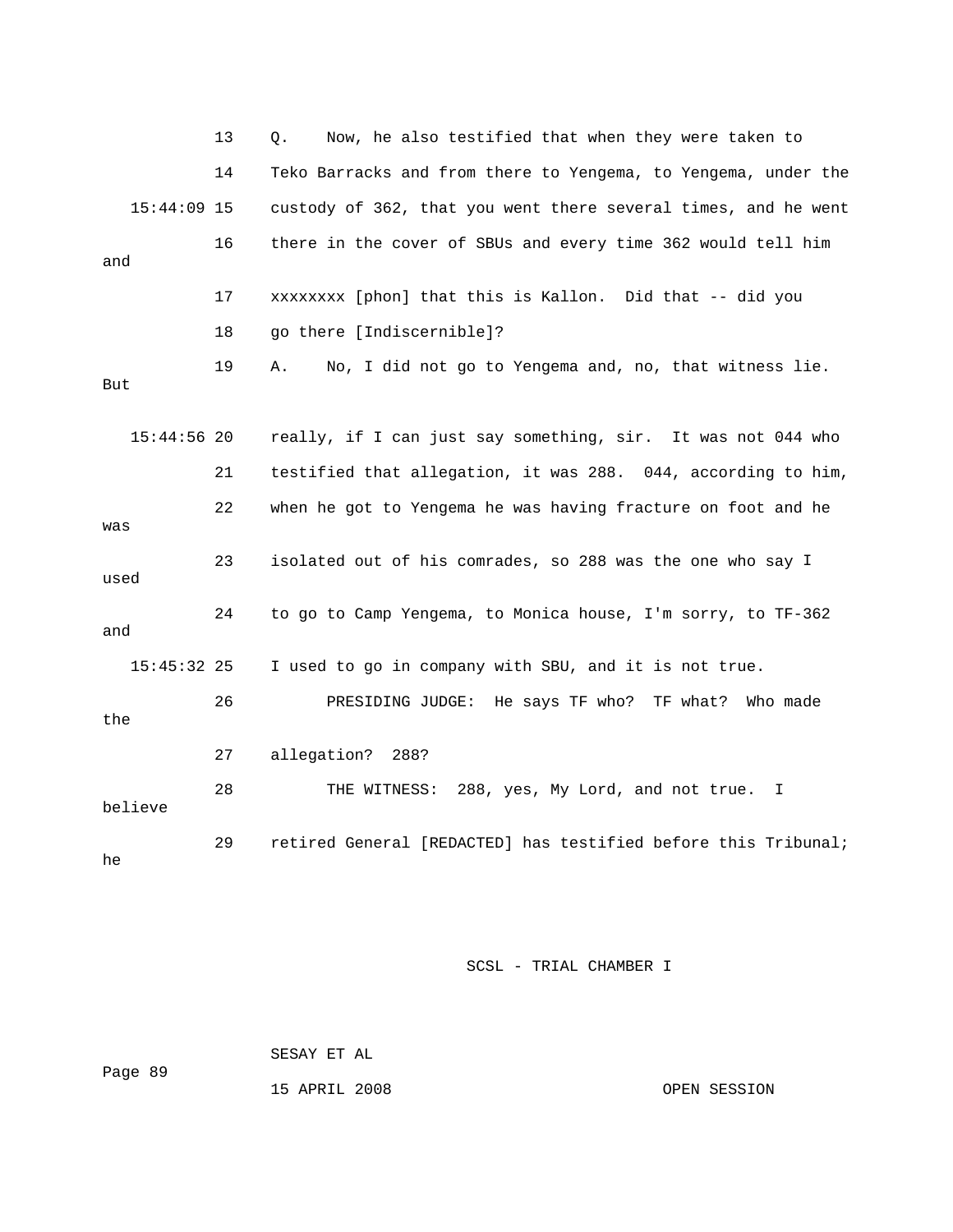13 Q. Now, he also testified that when they were taken to

14 Teko Barracks and from there to Yengema, to Yengema, under the

15:44:09 15 custody of 362, that you went there several times, and he went

16 there in the cover of SBUs and every time 362 would tell him and

17 xxxxxxxx [phon] that this is Kallon. Did that -- did you

18 go there [Indiscernible]?

19 A. No, I did not go to Yengema and, no, that witness lie. But

15:44:56 20 really, if I can just say something, sir. It was not 044 who

21 testified that allegation, it was 288. 044, according to him,

22 when he got to Yengema he was having fracture on foot and he was

23 isolated out of his comrades, so 288 was the one who say I used

24 to go to Camp Yengema, to Monica house, I'm sorry, to TF-362 and

15:45:32 25 I used to go in company with SBU, and it is not true.

26 PRESIDING JUDGE: He says TF who? TF what? Who made the

27 allegation? 288?

28 THE WITNESS: 288, yes, My Lord, and not true. I believe

29 retired General [REDACTED] has testified before this Tribunal; he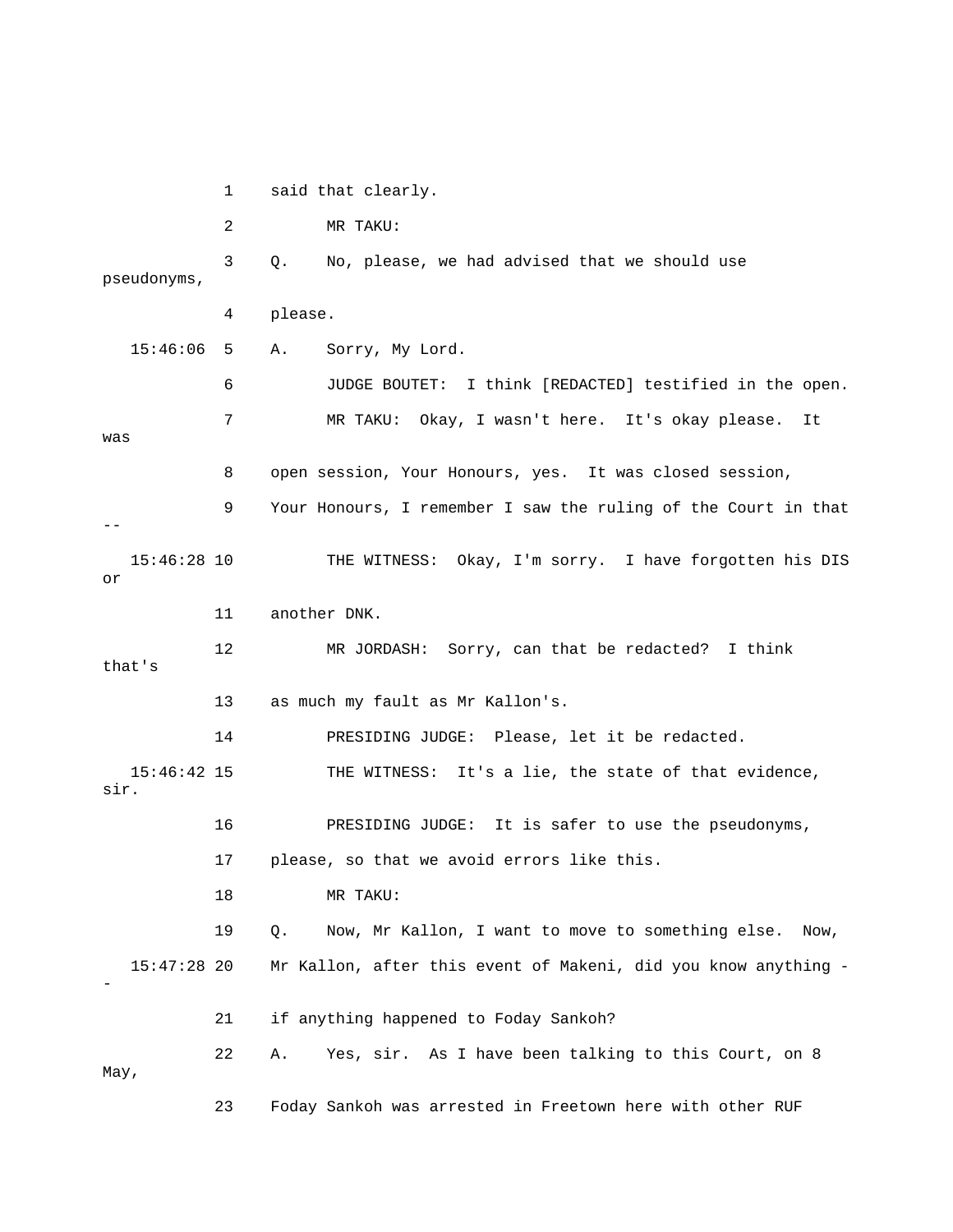1 said that clearly.

2 MR TAKU:

3 Q. No, please, we had advised that we should use pseudonyms,

4 please.

15:46:06 5 A. Sorry, My Lord.

6 JUDGE BOUTET: I think [REDACTED] testified in the open.

7 MR TAKU: Okay, I wasn't here. It's okay please. It was

8 open session, Your Honours, yes. It was closed session,

9 Your Honours, I remember I saw the ruling of the Court in that --

15:46:28 10 THE WITNESS: Okay, I'm sorry. I have forgotten his DIS or

11 another DNK.

12 MR JORDASH: Sorry, can that be redacted? I think that's

13 as much my fault as Mr Kallon's.

14 PRESIDING JUDGE: Please, let it be redacted.

15:46:42 15 THE WITNESS: It's a lie, the state of that evidence, sir.

16 PRESIDING JUDGE: It is safer to use the pseudonyms,

17 please, so that we avoid errors like this.

18 MR TAKU:

19 Q. Now, Mr Kallon, I want to move to something else. Now,

15:47:28 20 Mr Kallon, after this event of Makeni, did you know anything --

21 if anything happened to Foday Sankoh?

22 A. Yes, sir. As I have been talking to this Court, on 8 May,

23 Foday Sankoh was arrested in Freetown here with other RUF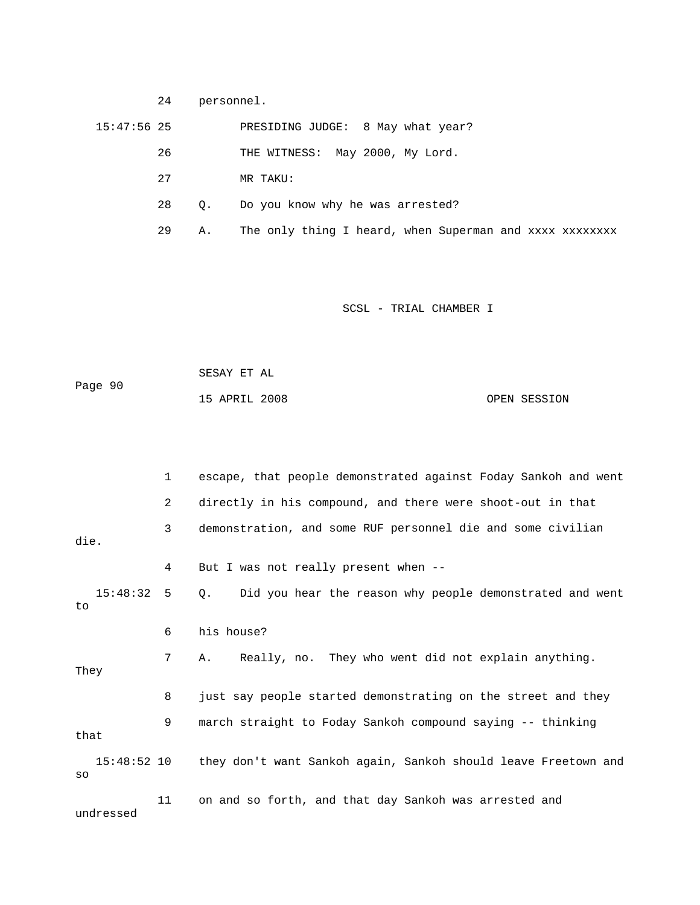24 personnel.

15:47:56 25 PRESIDING JUDGE: 8 May what year?

26 THE WITNESS: May 2000, My Lord.

27 MR TAKU:

28 Q. Do you know why he was arrested?

29 A. The only thing I heard, when Superman and xxxx xxxxxxxx

1 escape, that people demonstrated against Foday Sankoh and went

2 directly in his compound, and there were shoot-out in that

3 demonstration, and some RUF personnel die and some civilian die.

4 But I was not really present when --

15:48:32 5 Q. Did you hear the reason why people demonstrated and went to

6 his house?

7 A. Really, no. They who went did not explain anything. They

8 just say people started demonstrating on the street and they

9 march straight to Foday Sankoh compound saying -- thinking that

15:48:52 10 they don't want Sankoh again, Sankoh should leave Freetown and so

11 on and so forth, and that day Sankoh was arrested and undressed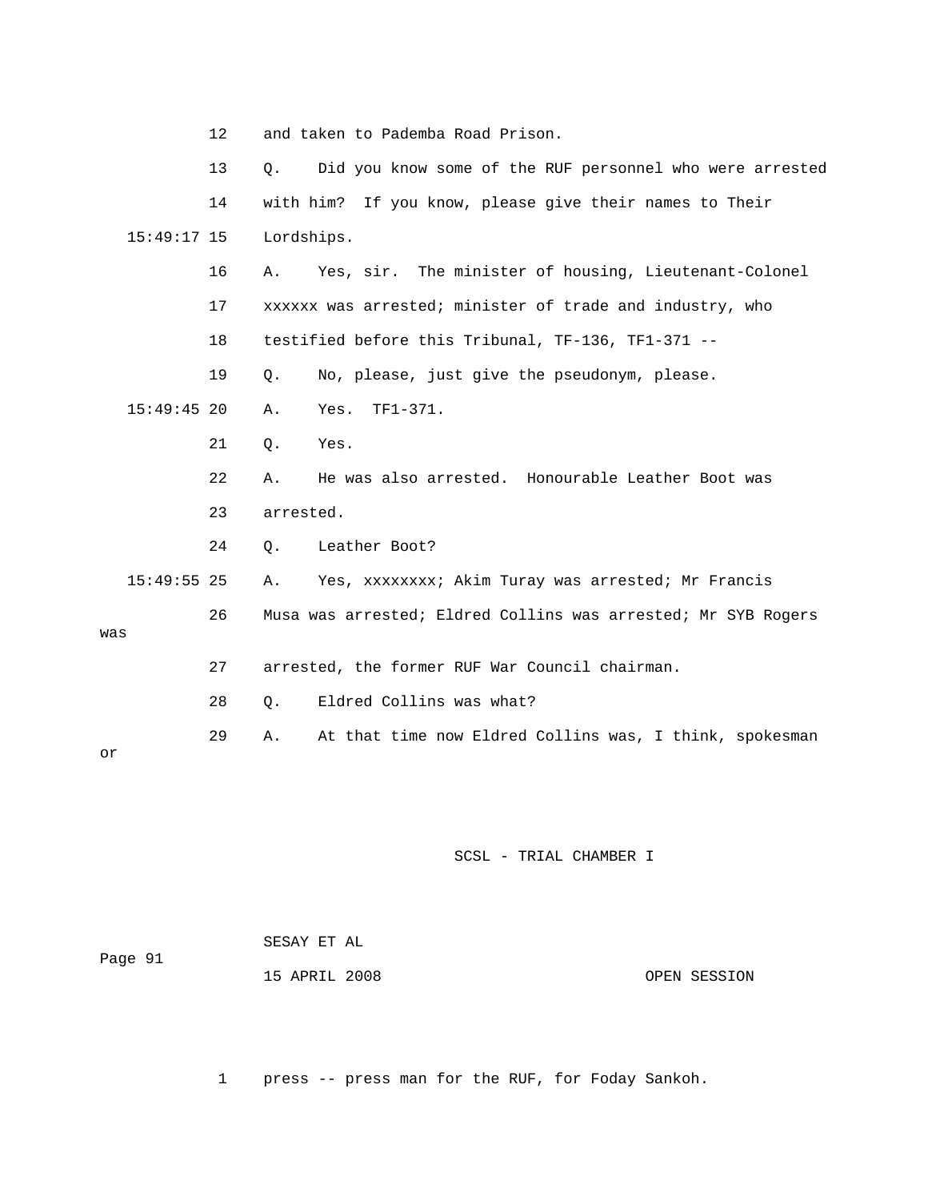12 and taken to Pademba Road Prison.

13 Q. Did you know some of the RUF personnel who were arrested

14 with him? If you know, please give their names to Their

15:49:17 15 Lordships.

16 A. Yes, sir. The minister of housing, Lieutenant-Colonel

17 xxxxxx was arrested; minister of trade and industry, who

18 testified before this Tribunal, TF-136, TF1-371 --

19 Q. No, please, just give the pseudonym, please.

15:49:45 20 A. Yes. TF1-371.

21 Q. Yes.

22 A. He was also arrested. Honourable Leather Boot was

23 arrested.

24 Q. Leather Boot?

15:49:55 25 A. Yes, xxxxxxxx; Akim Turay was arrested; Mr Francis

26 Musa was arrested; Eldred Collins was arrested; Mr SYB Rogers was

27 arrested, the former RUF War Council chairman.

28 Q. Eldred Collins was what?

29 A. At that time now Eldred Collins was, I think, spokesman or

1 press -- press man for the RUF, for Foday Sankoh.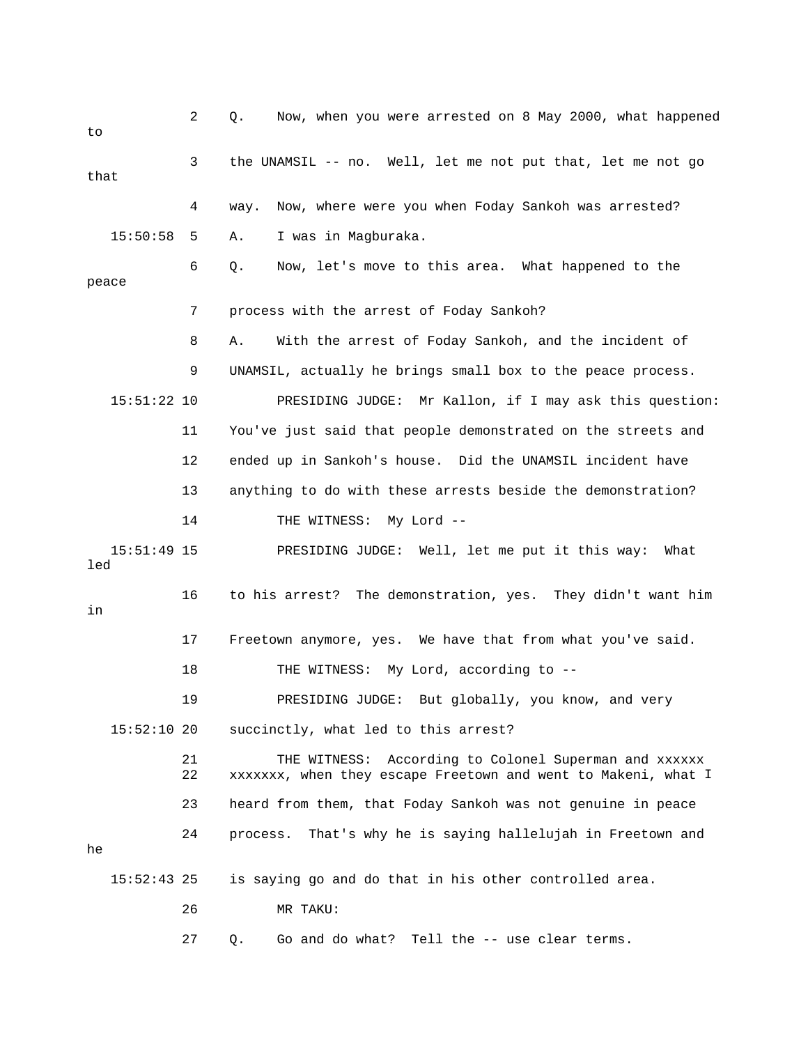2 Q. Now, when you were arrested on 8 May 2000, what happened to

3 the UNAMSIL -- no. Well, let me not put that, let me not go that

4 way. Now, where were you when Foday Sankoh was arrested?

15:50:58 5 A. I was in Magburaka.

6 Q. Now, let's move to this area. What happened to the peace

7 process with the arrest of Foday Sankoh?

8 A. With the arrest of Foday Sankoh, and the incident of

9 UNAMSIL, actually he brings small box to the peace process.

15:51:22 10 PRESIDING JUDGE: Mr Kallon, if I may ask this question:

11 You've just said that people demonstrated on the streets and

12 ended up in Sankoh's house. Did the UNAMSIL incident have

13 anything to do with these arrests beside the demonstration?

14 THE WITNESS: My Lord --

15:51:49 15 PRESIDING JUDGE: Well, let me put it this way: What led

16 to his arrest? The demonstration, yes. They didn't want him in

17 Freetown anymore, yes. We have that from what you've said.

18 THE WITNESS: My Lord, according to --

19 PRESIDING JUDGE: But globally, you know, and very

15:52:10 20 succinctly, what led to this arrest?

21 THE WITNESS: According to Colonel Superman and xxxxxx

22 xxxxxxx, when they escape Freetown and went to Makeni, what I

23 heard from them, that Foday Sankoh was not genuine in peace

24 process. That's why he is saying hallelujah in Freetown and he

15:52:43 25 is saying go and do that in his other controlled area.

26 MR TAKU:

27 Q. Go and do what? Tell the -- use clear terms.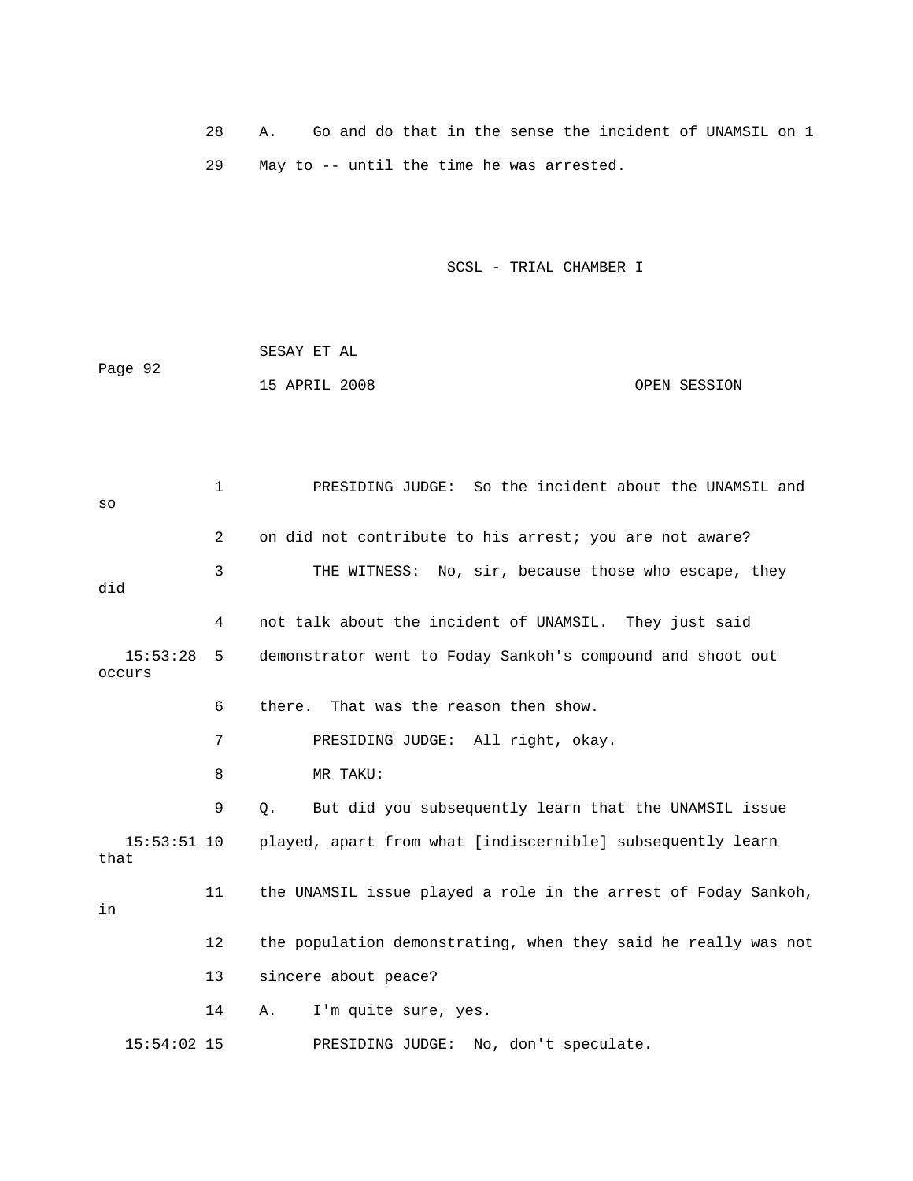28 A. Go and do that in the sense the incident of UNAMSIL on 1

29 May to -- until the time he was arrested.

1 PRESIDING JUDGE: So the incident about the UNAMSIL and so

2 on did not contribute to his arrest; you are not aware?

3 THE WITNESS: No, sir, because those who escape, they did

4 not talk about the incident of UNAMSIL. They just said

15:53:28 5 demonstrator went to Foday Sankoh's compound and shoot out occurs

6 there. That was the reason then show.

7 PRESIDING JUDGE: All right, okay.

8 MR TAKU:

9 Q. But did you subsequently learn that the UNAMSIL issue

15:53:51 10 played, apart from what [indiscernible] subsequently learn that

11 the UNAMSIL issue played a role in the arrest of Foday Sankoh, in

12 the population demonstrating, when they said he really was not

13 sincere about peace?

14 A. I'm quite sure, yes.

15:54:02 15 PRESIDING JUDGE: No, don't speculate.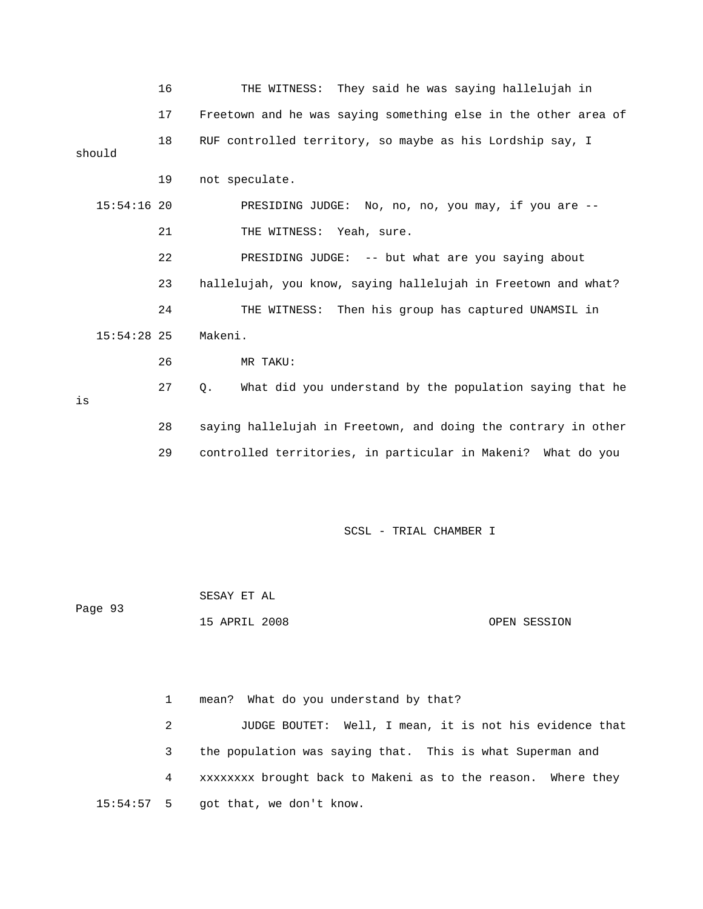16 THE WITNESS: They said he was saying hallelujah in

17 Freetown and he was saying something else in the other area of

18 RUF controlled territory, so maybe as his Lordship say, I should

19 not speculate.

15:54:16 20 PRESIDING JUDGE: No, no, no, you may, if you are --

21 THE WITNESS: Yeah, sure.

22 PRESIDING JUDGE: -- but what are you saying about

23 hallelujah, you know, saying hallelujah in Freetown and what?

24 THE WITNESS: Then his group has captured UNAMSIL in

15:54:28 25 Makeni.

26 MR TAKU:

27 Q. What did you understand by the population saying that he is

28 saying hallelujah in Freetown, and doing the contrary in other

29 controlled territories, in particular in Makeni? What do you

1 mean? What do you understand by that?

2 JUDGE BOUTET: Well, I mean, it is not his evidence that

3 the population was saying that. This is what Superman and

4 xxxxxxxx brought back to Makeni as to the reason. Where they

15:54:57 5 got that, we don't know.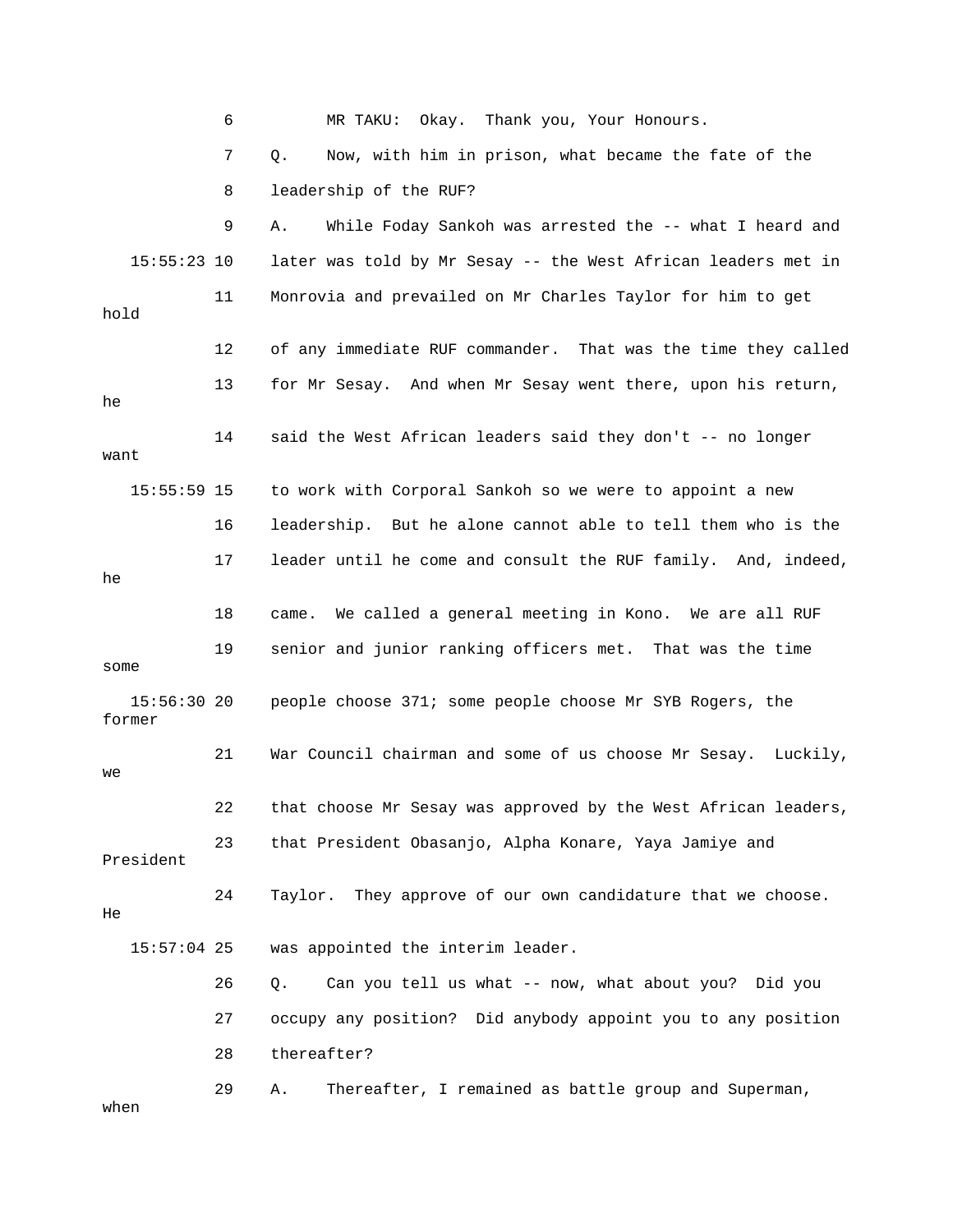6 MR TAKU: Okay. Thank you, Your Honours.

7 Q. Now, with him in prison, what became the fate of the

8 leadership of the RUF?

9 A. While Foday Sankoh was arrested the -- what I heard and

15:55:23 10 later was told by Mr Sesay -- the West African leaders met in

11 Monrovia and prevailed on Mr Charles Taylor for him to get hold

12 of any immediate RUF commander. That was the time they called

13 for Mr Sesay. And when Mr Sesay went there, upon his return, he

14 said the West African leaders said they don't -- no longer want

15:55:59 15 to work with Corporal Sankoh so we were to appoint a new

16 leadership. But he alone cannot able to tell them who is the

17 leader until he come and consult the RUF family. And, indeed, he

18 came. We called a general meeting in Kono. We are all RUF

19 senior and junior ranking officers met. That was the time some

15:56:30 20 people choose 371; some people choose Mr SYB Rogers, the former

21 War Council chairman and some of us choose Mr Sesay. Luckily, we

22 that choose Mr Sesay was approved by the West African leaders,

23 that President Obasanjo, Alpha Konare, Yaya Jamiye and President

24 Taylor. They approve of our own candidature that we choose. He

15:57:04 25 was appointed the interim leader.

26 Q. Can you tell us what -- now, what about you? Did you

27 occupy any position? Did anybody appoint you to any position

28 thereafter?

29 A. Thereafter, I remained as battle group and Superman, when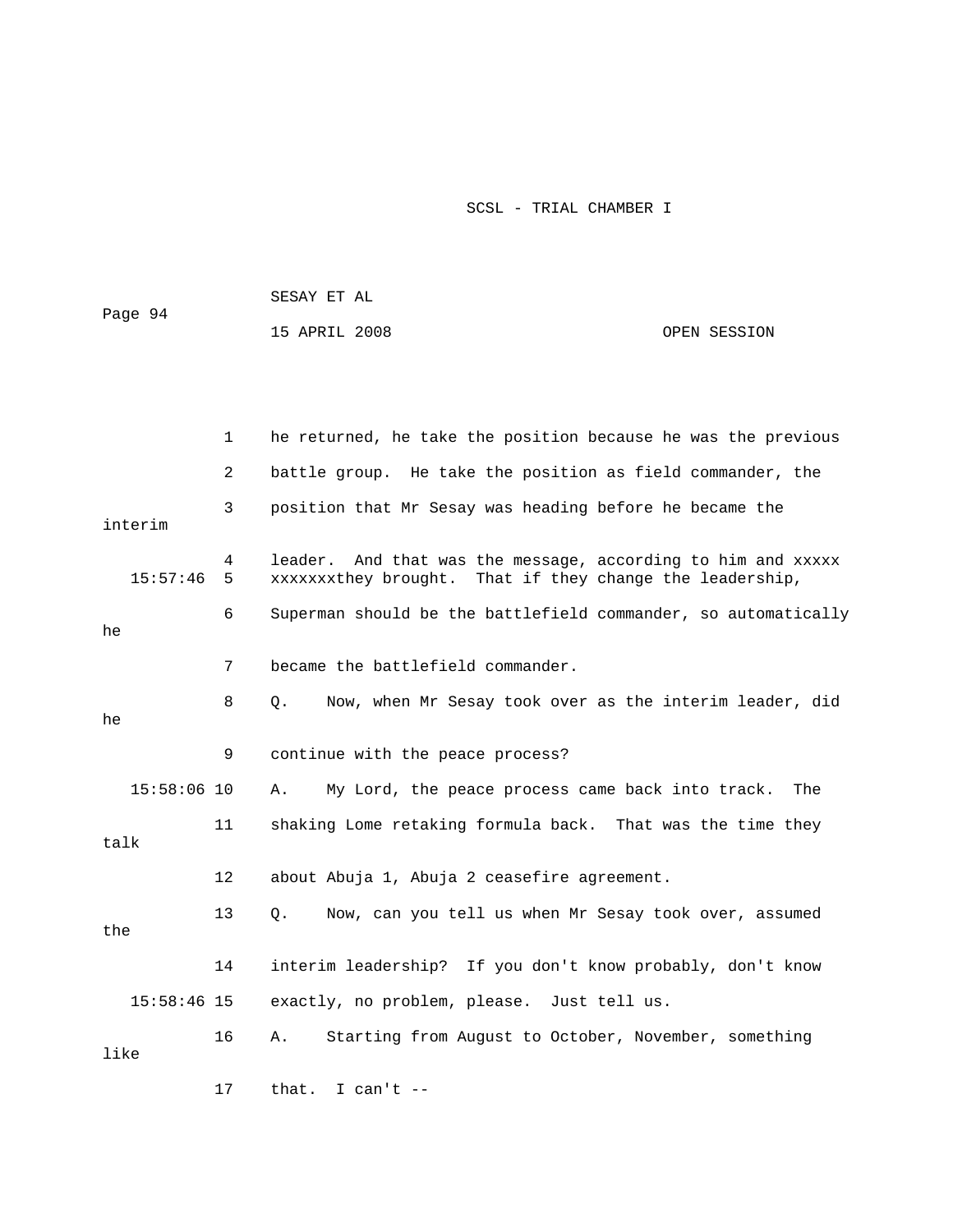1 he returned, he take the position because he was the previous

2 battle group. He take the position as field commander, the

3 position that Mr Sesay was heading before he became the interim

4 leader. And that was the message, according to him and xxxxx

15:57:46 5 xxxxxxxthey brought. That if they change the leadership,

6 Superman should be the battlefield commander, so automatically he

7 became the battlefield commander.

8 Q. Now, when Mr Sesay took over as the interim leader, did he

9 continue with the peace process?

15:58:06 10 A. My Lord, the peace process came back into track. The

11 shaking Lome retaking formula back. That was the time they talk

12 about Abuja 1, Abuja 2 ceasefire agreement.

13 Q. Now, can you tell us when Mr Sesay took over, assumed the

14 interim leadership? If you don't know probably, don't know

15:58:46 15 exactly, no problem, please. Just tell us.

16 A. Starting from August to October, November, something like

17 that. I can't --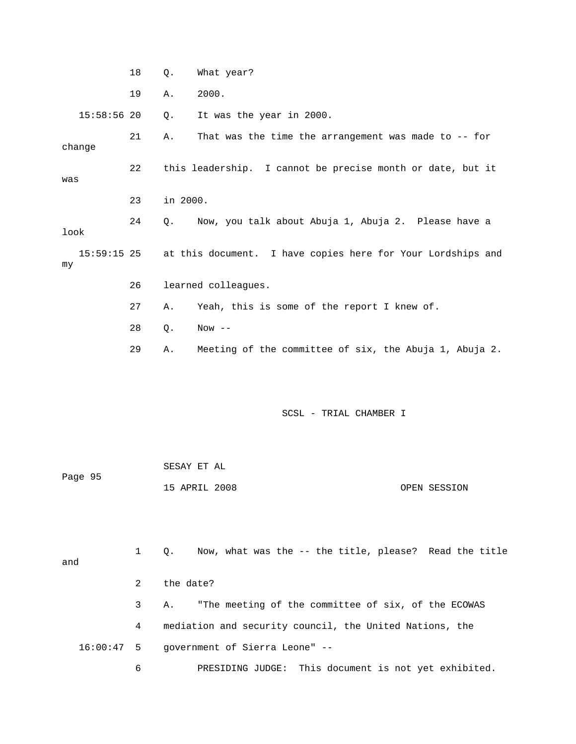18 Q. What year?

19 A. 2000.

15:58:56 20 Q. It was the year in 2000.

21 A. That was the time the arrangement was made to -- for change

22 this leadership. I cannot be precise month or date, but it was

23 in 2000.

24 Q. Now, you talk about Abuja 1, Abuja 2. Please have a look

15:59:15 25 at this document. I have copies here for Your Lordships and my

26 learned colleagues.

27 A. Yeah, this is some of the report I knew of.

28 Q. Now --

29 A. Meeting of the committee of six, the Abuja 1, Abuja 2.

SCSL - TRIAL CHAMBER I

SESAY ET AL

15 APRIL 2008 OPEN SESSION

1 Q. Now, what was the -- the title, please? Read the title and

2 the date?

3 A. "The meeting of the committee of six, of the ECOWAS

4 mediation and security council, the United Nations, the

16:00:47 5 government of Sierra Leone" --

6 PRESIDING JUDGE: This document is not yet exhibited.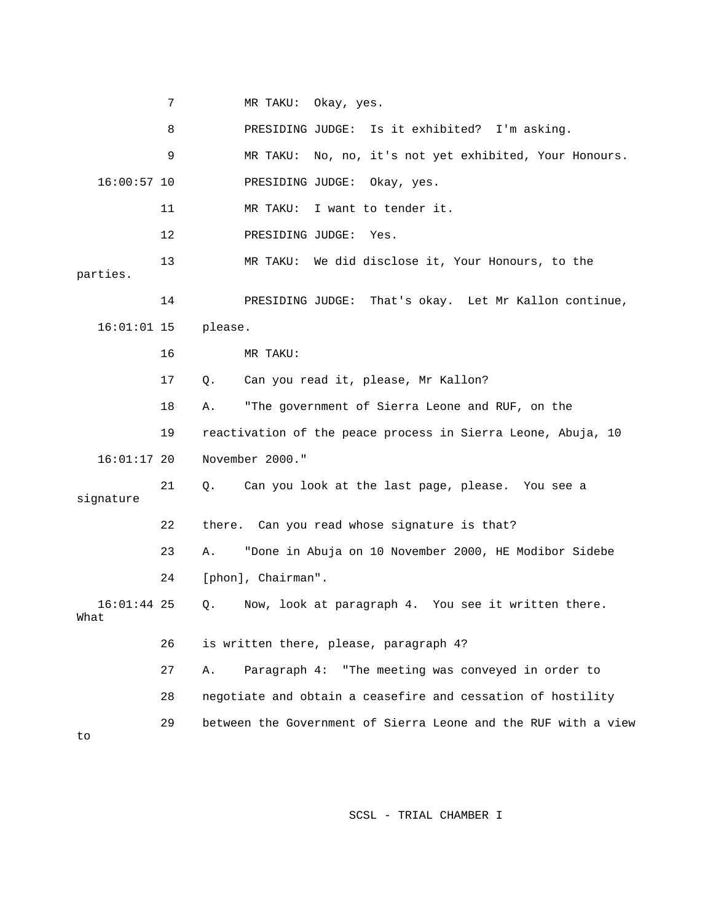7 MR TAKU: Okay, yes.

8 PRESIDING JUDGE: Is it exhibited? I'm asking.

9 MR TAKU: No, no, it's not yet exhibited, Your Honours.

16:00:57 10 PRESIDING JUDGE: Okay, yes.

11 MR TAKU: I want to tender it.

12 PRESIDING JUDGE: Yes.

13 MR TAKU: We did disclose it, Your Honours, to the parties.

14 PRESIDING JUDGE: That's okay. Let Mr Kallon continue,

16:01:01 15 please.

16 MR TAKU:

17 Q. Can you read it, please, Mr Kallon?

18 A. "The government of Sierra Leone and RUF, on the

19 reactivation of the peace process in Sierra Leone, Abuja, 10

16:01:17 20 November 2000."

21 Q. Can you look at the last page, please. You see a signature

22 there. Can you read whose signature is that?

23 A. "Done in Abuja on 10 November 2000, HE Modibor Sidebe

24 [phon], Chairman".

16:01:44 25 Q. Now, look at paragraph 4. You see it written there. What

26 is written there, please, paragraph 4?

27 A. Paragraph 4: "The meeting was conveyed in order to

28 negotiate and obtain a ceasefire and cessation of hostility

29 between the Government of Sierra Leone and the RUF with a view to

SCSL - TRIAL CHAMBER I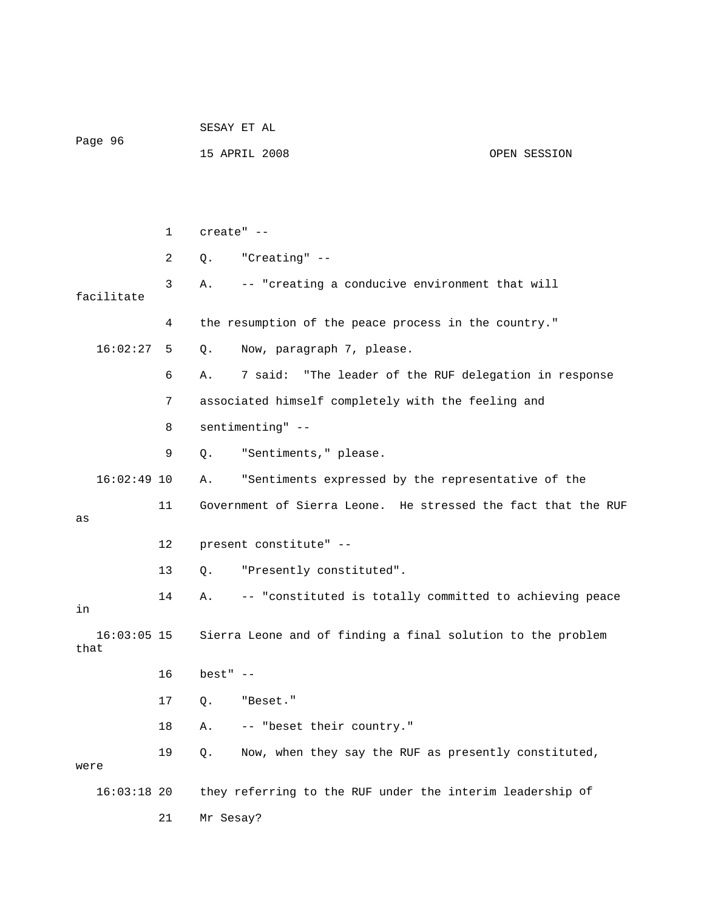create" --

Q. "Creating" --

A. -- "creating a conducive environment that will facilitate the resumption of the peace process in the country."

16:02:27 Q. Now, paragraph 7, please.

A. 7 said: "The leader of the RUF delegation in response associated himself completely with the feeling and sentimenting" --

Q. "Sentiments," please.

16:02:49 A. "Sentiments expressed by the representative of the Government of Sierra Leone. He stressed the fact that the RUF as present constitute" --

Q. "Presently constituted".

A. -- "constituted is totally committed to achieving peace in

16:03:05 Sierra Leone and of finding a final solution to the problem that best" --

Q. "Beset."

A. -- "beset their country."

Q. Now, when they say the RUF as presently constituted, were

16:03:18 they referring to the RUF under the interim leadership of Mr Sesay?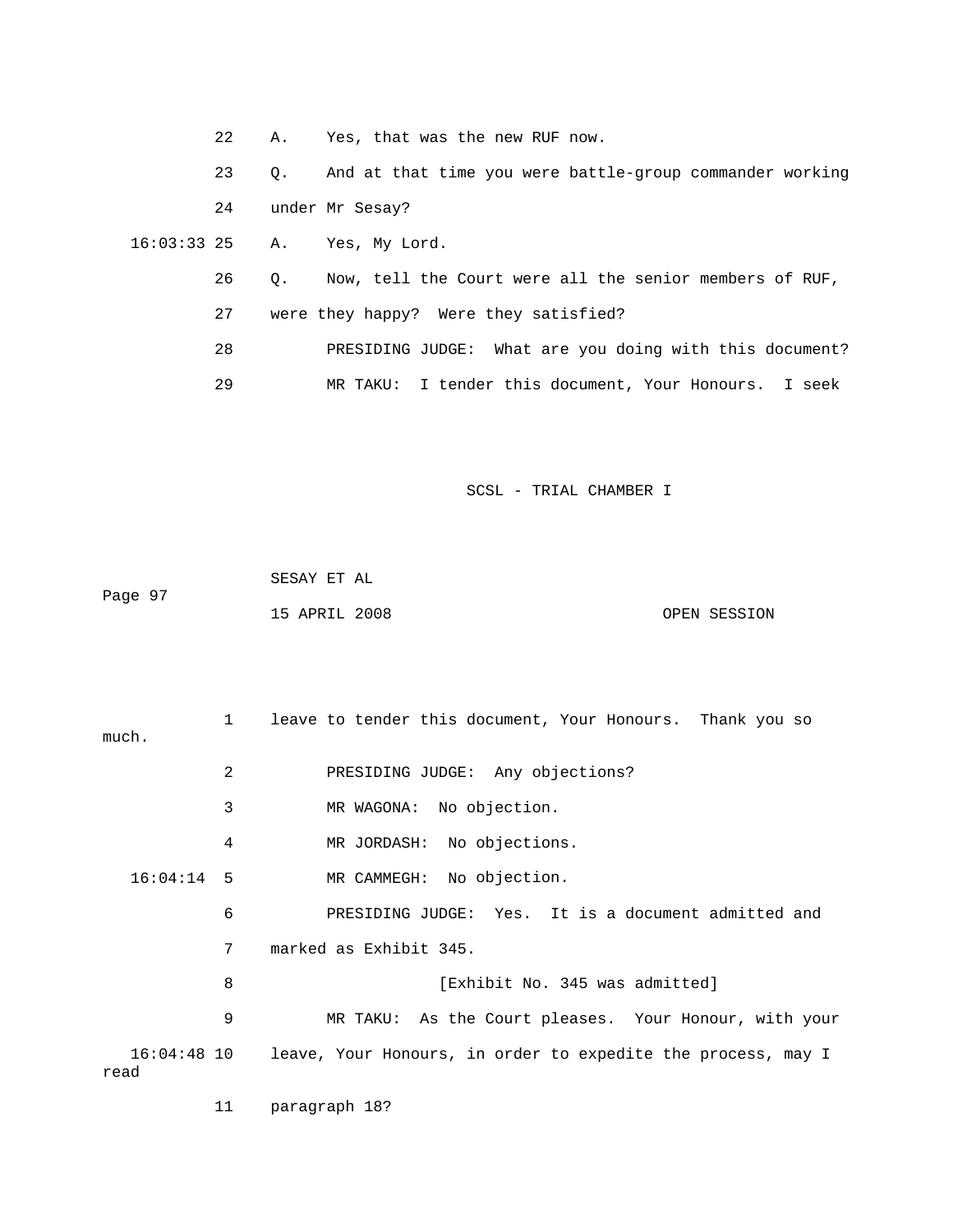22 A. Yes, that was the new RUF now.

23 Q. And at that time you were battle-group commander working

24 under Mr Sesay?

16:03:33 25 A. Yes, My Lord.

26 Q. Now, tell the Court were all the senior members of RUF,

27 were they happy? Were they satisfied?

28 PRESIDING JUDGE: What are you doing with this document?

29 MR TAKU: I tender this document, Your Honours. I seek

1 leave to tender this document, Your Honours. Thank you so much.

2 PRESIDING JUDGE: Any objections?

3 MR WAGONA: No objection.

4 MR JORDASH: No objections.

16:04:14 5 MR CAMMEGH: No objection.

6 PRESIDING JUDGE: Yes. It is a document admitted and

7 marked as Exhibit 345.

8 [Exhibit No. 345 was admitted]

9 MR TAKU: As the Court pleases. Your Honour, with your

16:04:48 10 leave, Your Honours, in order to expedite the process, may I read

11 paragraph 18?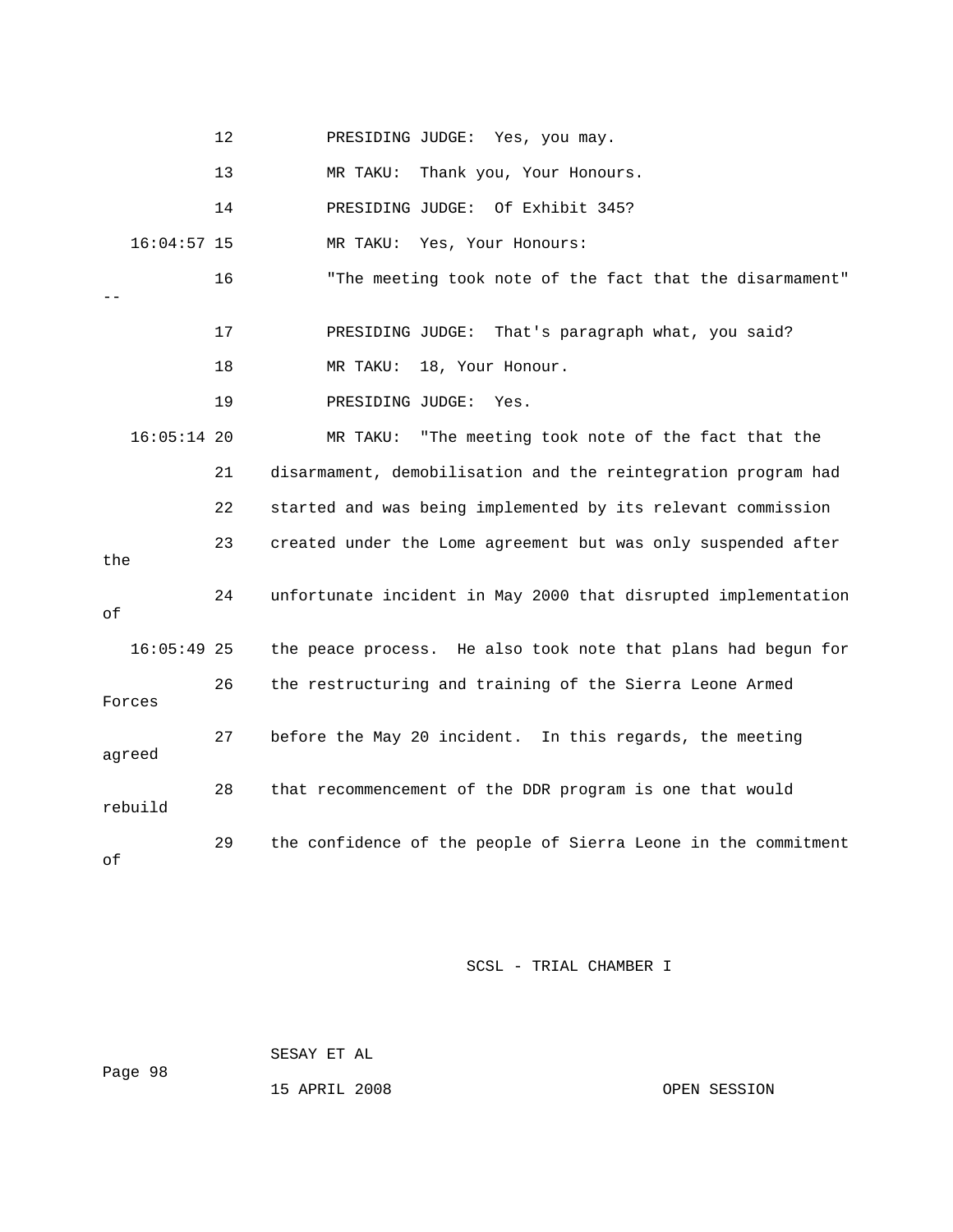12 PRESIDING JUDGE: Yes, you may.

13 MR TAKU: Thank you, Your Honours.

14 PRESIDING JUDGE: Of Exhibit 345?

16:04:57 15 MR TAKU: Yes, Your Honours:

16 "The meeting took note of the fact that the disarmament" --

17 PRESIDING JUDGE: That's paragraph what, you said?

18 MR TAKU: 18, Your Honour.

19 PRESIDING JUDGE: Yes.

16:05:14 20 MR TAKU: "The meeting took note of the fact that the

21 disarmament, demobilisation and the reintegration program had

22 started and was being implemented by its relevant commission

23 created under the Lome agreement but was only suspended after the

24 unfortunate incident in May 2000 that disrupted implementation of

16:05:49 25 the peace process. He also took note that plans had begun for

26 the restructuring and training of the Sierra Leone Armed Forces

27 before the May 20 incident. In this regards, the meeting agreed

28 that recommencement of the DDR program is one that would rebuild

29 the confidence of the people of Sierra Leone in the commitment of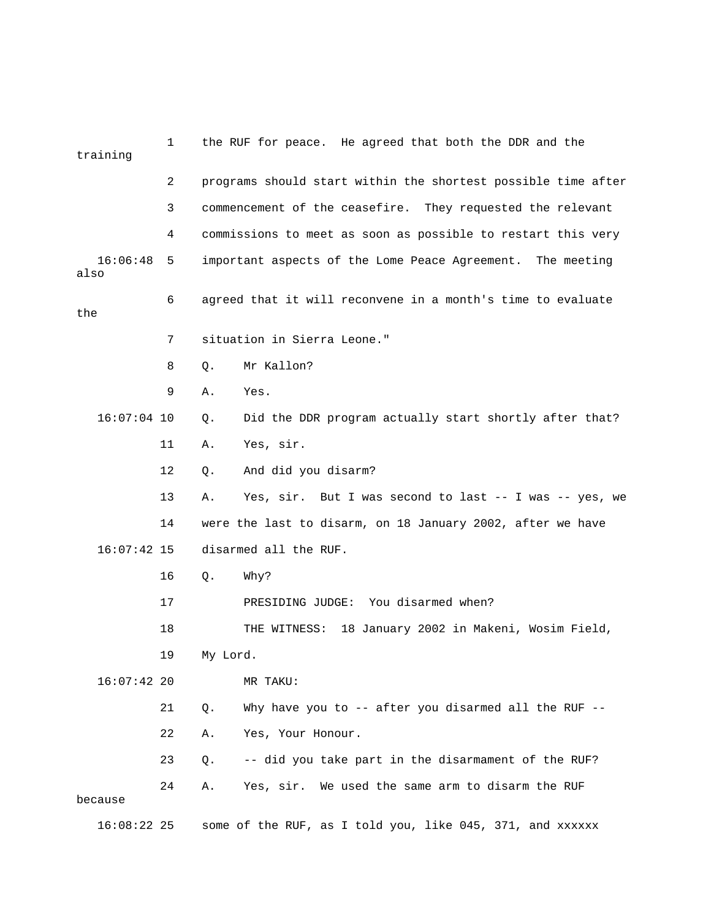1 the RUF for peace. He agreed that both the DDR and the training

2 programs should start within the shortest possible time after

3 commencement of the ceasefire. They requested the relevant

4 commissions to meet as soon as possible to restart this very

16:06:48 5 important aspects of the Lome Peace Agreement. The meeting also

6 agreed that it will reconvene in a month's time to evaluate the

7 situation in Sierra Leone."

8 Q. Mr Kallon?

9 A. Yes.

16:07:04 10 Q. Did the DDR program actually start shortly after that?

11 A. Yes, sir.

12 Q. And did you disarm?

13 A. Yes, sir. But I was second to last -- I was -- yes, we

14 were the last to disarm, on 18 January 2002, after we have

16:07:42 15 disarmed all the RUF.

16 Q. Why?

17 PRESIDING JUDGE: You disarmed when?

18 THE WITNESS: 18 January 2002 in Makeni, Wosim Field,

19 My Lord.

16:07:42 20 MR TAKU:

21 Q. Why have you to -- after you disarmed all the RUF --

22 A. Yes, Your Honour.

23 Q. -- did you take part in the disarmament of the RUF?

24 A. Yes, sir. We used the same arm to disarm the RUF because

16:08:22 25 some of the RUF, as I told you, like 045, 371, and xxxxxx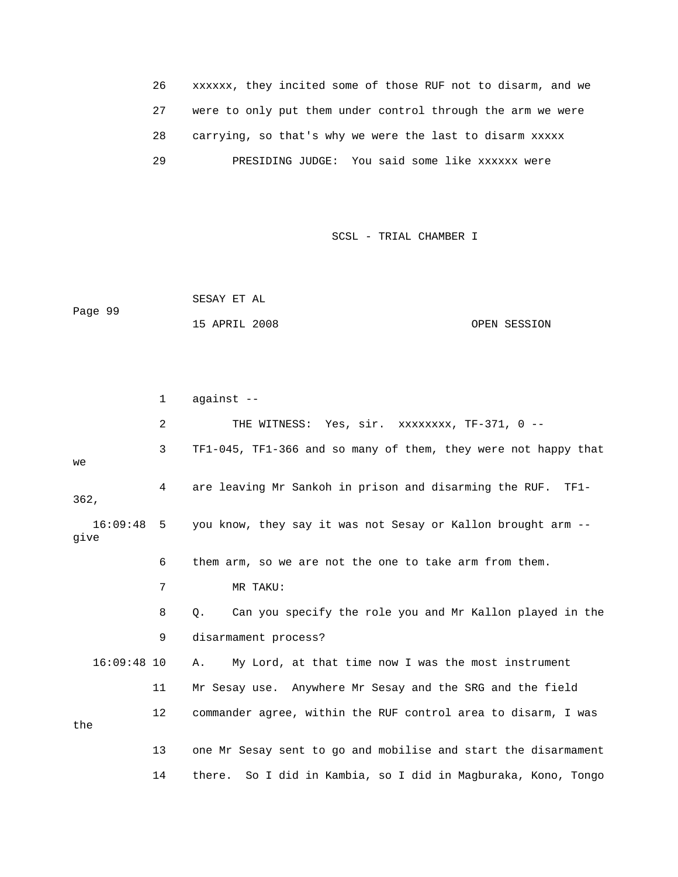26 xxxxxx, they incited some of those RUF not to disarm, and we

27 were to only put them under control through the arm we were

28 carrying, so that's why we were the last to disarm xxxxx

29 PRESIDING JUDGE: You said some like xxxxxx were

1 against --

2 THE WITNESS: Yes, sir. xxxxxxxx, TF-371, 0 --

3 TF1-045, TF1-366 and so many of them, they were not happy that we

4 are leaving Mr Sankoh in prison and disarming the RUF. TF1-362,

16:09:48 5 you know, they say it was not Sesay or Kallon brought arm -- give

6 them arm, so we are not the one to take arm from them.

7 MR TAKU:

8 Q. Can you specify the role you and Mr Kallon played in the

9 disarmament process?

16:09:48 10 A. My Lord, at that time now I was the most instrument

11 Mr Sesay use. Anywhere Mr Sesay and the SRG and the field

12 commander agree, within the RUF control area to disarm, I was the

13 one Mr Sesay sent to go and mobilise and start the disarmament

14 there. So I did in Kambia, so I did in Magburaka, Kono, Tongo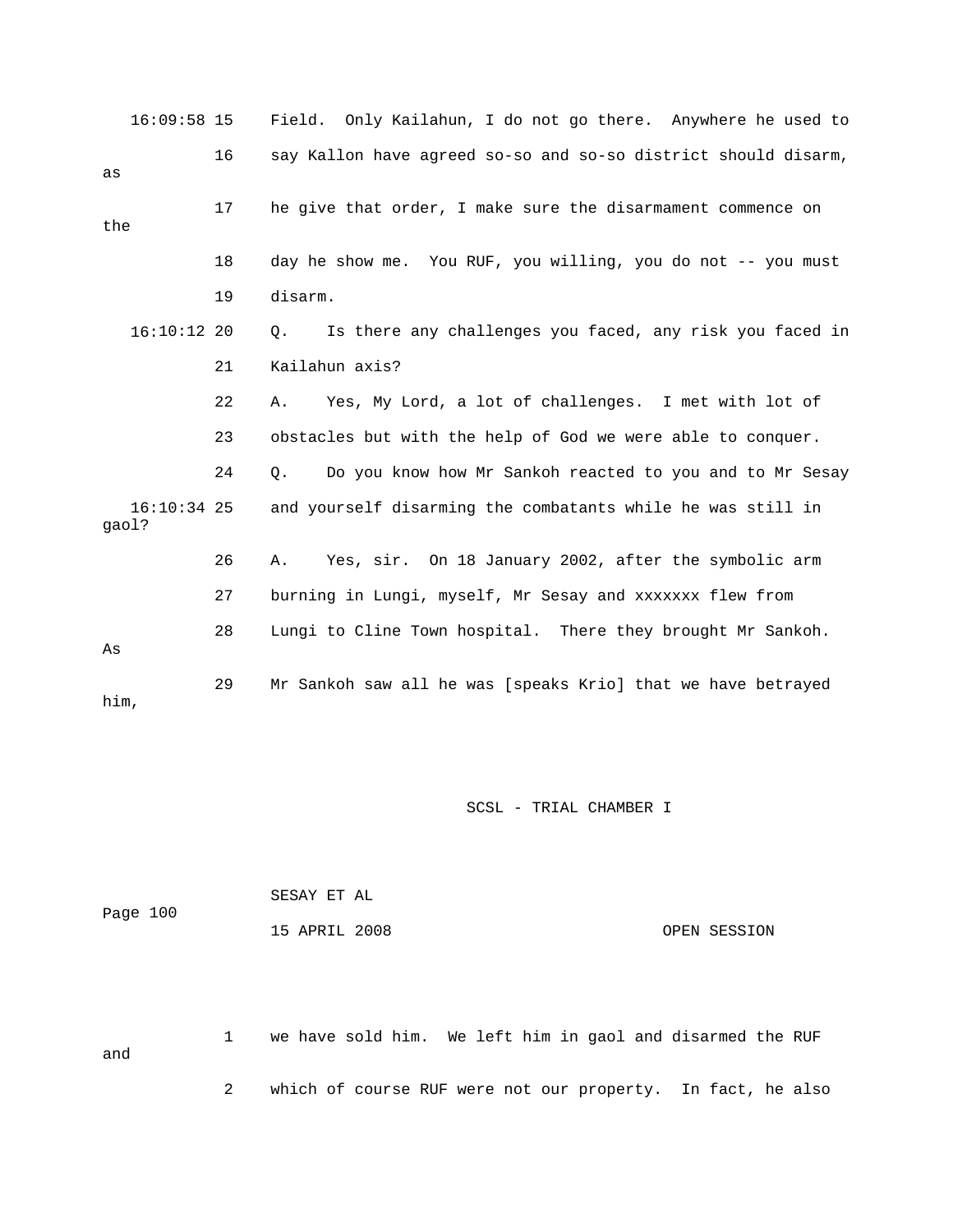16:09:58 15 Field. Only Kailahun, I do not go there. Anywhere he used to

16 say Kallon have agreed so-so and so-so district should disarm, as

17 he give that order, I make sure the disarmament commence on the

18 day he show me. You RUF, you willing, you do not -- you must

19 disarm.

16:10:12 20 Q. Is there any challenges you faced, any risk you faced in

21 Kailahun axis?

22 A. Yes, My Lord, a lot of challenges. I met with lot of

23 obstacles but with the help of God we were able to conquer.

24 Q. Do you know how Mr Sankoh reacted to you and to Mr Sesay

16:10:34 25 and yourself disarming the combatants while he was still in gaol?

26 A. Yes, sir. On 18 January 2002, after the symbolic arm

27 burning in Lungi, myself, Mr Sesay and xxxxxxx flew from

28 Lungi to Cline Town hospital. There they brought Mr Sankoh. As

29 Mr Sankoh saw all he was [speaks Krio] that we have betrayed him,

SCSL - TRIAL CHAMBER I

SESAY ET AL

15 APRIL 2008 OPEN SESSION

1 we have sold him. We left him in gaol and disarmed the RUF and

2 which of course RUF were not our property. In fact, he also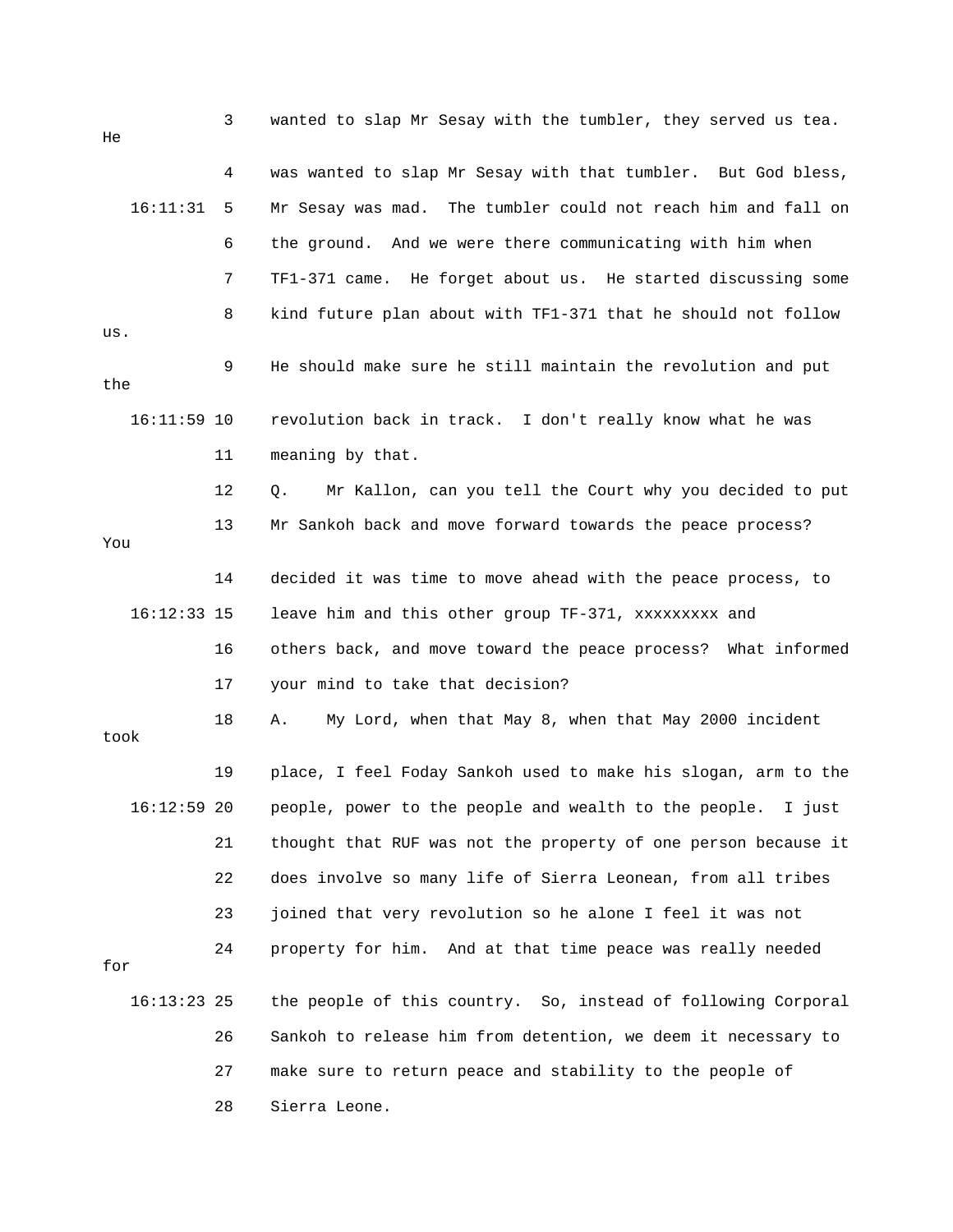3 wanted to slap Mr Sesay with the tumbler, they served us tea. He

4 was wanted to slap Mr Sesay with that tumbler. But God bless,

16:11:31 5 Mr Sesay was mad. The tumbler could not reach him and fall on

6 the ground. And we were there communicating with him when

7 TF1-371 came. He forget about us. He started discussing some

8 kind future plan about with TF1-371 that he should not follow us.

9 He should make sure he still maintain the revolution and put the

16:11:59 10 revolution back in track. I don't really know what he was

11 meaning by that.

12 Q. Mr Kallon, can you tell the Court why you decided to put

13 Mr Sankoh back and move forward towards the peace process? You

14 decided it was time to move ahead with the peace process, to

16:12:33 15 leave him and this other group TF-371, xxxxxxxxx and

16 others back, and move toward the peace process? What informed

17 your mind to take that decision?

18 A. My Lord, when that May 8, when that May 2000 incident took

19 place, I feel Foday Sankoh used to make his slogan, arm to the

16:12:59 20 people, power to the people and wealth to the people. I just

21 thought that RUF was not the property of one person because it

22 does involve so many life of Sierra Leonean, from all tribes

23 joined that very revolution so he alone I feel it was not

24 property for him. And at that time peace was really needed for

16:13:23 25 the people of this country. So, instead of following Corporal

26 Sankoh to release him from detention, we deem it necessary to

27 make sure to return peace and stability to the people of

28 Sierra Leone.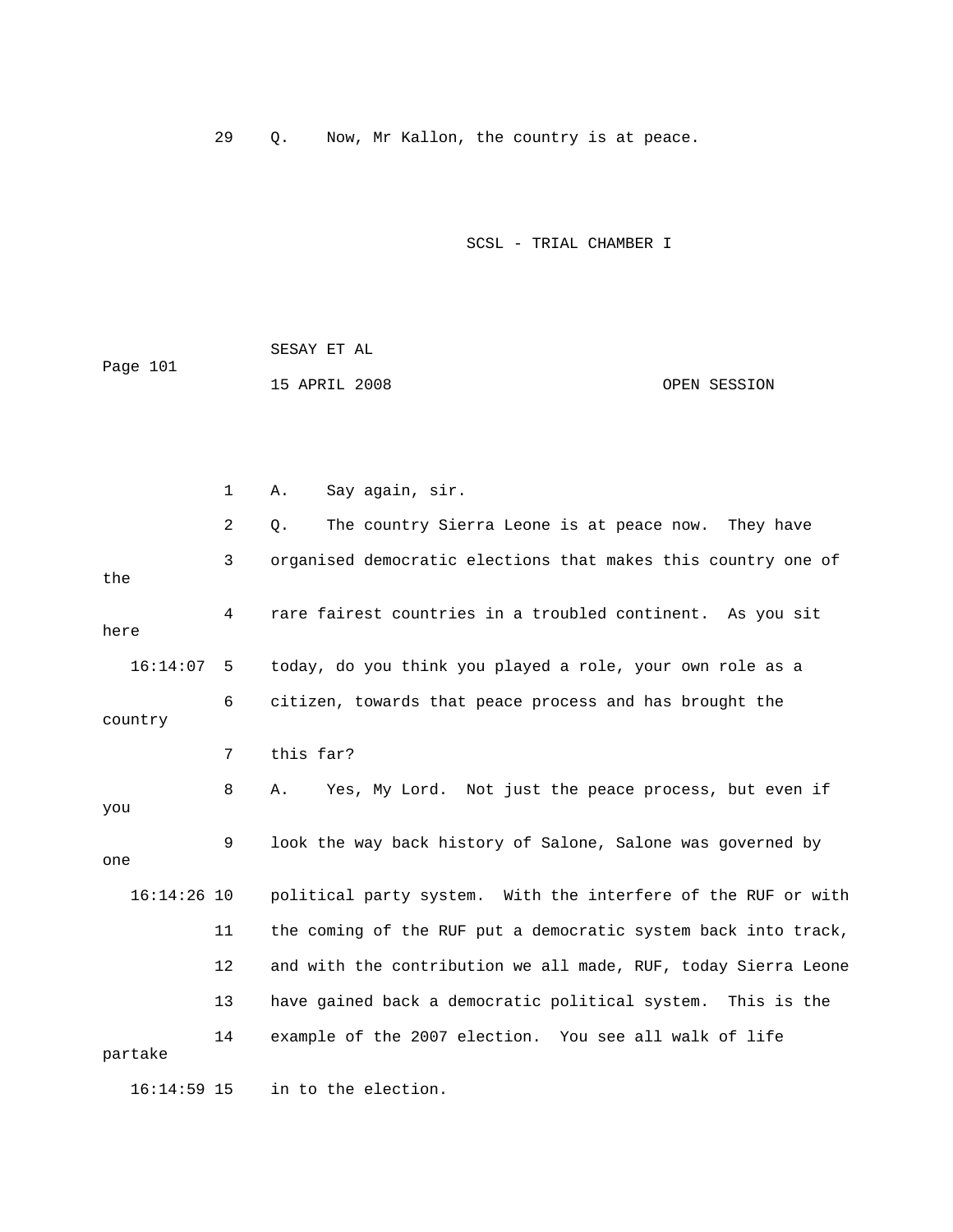29 Q. Now, Mr Kallon, the country is at peace.

1 A. Say again, sir.

2 Q. The country Sierra Leone is at peace now. They have

3 organised democratic elections that makes this country one of the

4 rare fairest countries in a troubled continent. As you sit here

16:14:07 5 today, do you think you played a role, your own role as a

6 citizen, towards that peace process and has brought the country

7 this far?

8 A. Yes, My Lord. Not just the peace process, but even if you

9 look the way back history of Salone, Salone was governed by one

16:14:26 10 political party system. With the interfere of the RUF or with

11 the coming of the RUF put a democratic system back into track,

12 and with the contribution we all made, RUF, today Sierra Leone

13 have gained back a democratic political system. This is the

14 example of the 2007 election. You see all walk of life partake

16:14:59 15 in to the election.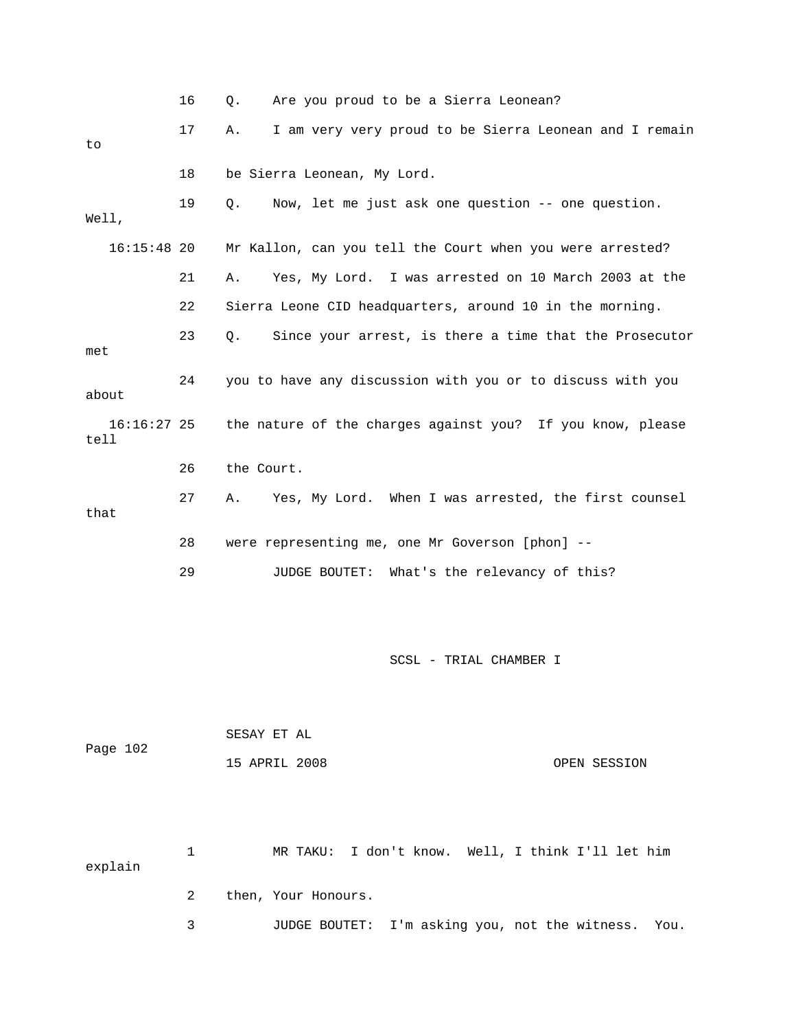16 Q. Are you proud to be a Sierra Leonean?

17 A. I am very very proud to be Sierra Leonean and I remain to

18 be Sierra Leonean, My Lord.

19 Q. Now, let me just ask one question -- one question. Well,

16:15:48 20 Mr Kallon, can you tell the Court when you were arrested?

21 A. Yes, My Lord. I was arrested on 10 March 2003 at the

22 Sierra Leone CID headquarters, around 10 in the morning.

23 Q. Since your arrest, is there a time that the Prosecutor met

24 you to have any discussion with you or to discuss with you about

16:16:27 25 the nature of the charges against you? If you know, please tell

26 the Court.

27 A. Yes, My Lord. When I was arrested, the first counsel that

28 were representing me, one Mr Goverson [phon] --

29 JUDGE BOUTET: What's the relevancy of this?

SCSL - TRIAL CHAMBER I

SESAY ET AL

Page 102

15 APRIL 2008 OPEN SESSION

1 MR TAKU: I don't know. Well, I think I'll let him explain

2 then, Your Honours.

3 JUDGE BOUTET: I'm asking you, not the witness. You.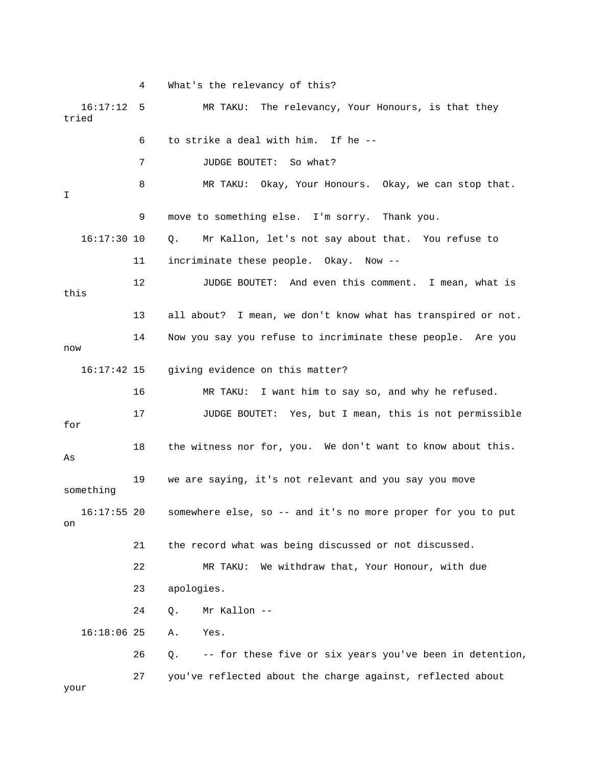4 What's the relevancy of this?

16:17:12 5 MR TAKU: The relevancy, Your Honours, is that they tried

6 to strike a deal with him. If he --

7 JUDGE BOUTET: So what?

8 MR TAKU: Okay, Your Honours. Okay, we can stop that. I

9 move to something else. I'm sorry. Thank you.

16:17:30 10 Q. Mr Kallon, let's not say about that. You refuse to

11 incriminate these people. Okay. Now --

12 JUDGE BOUTET: And even this comment. I mean, what is this

13 all about? I mean, we don't know what has transpired or not.

14 Now you say you refuse to incriminate these people. Are you now

16:17:42 15 giving evidence on this matter?

16 MR TAKU: I want him to say so, and why he refused.

17 JUDGE BOUTET: Yes, but I mean, this is not permissible for

18 the witness nor for, you. We don't want to know about this. As

19 we are saying, it's not relevant and you say you move something

16:17:55 20 somewhere else, so -- and it's no more proper for you to put on

21 the record what was being discussed or not discussed.

22 MR TAKU: We withdraw that, Your Honour, with due

23 apologies.

24 Q. Mr Kallon --

16:18:06 25 A. Yes.

26 Q. -- for these five or six years you've been in detention,

27 you've reflected about the charge against, reflected about your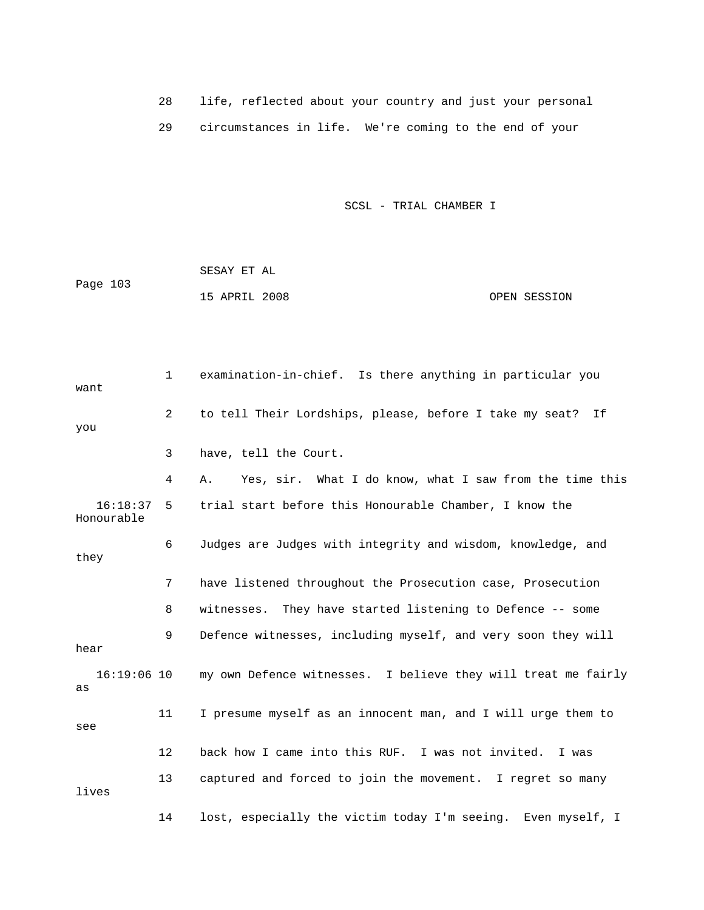28 life, reflected about your country and just your personal

29 circumstances in life. We're coming to the end of your

1 examination-in-chief. Is there anything in particular you want

2 to tell Their Lordships, please, before I take my seat? If you

3 have, tell the Court.

4 A. Yes, sir. What I do know, what I saw from the time this

16:18:37 5 trial start before this Honourable Chamber, I know the Honourable

6 Judges are Judges with integrity and wisdom, knowledge, and they

7 have listened throughout the Prosecution case, Prosecution

8 witnesses. They have started listening to Defence -- some

9 Defence witnesses, including myself, and very soon they will hear

16:19:06 10 my own Defence witnesses. I believe they will treat me fairly as

11 I presume myself as an innocent man, and I will urge them to see

12 back how I came into this RUF. I was not invited. I was

13 captured and forced to join the movement. I regret so many lives

14 lost, especially the victim today I'm seeing. Even myself, I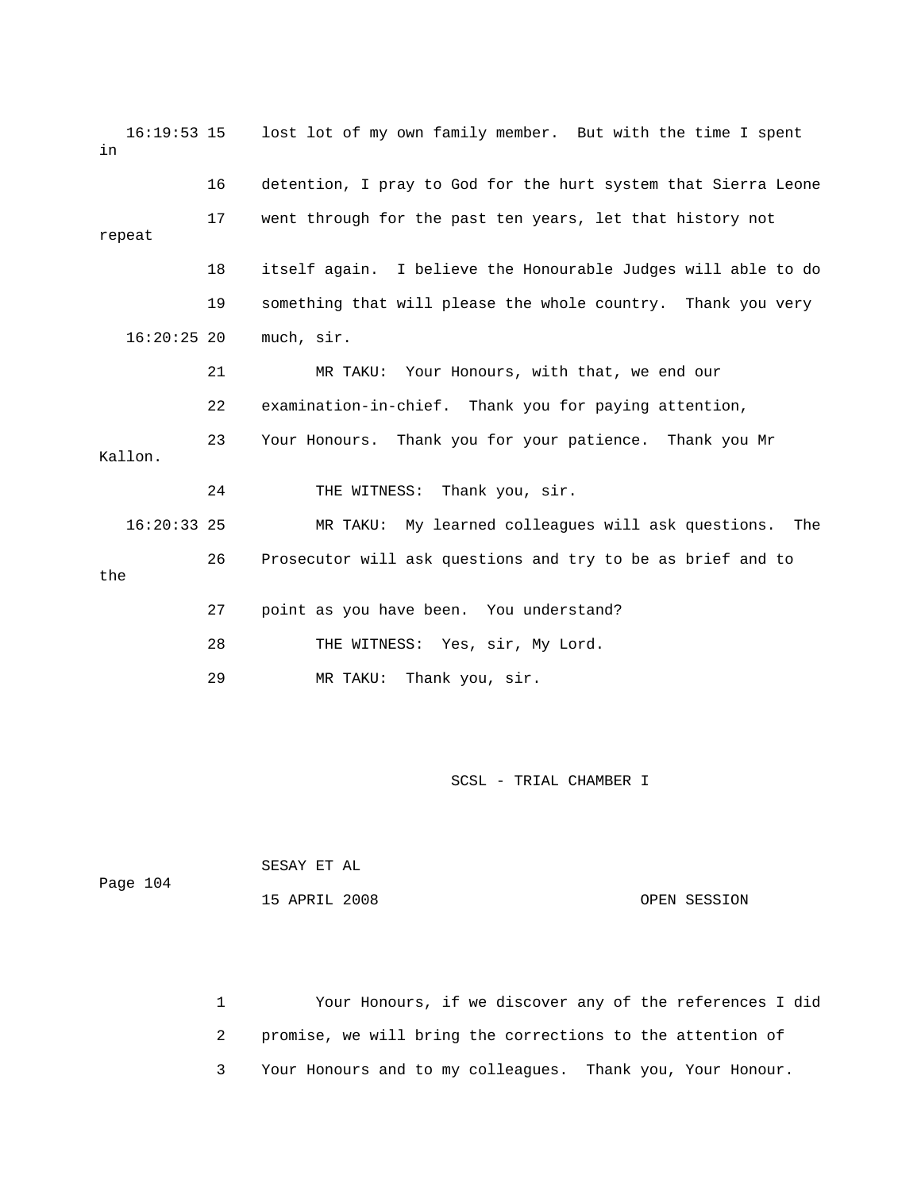16:19:53 15 lost lot of my own family member. But with the time I spent in

16 detention, I pray to God for the hurt system that Sierra Leone

17 went through for the past ten years, let that history not repeat

18 itself again. I believe the Honourable Judges will able to do

19 something that will please the whole country. Thank you very

16:20:25 20 much, sir.

21 MR TAKU: Your Honours, with that, we end our

22 examination-in-chief. Thank you for paying attention,

23 Your Honours. Thank you for your patience. Thank you Mr Kallon.

24 THE WITNESS: Thank you, sir.

16:20:33 25 MR TAKU: My learned colleagues will ask questions. The

26 Prosecutor will ask questions and try to be as brief and to the

27 point as you have been. You understand?

28 THE WITNESS: Yes, sir, My Lord.

29 MR TAKU: Thank you, sir.

1 Your Honours, if we discover any of the references I did

2 promise, we will bring the corrections to the attention of

3 Your Honours and to my colleagues. Thank you, Your Honour.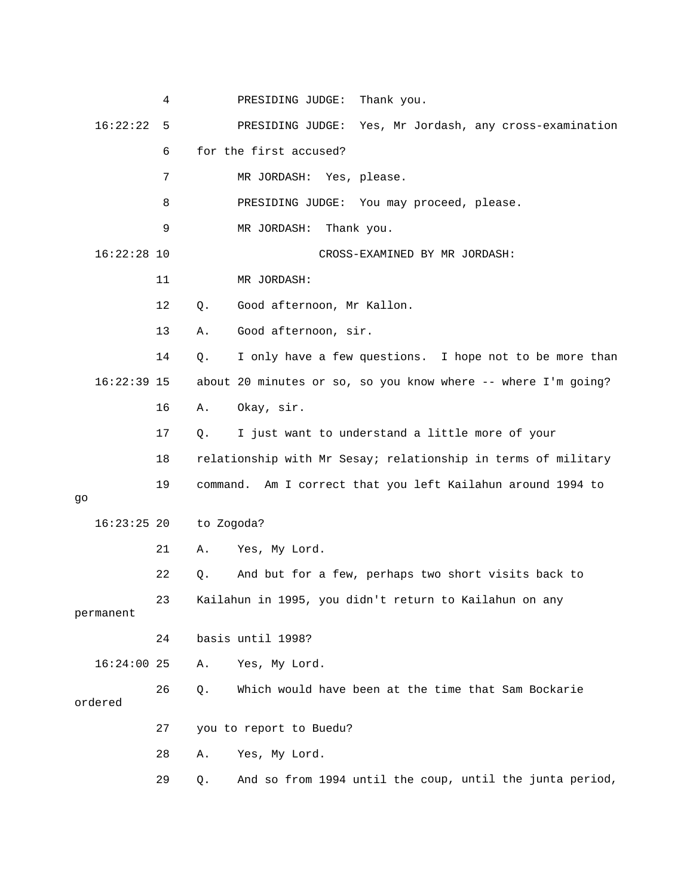4 PRESIDING JUDGE: Thank you.

16:22:22 5 PRESIDING JUDGE: Yes, Mr Jordash, any cross-examination

6 for the first accused?

7 MR JORDASH: Yes, please.

8 PRESIDING JUDGE: You may proceed, please.

9 MR JORDASH: Thank you.

16:22:28 10 CROSS-EXAMINED BY MR JORDASH:

11 MR JORDASH:

12 Q. Good afternoon, Mr Kallon.

13 A. Good afternoon, sir.

14 Q. I only have a few questions. I hope not to be more than

16:22:39 15 about 20 minutes or so, so you know where -- where I'm going?

16 A. Okay, sir.

17 Q. I just want to understand a little more of your

18 relationship with Mr Sesay; relationship in terms of military

19 command. Am I correct that you left Kailahun around 1994 to go

16:23:25 20 to Zogoda?

21 A. Yes, My Lord.

22 Q. And but for a few, perhaps two short visits back to

23 Kailahun in 1995, you didn't return to Kailahun on any permanent

24 basis until 1998?

16:24:00 25 A. Yes, My Lord.

26 Q. Which would have been at the time that Sam Bockarie ordered

27 you to report to Buedu?

28 A. Yes, My Lord.

29 Q. And so from 1994 until the coup, until the junta period,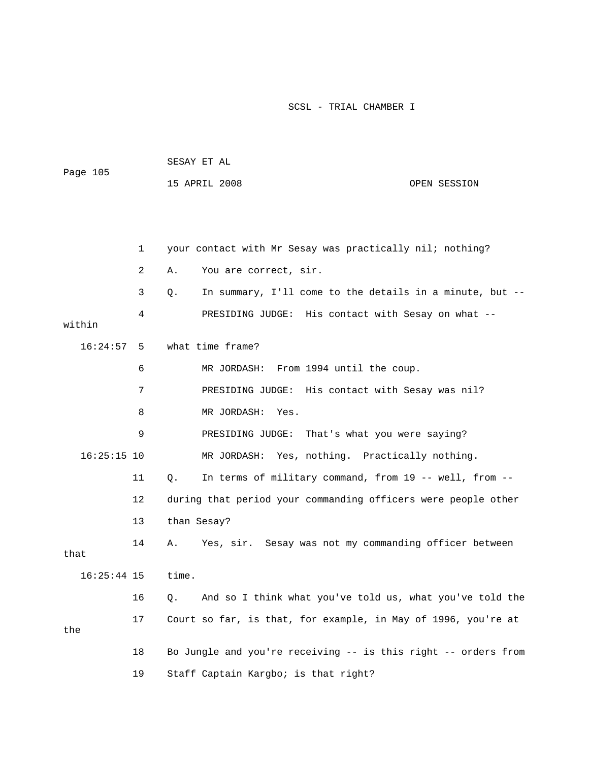your contact with Mr Sesay was practically nil; nothing?

A. You are correct, sir.

Q. In summary, I'll come to the details in a minute, but --

PRESIDING JUDGE: His contact with Sesay on what -- within what time frame?

MR JORDASH: From 1994 until the coup.

PRESIDING JUDGE: His contact with Sesay was nil?

MR JORDASH: Yes.

PRESIDING JUDGE: That's what you were saying?

MR JORDASH: Yes, nothing. Practically nothing.

Q. In terms of military command, from 19 -- well, from -- during that period your commanding officers were people other than Sesay?

A. Yes, sir. Sesay was not my commanding officer between that time.

Q. And so I think what you've told us, what you've told the Court so far, is that, for example, in May of 1996, you're at the Bo Jungle and you're receiving -- is this right -- orders from Staff Captain Kargbo; is that right?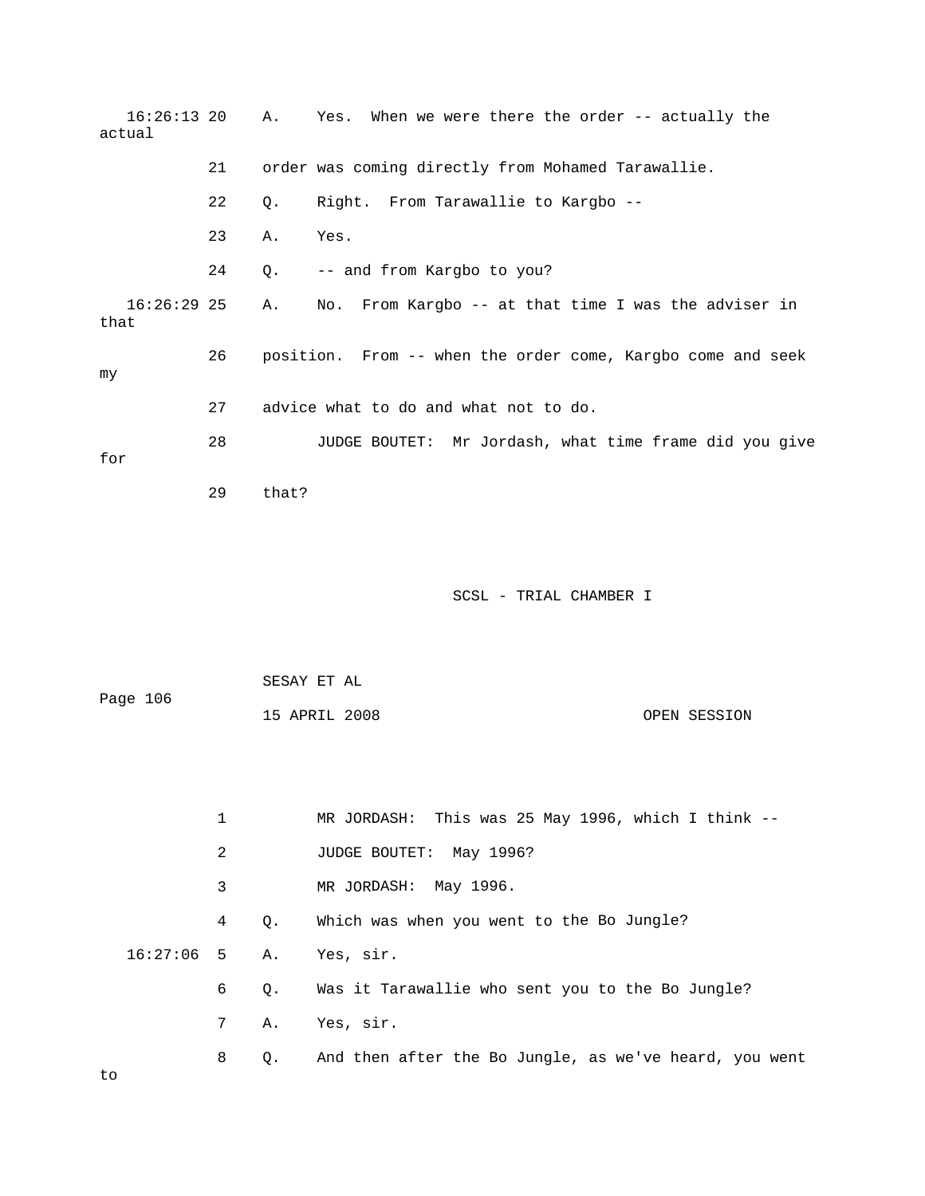16:26:13 20 A. Yes. When we were there the order -- actually the actual

21 order was coming directly from Mohamed Tarawallie.

22 Q. Right. From Tarawallie to Kargbo --

23 A. Yes.

24 Q. -- and from Kargbo to you?

16:26:29 25 A. No. From Kargbo -- at that time I was the adviser in that

26 position. From -- when the order come, Kargbo come and seek my

27 advice what to do and what not to do.

28 JUDGE BOUTET: Mr Jordash, what time frame did you give for

29 that?

1 MR JORDASH: This was 25 May 1996, which I think --

2 JUDGE BOUTET: May 1996?

3 MR JORDASH: May 1996.

4 Q. Which was when you went to the Bo Jungle?

16:27:06 5 A. Yes, sir.

6 Q. Was it Tarawallie who sent you to the Bo Jungle?

7 A. Yes, sir.

8 Q. And then after the Bo Jungle, as we've heard, you went to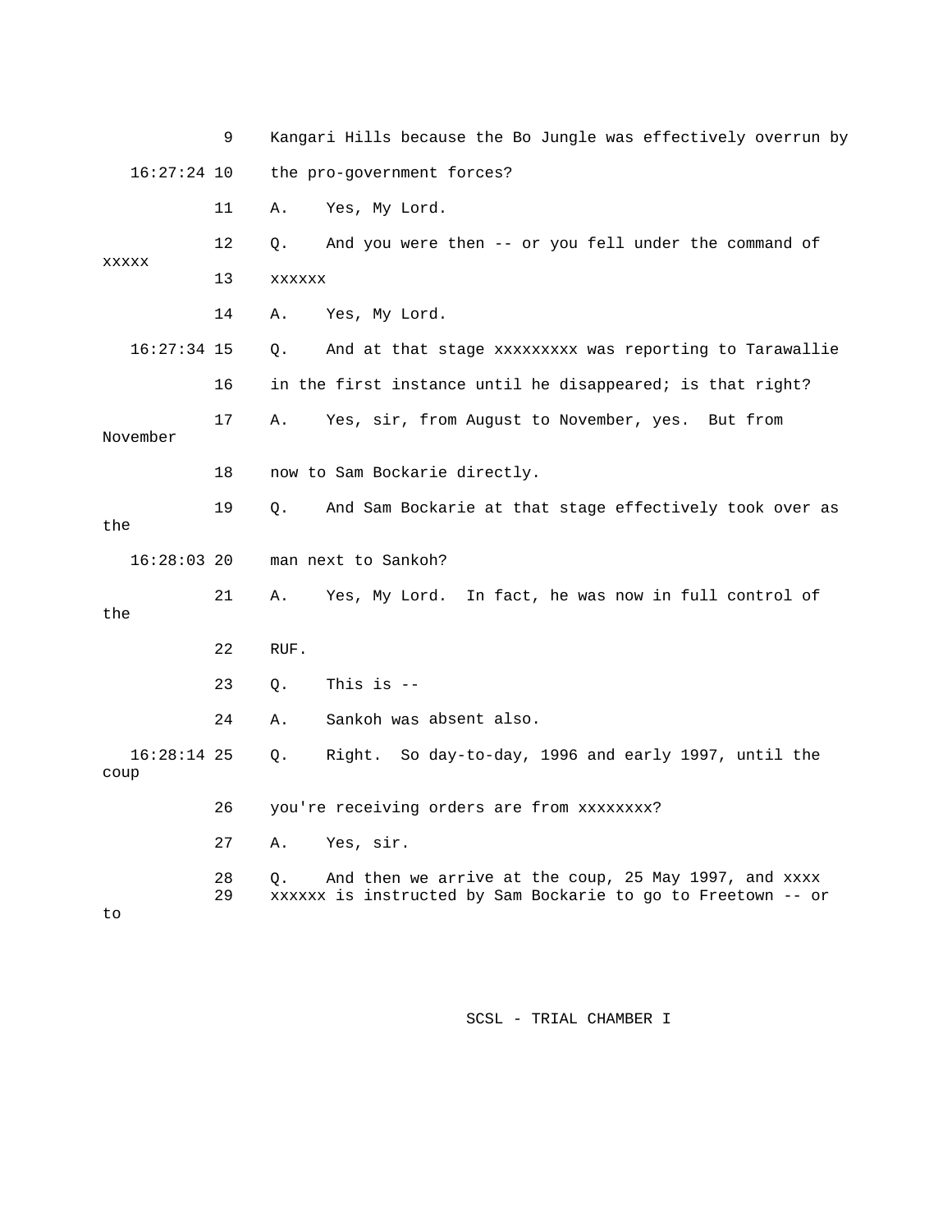9 Kangari Hills because the Bo Jungle was effectively overrun by

16:27:24 10 the pro-government forces?

11 A. Yes, My Lord.

12 Q. And you were then -- or you fell under the command of xxxxx

13 xxxxxx

14 A. Yes, My Lord.

16:27:34 15 Q. And at that stage xxxxxxxxx was reporting to Tarawallie

16 in the first instance until he disappeared; is that right?

17 A. Yes, sir, from August to November, yes. But from November

18 now to Sam Bockarie directly.

19 Q. And Sam Bockarie at that stage effectively took over as the

16:28:03 20 man next to Sankoh?

21 A. Yes, My Lord. In fact, he was now in full control of the

22 RUF.

23 Q. This is --

24 A. Sankoh was absent also.

16:28:14 25 Q. Right. So day-to-day, 1996 and early 1997, until the coup

26 you're receiving orders are from xxxxxxxx?

27 A. Yes, sir.

28 Q. And then we arrive at the coup, 25 May 1997, and xxxx

29 xxxxxx is instructed by Sam Bockarie to go to Freetown -- or to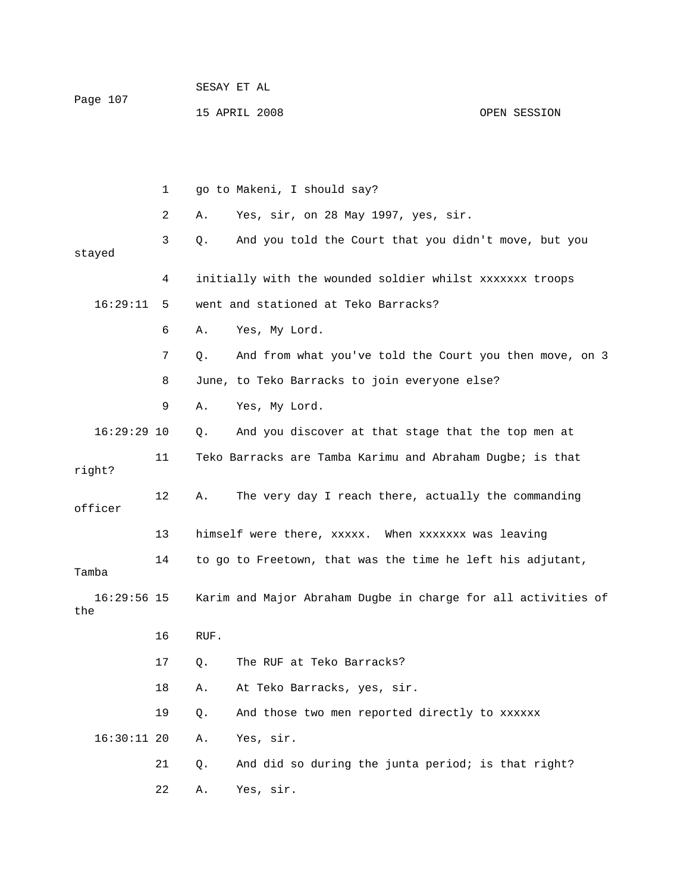go to Makeni, I should say?

A. Yes, sir, on 28 May 1997, yes, sir.

Q. And you told the Court that you didn't move, but you stayed initially with the wounded soldier whilst xxxxxxx troops went and stationed at Teko Barracks?

A. Yes, My Lord.

Q. And from what you've told the Court you then move, on 3 June, to Teko Barracks to join everyone else?

A. Yes, My Lord.

Q. And you discover at that stage that the top men at Teko Barracks are Tamba Karimu and Abraham Dugbe; is that right?

A. The very day I reach there, actually the commanding officer himself were there, xxxxx. When xxxxxxx was leaving to go to Freetown, that was the time he left his adjutant, Tamba Karim and Major Abraham Dugbe in charge for all activities of the RUF.

Q. The RUF at Teko Barracks?

A. At Teko Barracks, yes, sir.

Q. And those two men reported directly to xxxxxx

A. Yes, sir.

Q. And did so during the junta period; is that right?

A. Yes, sir.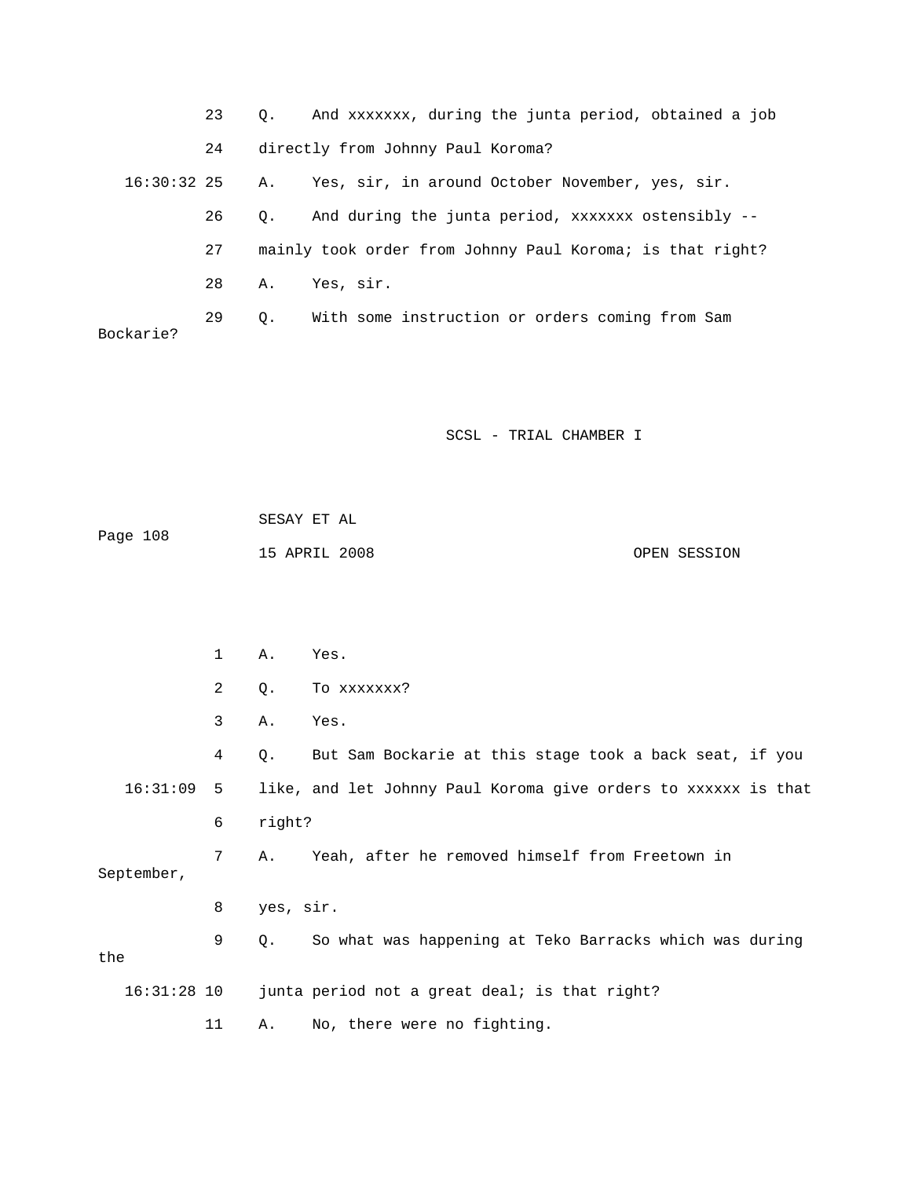23 Q. And xxxxxxx, during the junta period, obtained a job

24 directly from Johnny Paul Koroma?

16:30:32 25 A. Yes, sir, in around October November, yes, sir.

26 Q. And during the junta period, xxxxxxx ostensibly --

27 mainly took order from Johnny Paul Koroma; is that right?

28 A. Yes, sir.

29 Q. With some instruction or orders coming from Sam Bockarie?

SCSL - TRIAL CHAMBER I

SESAY ET AL

Page 108

15 APRIL 2008 OPEN SESSION

1 A. Yes.

2 Q. To xxxxxxx?

3 A. Yes.

4 Q. But Sam Bockarie at this stage took a back seat, if you

16:31:09 5 like, and let Johnny Paul Koroma give orders to xxxxxx is that

6 right?

7 A. Yeah, after he removed himself from Freetown in September,

8 yes, sir.

9 Q. So what was happening at Teko Barracks which was during the

16:31:28 10 junta period not a great deal; is that right?

11 A. No, there were no fighting.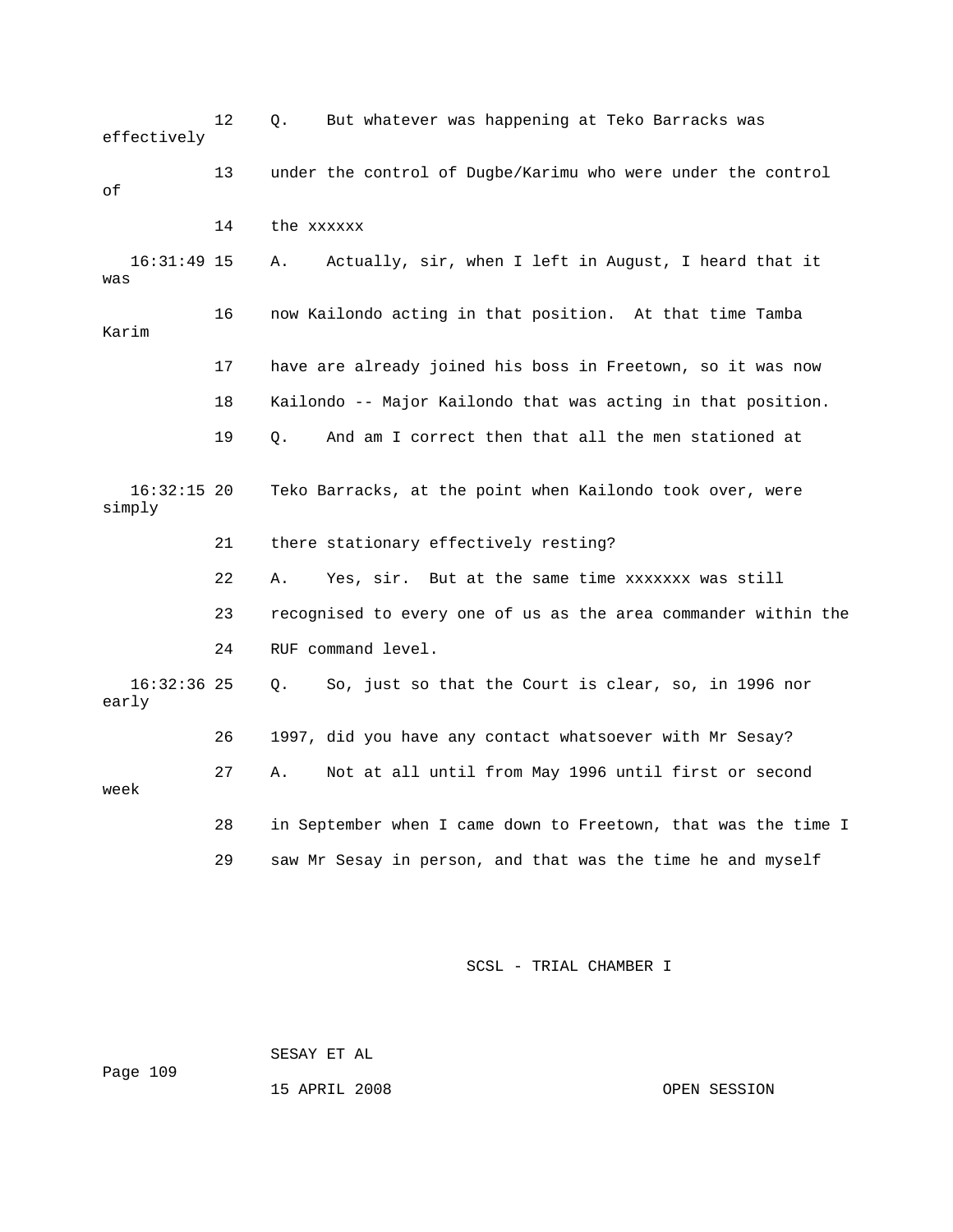12 Q. But whatever was happening at Teko Barracks was effectively

13 under the control of Dugbe/Karimu who were under the control of

14 the xxxxxx

16:31:49 15 A. Actually, sir, when I left in August, I heard that it was

16 now Kailondo acting in that position. At that time Tamba Karim

17 have are already joined his boss in Freetown, so it was now

18 Kailondo -- Major Kailondo that was acting in that position.

19 Q. And am I correct then that all the men stationed at

16:32:15 20 Teko Barracks, at the point when Kailondo took over, were simply

21 there stationary effectively resting?

22 A. Yes, sir. But at the same time xxxxxxx was still

23 recognised to every one of us as the area commander within the

24 RUF command level.

16:32:36 25 Q. So, just so that the Court is clear, so, in 1996 nor early

26 1997, did you have any contact whatsoever with Mr Sesay?

27 A. Not at all until from May 1996 until first or second week

28 in September when I came down to Freetown, that was the time I

29 saw Mr Sesay in person, and that was the time he and myself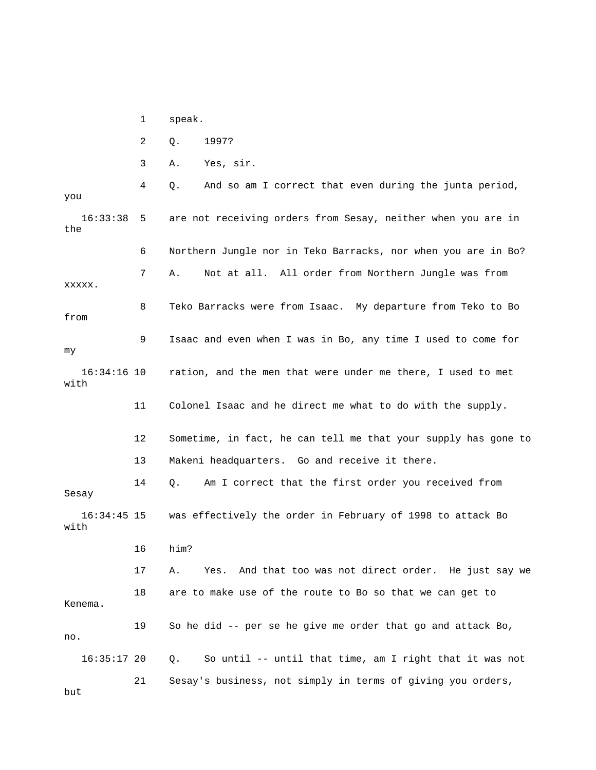1 speak.

2 Q. 1997?

3 A. Yes, sir.

4 Q. And so am I correct that even during the junta period, you

16:33:38 5 are not receiving orders from Sesay, neither when you are in the

6 Northern Jungle nor in Teko Barracks, nor when you are in Bo?

7 A. Not at all. All order from Northern Jungle was from xxxxx.

8 Teko Barracks were from Isaac. My departure from Teko to Bo from

9 Isaac and even when I was in Bo, any time I used to come for my

16:34:16 10 ration, and the men that were under me there, I used to met with

11 Colonel Isaac and he direct me what to do with the supply.

12 Sometime, in fact, he can tell me that your supply has gone to

13 Makeni headquarters. Go and receive it there.

14 Q. Am I correct that the first order you received from Sesay

16:34:45 15 was effectively the order in February of 1998 to attack Bo with

16 him?

17 A. Yes. And that too was not direct order. He just say we

18 are to make use of the route to Bo so that we can get to Kenema.

19 So he did -- per se he give me order that go and attack Bo, no.

16:35:17 20 Q. So until -- until that time, am I right that it was not

21 Sesay's business, not simply in terms of giving you orders, but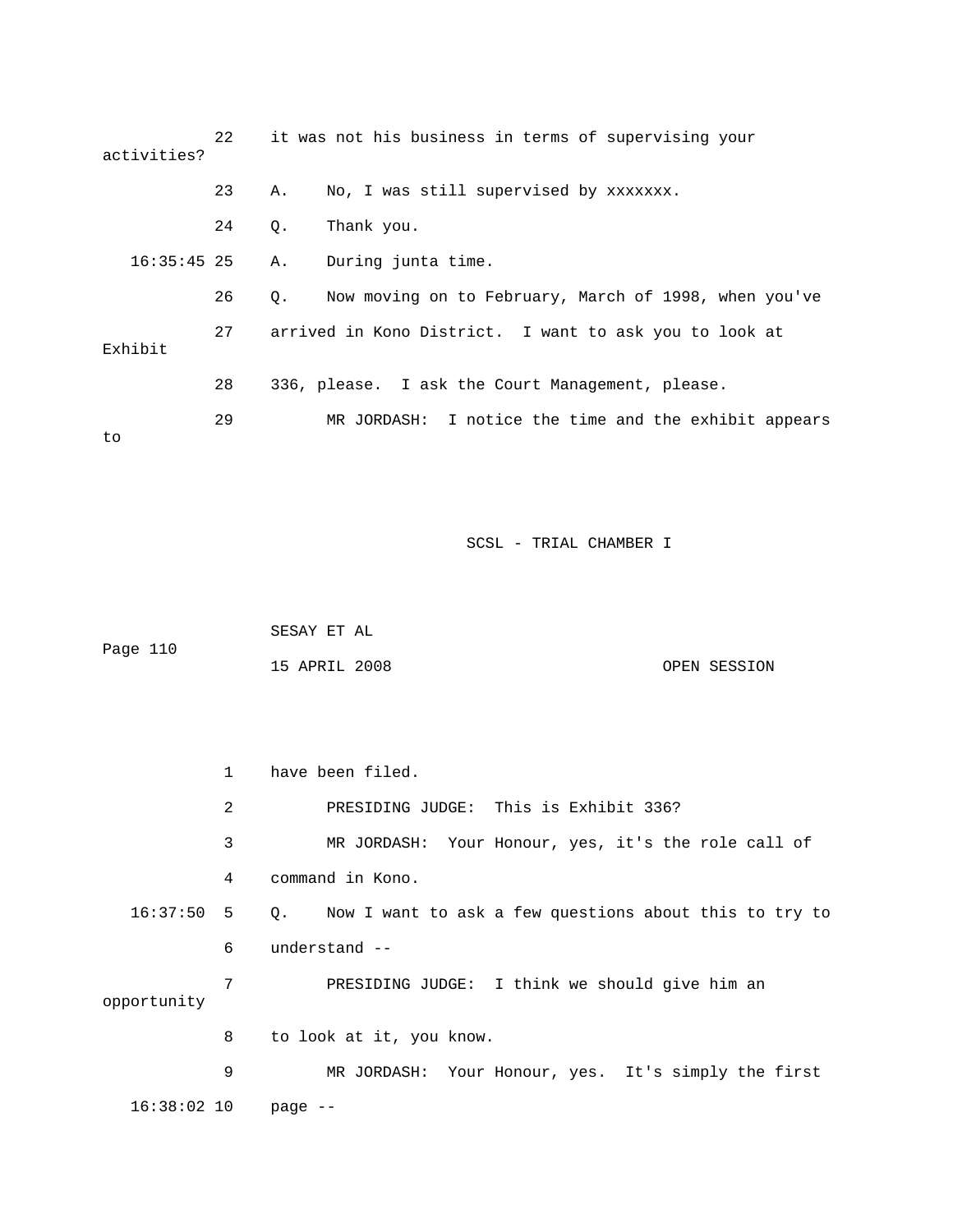22 it was not his business in terms of supervising your activities?

23 A. No, I was still supervised by xxxxxxx.

24 Q. Thank you.

16:35:45 25 A. During junta time.

26 Q. Now moving on to February, March of 1998, when you've

27 arrived in Kono District. I want to ask you to look at Exhibit

28 336, please. I ask the Court Management, please.

29 MR JORDASH: I notice the time and the exhibit appears to

1 have been filed.

2 PRESIDING JUDGE: This is Exhibit 336?

3 MR JORDASH: Your Honour, yes, it's the role call of

4 command in Kono.

16:37:50 5 Q. Now I want to ask a few questions about this to try to

6 understand --

7 PRESIDING JUDGE: I think we should give him an opportunity

8 to look at it, you know.

9 MR JORDASH: Your Honour, yes. It's simply the first

16:38:02 10 page --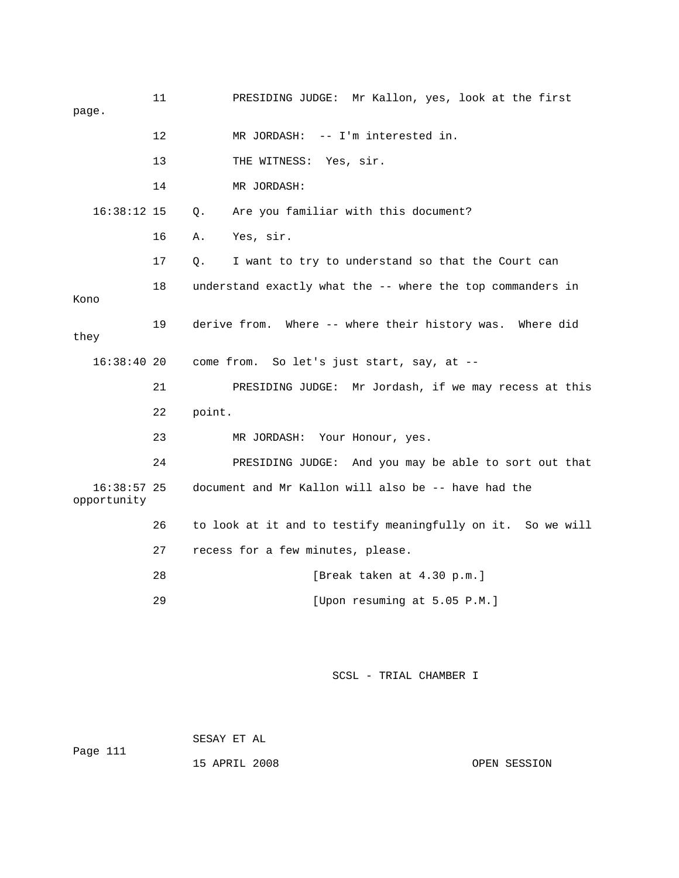11 PRESIDING JUDGE: Mr Kallon, yes, look at the first page.

12 MR JORDASH: -- I'm interested in.

13 THE WITNESS: Yes, sir.

14 MR JORDASH:

16:38:12 15 Q. Are you familiar with this document?

16 A. Yes, sir.

17 Q. I want to try to understand so that the Court can

18 understand exactly what the -- where the top commanders in Kono

19 derive from. Where -- where their history was. Where did they

16:38:40 20 come from. So let's just start, say, at --

21 PRESIDING JUDGE: Mr Jordash, if we may recess at this

22 point.

23 MR JORDASH: Your Honour, yes.

24 PRESIDING JUDGE: And you may be able to sort out that

16:38:57 25 document and Mr Kallon will also be -- have had the opportunity

26 to look at it and to testify meaningfully on it. So we will

27 recess for a few minutes, please.

28 [Break taken at 4.30 p.m.]

29 [Upon resuming at 5.05 P.M.]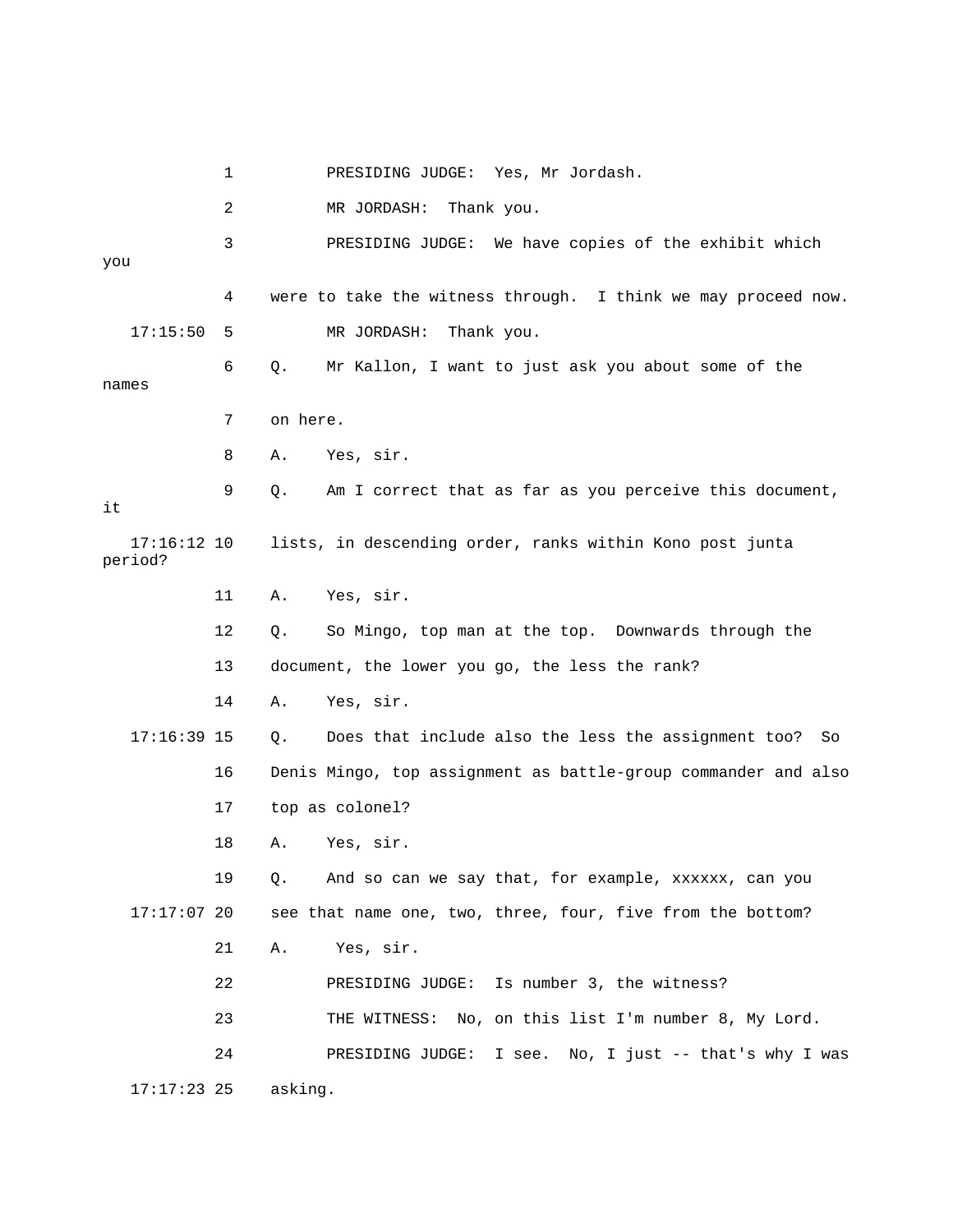1 PRESIDING JUDGE: Yes, Mr Jordash.

2 MR JORDASH: Thank you.

3 PRESIDING JUDGE: We have copies of the exhibit which you

4 were to take the witness through. I think we may proceed now.

17:15:50 5 MR JORDASH: Thank you.

6 Q. Mr Kallon, I want to just ask you about some of the names

7 on here.

8 A. Yes, sir.

9 Q. Am I correct that as far as you perceive this document, it

17:16:12 10 lists, in descending order, ranks within Kono post junta period?

11 A. Yes, sir.

12 Q. So Mingo, top man at the top. Downwards through the

13 document, the lower you go, the less the rank?

14 A. Yes, sir.

17:16:39 15 Q. Does that include also the less the assignment too? So

16 Denis Mingo, top assignment as battle-group commander and also

17 top as colonel?

18 A. Yes, sir.

19 Q. And so can we say that, for example, xxxxxx, can you

17:17:07 20 see that name one, two, three, four, five from the bottom?

21 A. Yes, sir.

22 PRESIDING JUDGE: Is number 3, the witness?

23 THE WITNESS: No, on this list I'm number 8, My Lord.

24 PRESIDING JUDGE: I see. No, I just -- that's why I was

17:17:23 25 asking.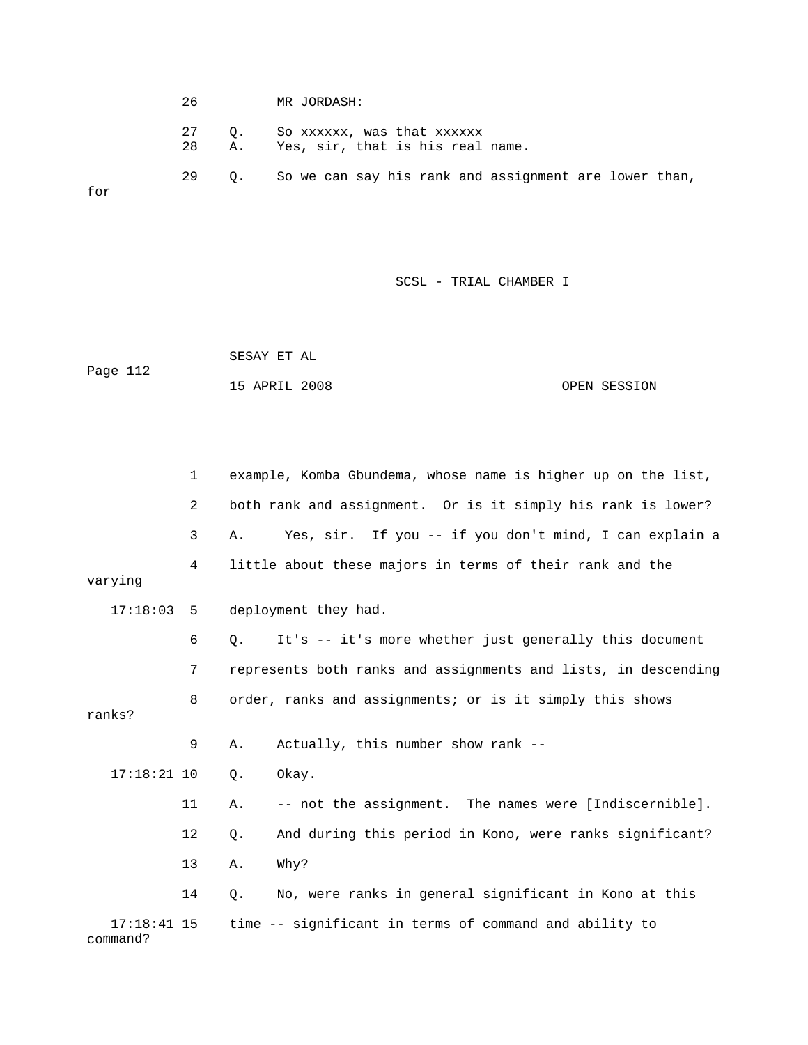26 MR JORDASH:

27 Q. So xxxxxx, was that xxxxxx

28 A. Yes, sir, that is his real name.

29 Q. So we can say his rank and assignment are lower than, for

1 example, Komba Gbundema, whose name is higher up on the list,

2 both rank and assignment. Or is it simply his rank is lower?

3 A. Yes, sir. If you -- if you don't mind, I can explain a

4 little about these majors in terms of their rank and the varying

17:18:03 5 deployment they had.

6 Q. It's -- it's more whether just generally this document

7 represents both ranks and assignments and lists, in descending

8 order, ranks and assignments; or is it simply this shows ranks?

9 A. Actually, this number show rank --

17:18:21 10 Q. Okay.

11 A. -- not the assignment. The names were [Indiscernible].

12 Q. And during this period in Kono, were ranks significant?

13 A. Why?

14 Q. No, were ranks in general significant in Kono at this

17:18:41 15 time -- significant in terms of command and ability to command?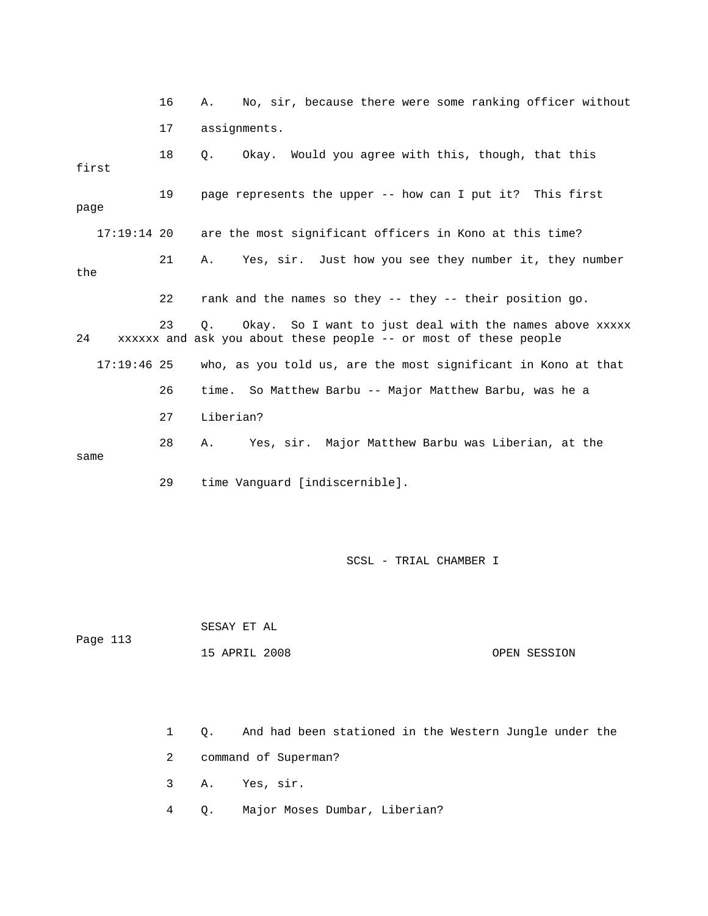16 A. No, sir, because there were some ranking officer without

17 assignments.

18 Q. Okay. Would you agree with this, though, that this first

19 page represents the upper -- how can I put it? This first page

17:19:14 20 are the most significant officers in Kono at this time?

21 A. Yes, sir. Just how you see they number it, they number the

22 rank and the names so they -- they -- their position go.

23 Q. Okay. So I want to just deal with the names above xxxxx

24 xxxxxx and ask you about these people -- or most of these people

17:19:46 25 who, as you told us, are the most significant in Kono at that

26 time. So Matthew Barbu -- Major Matthew Barbu, was he a

27 Liberian?

28 A. Yes, sir. Major Matthew Barbu was Liberian, at the same

29 time Vanguard [indiscernible].

1 Q. And had been stationed in the Western Jungle under the

2 command of Superman?

3 A. Yes, sir.

4 Q. Major Moses Dumbar, Liberian?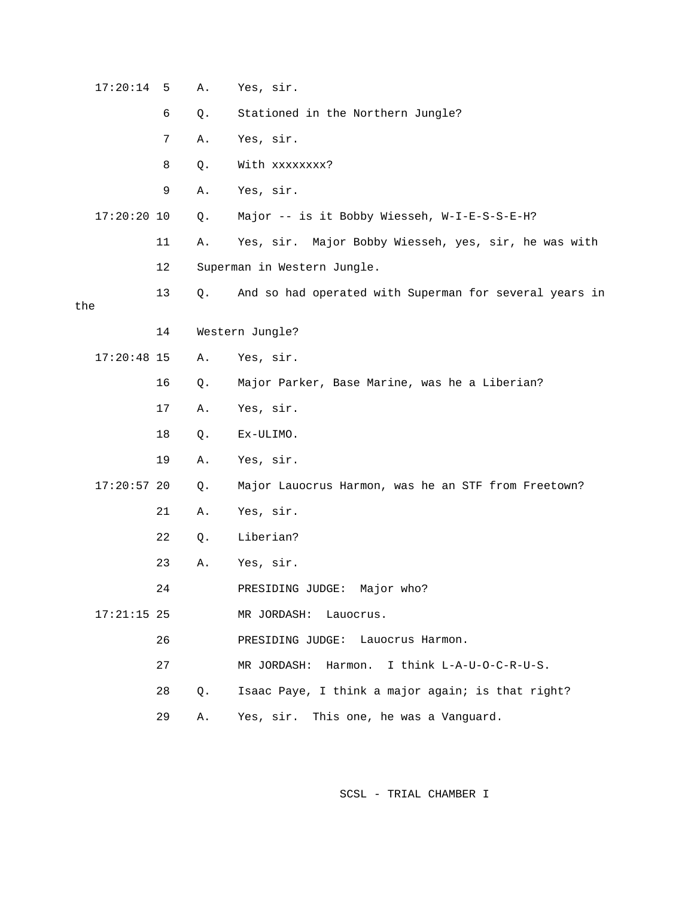17:20:14 5 A. Yes, sir.

6 Q. Stationed in the Northern Jungle?

7 A. Yes, sir.

8 Q. With xxxxxxxx?

9 A. Yes, sir.

17:20:20 10 Q. Major -- is it Bobby Wiesseh, W-I-E-S-S-E-H?

11 A. Yes, sir. Major Bobby Wiesseh, yes, sir, he was with

12 Superman in Western Jungle.

13 Q. And so had operated with Superman for several years in the

14 Western Jungle?

17:20:48 15 A. Yes, sir.

16 Q. Major Parker, Base Marine, was he a Liberian?

17 A. Yes, sir.

18 Q. Ex-ULIMO.

19 A. Yes, sir.

17:20:57 20 Q. Major Lauocrus Harmon, was he an STF from Freetown?

21 A. Yes, sir.

22 Q. Liberian?

23 A. Yes, sir.

24 PRESIDING JUDGE: Major who?

17:21:15 25 MR JORDASH: Lauocrus.

26 PRESIDING JUDGE: Lauocrus Harmon.

27 MR JORDASH: Harmon. I think L-A-U-O-C-R-U-S.

28 Q. Isaac Paye, I think a major again; is that right?

29 A. Yes, sir. This one, he was a Vanguard.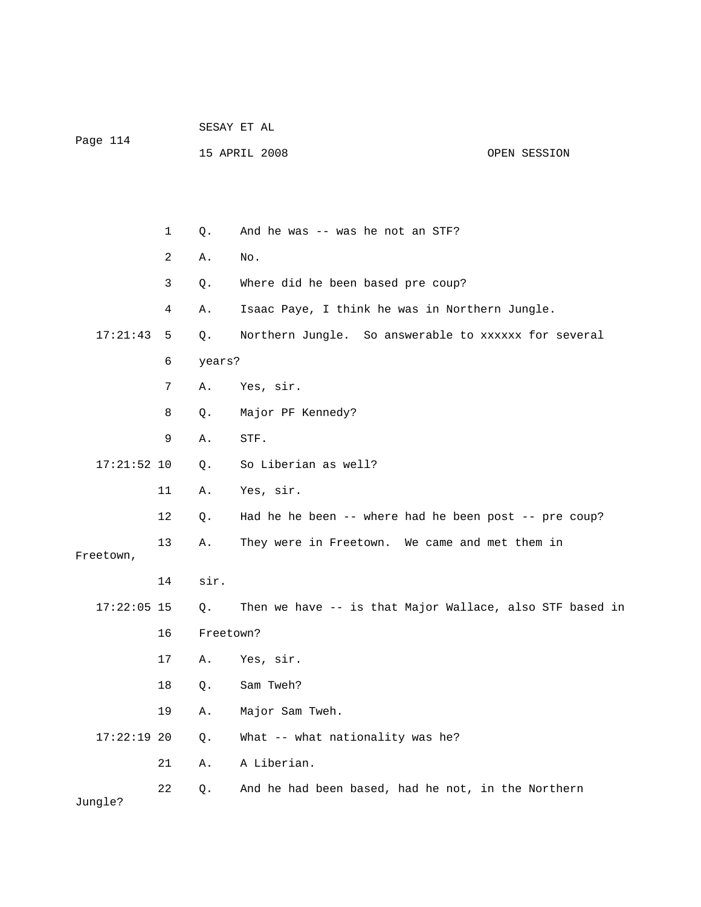1 Q. And he was -- was he not an STF?

2 A. No.

3 Q. Where did he been based pre coup?

4 A. Isaac Paye, I think he was in Northern Jungle.

17:21:43 5 Q. Northern Jungle. So answerable to xxxxxx for several

6 years?

7 A. Yes, sir.

8 Q. Major PF Kennedy?

9 A. STF.

17:21:52 10 Q. So Liberian as well?

11 A. Yes, sir.

12 Q. Had he he been -- where had he been post -- pre coup?

13 A. They were in Freetown. We came and met them in Freetown,

14 sir.

17:22:05 15 Q. Then we have -- is that Major Wallace, also STF based in

16 Freetown?

17 A. Yes, sir.

18 Q. Sam Tweh?

19 A. Major Sam Tweh.

17:22:19 20 Q. What -- what nationality was he?

21 A. A Liberian.

22 Q. And he had been based, had he not, in the Northern Jungle?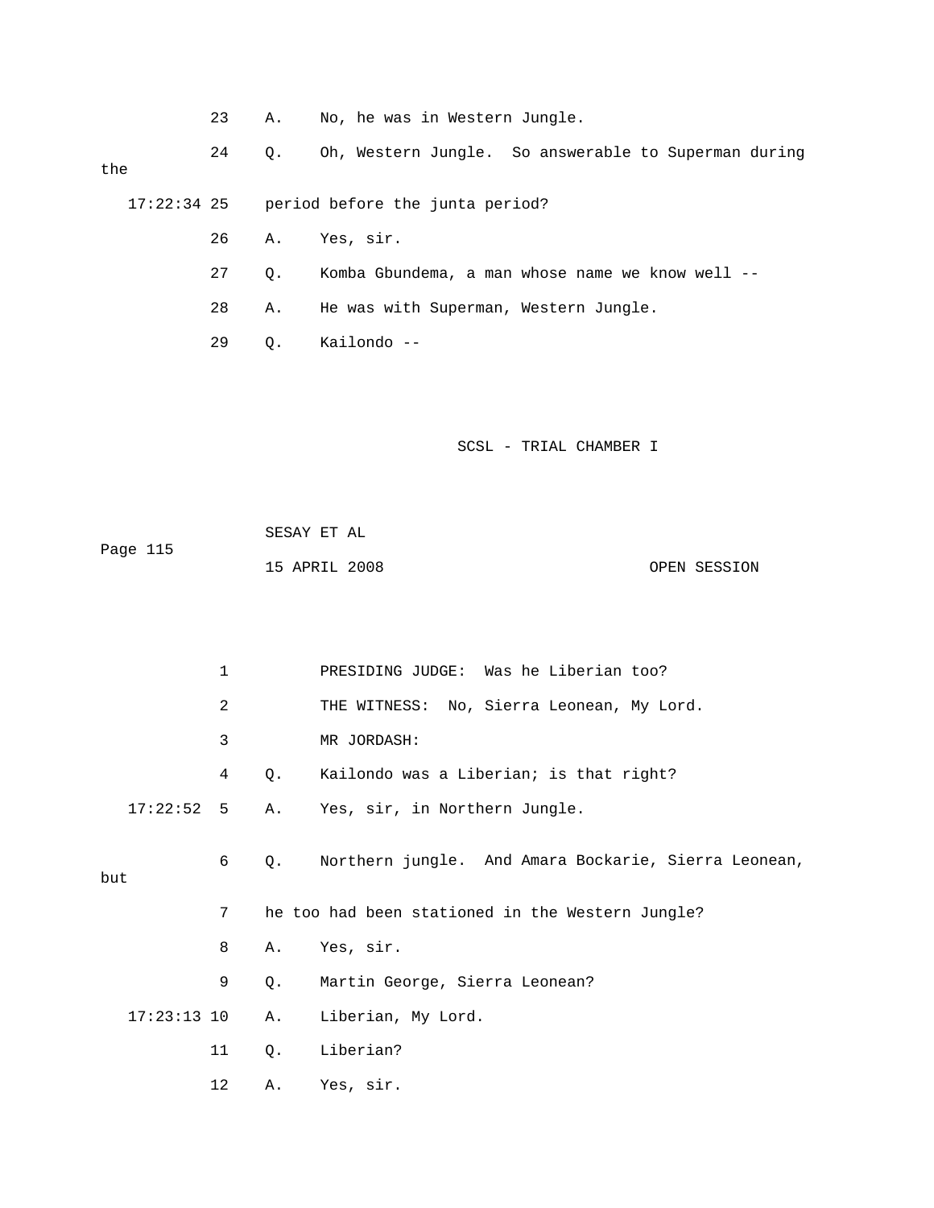23 A. No, he was in Western Jungle.

24 Q. Oh, Western Jungle. So answerable to Superman during the

17:22:34 25 period before the junta period?

26 A. Yes, sir.

27 Q. Komba Gbundema, a man whose name we know well --

28 A. He was with Superman, Western Jungle.

29 Q. Kailondo --

1 PRESIDING JUDGE: Was he Liberian too?

2 THE WITNESS: No, Sierra Leonean, My Lord.

3 MR JORDASH:

4 Q. Kailondo was a Liberian; is that right?

17:22:52 5 A. Yes, sir, in Northern Jungle.

6 Q. Northern jungle. And Amara Bockarie, Sierra Leonean, but

7 he too had been stationed in the Western Jungle?

8 A. Yes, sir.

9 Q. Martin George, Sierra Leonean?

17:23:13 10 A. Liberian, My Lord.

11 Q. Liberian?

12 A. Yes, sir.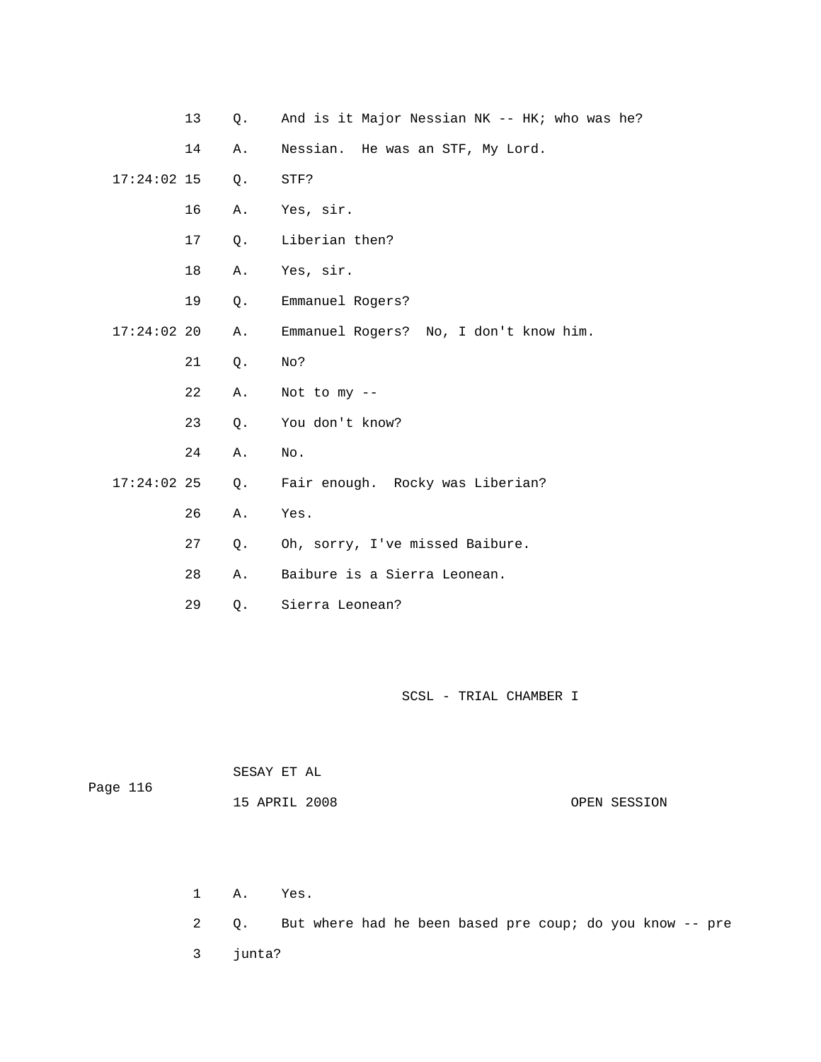13 Q. And is it Major Nessian NK -- HK; who was he?

14 A. Nessian. He was an STF, My Lord.

17:24:02 15 Q. STF?

16 A. Yes, sir.

17 Q. Liberian then?

18 A. Yes, sir.

19 Q. Emmanuel Rogers?

17:24:02 20 A. Emmanuel Rogers? No, I don't know him.

21 Q. No?

22 A. Not to my --

23 Q. You don't know?

24 A. No.

17:24:02 25 Q. Fair enough. Rocky was Liberian?

26 A. Yes.

27 Q. Oh, sorry, I've missed Baibure.

28 A. Baibure is a Sierra Leonean.

29 Q. Sierra Leonean?

1 A. Yes.

2 Q. But where had he been based pre coup; do you know -- pre

3 junta?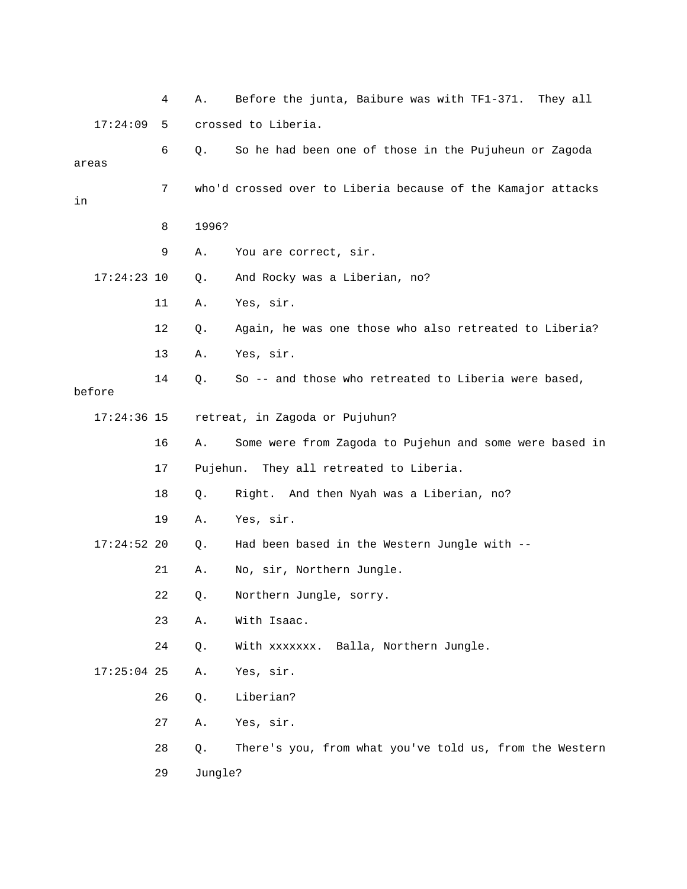4 A. Before the junta, Baibure was with TF1-371. They all

17:24:09 5 crossed to Liberia.

6 Q. So he had been one of those in the Pujuheun or Zagoda areas

7 who'd crossed over to Liberia because of the Kamajor attacks in

8 1996?

9 A. You are correct, sir.

17:24:23 10 Q. And Rocky was a Liberian, no?

11 A. Yes, sir.

12 Q. Again, he was one those who also retreated to Liberia?

13 A. Yes, sir.

14 Q. So -- and those who retreated to Liberia were based, before

17:24:36 15 retreat, in Zagoda or Pujuhun?

16 A. Some were from Zagoda to Pujehun and some were based in

17 Pujehun. They all retreated to Liberia.

18 Q. Right. And then Nyah was a Liberian, no?

19 A. Yes, sir.

17:24:52 20 Q. Had been based in the Western Jungle with --

21 A. No, sir, Northern Jungle.

22 Q. Northern Jungle, sorry.

23 A. With Isaac.

24 Q. With xxxxxxx. Balla, Northern Jungle.

17:25:04 25 A. Yes, sir.

26 Q. Liberian?

27 A. Yes, sir.

28 Q. There's you, from what you've told us, from the Western

29 Jungle?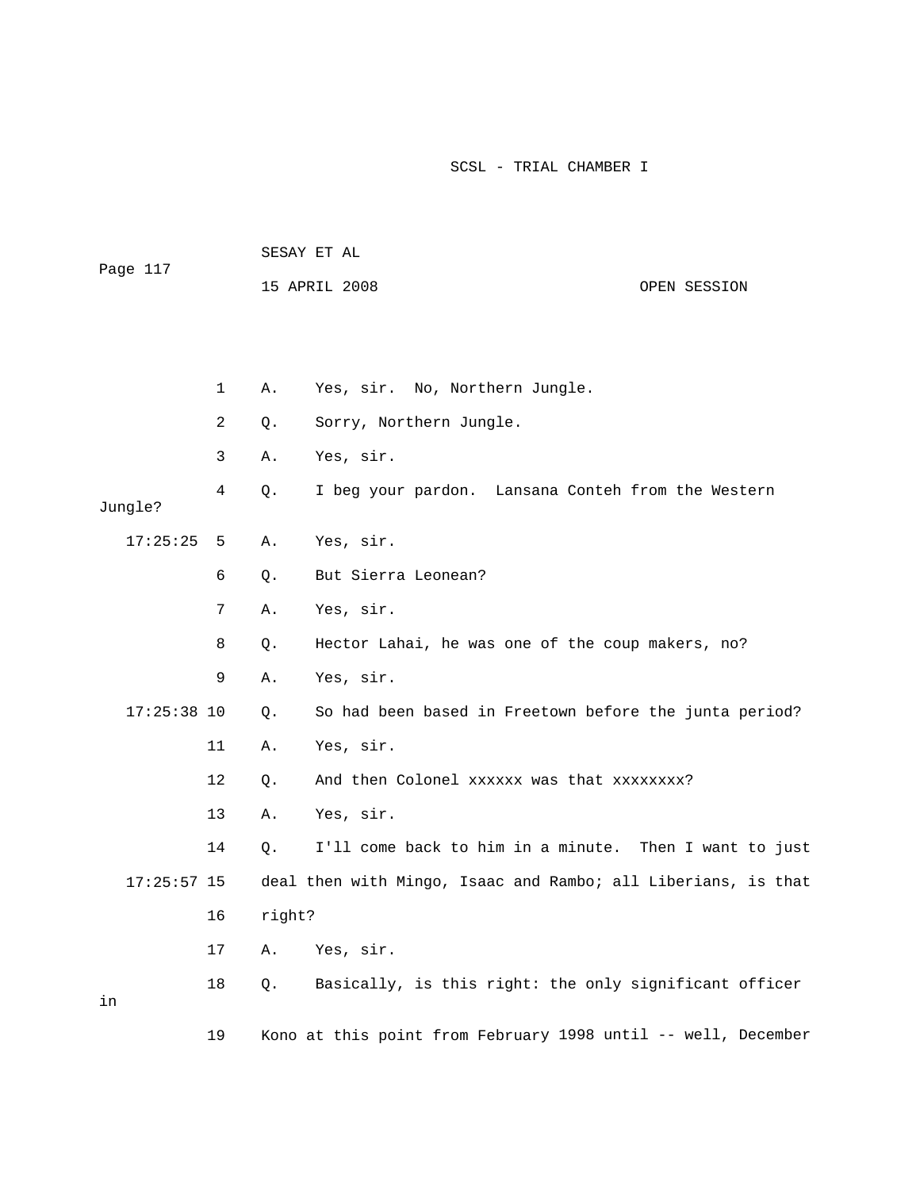1 A. Yes, sir. No, Northern Jungle.

2 Q. Sorry, Northern Jungle.

3 A. Yes, sir.

4 Q. I beg your pardon. Lansana Conteh from the Western Jungle?

17:25:25 5 A. Yes, sir.

6 Q. But Sierra Leonean?

7 A. Yes, sir.

8 Q. Hector Lahai, he was one of the coup makers, no?

9 A. Yes, sir.

17:25:38 10 Q. So had been based in Freetown before the junta period?

11 A. Yes, sir.

12 Q. And then Colonel xxxxxx was that xxxxxxxx?

13 A. Yes, sir.

14 Q. I'll come back to him in a minute. Then I want to just

17:25:57 15 deal then with Mingo, Isaac and Rambo; all Liberians, is that

16 right?

17 A. Yes, sir.

18 Q. Basically, is this right: the only significant officer in

19 Kono at this point from February 1998 until -- well, December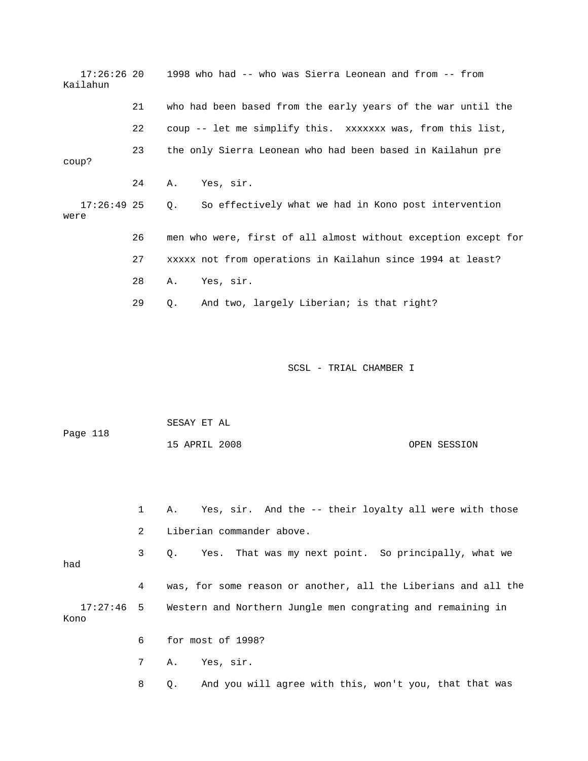17:26:26 20 1998 who had -- who was Sierra Leonean and from -- from Kailahun

21 who had been based from the early years of the war until the

22 coup -- let me simplify this. xxxxxxx was, from this list,

23 the only Sierra Leonean who had been based in Kailahun pre coup?

24 A. Yes, sir.

17:26:49 25 Q. So effectively what we had in Kono post intervention were

26 men who were, first of all almost without exception except for

27 xxxxx not from operations in Kailahun since 1994 at least?

28 A. Yes, sir.

29 Q. And two, largely Liberian; is that right?

1 A. Yes, sir. And the -- their loyalty all were with those

2 Liberian commander above.

3 Q. Yes. That was my next point. So principally, what we had

4 was, for some reason or another, all the Liberians and all the

17:27:46 5 Western and Northern Jungle men congrating and remaining in Kono

6 for most of 1998?

7 A. Yes, sir.

8 Q. And you will agree with this, won't you, that that was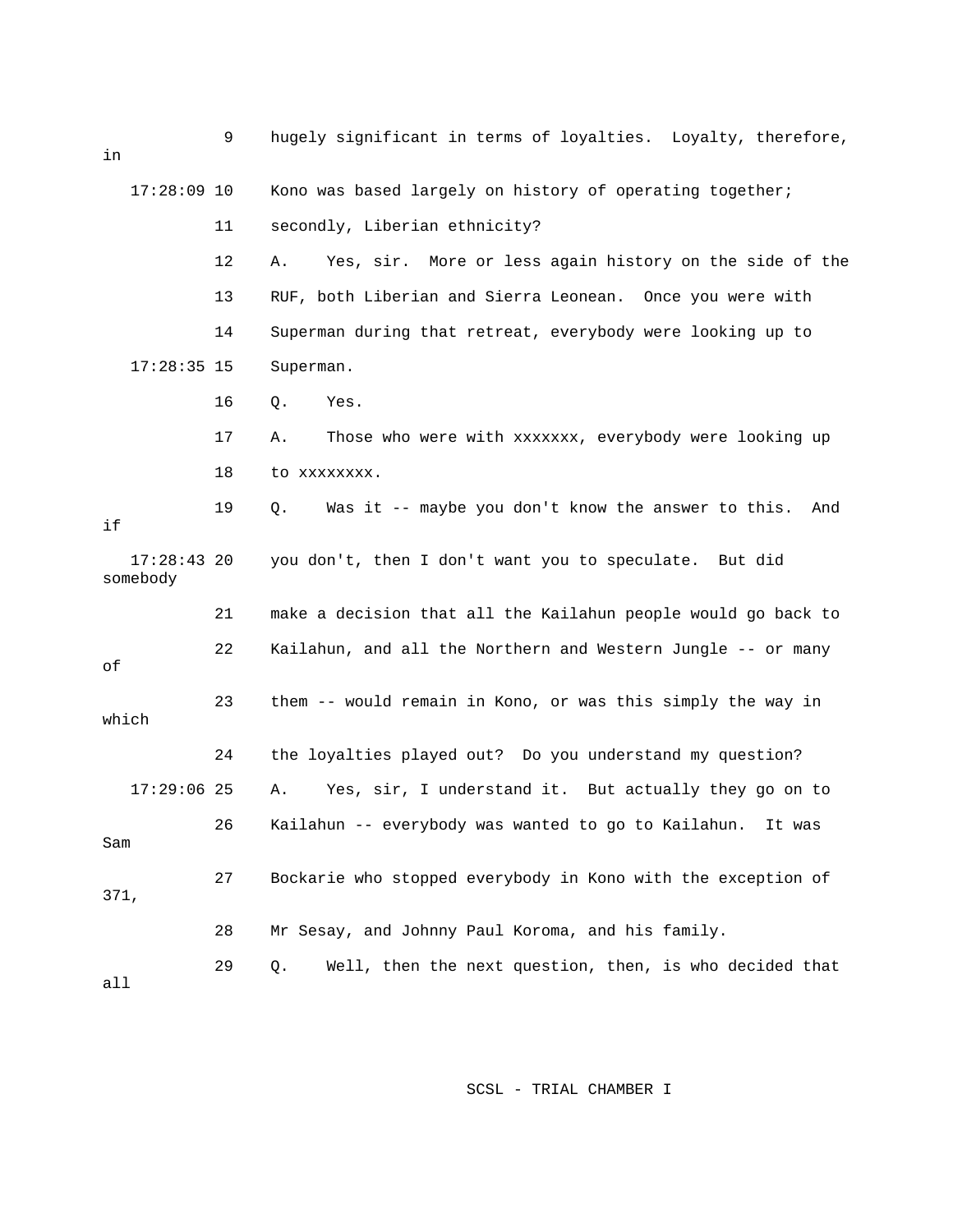9 hugely significant in terms of loyalties. Loyalty, therefore, in

17:28:09 10 Kono was based largely on history of operating together;

11 secondly, Liberian ethnicity?

12 A. Yes, sir. More or less again history on the side of the

13 RUF, both Liberian and Sierra Leonean. Once you were with

14 Superman during that retreat, everybody were looking up to

17:28:35 15 Superman.

16 Q. Yes.

17 A. Those who were with xxxxxxx, everybody were looking up

18 to xxxxxxxx.

19 Q. Was it -- maybe you don't know the answer to this. And if

17:28:43 20 you don't, then I don't want you to speculate. But did somebody

21 make a decision that all the Kailahun people would go back to

22 Kailahun, and all the Northern and Western Jungle -- or many of

23 them -- would remain in Kono, or was this simply the way in which

24 the loyalties played out? Do you understand my question?

17:29:06 25 A. Yes, sir, I understand it. But actually they go on to

26 Kailahun -- everybody was wanted to go to Kailahun. It was Sam

27 Bockarie who stopped everybody in Kono with the exception of 371,

28 Mr Sesay, and Johnny Paul Koroma, and his family.

29 Q. Well, then the next question, then, is who decided that all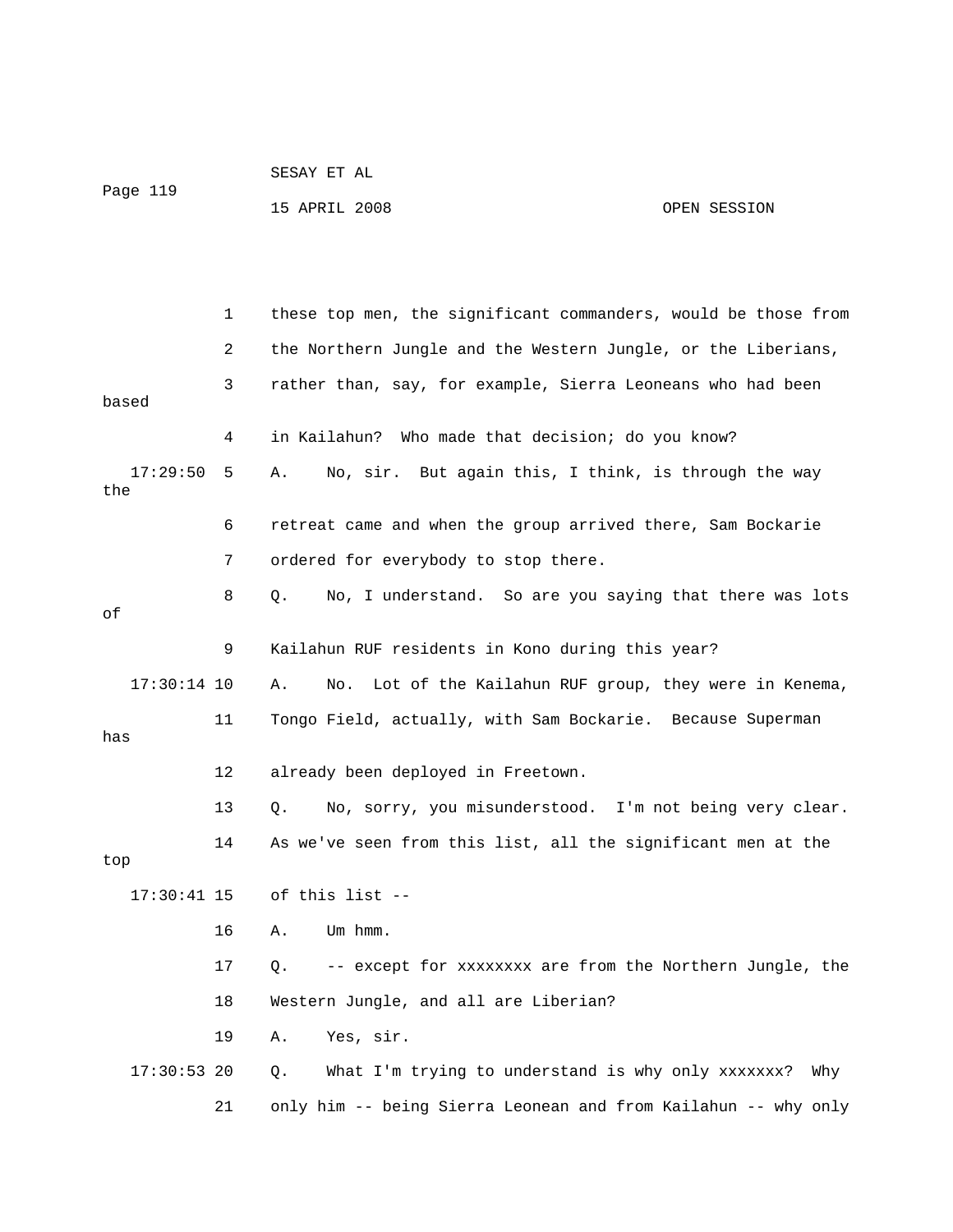1 these top men, the significant commanders, would be those from

2 the Northern Jungle and the Western Jungle, or the Liberians,

3 rather than, say, for example, Sierra Leoneans who had been based

4 in Kailahun? Who made that decision; do you know?

17:29:50 5 A. No, sir. But again this, I think, is through the way the

6 retreat came and when the group arrived there, Sam Bockarie

7 ordered for everybody to stop there.

8 Q. No, I understand. So are you saying that there was lots of

9 Kailahun RUF residents in Kono during this year?

17:30:14 10 A. No. Lot of the Kailahun RUF group, they were in Kenema,

11 Tongo Field, actually, with Sam Bockarie. Because Superman has

12 already been deployed in Freetown.

13 Q. No, sorry, you misunderstood. I'm not being very clear.

14 As we've seen from this list, all the significant men at the top

17:30:41 15 of this list --

16 A. Um hmm.

17 Q. -- except for xxxxxxxx are from the Northern Jungle, the

18 Western Jungle, and all are Liberian?

19 A. Yes, sir.

17:30:53 20 Q. What I'm trying to understand is why only xxxxxxx? Why

21 only him -- being Sierra Leonean and from Kailahun -- why only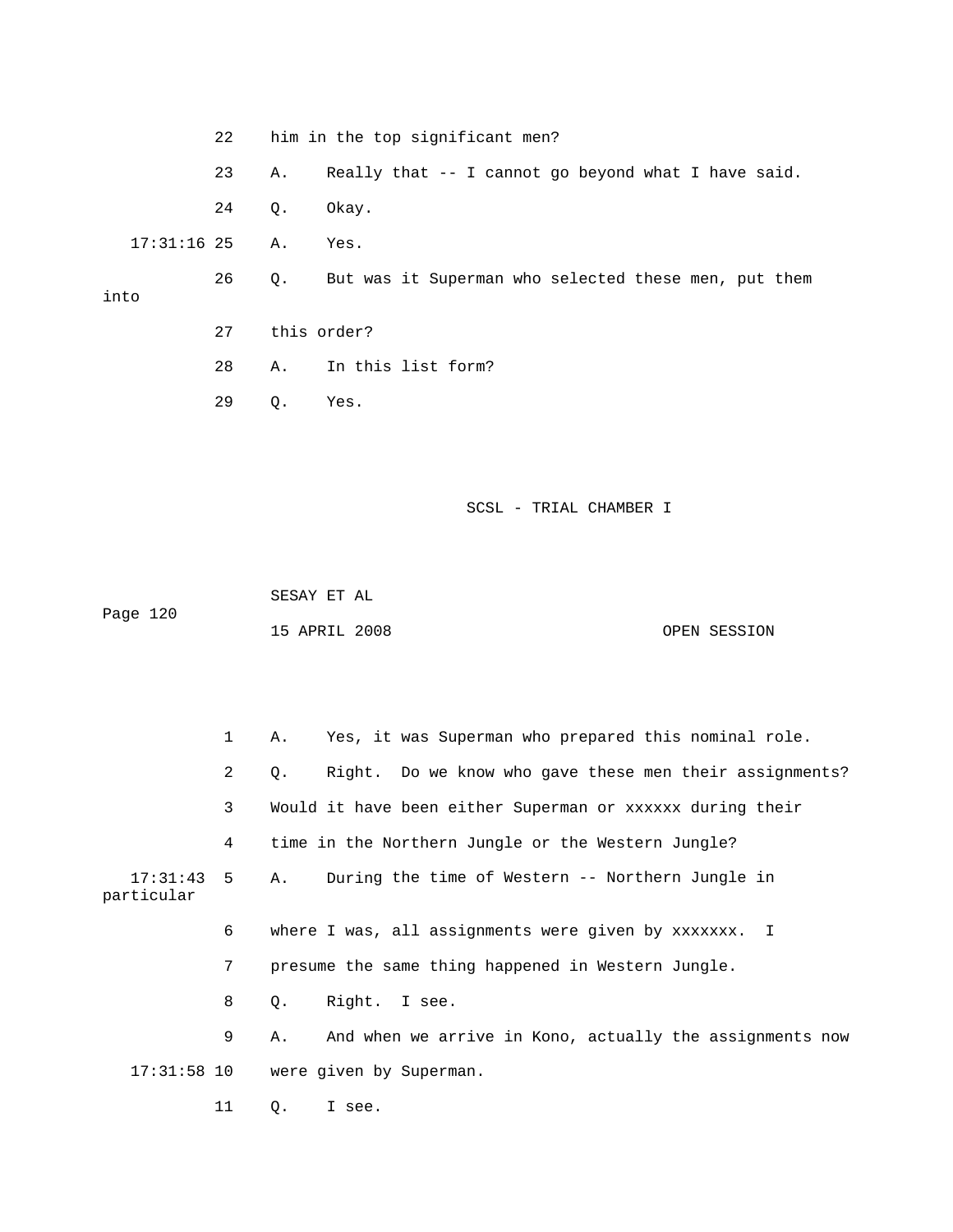22 him in the top significant men?

23 A. Really that -- I cannot go beyond what I have said.

24 Q. Okay.

17:31:16 25 A. Yes.

26 Q. But was it Superman who selected these men, put them into

27 this order?

28 A. In this list form?

29 Q. Yes.

1 A. Yes, it was Superman who prepared this nominal role.

2 Q. Right. Do we know who gave these men their assignments?

3 Would it have been either Superman or xxxxxx during their

4 time in the Northern Jungle or the Western Jungle?

17:31:43 5 A. During the time of Western -- Northern Jungle in particular

6 where I was, all assignments were given by xxxxxxx. I

7 presume the same thing happened in Western Jungle.

8 Q. Right. I see.

9 A. And when we arrive in Kono, actually the assignments now

17:31:58 10 were given by Superman.

11 Q. I see.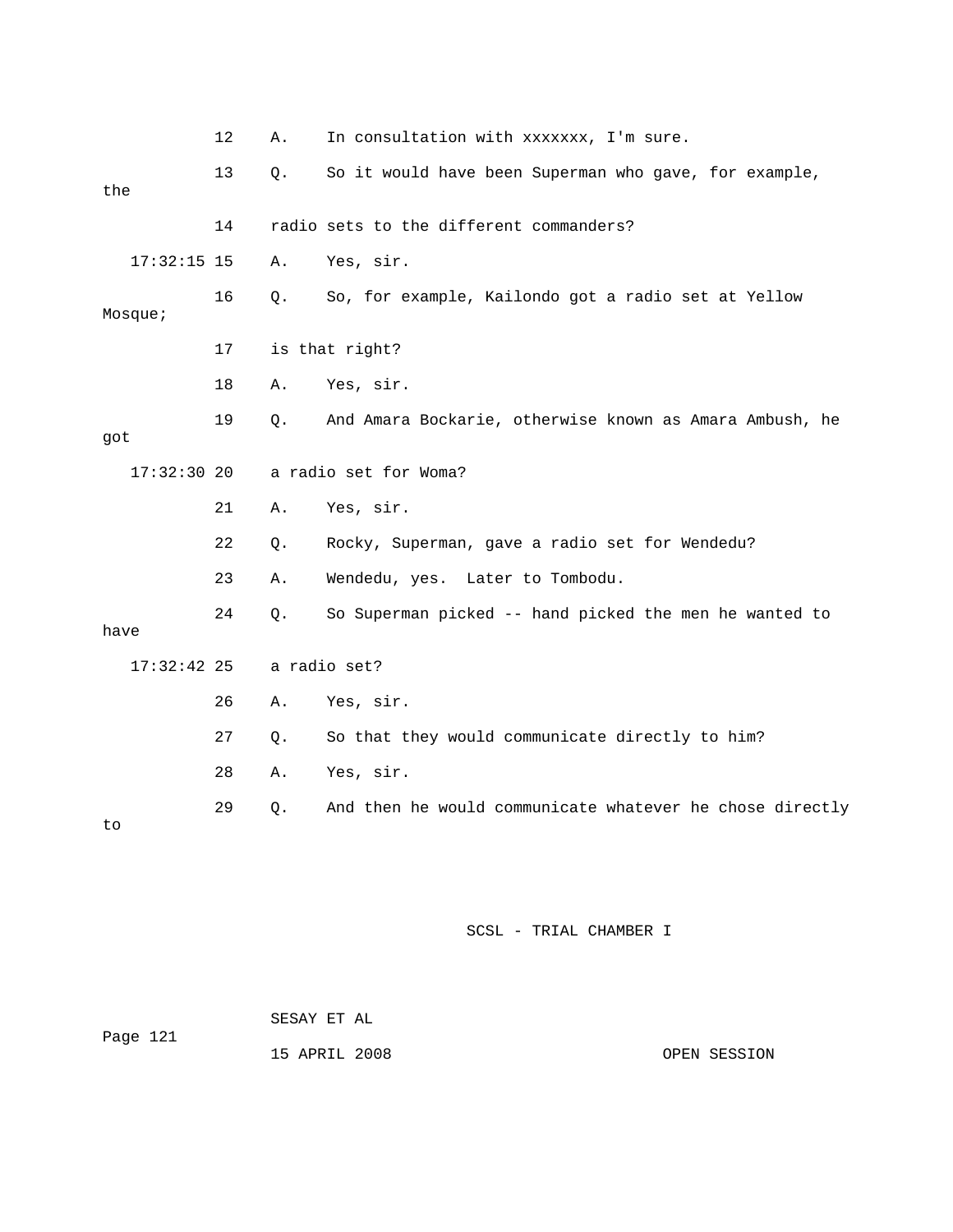12 A. In consultation with xxxxxxx, I'm sure.

13 Q. So it would have been Superman who gave, for example, the

14 radio sets to the different commanders?

17:32:15 15 A. Yes, sir.

16 Q. So, for example, Kailondo got a radio set at Yellow Mosque;

17 is that right?

18 A. Yes, sir.

19 Q. And Amara Bockarie, otherwise known as Amara Ambush, he got

17:32:30 20 a radio set for Woma?

21 A. Yes, sir.

22 Q. Rocky, Superman, gave a radio set for Wendedu?

23 A. Wendedu, yes. Later to Tombodu.

24 Q. So Superman picked -- hand picked the men he wanted to have

17:32:42 25 a radio set?

26 A. Yes, sir.

27 Q. So that they would communicate directly to him?

28 A. Yes, sir.

29 Q. And then he would communicate whatever he chose directly to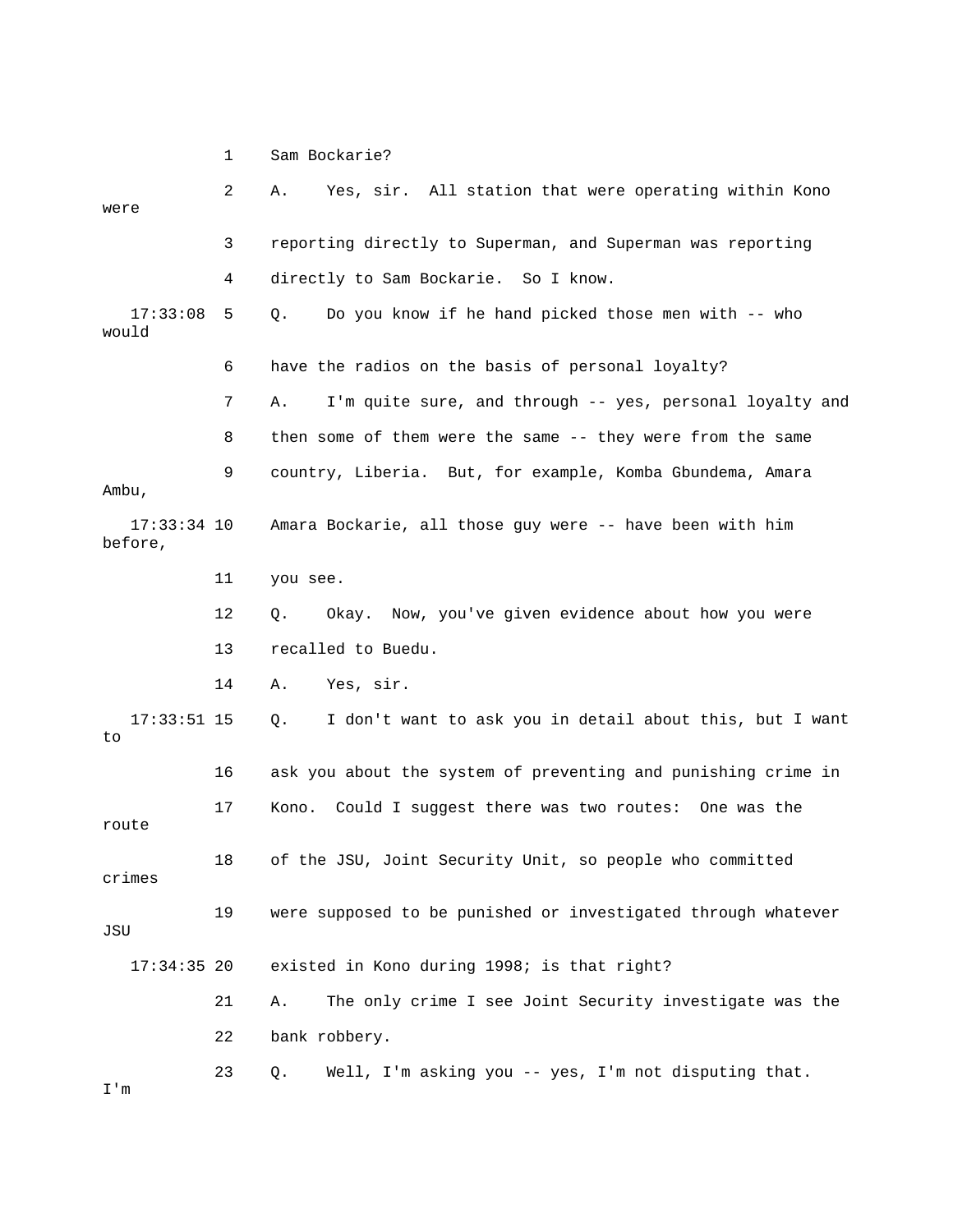1 Sam Bockarie?

2 A. Yes, sir. All station that were operating within Kono were

3 reporting directly to Superman, and Superman was reporting

4 directly to Sam Bockarie. So I know.

17:33:08 5 Q. Do you know if he hand picked those men with -- who would

6 have the radios on the basis of personal loyalty?

7 A. I'm quite sure, and through -- yes, personal loyalty and

8 then some of them were the same -- they were from the same

9 country, Liberia. But, for example, Komba Gbundema, Amara Ambu,

17:33:34 10 Amara Bockarie, all those guy were -- have been with him before,

11 you see.

12 Q. Okay. Now, you've given evidence about how you were

13 recalled to Buedu.

14 A. Yes, sir.

17:33:51 15 Q. I don't want to ask you in detail about this, but I want to

16 ask you about the system of preventing and punishing crime in

17 Kono. Could I suggest there was two routes: One was the route

18 of the JSU, Joint Security Unit, so people who committed crimes

19 were supposed to be punished or investigated through whatever JSU

17:34:35 20 existed in Kono during 1998; is that right?

21 A. The only crime I see Joint Security investigate was the

22 bank robbery.

23 Q. Well, I'm asking you -- yes, I'm not disputing that. I'm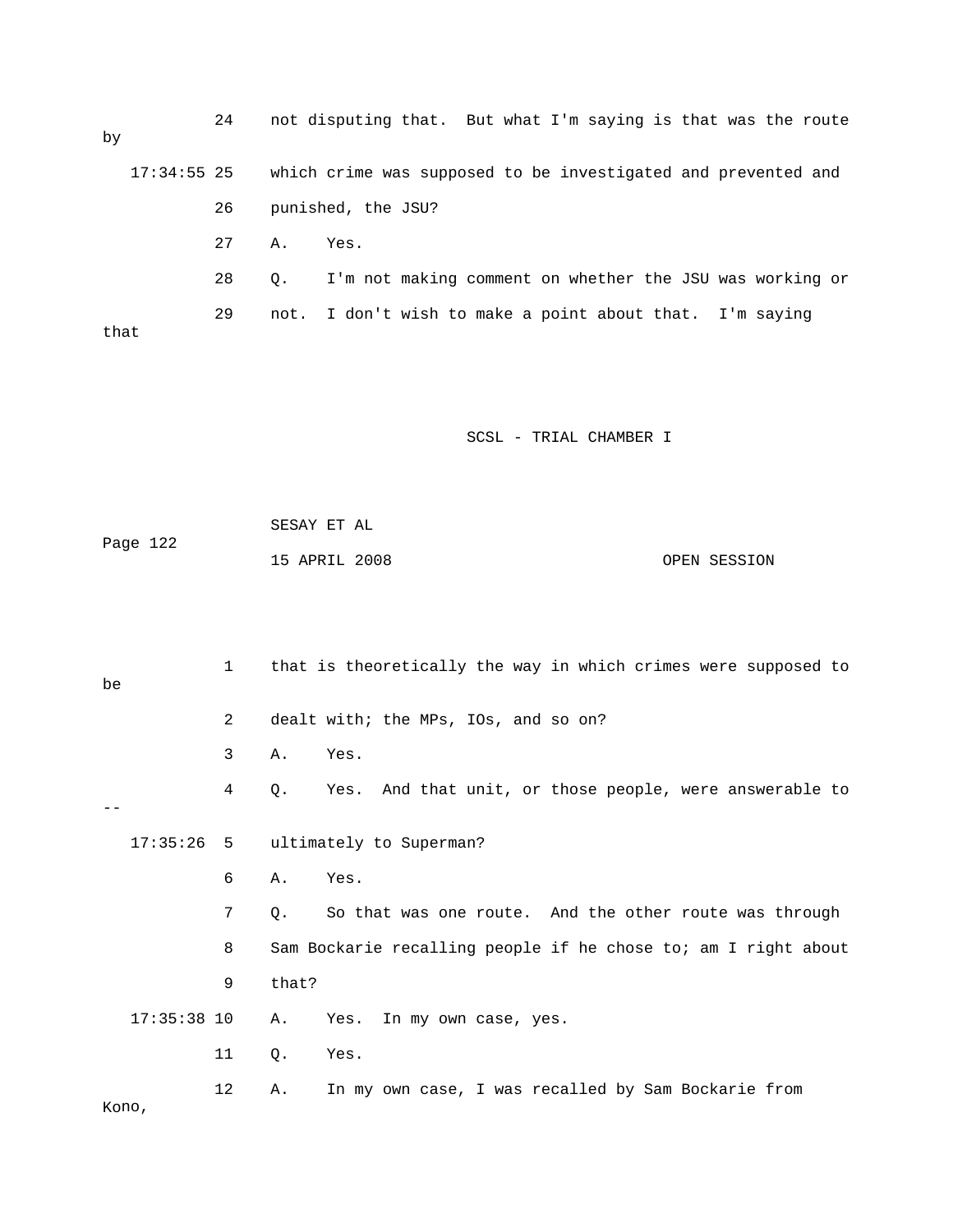24 not disputing that. But what I'm saying is that was the route by

17:34:55 25 which crime was supposed to be investigated and prevented and

26 punished, the JSU?

27 A. Yes.

28 Q. I'm not making comment on whether the JSU was working or

29 not. I don't wish to make a point about that. I'm saying that

1 that is theoretically the way in which crimes were supposed to be

2 dealt with; the MPs, IOs, and so on?

3 A. Yes.

4 Q. Yes. And that unit, or those people, were answerable to --

17:35:26 5 ultimately to Superman?

6 A. Yes.

7 Q. So that was one route. And the other route was through

8 Sam Bockarie recalling people if he chose to; am I right about

9 that?

17:35:38 10 A. Yes. In my own case, yes.

11 Q. Yes.

12 A. In my own case, I was recalled by Sam Bockarie from Kono,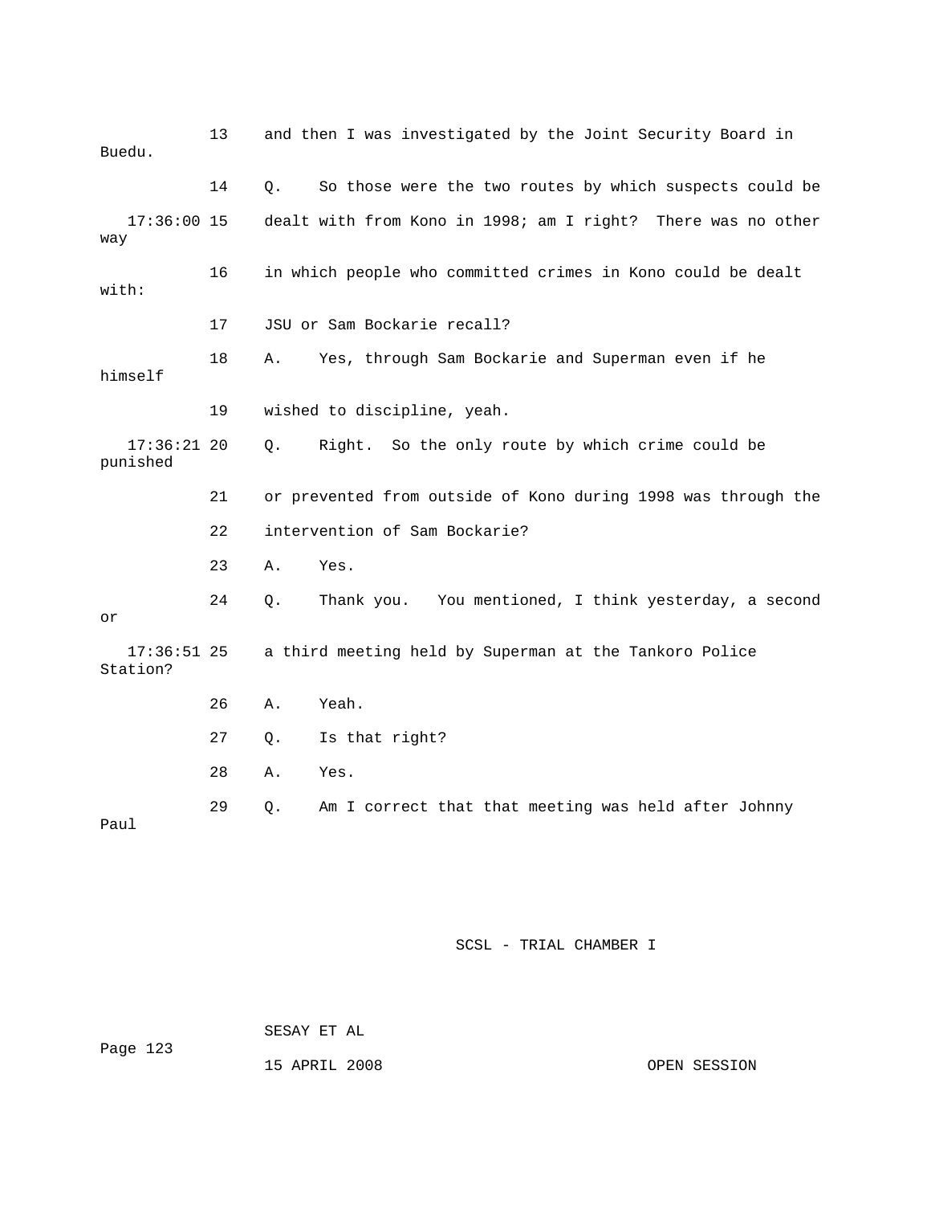13 and then I was investigated by the Joint Security Board in Buedu.

14 Q. So those were the two routes by which suspects could be

17:36:00 15 dealt with from Kono in 1998; am I right? There was no other way

16 in which people who committed crimes in Kono could be dealt with:

17 JSU or Sam Bockarie recall?

18 A. Yes, through Sam Bockarie and Superman even if he himself

19 wished to discipline, yeah.

17:36:21 20 Q. Right. So the only route by which crime could be punished

21 or prevented from outside of Kono during 1998 was through the

22 intervention of Sam Bockarie?

23 A. Yes.

24 Q. Thank you. You mentioned, I think yesterday, a second or

17:36:51 25 a third meeting held by Superman at the Tankoro Police Station?

26 A. Yeah.

27 Q. Is that right?

28 A. Yes.

29 Q. Am I correct that that meeting was held after Johnny Paul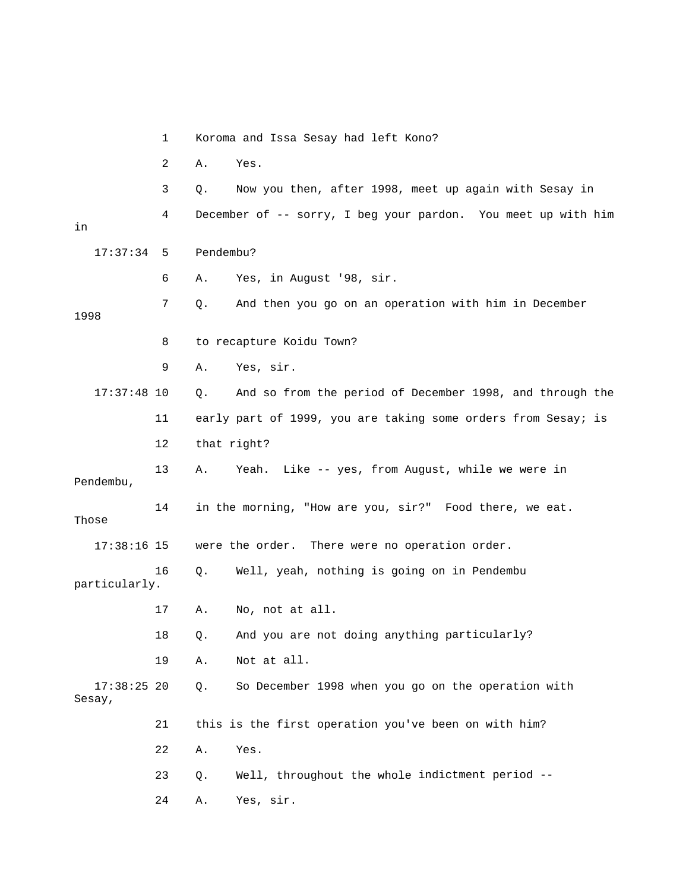1 Koroma and Issa Sesay had left Kono?

2 A. Yes.

3 Q. Now you then, after 1998, meet up again with Sesay in

4 December of -- sorry, I beg your pardon. You meet up with him in

17:37:34 5 Pendembu?

6 A. Yes, in August '98, sir.

7 Q. And then you go on an operation with him in December 1998

8 to recapture Koidu Town?

9 A. Yes, sir.

17:37:48 10 Q. And so from the period of December 1998, and through the

11 early part of 1999, you are taking some orders from Sesay; is

12 that right?

13 A. Yeah. Like -- yes, from August, while we were in Pendembu,

14 in the morning, "How are you, sir?" Food there, we eat. Those

17:38:16 15 were the order. There were no operation order.

16 Q. Well, yeah, nothing is going on in Pendembu particularly.

17 A. No, not at all.

18 Q. And you are not doing anything particularly?

19 A. Not at all.

17:38:25 20 Q. So December 1998 when you go on the operation with Sesay,

21 this is the first operation you've been on with him?

22 A. Yes.

23 Q. Well, throughout the whole indictment period --

24 A. Yes, sir.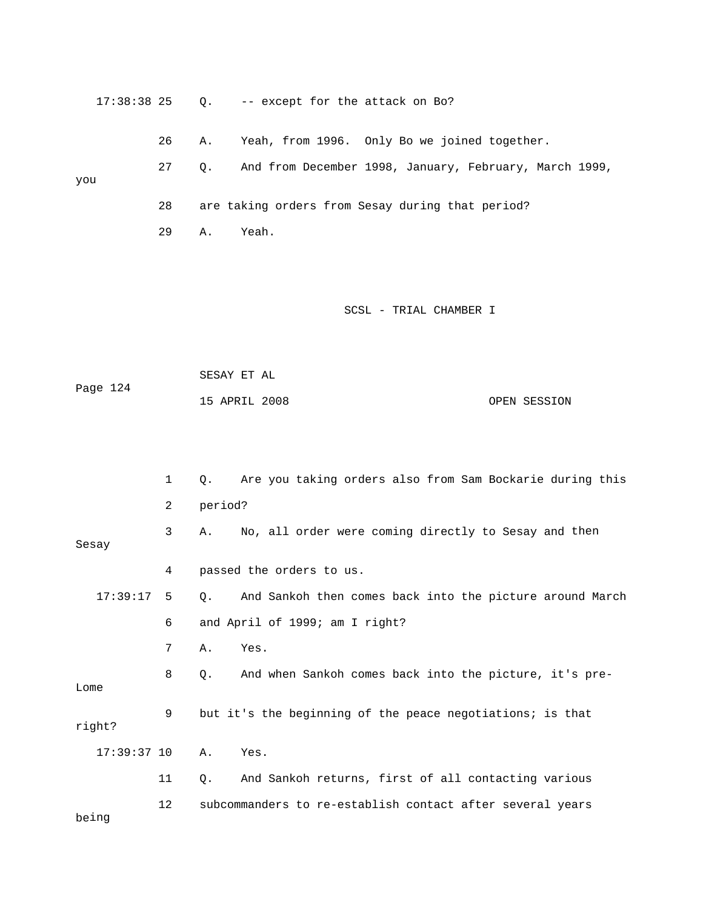17:38:38 25 Q. -- except for the attack on Bo?

26 A. Yeah, from 1996. Only Bo we joined together.

27 Q. And from December 1998, January, February, March 1999, you

28 are taking orders from Sesay during that period?

29 A. Yeah.

1 Q. Are you taking orders also from Sam Bockarie during this

2 period?

3 A. No, all order were coming directly to Sesay and then Sesay

4 passed the orders to us.

17:39:17 5 Q. And Sankoh then comes back into the picture around March

6 and April of 1999; am I right?

7 A. Yes.

8 Q. And when Sankoh comes back into the picture, it's pre-Lome

9 but it's the beginning of the peace negotiations; is that right?

17:39:37 10 A. Yes.

11 Q. And Sankoh returns, first of all contacting various

12 subcommanders to re-establish contact after several years being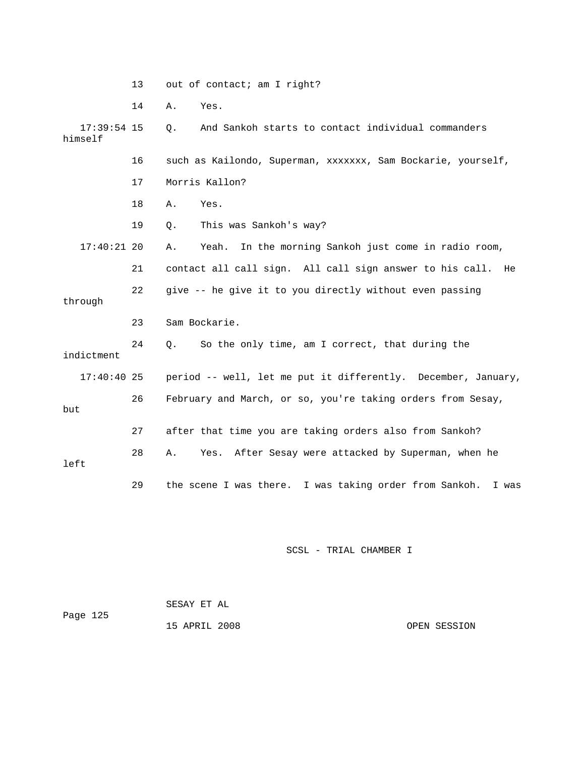13 out of contact; am I right?

14 A. Yes.

17:39:54 15 Q. And Sankoh starts to contact individual commanders himself

16 such as Kailondo, Superman, xxxxxxx, Sam Bockarie, yourself,

17 Morris Kallon?

18 A. Yes.

19 Q. This was Sankoh's way?

17:40:21 20 A. Yeah. In the morning Sankoh just come in radio room,

21 contact all call sign. All call sign answer to his call. He

22 give -- he give it to you directly without even passing through

23 Sam Bockarie.

24 Q. So the only time, am I correct, that during the indictment

17:40:40 25 period -- well, let me put it differently. December, January,

26 February and March, or so, you're taking orders from Sesay, but

27 after that time you are taking orders also from Sankoh?

28 A. Yes. After Sesay were attacked by Superman, when he left

29 the scene I was there. I was taking order from Sankoh. I was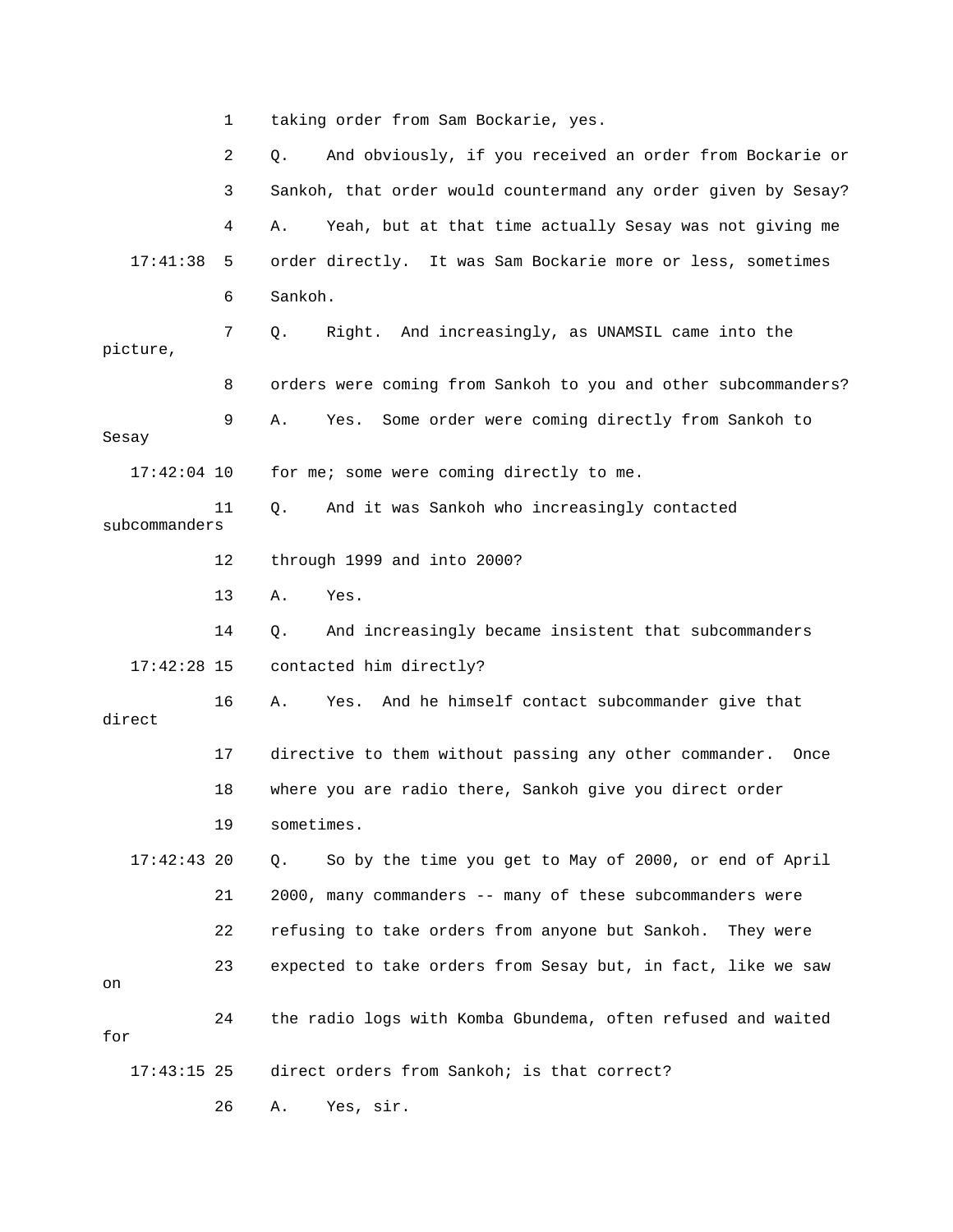1 taking order from Sam Bockarie, yes.

2 Q. And obviously, if you received an order from Bockarie or

3 Sankoh, that order would countermand any order given by Sesay?

4 A. Yeah, but at that time actually Sesay was not giving me

17:41:38 5 order directly. It was Sam Bockarie more or less, sometimes

6 Sankoh.

7 Q. Right. And increasingly, as UNAMSIL came into the picture,

8 orders were coming from Sankoh to you and other subcommanders?

9 A. Yes. Some order were coming directly from Sankoh to Sesay

17:42:04 10 for me; some were coming directly to me.

11 Q. And it was Sankoh who increasingly contacted subcommanders

12 through 1999 and into 2000?

13 A. Yes.

14 Q. And increasingly became insistent that subcommanders

17:42:28 15 contacted him directly?

16 A. Yes. And he himself contact subcommander give that direct

17 directive to them without passing any other commander. Once

18 where you are radio there, Sankoh give you direct order

19 sometimes.

17:42:43 20 Q. So by the time you get to May of 2000, or end of April

21 2000, many commanders -- many of these subcommanders were

22 refusing to take orders from anyone but Sankoh. They were

23 expected to take orders from Sesay but, in fact, like we saw on

24 the radio logs with Komba Gbundema, often refused and waited for

17:43:15 25 direct orders from Sankoh; is that correct?

26 A. Yes, sir.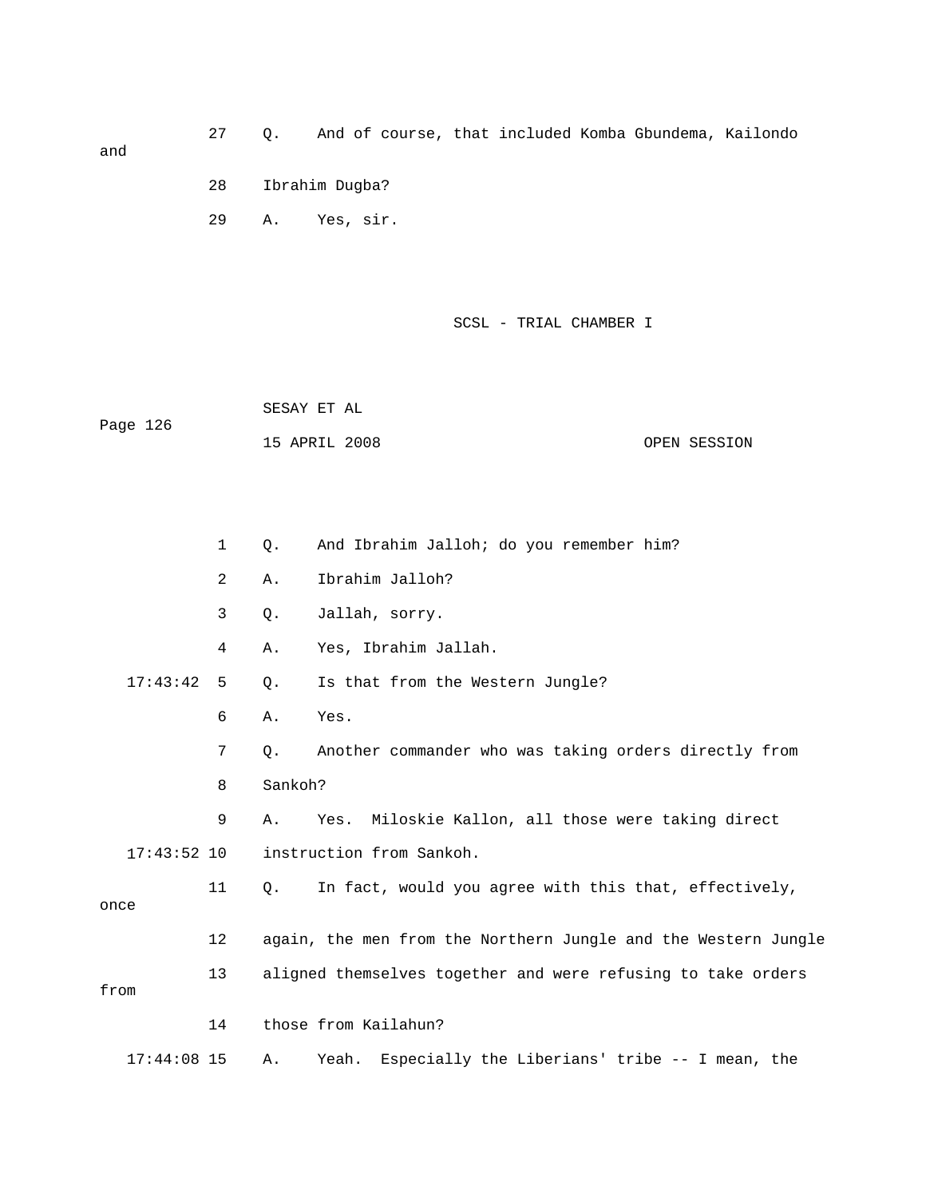27 Q. And of course, that included Komba Gbundema, Kailondo and

28 Ibrahim Dugba?

29 A. Yes, sir.

1 Q. And Ibrahim Jalloh; do you remember him?

2 A. Ibrahim Jalloh?

3 Q. Jallah, sorry.

4 A. Yes, Ibrahim Jallah.

17:43:42 5 Q. Is that from the Western Jungle?

6 A. Yes.

7 Q. Another commander who was taking orders directly from

8 Sankoh?

9 A. Yes. Miloskie Kallon, all those were taking direct

17:43:52 10 instruction from Sankoh.

11 Q. In fact, would you agree with this that, effectively, once

12 again, the men from the Northern Jungle and the Western Jungle

13 aligned themselves together and were refusing to take orders from

14 those from Kailahun?

17:44:08 15 A. Yeah. Especially the Liberians' tribe -- I mean, the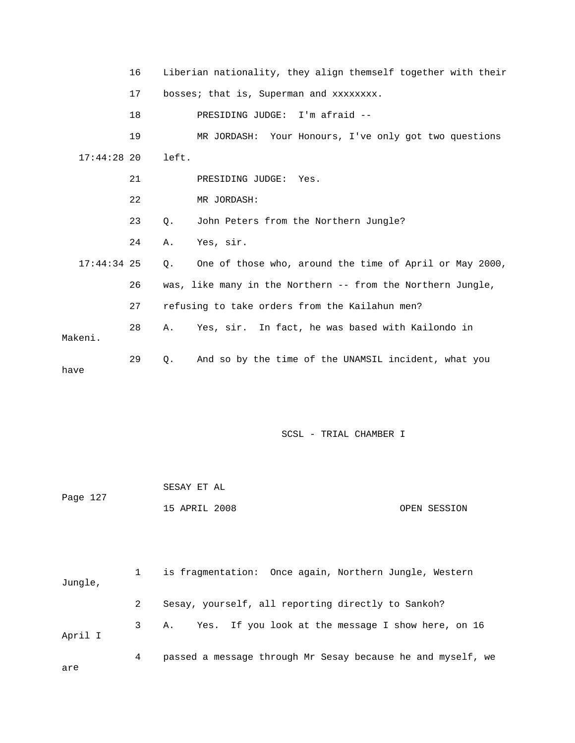16 Liberian nationality, they align themself together with their

17 bosses; that is, Superman and xxxxxxxx.

18 PRESIDING JUDGE: I'm afraid --

19 MR JORDASH: Your Honours, I've only got two questions

17:44:28 20 left.

21 PRESIDING JUDGE: Yes.

22 MR JORDASH:

23 Q. John Peters from the Northern Jungle?

24 A. Yes, sir.

17:44:34 25 Q. One of those who, around the time of April or May 2000,

26 was, like many in the Northern -- from the Northern Jungle,

27 refusing to take orders from the Kailahun men?

28 A. Yes, sir. In fact, he was based with Kailondo in Makeni.

29 Q. And so by the time of the UNAMSIL incident, what you have

1 is fragmentation: Once again, Northern Jungle, Western Jungle,

2 Sesay, yourself, all reporting directly to Sankoh?

3 A. Yes. If you look at the message I show here, on 16 April I

4 passed a message through Mr Sesay because he and myself, we are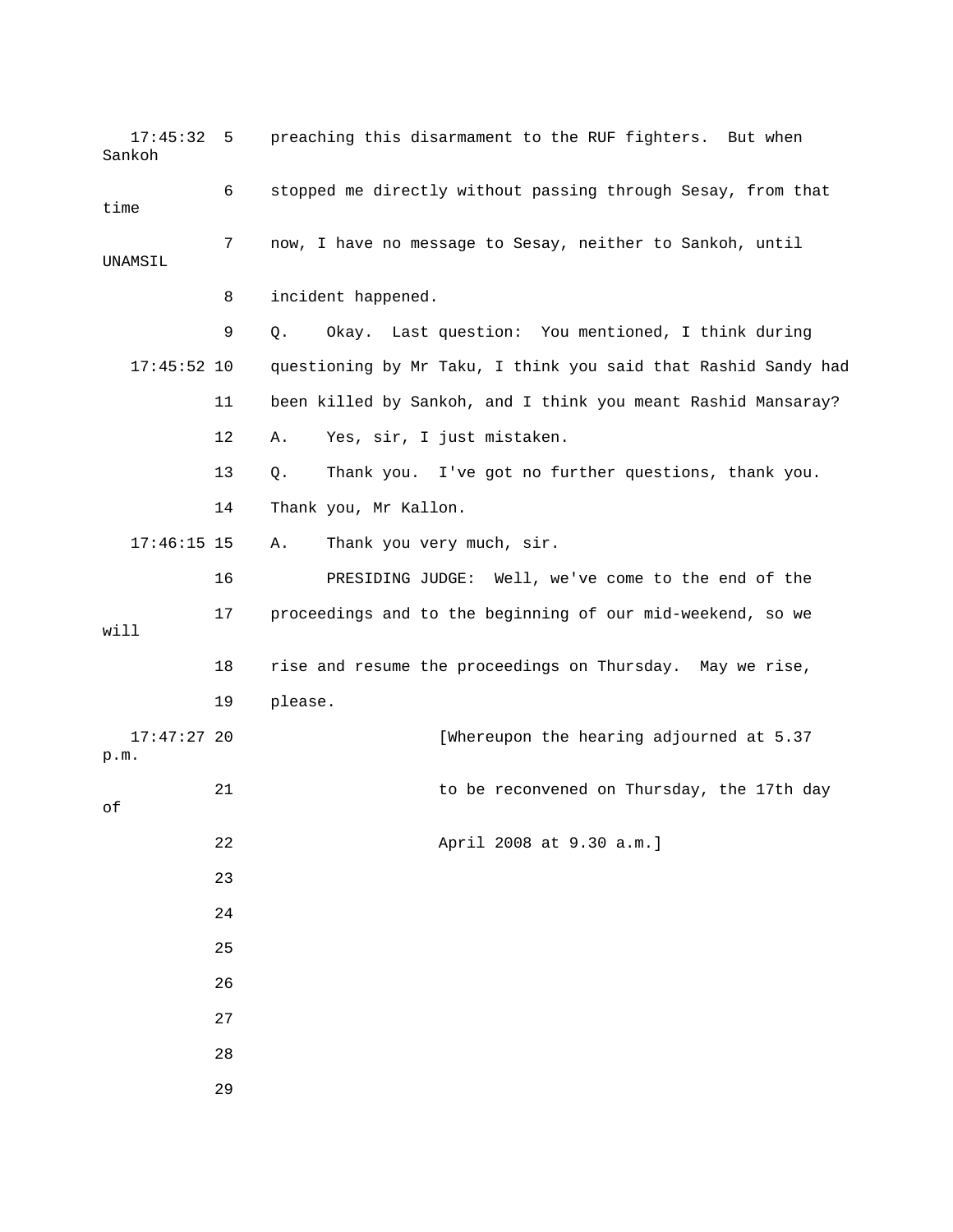17:45:32 5 preaching this disarmament to the RUF fighters. But when Sankoh

6 stopped me directly without passing through Sesay, from that time

7 now, I have no message to Sesay, neither to Sankoh, until UNAMSIL

8 incident happened.

9 Q. Okay. Last question: You mentioned, I think during

17:45:52 10 questioning by Mr Taku, I think you said that Rashid Sandy had

11 been killed by Sankoh, and I think you meant Rashid Mansaray?

12 A. Yes, sir, I just mistaken.

13 Q. Thank you. I've got no further questions, thank you.

14 Thank you, Mr Kallon.

17:46:15 15 A. Thank you very much, sir.

16 PRESIDING JUDGE: Well, we've come to the end of the

17 proceedings and to the beginning of our mid-weekend, so we will

18 rise and resume the proceedings on Thursday. May we rise,

19 please.

17:47:27 20 [Whereupon the hearing adjourned at 5.37 p.m.

21 to be reconvened on Thursday, the 17th day of

22 April 2008 at 9.30 a.m.]

23

24

25

26

27

28

29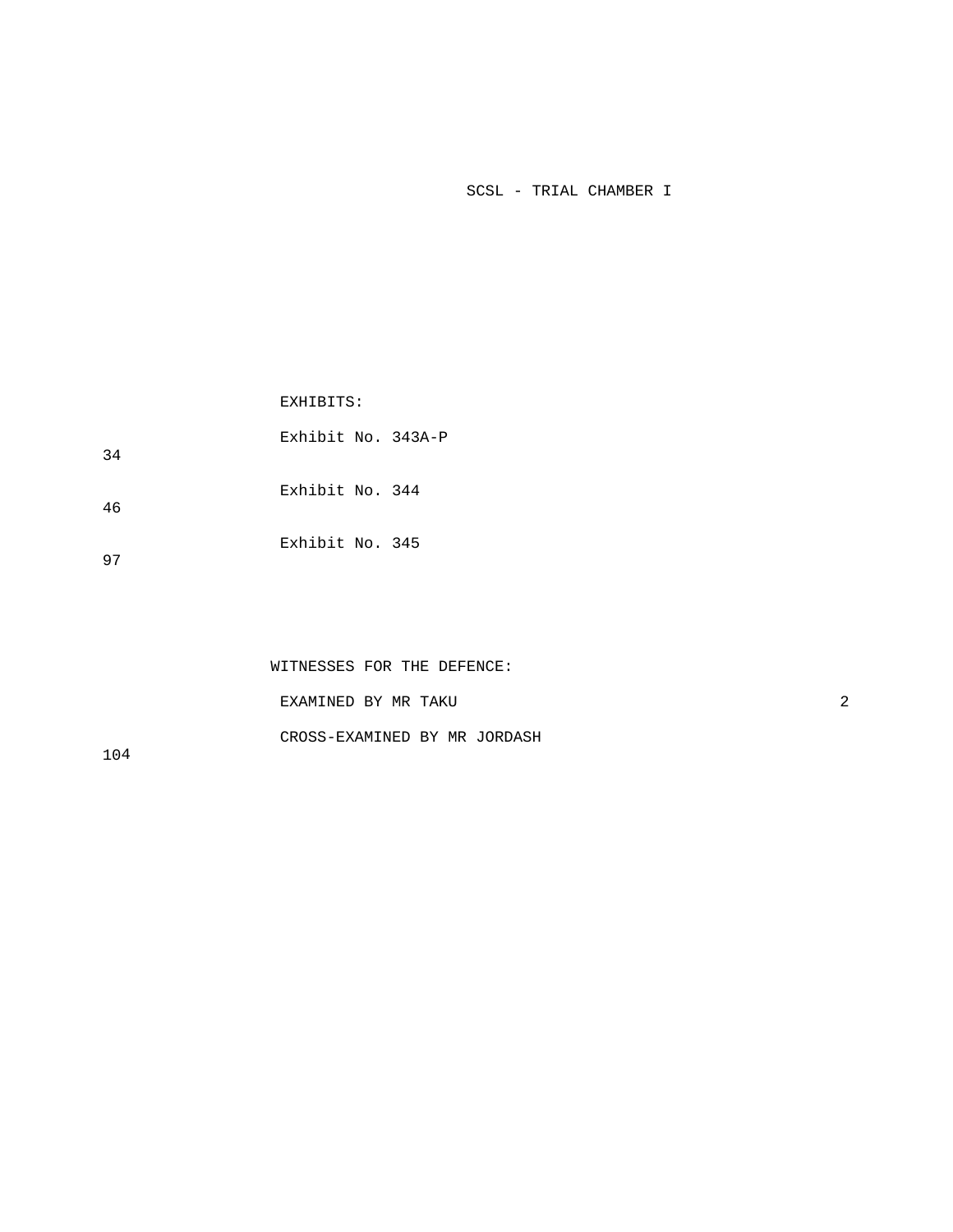SCSL - TRIAL CHAMBER I

EXHIBITS:

| | |
|---|---|
| Exhibit No. 343A-P | 34 |
| Exhibit No. 344 | 46 |
| Exhibit No. 345 | 97 |

WITNESSES FOR THE DEFENCE:

| | |
|---|---|
| EXAMINED BY MR TAKU | 2 |
| CROSS-EXAMINED BY MR JORDASH | 104 |